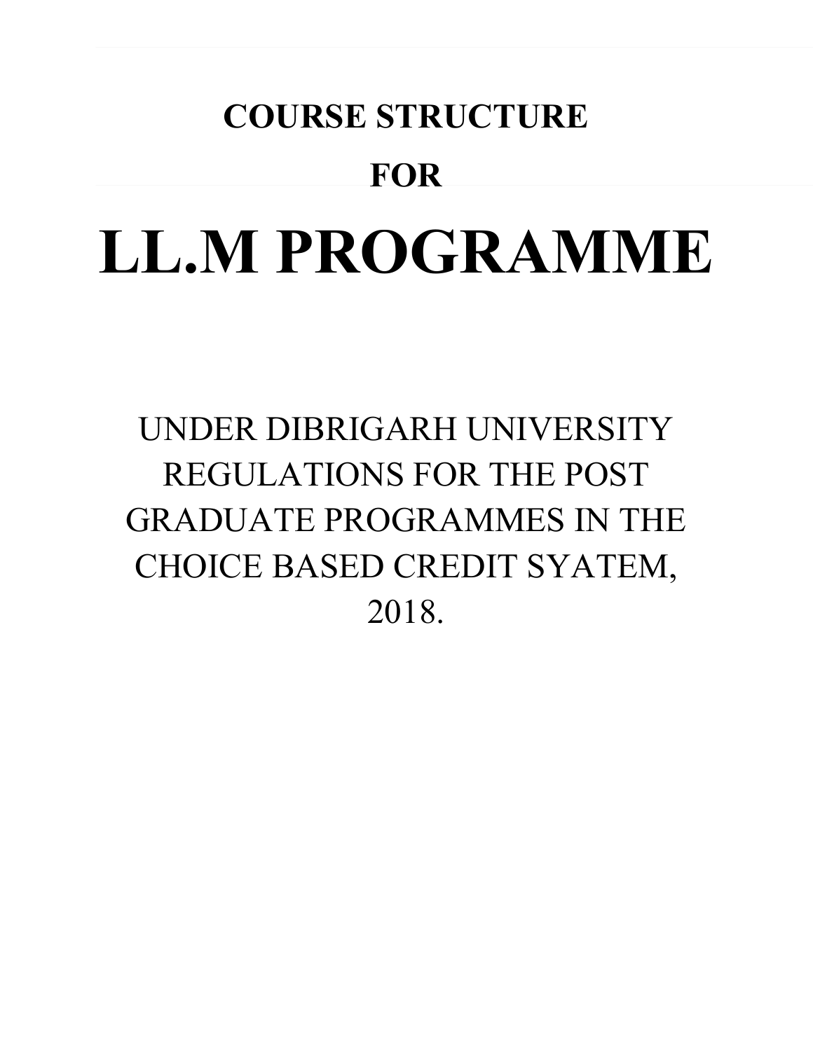**COURSE STRUCTURE**

**FOR**

# LL.M PROGRAMME

UNDER DIBRIGARH UNIVERSITY REGULATIONS FOR THE POST GRADUATE PROGRAMMES IN THE CHOICE BASED CREDIT SYATEM, 2018.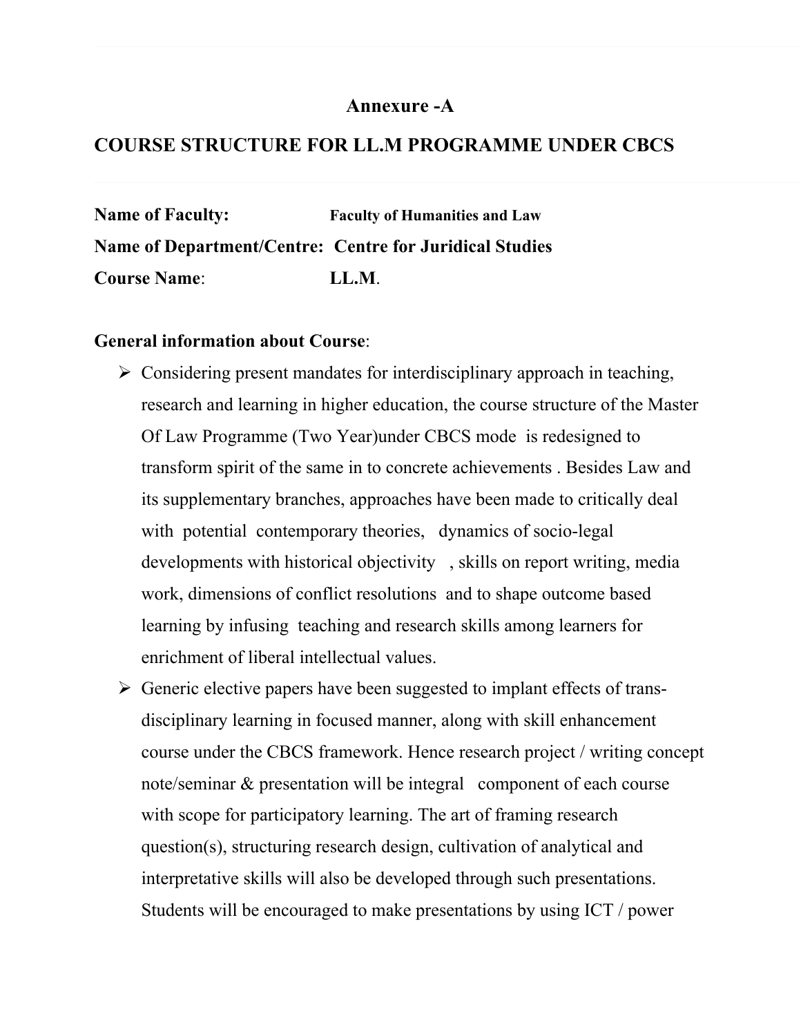# Annexure -A

## COURSE STRUCTURE FOR LL.M PROGRAMME UNDER CBCS

**Name of Faculty:** **Faculty of Humanities and Law**

**Name of Department/Centre:** **Centre for Juridical Studies**

**Course Name**: **LL.M**.

**General information about Course**:

- Considering present mandates for interdisciplinary approach in teaching, research and learning in higher education, the course structure of the Master Of Law Programme (Two Year)under CBCS mode is redesigned to transform spirit of the same in to concrete achievements . Besides Law and its supplementary branches, approaches have been made to critically deal with potential contemporary theories, dynamics of socio-legal developments with historical objectivity , skills on report writing, media work, dimensions of conflict resolutions and to shape outcome based learning by infusing teaching and research skills among learners for enrichment of liberal intellectual values.
- Generic elective papers have been suggested to implant effects of trans-disciplinary learning in focused manner, along with skill enhancement course under the CBCS framework. Hence research project / writing concept note/seminar & presentation will be integral component of each course with scope for participatory learning. The art of framing research question(s), structuring research design, cultivation of analytical and interpretative skills will also be developed through such presentations. Students will be encouraged to make presentations by using ICT / power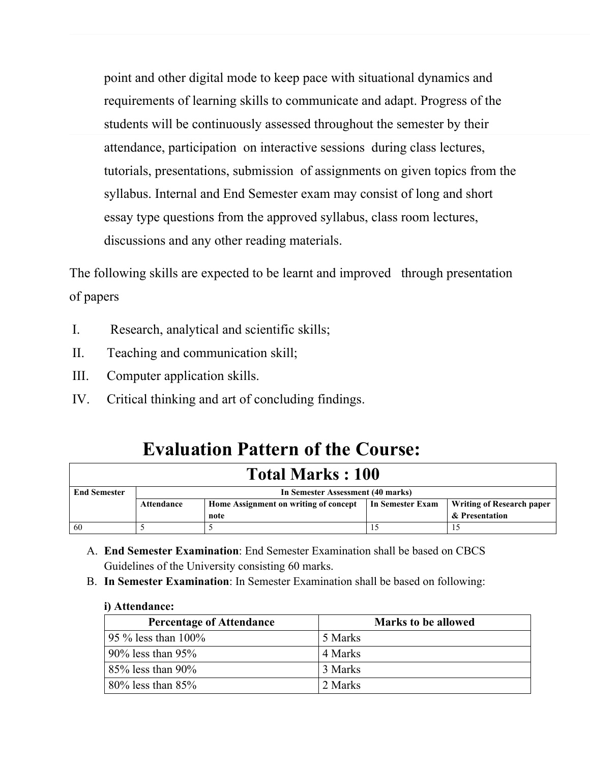point and other digital mode to keep pace with situational dynamics and requirements of learning skills to communicate and adapt. Progress of the students will be continuously assessed throughout the semester by their attendance, participation on interactive sessions during class lectures, tutorials, presentations, submission of assignments on given topics from the syllabus. Internal and End Semester exam may consist of long and short essay type questions from the approved syllabus, class room lectures, discussions and any other reading materials.

The following skills are expected to be learnt and improved through presentation of papers

I. Research, analytical and scientific skills;
II. Teaching and communication skill;
III. Computer application skills.
IV. Critical thinking and art of concluding findings.

# Evaluation Pattern of the Course:

| Total Marks : 100 | | | | |
|---|---|---|---|---|
| **End Semester** | **In Semester Assessment (40 marks)** | | | |
| | **Attendance** | **Home Assignment on writing of concept note** | **In Semester Exam** | **Writing of Research paper & Presentation** |
| 60 | 5 | 5 | 15 | 15 |

A. **End Semester Examination**: End Semester Examination shall be based on CBCS Guidelines of the University consisting 60 marks.
B. **In Semester Examination**: In Semester Examination shall be based on following:

**i) Attendance:**

| Percentage of Attendance | Marks to be allowed |
|---|---|
| 95 % less than 100% | 5 Marks |
| 90% less than 95% | 4 Marks |
| 85% less than 90% | 3 Marks |
| 80% less than 85% | 2 Marks |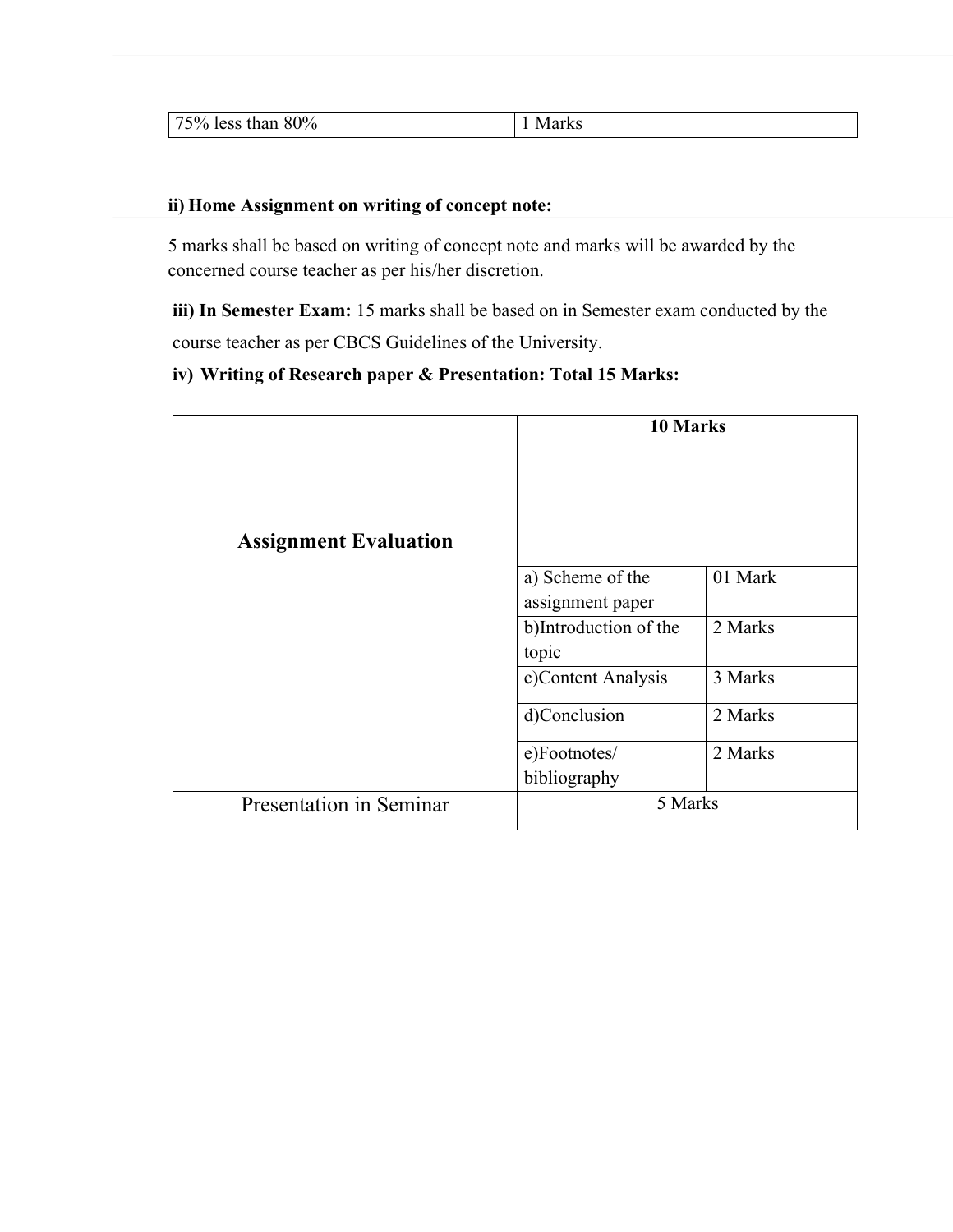| 75% less than 80% | 1 Marks |
|---|---|

**ii) Home Assignment on writing of concept note:**

5 marks shall be based on writing of concept note and marks will be awarded by the concerned course teacher as per his/her discretion.

**iii) In Semester Exam:** 15 marks shall be based on in Semester exam conducted by the course teacher as per CBCS Guidelines of the University.

**iv) Writing of Research paper & Presentation: Total 15 Marks:**

| **Assignment Evaluation** | **10 Marks** | |
|---|---|---|
| | a) Scheme of the assignment paper | 01 Mark |
| | b)Introduction of the topic | 2 Marks |
| | c)Content Analysis | 3 Marks |
| | d)Conclusion | 2 Marks |
| | e)Footnotes/ bibliography | 2 Marks |
| Presentation in Seminar | 5 Marks | |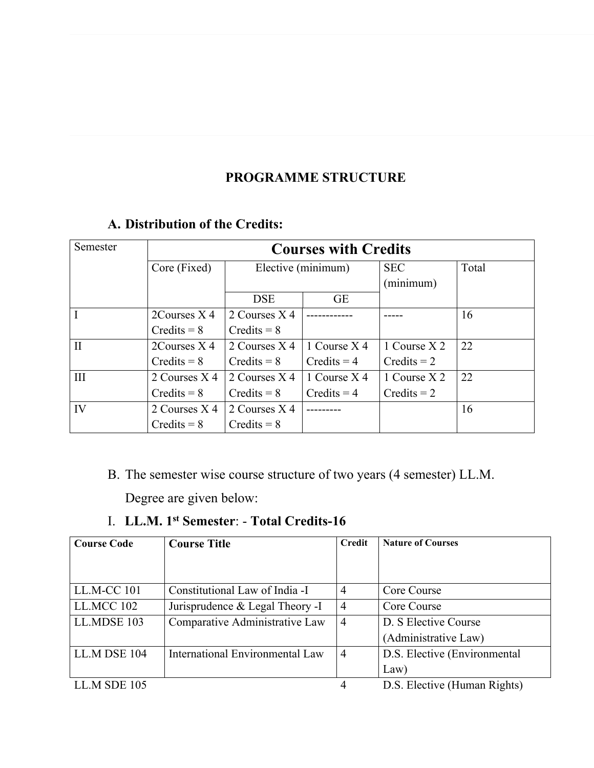## PROGRAMME STRUCTURE

### A. Distribution of the Credits:

| Semester | Courses with Credits | | | | |
|---|---|---|---|---|---|
| | Core (Fixed) | Elective (minimum) | | SEC (minimum) | Total |
| | | DSE | GE | | |
| I | 2Courses X 4 Credits = 8 | 2 Courses X 4 Credits = 8 | ------------ | ----- | 16 |
| II | 2Courses X 4 Credits = 8 | 2 Courses X 4 Credits = 8 | 1 Course X 4 Credits = 4 | 1 Course X 2 Credits = 2 | 22 |
| III | 2 Courses X 4 Credits = 8 | 2 Courses X 4 Credits = 8 | 1 Course X 4 Credits = 4 | 1 Course X 2 Credits = 2 | 22 |
| IV | 2 Courses X 4 Credits = 8 | 2 Courses X 4 Credits = 8 | --------- | | 16 |

B. The semester wise course structure of two years (4 semester) LL.M. Degree are given below:

I. **LL.M. 1st Semester**: - **Total Credits-16**

| Course Code | Course Title | Credit | Nature of Courses |
|---|---|---|---|
| LL.M-CC 101 | Constitutional Law of India -I | 4 | Core Course |
| LL.MCC 102 | Jurisprudence & Legal Theory -I | 4 | Core Course |
| LL.MDSE 103 | Comparative Administrative Law | 4 | D. S Elective Course (Administrative Law) |
| LL.M DSE 104 | International Environmental Law | 4 | D.S. Elective (Environmental Law) |
| LL.M SDE 105 | | 4 | D.S. Elective (Human Rights) |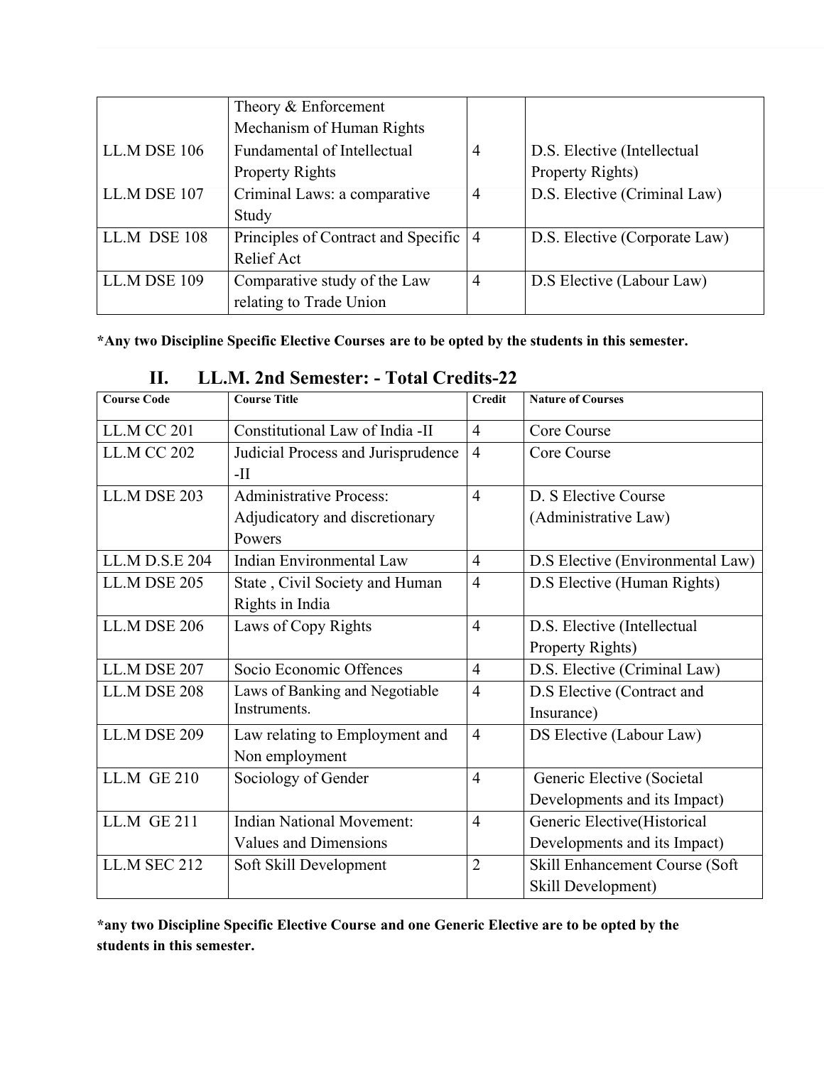| | | | |
|---|---|---|---|
| | Theory & Enforcement Mechanism of Human Rights | | |
| LL.M DSE 106 | Fundamental of Intellectual Property Rights | 4 | D.S. Elective (Intellectual Property Rights) |
| LL.M DSE 107 | Criminal Laws: a comparative Study | 4 | D.S. Elective (Criminal Law) |
| LL.M DSE 108 | Principles of Contract and Specific Relief Act | 4 | D.S. Elective (Corporate Law) |
| LL.M DSE 109 | Comparative study of the Law relating to Trade Union | 4 | D.S Elective (Labour Law) |

**\*Any two Discipline Specific Elective Courses are to be opted by the students in this semester.**

## II. LL.M. 2nd Semester: - Total Credits-22

| Course Code | Course Title | Credit | Nature of Courses |
|---|---|---|---|
| LL.M CC 201 | Constitutional Law of India -II | 4 | Core Course |
| LL.M CC 202 | Judicial Process and Jurisprudence -II | 4 | Core Course |
| LL.M DSE 203 | Administrative Process: Adjudicatory and discretionary Powers | 4 | D. S Elective Course (Administrative Law) |
| LL.M D.S.E 204 | Indian Environmental Law | 4 | D.S Elective (Environmental Law) |
| LL.M DSE 205 | State , Civil Society and Human Rights in India | 4 | D.S Elective (Human Rights) |
| LL.M DSE 206 | Laws of Copy Rights | 4 | D.S. Elective (Intellectual Property Rights) |
| LL.M DSE 207 | Socio Economic Offences | 4 | D.S. Elective (Criminal Law) |
| LL.M DSE 208 | Laws of Banking and Negotiable Instruments. | 4 | D.S Elective (Contract and Insurance) |
| LL.M DSE 209 | Law relating to Employment and Non employment | 4 | DS Elective (Labour Law) |
| LL.M GE 210 | Sociology of Gender | 4 | Generic Elective (Societal Developments and its Impact) |
| LL.M GE 211 | Indian National Movement: Values and Dimensions | 4 | Generic Elective(Historical Developments and its Impact) |
| LL.M SEC 212 | Soft Skill Development | 2 | Skill Enhancement Course (Soft Skill Development) |

**\*any two Discipline Specific Elective Course and one Generic Elective are to be opted by the students in this semester.**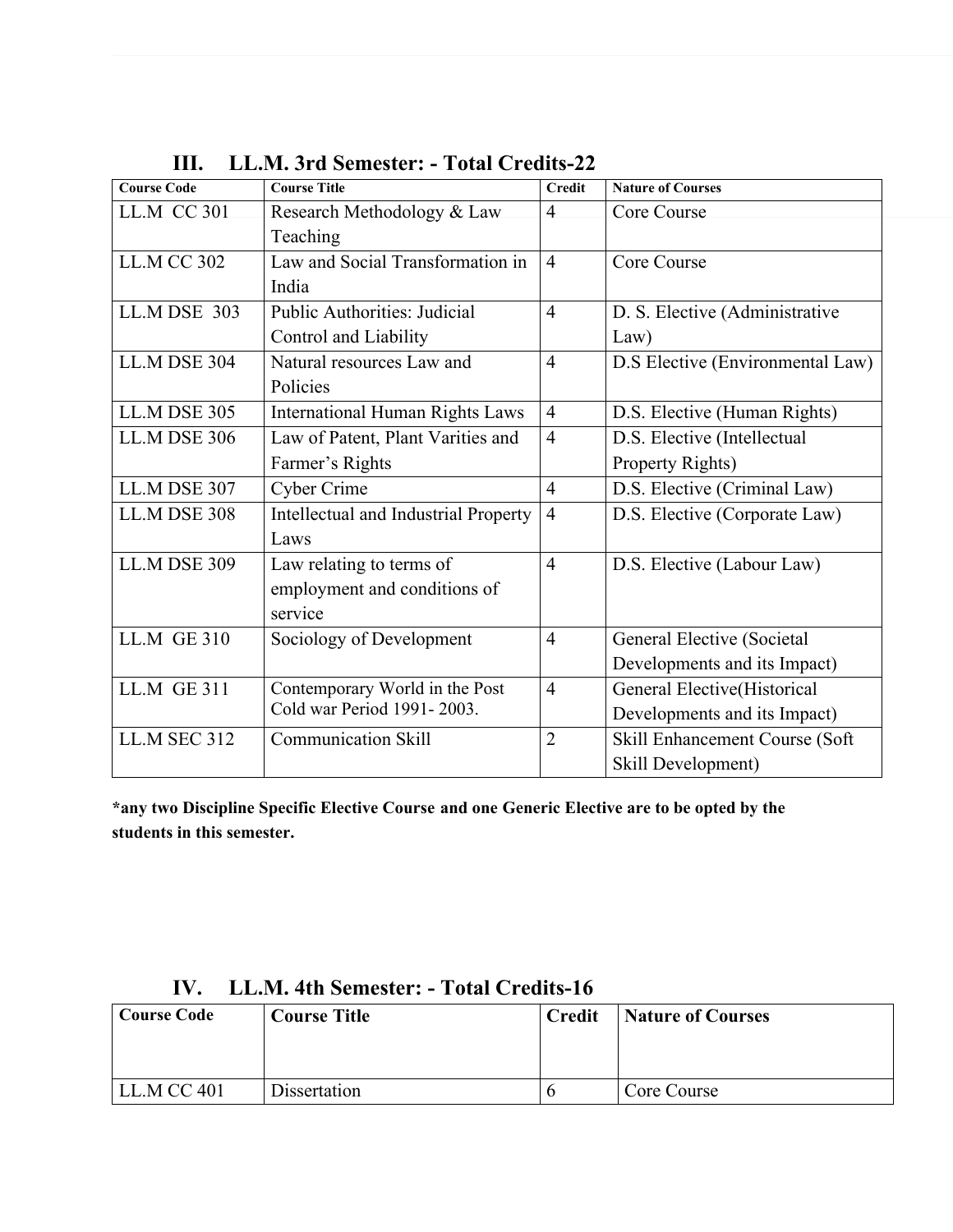## III. LL.M. 3rd Semester: - Total Credits-22

| Course Code | Course Title | Credit | Nature of Courses |
|---|---|---|---|
| LL.M CC 301 | Research Methodology & Law Teaching | 4 | Core Course |
| LL.M CC 302 | Law and Social Transformation in India | 4 | Core Course |
| LL.M DSE 303 | Public Authorities: Judicial Control and Liability | 4 | D. S. Elective (Administrative Law) |
| LL.M DSE 304 | Natural resources Law and Policies | 4 | D.S Elective (Environmental Law) |
| LL.M DSE 305 | International Human Rights Laws | 4 | D.S. Elective (Human Rights) |
| LL.M DSE 306 | Law of Patent, Plant Varities and Farmer's Rights | 4 | D.S. Elective (Intellectual Property Rights) |
| LL.M DSE 307 | Cyber Crime | 4 | D.S. Elective (Criminal Law) |
| LL.M DSE 308 | Intellectual and Industrial Property Laws | 4 | D.S. Elective (Corporate Law) |
| LL.M DSE 309 | Law relating to terms of employment and conditions of service | 4 | D.S. Elective (Labour Law) |
| LL.M GE 310 | Sociology of Development | 4 | General Elective (Societal Developments and its Impact) |
| LL.M GE 311 | Contemporary World in the Post Cold war Period 1991- 2003. | 4 | General Elective(Historical Developments and its Impact) |
| LL.M SEC 312 | Communication Skill | 2 | Skill Enhancement Course (Soft Skill Development) |

**\*any two Discipline Specific Elective Course and one Generic Elective are to be opted by the students in this semester.**

## IV. LL.M. 4th Semester: - Total Credits-16

| Course Code | Course Title | Credit | Nature of Courses |
|---|---|---|---|
| LL.M CC 401 | Dissertation | 6 | Core Course |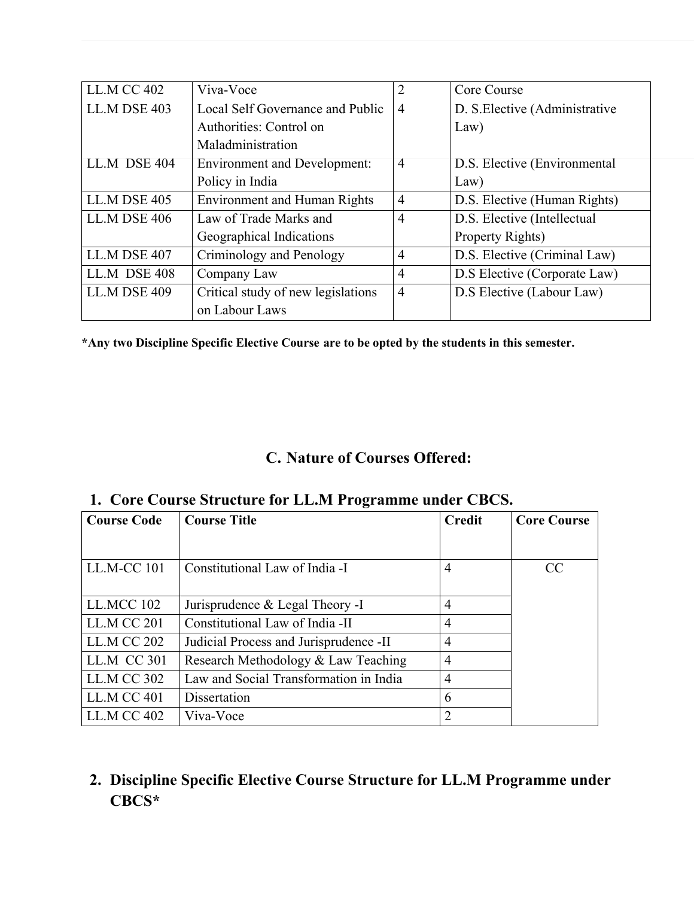| | | | |
|---|---|---|---|
| LL.M CC 402 | Viva-Voce | 2 | Core Course |
| LL.M DSE 403 | Local Self Governance and Public Authorities: Control on Maladministration | 4 | D. S.Elective (Administrative Law) |
| LL.M DSE 404 | Environment and Development: Policy in India | 4 | D.S. Elective (Environmental Law) |
| LL.M DSE 405 | Environment and Human Rights | 4 | D.S. Elective (Human Rights) |
| LL.M DSE 406 | Law of Trade Marks and Geographical Indications | 4 | D.S. Elective (Intellectual Property Rights) |
| LL.M DSE 407 | Criminology and Penology | 4 | D.S. Elective (Criminal Law) |
| LL.M DSE 408 | Company Law | 4 | D.S Elective (Corporate Law) |
| LL.M DSE 409 | Critical study of new legislations on Labour Laws | 4 | D.S Elective (Labour Law) |

**\*Any two Discipline Specific Elective Course are to be opted by the students in this semester.**

## C. Nature of Courses Offered:

### 1. Core Course Structure for LL.M Programme under CBCS.

| Course Code | Course Title | Credit | Core Course |
|---|---|---|---|
| LL.M-CC 101 | Constitutional Law of India -I | 4 | CC |
| LL.MCC 102 | Jurisprudence & Legal Theory -I | 4 | |
| LL.M CC 201 | Constitutional Law of India -II | 4 | |
| LL.M CC 202 | Judicial Process and Jurisprudence -II | 4 | |
| LL.M CC 301 | Research Methodology & Law Teaching | 4 | |
| LL.M CC 302 | Law and Social Transformation in India | 4 | |
| LL.M CC 401 | Dissertation | 6 | |
| LL.M CC 402 | Viva-Voce | 2 | |

### 2. Discipline Specific Elective Course Structure for LL.M Programme under CBCS*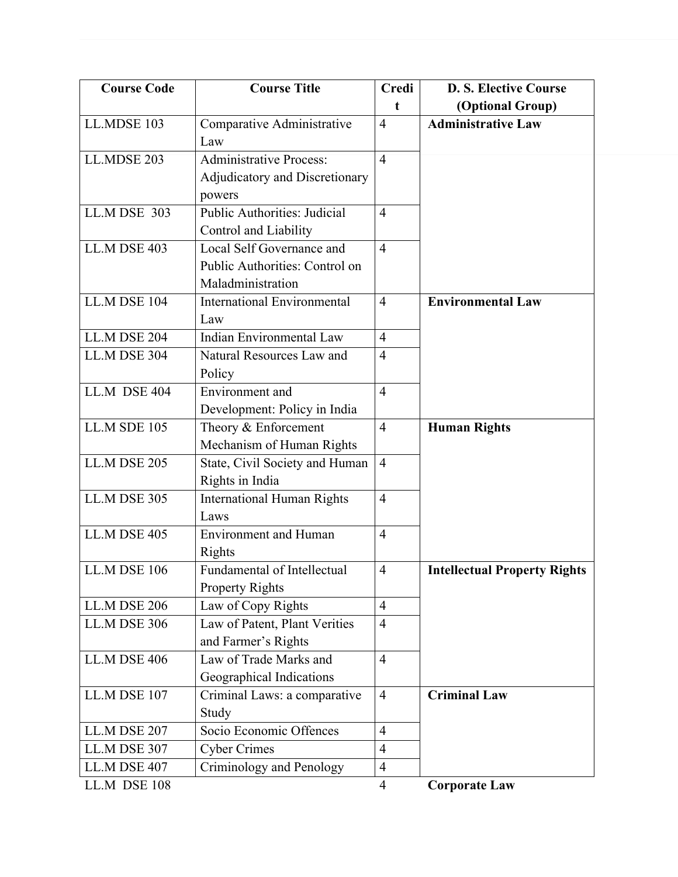| Course Code | Course Title | Credit | D. S. Elective Course (Optional Group) |
|---|---|---|---|
| LL.MDSE 103 | Comparative Administrative Law | 4 | **Administrative Law** |
| LL.MDSE 203 | Administrative Process: Adjudicatory and Discretionary powers | 4 | |
| LL.M DSE 303 | Public Authorities: Judicial Control and Liability | 4 | |
| LL.M DSE 403 | Local Self Governance and Public Authorities: Control on Maladministration | 4 | |
| LL.M DSE 104 | International Environmental Law | 4 | **Environmental Law** |
| LL.M DSE 204 | Indian Environmental Law | 4 | |
| LL.M DSE 304 | Natural Resources Law and Policy | 4 | |
| LL.M DSE 404 | Environment and Development: Policy in India | 4 | |
| LL.M SDE 105 | Theory & Enforcement Mechanism of Human Rights | 4 | **Human Rights** |
| LL.M DSE 205 | State, Civil Society and Human Rights in India | 4 | |
| LL.M DSE 305 | International Human Rights Laws | 4 | |
| LL.M DSE 405 | Environment and Human Rights | 4 | |
| LL.M DSE 106 | Fundamental of Intellectual Property Rights | 4 | **Intellectual Property Rights** |
| LL.M DSE 206 | Law of Copy Rights | 4 | |
| LL.M DSE 306 | Law of Patent, Plant Verities and Farmer's Rights | 4 | |
| LL.M DSE 406 | Law of Trade Marks and Geographical Indications | 4 | |
| LL.M DSE 107 | Criminal Laws: a comparative Study | 4 | **Criminal Law** |
| LL.M DSE 207 | Socio Economic Offences | 4 | |
| LL.M DSE 307 | Cyber Crimes | 4 | |
| LL.M DSE 407 | Criminology and Penology | 4 | |
| LL.M DSE 108 | | 4 | **Corporate Law** |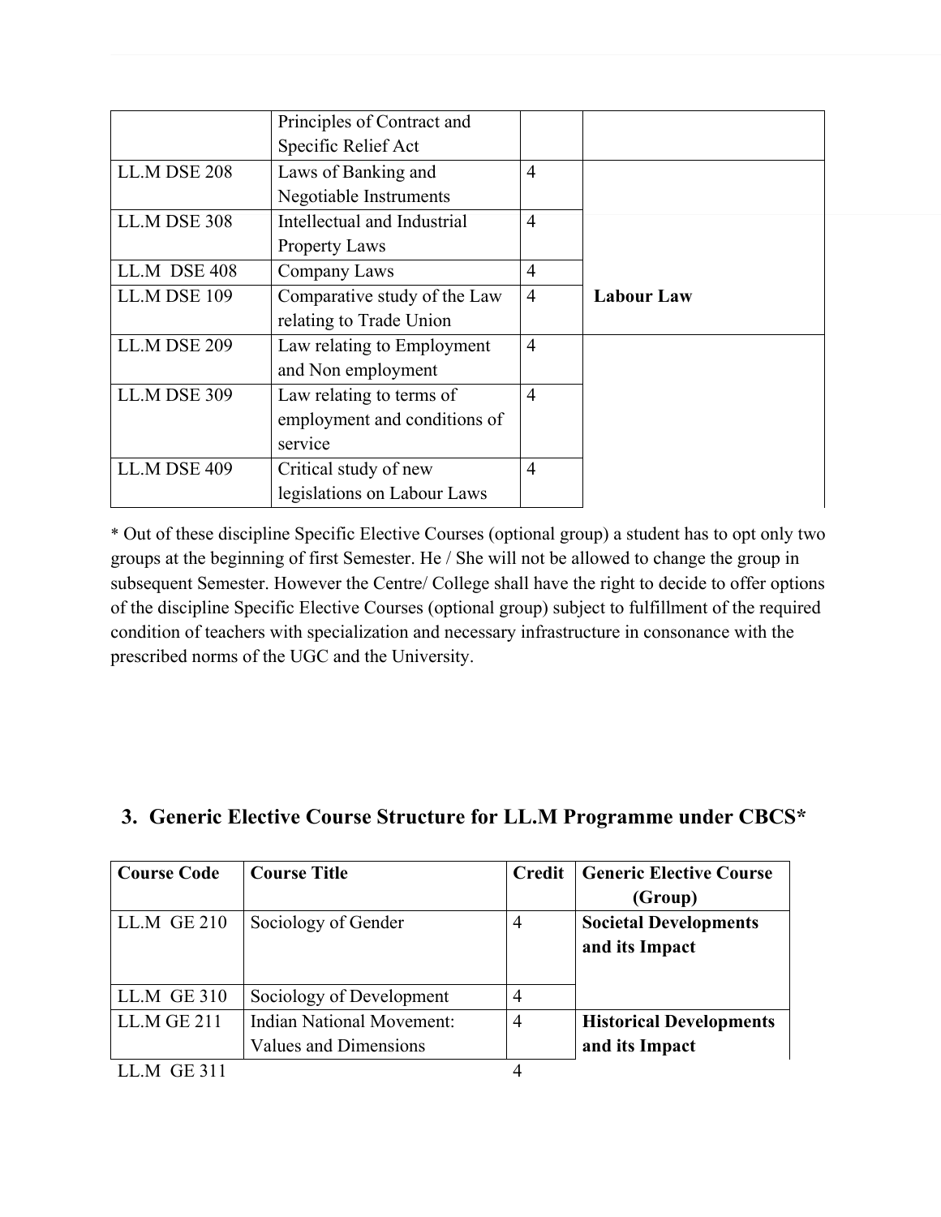| | | | |
|---|---|---|---|
| | Principles of Contract and Specific Relief Act | | |
| LL.M DSE 208 | Laws of Banking and Negotiable Instruments | 4 | |
| LL.M DSE 308 | Intellectual and Industrial Property Laws | 4 | |
| LL.M DSE 408 | Company Laws | 4 | |
| LL.M DSE 109 | Comparative study of the Law relating to Trade Union | 4 | **Labour Law** |
| LL.M DSE 209 | Law relating to Employment and Non employment | 4 | |
| LL.M DSE 309 | Law relating to terms of employment and conditions of service | 4 | |
| LL.M DSE 409 | Critical study of new legislations on Labour Laws | 4 | |

* Out of these discipline Specific Elective Courses (optional group) a student has to opt only two groups at the beginning of first Semester. He / She will not be allowed to change the group in subsequent Semester. However the Centre/ College shall have the right to decide to offer options of the discipline Specific Elective Courses (optional group) subject to fulfillment of the required condition of teachers with specialization and necessary infrastructure in consonance with the prescribed norms of the UGC and the University.

## 3. Generic Elective Course Structure for LL.M Programme under CBCS*

| Course Code | Course Title | Credit | Generic Elective Course (Group) |
|---|---|---|---|
| LL.M GE 210 | Sociology of Gender | 4 | **Societal Developments and its Impact** |
| LL.M GE 310 | Sociology of Development | 4 | |
| LL.M GE 211 | Indian National Movement: Values and Dimensions | 4 | **Historical Developments and its Impact** |
| LL.M GE 311 | | 4 | |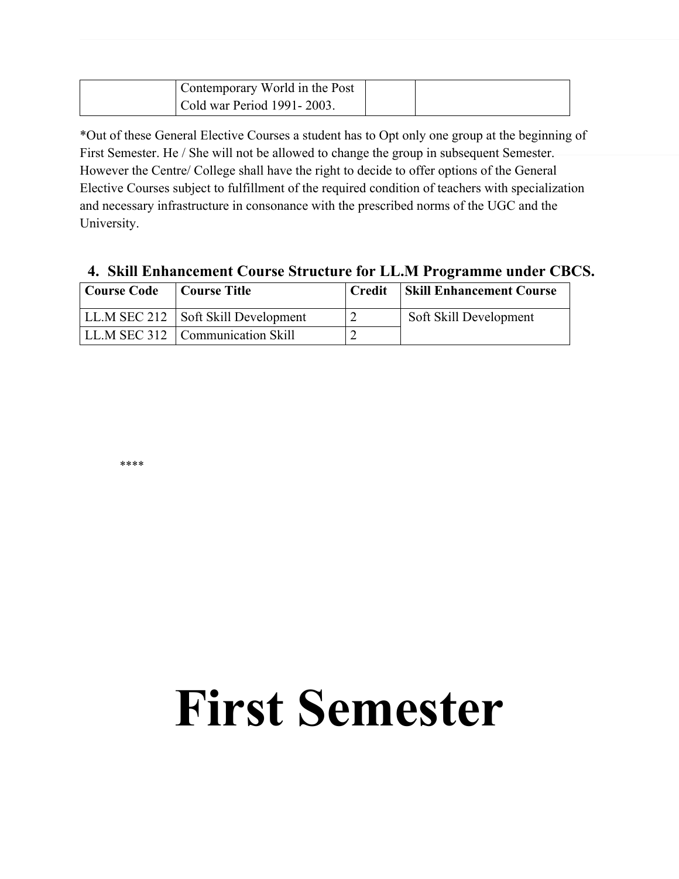| | Contemporary World in the Post Cold war Period 1991- 2003. | | |
|---|---|---|---|

*Out of these General Elective Courses a student has to Opt only one group at the beginning of First Semester. He / She will not be allowed to change the group in subsequent Semester. However the Centre/ College shall have the right to decide to offer options of the General Elective Courses subject to fulfillment of the required condition of teachers with specialization and necessary infrastructure in consonance with the prescribed norms of the UGC and the University.

### 4. Skill Enhancement Course Structure for LL.M Programme under CBCS.

| Course Code | Course Title | Credit | Skill Enhancement Course |
|---|---|---|---|
| LL.M SEC 212 | Soft Skill Development | 2 | Soft Skill Development |
| LL.M SEC 312 | Communication Skill | 2 | |

****

# First Semester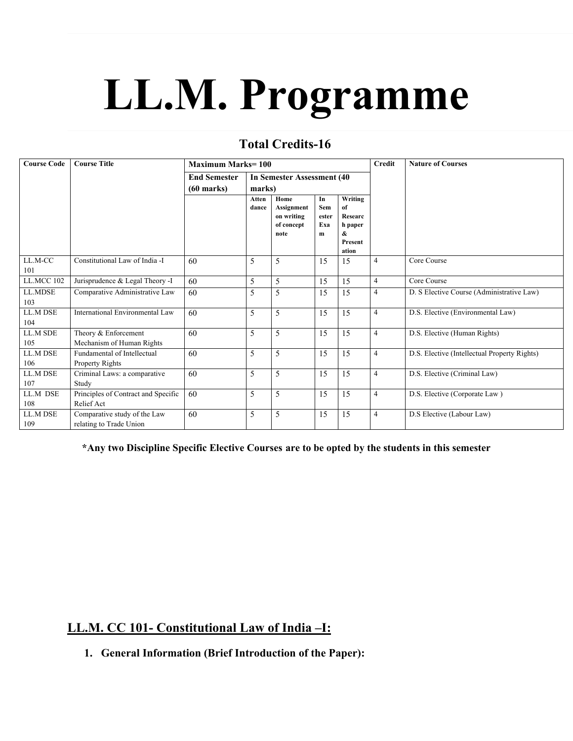# LL.M. Programme

### Total Credits-16

| Course Code | Course Title | Maximum Marks= 100 | | | | | Credit | Nature of Courses |
|---|---|---|---|---|---|---|---|---|
| | | End Semester (60 marks) | In Semester Assessment (40 marks) | | | | | |
| | | | Attendance | Home Assignment on writing of concept note | In Semester Exam | Writing of Research paper & Presentation | | |
| LL.M-CC 101 | Constitutional Law of India -I | 60 | 5 | 5 | 15 | 15 | 4 | Core Course |
| LL.MCC 102 | Jurisprudence & Legal Theory -I | 60 | 5 | 5 | 15 | 15 | 4 | Core Course |
| LL.MDSE 103 | Comparative Administrative Law | 60 | 5 | 5 | 15 | 15 | 4 | D. S Elective Course (Administrative Law) |
| LL.M DSE 104 | International Environmental Law | 60 | 5 | 5 | 15 | 15 | 4 | D.S. Elective (Environmental Law) |
| LL.M SDE 105 | Theory & Enforcement Mechanism of Human Rights | 60 | 5 | 5 | 15 | 15 | 4 | D.S. Elective (Human Rights) |
| LL.M DSE 106 | Fundamental of Intellectual Property Rights | 60 | 5 | 5 | 15 | 15 | 4 | D.S. Elective (Intellectual Property Rights) |
| LL.M DSE 107 | Criminal Laws: a comparative Study | 60 | 5 | 5 | 15 | 15 | 4 | D.S. Elective (Criminal Law) |
| LL.M DSE 108 | Principles of Contract and Specific Relief Act | 60 | 5 | 5 | 15 | 15 | 4 | D.S. Elective (Corporate Law ) |
| LL.M DSE 109 | Comparative study of the Law relating to Trade Union | 60 | 5 | 5 | 15 | 15 | 4 | D.S Elective (Labour Law) |

**\*Any two Discipline Specific Elective Courses are to be opted by the students in this semester**

## LL.M. CC 101- Constitutional Law of India –I:

1. **General Information (Brief Introduction of the Paper):**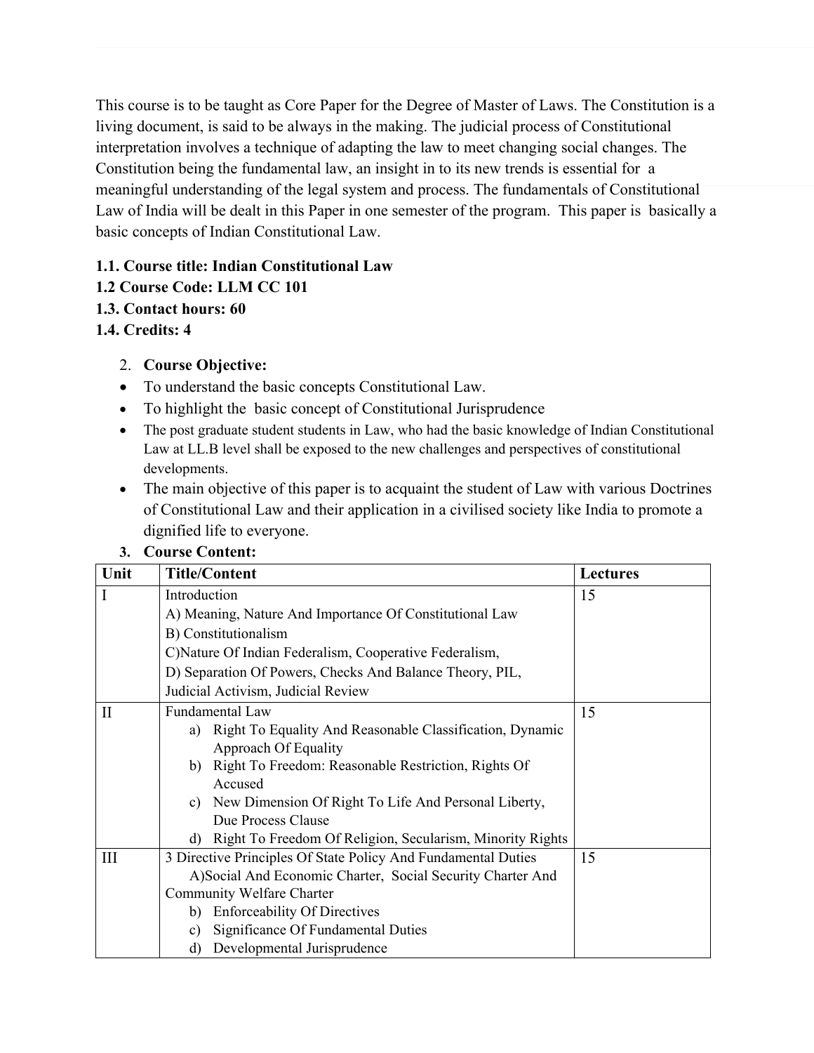This course is to be taught as Core Paper for the Degree of Master of Laws. The Constitution is a living document, is said to be always in the making. The judicial process of Constitutional interpretation involves a technique of adapting the law to meet changing social changes. The Constitution being the fundamental law, an insight in to its new trends is essential for a meaningful understanding of the legal system and process. The fundamentals of Constitutional Law of India will be dealt in this Paper in one semester of the program. This paper is basically a basic concepts of Indian Constitutional Law.

**1.1. Course title: Indian Constitutional Law**
**1.2 Course Code: LLM CC 101**
**1.3. Contact hours: 60**
**1.4. Credits: 4**

2. **Course Objective:**

- To understand the basic concepts Constitutional Law.
- To highlight the basic concept of Constitutional Jurisprudence
- The post graduate student students in Law, who had the basic knowledge of Indian Constitutional Law at LL.B level shall be exposed to the new challenges and perspectives of constitutional developments.
- The main objective of this paper is to acquaint the student of Law with various Doctrines of Constitutional Law and their application in a civilised society like India to promote a dignified life to everyone.

3. **Course Content:**

| Unit | Title/Content | Lectures |
|---|---|---|
| I | Introduction<br>A) Meaning, Nature And Importance Of Constitutional Law<br>B) Constitutionalism<br>C)Nature Of Indian Federalism, Cooperative Federalism,<br>D) Separation Of Powers, Checks And Balance Theory, PIL, Judicial Activism, Judicial Review | 15 |
| II | Fundamental Law<br>a) Right To Equality And Reasonable Classification, Dynamic Approach Of Equality<br>b) Right To Freedom: Reasonable Restriction, Rights Of Accused<br>c) New Dimension Of Right To Life And Personal Liberty, Due Process Clause<br>d) Right To Freedom Of Religion, Secularism, Minority Rights | 15 |
| III | 3 Directive Principles Of State Policy And Fundamental Duties<br>A)Social And Economic Charter, Social Security Charter And Community Welfare Charter<br>b) Enforceability Of Directives<br>c) Significance Of Fundamental Duties<br>d) Developmental Jurisprudence | 15 |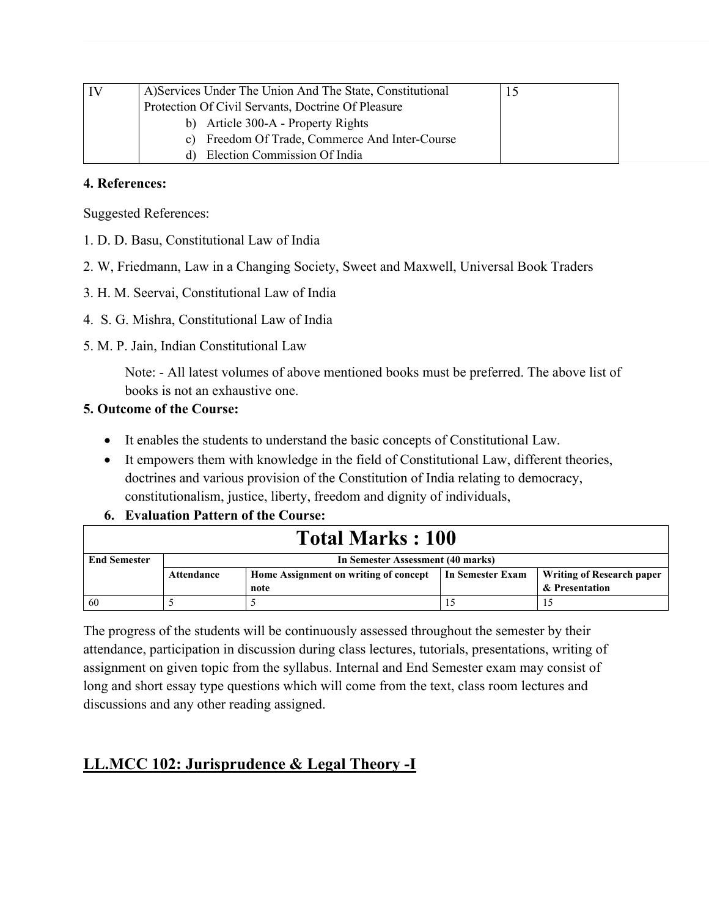| IV | A)Services Under The Union And The State, Constitutional Protection Of Civil Servants, Doctrine Of Pleasure<br>b) Article 300-A - Property Rights<br>c) Freedom Of Trade, Commerce And Inter-Course<br>d) Election Commission Of India | 15 |
|---|---|---|

**4. References:**

Suggested References:

1. D. D. Basu, Constitutional Law of India
2. W, Friedmann, Law in a Changing Society, Sweet and Maxwell, Universal Book Traders
3. H. M. Seervai, Constitutional Law of India
4. S. G. Mishra, Constitutional Law of India
5. M. P. Jain, Indian Constitutional Law

Note: - All latest volumes of above mentioned books must be preferred. The above list of books is not an exhaustive one.

**5. Outcome of the Course:**

- It enables the students to understand the basic concepts of Constitutional Law.
- It empowers them with knowledge in the field of Constitutional Law, different theories, doctrines and various provision of the Constitution of India relating to democracy, constitutionalism, justice, liberty, freedom and dignity of individuals,

**6. Evaluation Pattern of the Course:**

| Total Marks : 100 | | | | |
|---|---|---|---|---|
| **End Semester** | **In Semester Assessment (40 marks)** | | | |
| | **Attendance** | **Home Assignment on writing of concept note** | **In Semester Exam** | **Writing of Research paper & Presentation** |
| 60 | 5 | 5 | 15 | 15 |

The progress of the students will be continuously assessed throughout the semester by their attendance, participation in discussion during class lectures, tutorials, presentations, writing of assignment on given topic from the syllabus. Internal and End Semester exam may consist of long and short essay type questions which will come from the text, class room lectures and discussions and any other reading assigned.

## LL.MCC 102: Jurisprudence & Legal Theory -I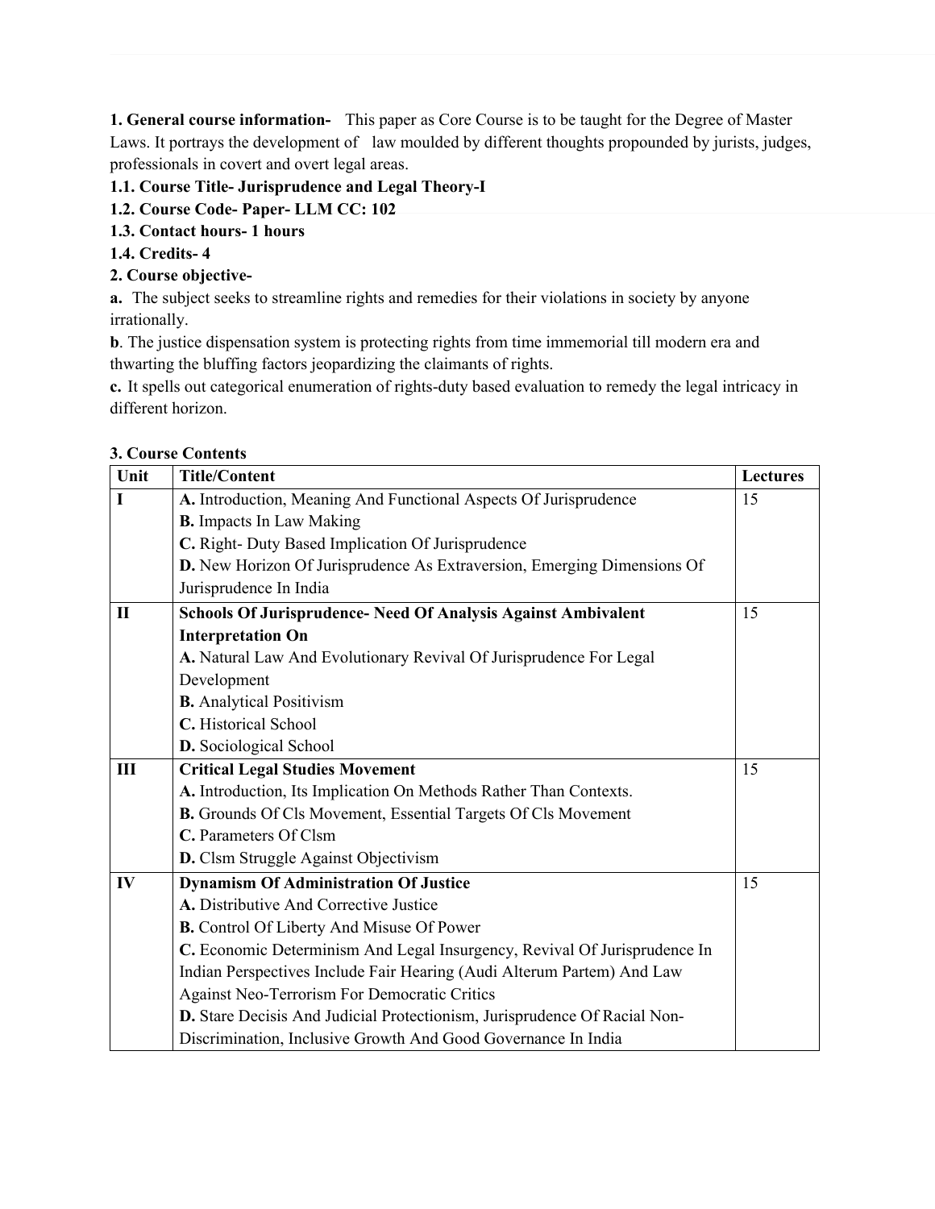**1. General course information-** This paper as Core Course is to be taught for the Degree of Master Laws. It portrays the development of law moulded by different thoughts propounded by jurists, judges, professionals in covert and overt legal areas.

**1.1. Course Title- Jurisprudence and Legal Theory-I**

**1.2. Course Code- Paper- LLM CC: 102**

**1.3. Contact hours- 1 hours**

**1.4. Credits- 4**

**2. Course objective-**

**a.** The subject seeks to streamline rights and remedies for their violations in society by anyone irrationally.

**b**. The justice dispensation system is protecting rights from time immemorial till modern era and thwarting the bluffing factors jeopardizing the claimants of rights.

**c.** It spells out categorical enumeration of rights-duty based evaluation to remedy the legal intricacy in different horizon.

**3. Course Contents**

| Unit | Title/Content | Lectures |
|---|---|---|
| **I** | **A.** Introduction, Meaning And Functional Aspects Of Jurisprudence<br>**B.** Impacts In Law Making<br>**C.** Right- Duty Based Implication Of Jurisprudence<br>**D.** New Horizon Of Jurisprudence As Extraversion, Emerging Dimensions Of Jurisprudence In India | 15 |
| **II** | **Schools Of Jurisprudence- Need Of Analysis Against Ambivalent Interpretation On**<br>**A.** Natural Law And Evolutionary Revival Of Jurisprudence For Legal Development<br>**B.** Analytical Positivism<br>**C.** Historical School<br>**D.** Sociological School | 15 |
| **III** | **Critical Legal Studies Movement**<br>**A.** Introduction, Its Implication On Methods Rather Than Contexts.<br>**B.** Grounds Of Cls Movement, Essential Targets Of Cls Movement<br>**C.** Parameters Of Clsm<br>**D.** Clsm Struggle Against Objectivism | 15 |
| **IV** | **Dynamism Of Administration Of Justice**<br>**A.** Distributive And Corrective Justice<br>**B.** Control Of Liberty And Misuse Of Power<br>**C.** Economic Determinism And Legal Insurgency, Revival Of Jurisprudence In Indian Perspectives Include Fair Hearing (Audi Alterum Partem) And Law Against Neo-Terrorism For Democratic Critics<br>**D.** Stare Decisis And Judicial Protectionism, Jurisprudence Of Racial Non-Discrimination, Inclusive Growth And Good Governance In India | 15 |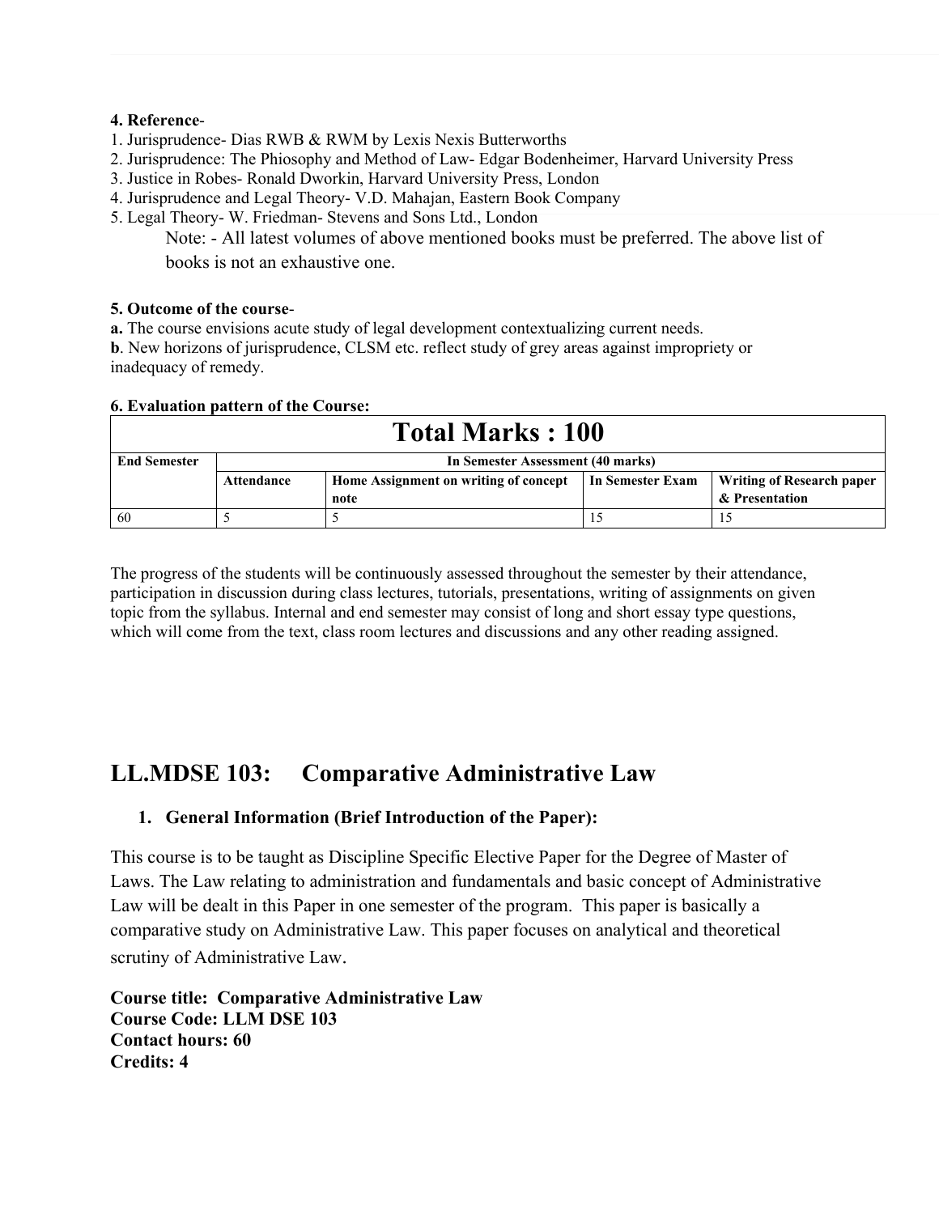**4. Reference**-

1. Jurisprudence- Dias RWB & RWM by Lexis Nexis Butterworths
2. Jurisprudence: The Phiosophy and Method of Law- Edgar Bodenheimer, Harvard University Press
3. Justice in Robes- Ronald Dworkin, Harvard University Press, London
4. Jurisprudence and Legal Theory- V.D. Mahajan, Eastern Book Company
5. Legal Theory- W. Friedman- Stevens and Sons Ltd., London

Note: - All latest volumes of above mentioned books must be preferred. The above list of books is not an exhaustive one.

**5. Outcome of the course**-

**a.** The course envisions acute study of legal development contextualizing current needs.
**b**. New horizons of jurisprudence, CLSM etc. reflect study of grey areas against impropriety or inadequacy of remedy.

**6. Evaluation pattern of the Course:**

| Total Marks : 100 | | | | |
|---|---|---|---|---|
| **End Semester** | **In Semester Assessment (40 marks)** | | | |
| | **Attendance** | **Home Assignment on writing of concept note** | **In Semester Exam** | **Writing of Research paper & Presentation** |
| 60 | 5 | 5 | 15 | 15 |

The progress of the students will be continuously assessed throughout the semester by their attendance, participation in discussion during class lectures, tutorials, presentations, writing of assignments on given topic from the syllabus. Internal and end semester may consist of long and short essay type questions, which will come from the text, class room lectures and discussions and any other reading assigned.

## LL.MDSE 103: Comparative Administrative Law

### 1. General Information (Brief Introduction of the Paper):

This course is to be taught as Discipline Specific Elective Paper for the Degree of Master of Laws. The Law relating to administration and fundamentals and basic concept of Administrative Law will be dealt in this Paper in one semester of the program. This paper is basically a comparative study on Administrative Law. This paper focuses on analytical and theoretical scrutiny of Administrative Law.

**Course title: Comparative Administrative Law**
**Course Code: LLM DSE 103**
**Contact hours: 60**
**Credits: 4**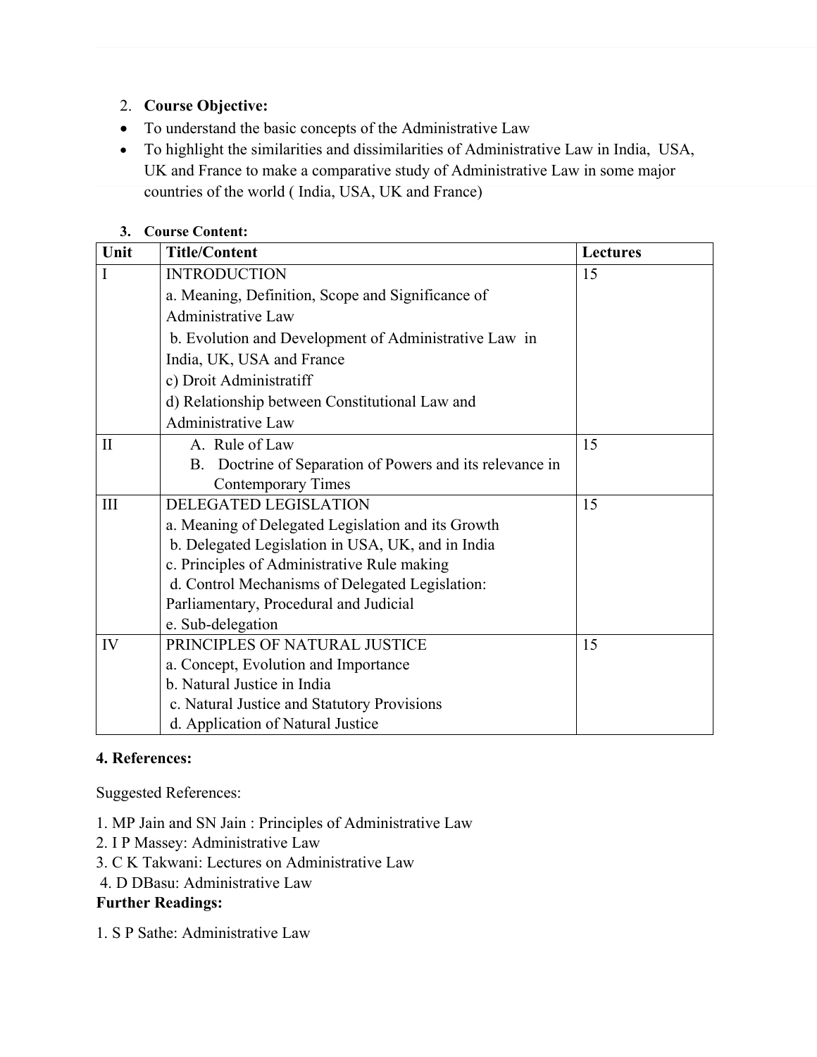2. **Course Objective:**

- To understand the basic concepts of the Administrative Law
- To highlight the similarities and dissimilarities of Administrative Law in India, USA, UK and France to make a comparative study of Administrative Law in some major countries of the world ( India, USA, UK and France)

3. **Course Content:**

| Unit | Title/Content | Lectures |
|---|---|---|
| I | INTRODUCTION<br>a. Meaning, Definition, Scope and Significance of Administrative Law<br>b. Evolution and Development of Administrative Law in India, UK, USA and France<br>c) Droit Administratiff<br>d) Relationship between Constitutional Law and Administrative Law | 15 |
| II | A. Rule of Law<br>B. Doctrine of Separation of Powers and its relevance in Contemporary Times | 15 |
| III | DELEGATED LEGISLATION<br>a. Meaning of Delegated Legislation and its Growth<br>b. Delegated Legislation in USA, UK, and in India<br>c. Principles of Administrative Rule making<br>d. Control Mechanisms of Delegated Legislation: Parliamentary, Procedural and Judicial<br>e. Sub-delegation | 15 |
| IV | PRINCIPLES OF NATURAL JUSTICE<br>a. Concept, Evolution and Importance<br>b. Natural Justice in India<br>c. Natural Justice and Statutory Provisions<br>d. Application of Natural Justice | 15 |

**4. References:**

Suggested References:

1. MP Jain and SN Jain : Principles of Administrative Law
2. I P Massey: Administrative Law
3. C K Takwani: Lectures on Administrative Law
4. D DBasu: Administrative Law

**Further Readings:**

1. S P Sathe: Administrative Law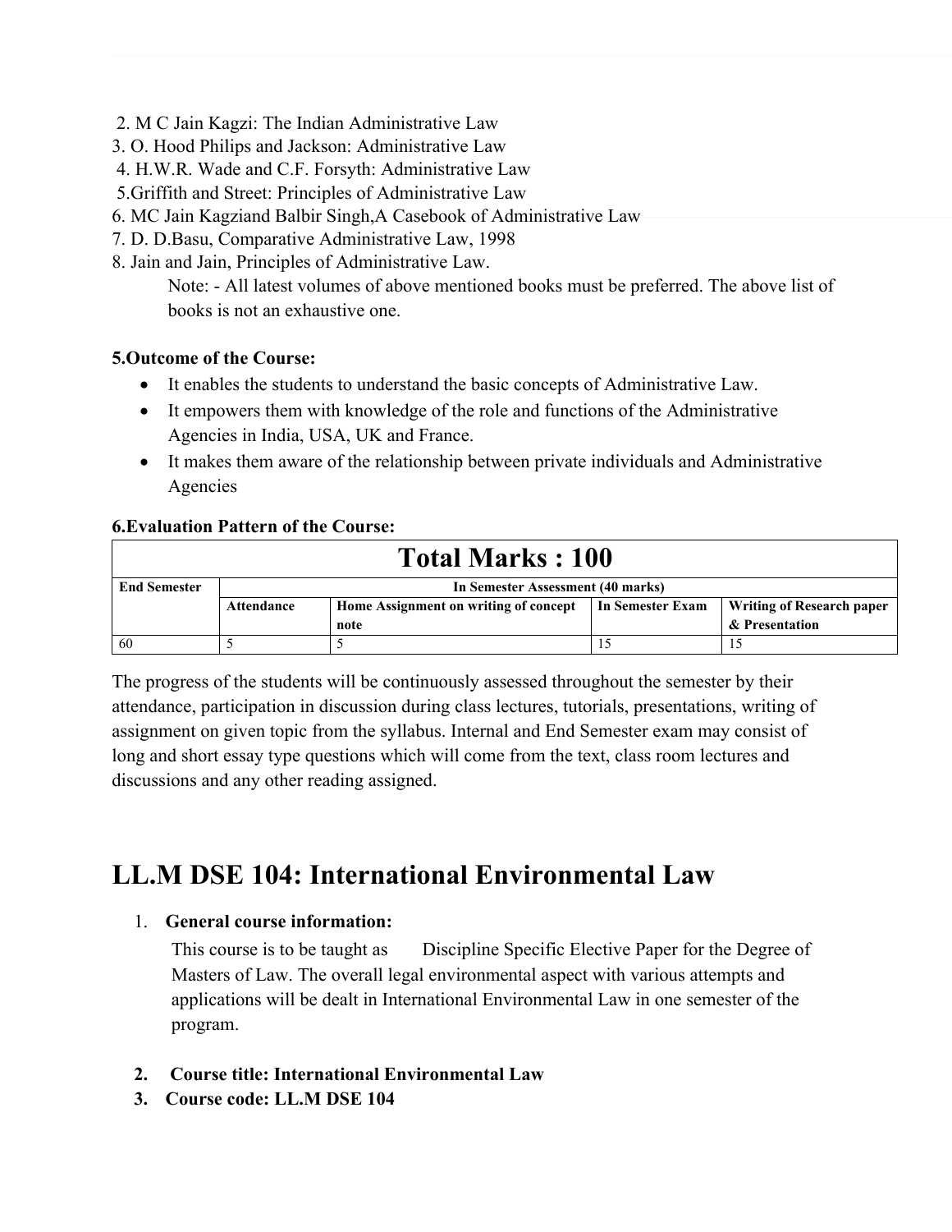2. M C Jain Kagzi: The Indian Administrative Law
3. O. Hood Philips and Jackson: Administrative Law
4. H.W.R. Wade and C.F. Forsyth: Administrative Law
5. Griffith and Street: Principles of Administrative Law
6. MC Jain Kagziand Balbir Singh,A Casebook of Administrative Law
7. D. D.Basu, Comparative Administrative Law, 1998
8. Jain and Jain, Principles of Administrative Law.

Note: - All latest volumes of above mentioned books must be preferred. The above list of books is not an exhaustive one.

**5.Outcome of the Course:**

- It enables the students to understand the basic concepts of Administrative Law.
- It empowers them with knowledge of the role and functions of the Administrative Agencies in India, USA, UK and France.
- It makes them aware of the relationship between private individuals and Administrative Agencies

**6.Evaluation Pattern of the Course:**

| Total Marks : 100 | | | | |
|---|---|---|---|---|
| **End Semester** | **In Semester Assessment (40 marks)** | | | |
| | **Attendance** | **Home Assignment on writing of concept note** | **In Semester Exam** | **Writing of Research paper & Presentation** |
| 60 | 5 | 5 | 15 | 15 |

The progress of the students will be continuously assessed throughout the semester by their attendance, participation in discussion during class lectures, tutorials, presentations, writing of assignment on given topic from the syllabus. Internal and End Semester exam may consist of long and short essay type questions which will come from the text, class room lectures and discussions and any other reading assigned.

# LL.M DSE 104: International Environmental Law

1. **General course information:**

   This course is to be taught as Discipline Specific Elective Paper for the Degree of Masters of Law. The overall legal environmental aspect with various attempts and applications will be dealt in International Environmental Law in one semester of the program.

2. **Course title: International Environmental Law**
3. **Course code: LL.M DSE 104**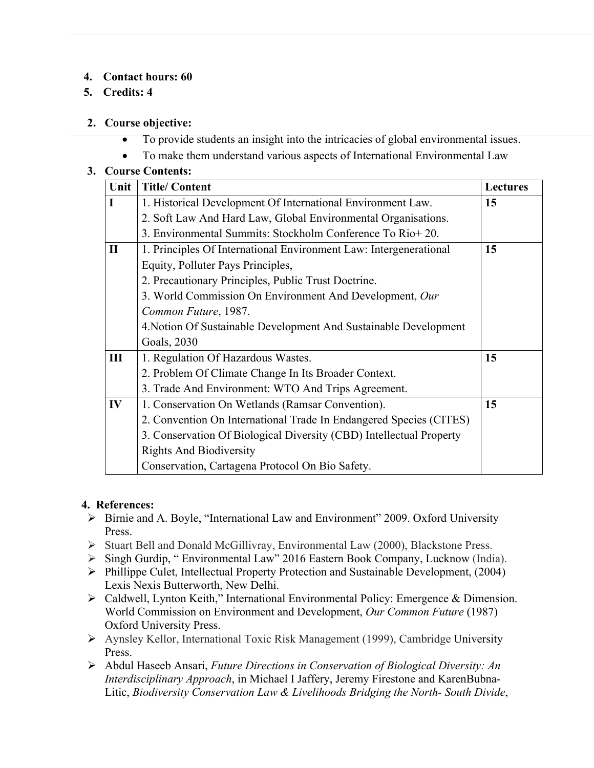4. **Contact hours: 60**
5. **Credits: 4**

2. **Course objective:**
   - To provide students an insight into the intricacies of global environmental issues.
   - To make them understand various aspects of International Environmental Law

3. **Course Contents:**

| Unit | Title/ Content | Lectures |
|---|---|---|
| **I** | 1. Historical Development Of International Environment Law.<br>2. Soft Law And Hard Law, Global Environmental Organisations.<br>3. Environmental Summits: Stockholm Conference To Rio+ 20. | **15** |
| **II** | 1. Principles Of International Environment Law: Intergenerational Equity, Polluter Pays Principles,<br>2. Precautionary Principles, Public Trust Doctrine.<br>3. World Commission On Environment And Development, *Our Common Future*, 1987.<br>4.Notion Of Sustainable Development And Sustainable Development Goals, 2030 | **15** |
| **III** | 1. Regulation Of Hazardous Wastes.<br>2. Problem Of Climate Change In Its Broader Context.<br>3. Trade And Environment: WTO And Trips Agreement. | **15** |
| **IV** | 1. Conservation On Wetlands (Ramsar Convention).<br>2. Convention On International Trade In Endangered Species (CITES)<br>3. Conservation Of Biological Diversity (CBD) Intellectual Property Rights And Biodiversity<br>Conservation, Cartagena Protocol On Bio Safety. | **15** |

4. **References:**
   - Birnie and A. Boyle, "International Law and Environment" 2009. Oxford University Press.
   - Stuart Bell and Donald McGillivray, Environmental Law (2000), Blackstone Press.
   - Singh Gurdip, " Environmental Law" 2016 Eastern Book Company, Lucknow (India).
   - Phillippe Culet, Intellectual Property Protection and Sustainable Development, (2004) Lexis Nexis Butterworth, New Delhi.
   - Caldwell, Lynton Keith," International Environmental Policy: Emergence & Dimension. World Commission on Environment and Development, *Our Common Future* (1987) Oxford University Press.
   - Aynsley Kellor, International Toxic Risk Management (1999), Cambridge University Press.
   - Abdul Haseeb Ansari, *Future Directions in Conservation of Biological Diversity: An Interdisciplinary Approach*, in Michael I Jaffery, Jeremy Firestone and KarenBubna-Litic, *Biodiversity Conservation Law & Livelihoods Bridging the North- South Divide*,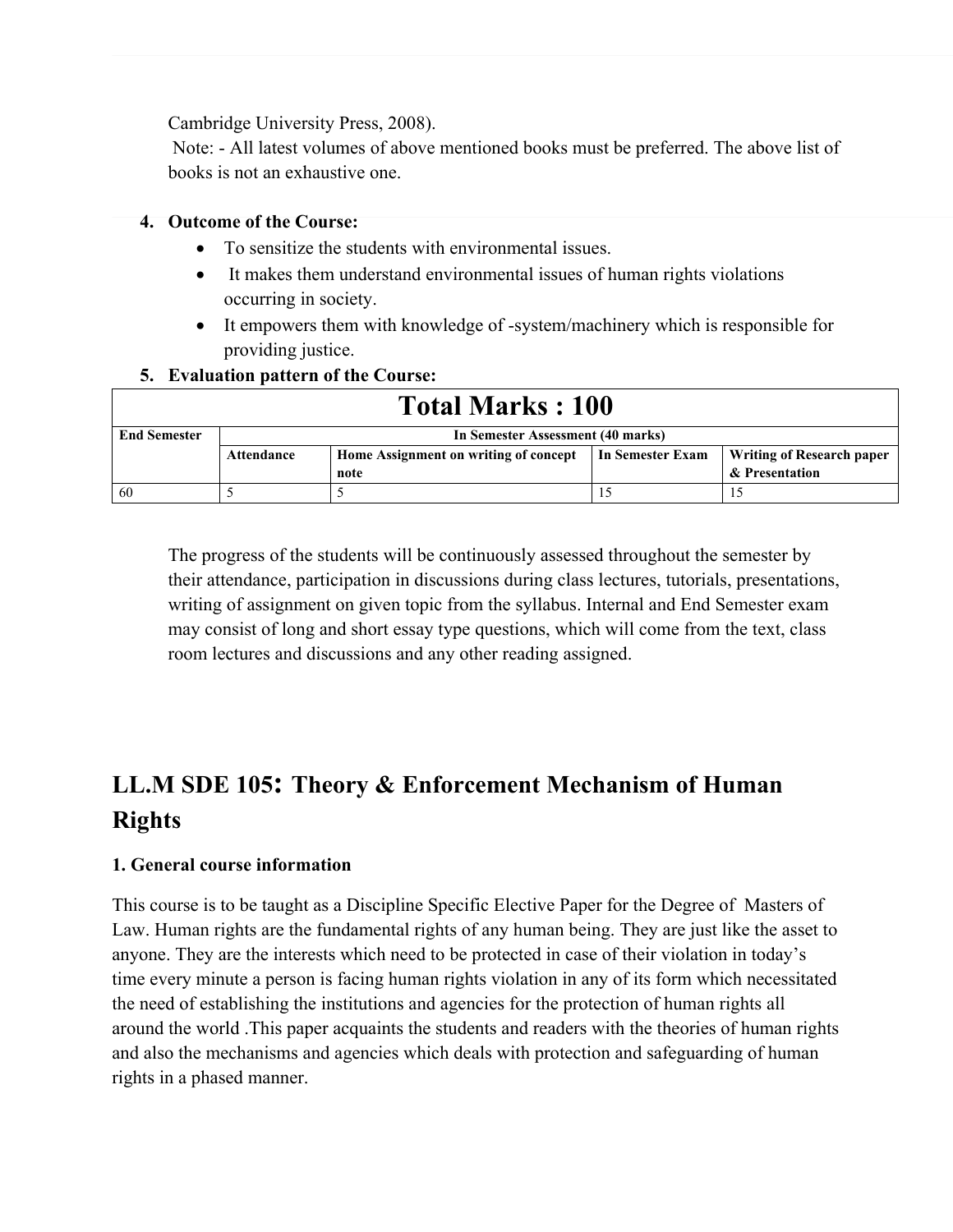Cambridge University Press, 2008).
Note: - All latest volumes of above mentioned books must be preferred. The above list of books is not an exhaustive one.

4. **Outcome of the Course:**
    - To sensitize the students with environmental issues.
    - It makes them understand environmental issues of human rights violations occurring in society.
    - It empowers them with knowledge of -system/machinery which is responsible for providing justice.
5. **Evaluation pattern of the Course:**

| **Total Marks : 100** | | | | |
|---|---|---|---|---|
| **End Semester** | **In Semester Assessment (40 marks)** | | | |
| | **Attendance** | **Home Assignment on writing of concept note** | **In Semester Exam** | **Writing of Research paper & Presentation** |
| 60 | 5 | 5 | 15 | 15 |

The progress of the students will be continuously assessed throughout the semester by their attendance, participation in discussions during class lectures, tutorials, presentations, writing of assignment on given topic from the syllabus. Internal and End Semester exam may consist of long and short essay type questions, which will come from the text, class room lectures and discussions and any other reading assigned.

## LL.M SDE 105: Theory & Enforcement Mechanism of Human Rights

**1. General course information**

This course is to be taught as a Discipline Specific Elective Paper for the Degree of Masters of Law. Human rights are the fundamental rights of any human being. They are just like the asset to anyone. They are the interests which need to be protected in case of their violation in today's time every minute a person is facing human rights violation in any of its form which necessitated the need of establishing the institutions and agencies for the protection of human rights all around the world .This paper acquaints the students and readers with the theories of human rights and also the mechanisms and agencies which deals with protection and safeguarding of human rights in a phased manner.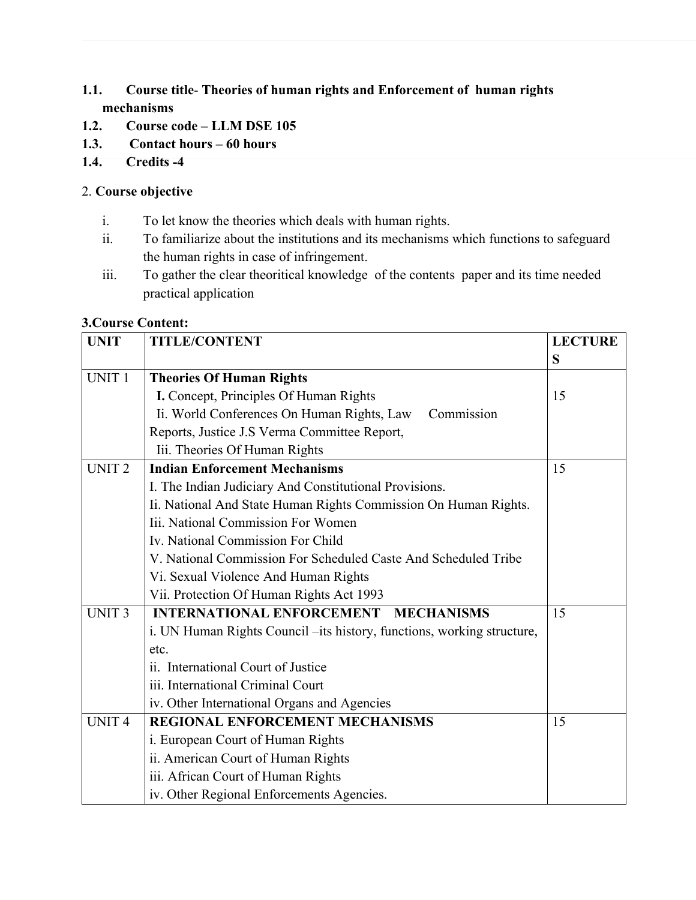**1.1. Course title- Theories of human rights and Enforcement of human rights mechanisms**

**1.2. Course code – LLM DSE 105**

**1.3. Contact hours – 60 hours**

**1.4. Credits -4**

2. **Course objective**

i. To let know the theories which deals with human rights.

ii. To familiarize about the institutions and its mechanisms which functions to safeguard the human rights in case of infringement.

iii. To gather the clear theoritical knowledge of the contents paper and its time needed practical application

**3.Course Content:**

| **UNIT** | **TITLE/CONTENT** | **LECTURES** |
|---|---|---|
| UNIT 1 | **Theories Of Human Rights**<br>**I.** Concept, Principles Of Human Rights<br>Ii. World Conferences On Human Rights, Law Commission Reports, Justice J.S Verma Committee Report,<br>Iii. Theories Of Human Rights | 15 |
| UNIT 2 | **Indian Enforcement Mechanisms**<br>I. The Indian Judiciary And Constitutional Provisions.<br>Ii. National And State Human Rights Commission On Human Rights.<br>Iii. National Commission For Women<br>Iv. National Commission For Child<br>V. National Commission For Scheduled Caste And Scheduled Tribe<br>Vi. Sexual Violence And Human Rights<br>Vii. Protection Of Human Rights Act 1993 | 15 |
| UNIT 3 | **INTERNATIONAL ENFORCEMENT MECHANISMS**<br>i. UN Human Rights Council –its history, functions, working structure, etc.<br>ii. International Court of Justice<br>iii. International Criminal Court<br>iv. Other International Organs and Agencies | 15 |
| UNIT 4 | **REGIONAL ENFORCEMENT MECHANISMS**<br>i. European Court of Human Rights<br>ii. American Court of Human Rights<br>iii. African Court of Human Rights<br>iv. Other Regional Enforcements Agencies. | 15 |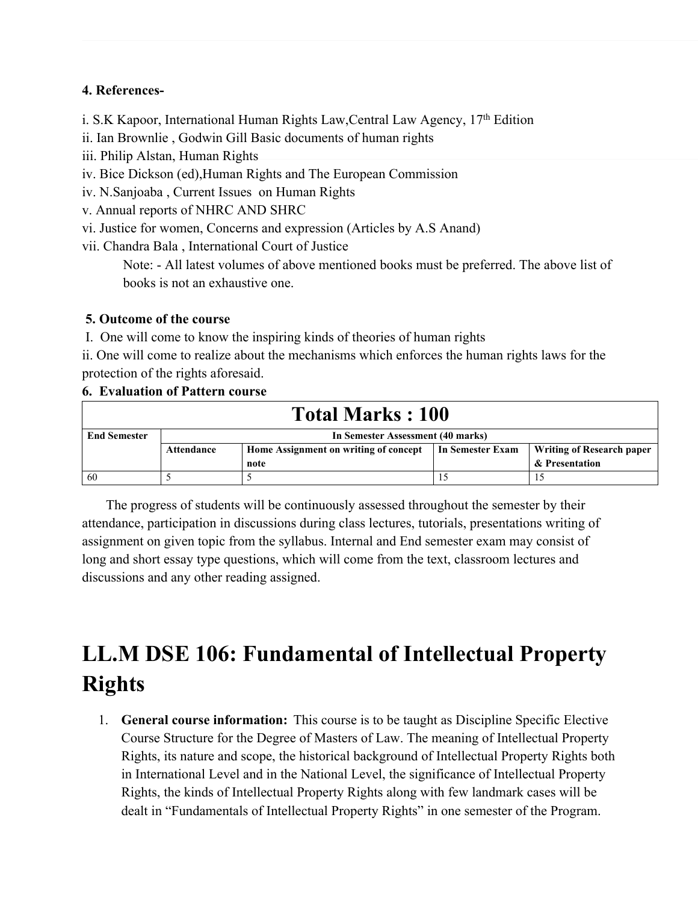**4. References-**

i. S.K Kapoor, International Human Rights Law,Central Law Agency, 17th Edition
ii. Ian Brownlie , Godwin Gill Basic documents of human rights
iii. Philip Alstan, Human Rights
iv. Bice Dickson (ed),Human Rights and The European Commission
iv. N.Sanjoaba , Current Issues on Human Rights
v. Annual reports of NHRC AND SHRC
vi. Justice for women, Concerns and expression (Articles by A.S Anand)
vii. Chandra Bala , International Court of Justice

Note: - All latest volumes of above mentioned books must be preferred. The above list of books is not an exhaustive one.

**5. Outcome of the course**

I. One will come to know the inspiring kinds of theories of human rights
ii. One will come to realize about the mechanisms which enforces the human rights laws for the protection of the rights aforesaid.

**6. Evaluation of Pattern course**

| Total Marks : 100 | | | | |
|---|---|---|---|---|
| **End Semester** | **In Semester Assessment (40 marks)** | | | |
| | **Attendance** | **Home Assignment on writing of concept note** | **In Semester Exam** | **Writing of Research paper & Presentation** |
| 60 | 5 | 5 | 15 | 15 |

The progress of students will be continuously assessed throughout the semester by their attendance, participation in discussions during class lectures, tutorials, presentations writing of assignment on given topic from the syllabus. Internal and End semester exam may consist of long and short essay type questions, which will come from the text, classroom lectures and discussions and any other reading assigned.

# LL.M DSE 106: Fundamental of Intellectual Property Rights

1. **General course information:** This course is to be taught as Discipline Specific Elective Course Structure for the Degree of Masters of Law. The meaning of Intellectual Property Rights, its nature and scope, the historical background of Intellectual Property Rights both in International Level and in the National Level, the significance of Intellectual Property Rights, the kinds of Intellectual Property Rights along with few landmark cases will be dealt in "Fundamentals of Intellectual Property Rights" in one semester of the Program.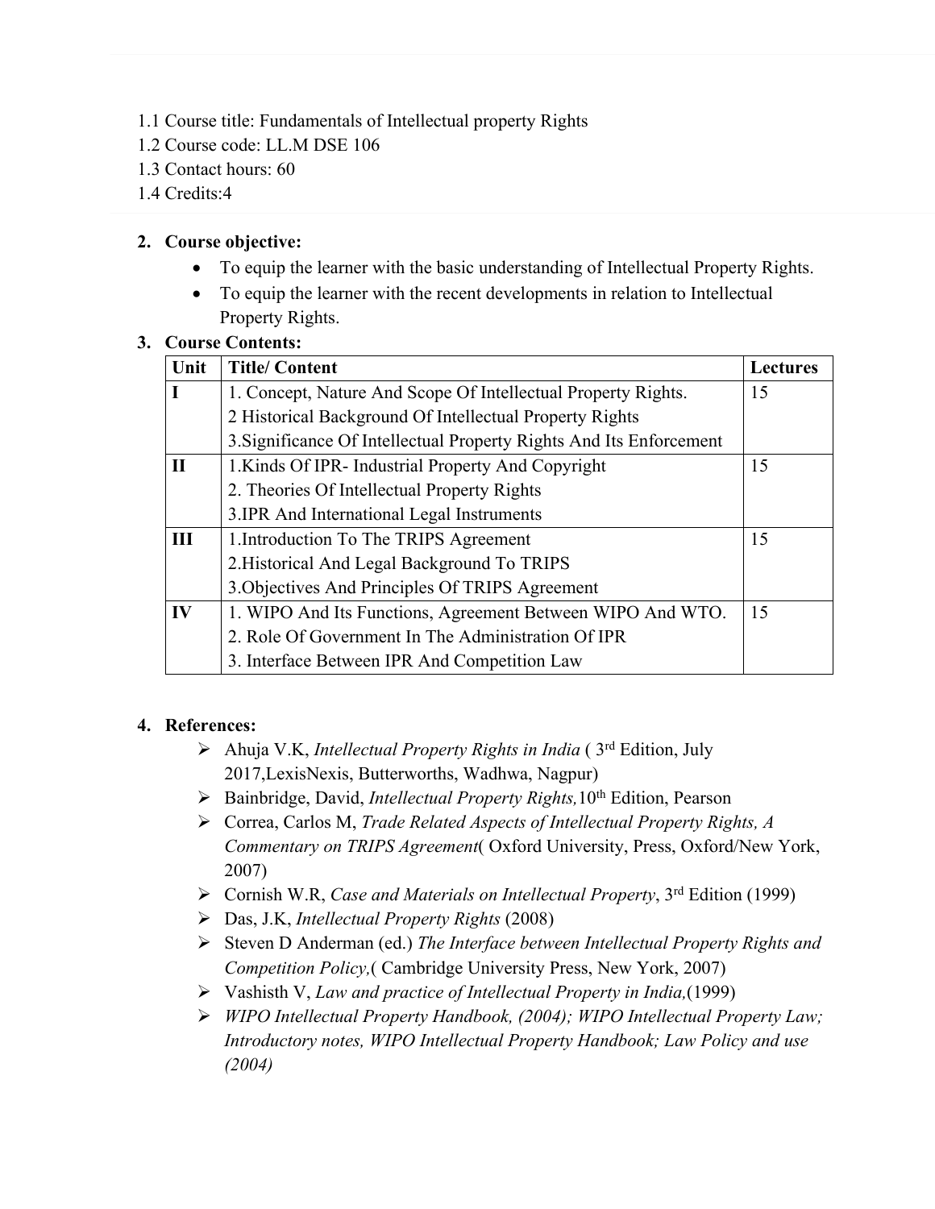1.1 Course title: Fundamentals of Intellectual property Rights
1.2 Course code: LL.M DSE 106
1.3 Contact hours: 60
1.4 Credits:4

**2. Course objective:**

- To equip the learner with the basic understanding of Intellectual Property Rights.
- To equip the learner with the recent developments in relation to Intellectual Property Rights.

**3. Course Contents:**

| Unit | Title/ Content | Lectures |
|---|---|---|
| **I** | 1. Concept, Nature And Scope Of Intellectual Property Rights.<br>2 Historical Background Of Intellectual Property Rights<br>3.Significance Of Intellectual Property Rights And Its Enforcement | 15 |
| **II** | 1.Kinds Of IPR- Industrial Property And Copyright<br>2. Theories Of Intellectual Property Rights<br>3.IPR And International Legal Instruments | 15 |
| **III** | 1.Introduction To The TRIPS Agreement<br>2.Historical And Legal Background To TRIPS<br>3.Objectives And Principles Of TRIPS Agreement | 15 |
| **IV** | 1. WIPO And Its Functions, Agreement Between WIPO And WTO.<br>2. Role Of Government In The Administration Of IPR<br>3. Interface Between IPR And Competition Law | 15 |

**4. References:**

- Ahuja V.K, *Intellectual Property Rights in India* ( 3rd Edition, July 2017,LexisNexis, Butterworths, Wadhwa, Nagpur)
- Bainbridge, David, *Intellectual Property Rights,*10th Edition, Pearson
- Correa, Carlos M, *Trade Related Aspects of Intellectual Property Rights, A Commentary on TRIPS Agreement*( Oxford University, Press, Oxford/New York, 2007)
- Cornish W.R, *Case and Materials on Intellectual Property*, 3rd Edition (1999)
- Das, J.K, *Intellectual Property Rights* (2008)
- Steven D Anderman (ed.) *The Interface between Intellectual Property Rights and Competition Policy,*( Cambridge University Press, New York, 2007)
- Vashisth V, *Law and practice of Intellectual Property in India,*(1999)
- *WIPO Intellectual Property Handbook, (2004); WIPO Intellectual Property Law; Introductory notes, WIPO Intellectual Property Handbook; Law Policy and use (2004)*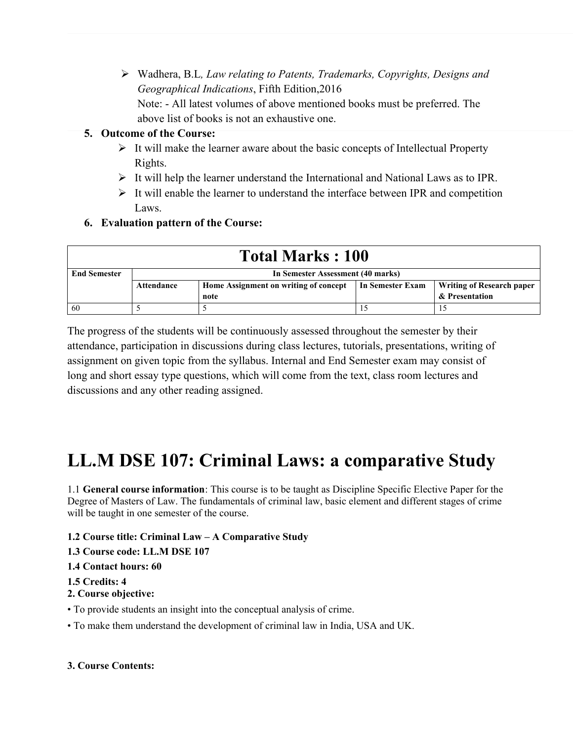- Wadhera, B.L, *Law relating to Patents, Trademarks, Copyrights, Designs and Geographical Indications*, Fifth Edition,2016

  Note: - All latest volumes of above mentioned books must be preferred. The above list of books is not an exhaustive one.

5. **Outcome of the Course:**
   - It will make the learner aware about the basic concepts of Intellectual Property Rights.
   - It will help the learner understand the International and National Laws as to IPR.
   - It will enable the learner to understand the interface between IPR and competition Laws.
6. **Evaluation pattern of the Course:**

| **Total Marks : 100** | | | | |
|---|---|---|---|---|
| **End Semester** | **In Semester Assessment (40 marks)** | | | |
| | **Attendance** | **Home Assignment on writing of concept note** | **In Semester Exam** | **Writing of Research paper & Presentation** |
| 60 | 5 | 5 | 15 | 15 |

The progress of the students will be continuously assessed throughout the semester by their attendance, participation in discussions during class lectures, tutorials, presentations, writing of assignment on given topic from the syllabus. Internal and End Semester exam may consist of long and short essay type questions, which will come from the text, class room lectures and discussions and any other reading assigned.

# LL.M DSE 107: Criminal Laws: a comparative Study

1.1 **General course information**: This course is to be taught as Discipline Specific Elective Paper for the Degree of Masters of Law. The fundamentals of criminal law, basic element and different stages of crime will be taught in one semester of the course.

**1.2 Course title: Criminal Law – A Comparative Study**

**1.3 Course code: LL.M DSE 107**

**1.4 Contact hours: 60**

**1.5 Credits: 4**

**2. Course objective:**

- To provide students an insight into the conceptual analysis of crime.
- To make them understand the development of criminal law in India, USA and UK.

**3. Course Contents:**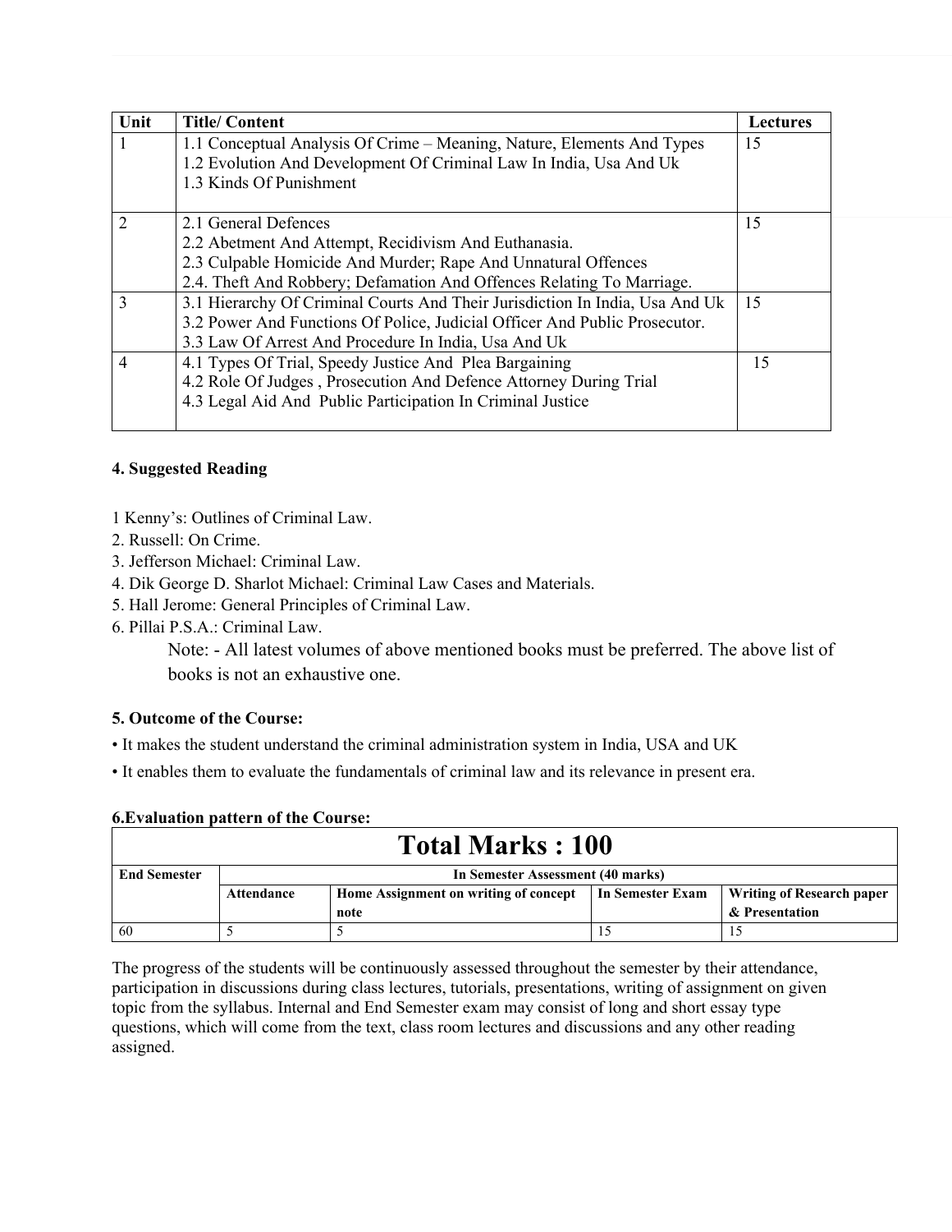| Unit | Title/ Content | Lectures |
|---|---|---|
| 1 | 1.1 Conceptual Analysis Of Crime – Meaning, Nature, Elements And Types<br>1.2 Evolution And Development Of Criminal Law In India, Usa And Uk<br>1.3 Kinds Of Punishment | 15 |
| 2 | 2.1 General Defences<br>2.2 Abetment And Attempt, Recidivism And Euthanasia.<br>2.3 Culpable Homicide And Murder; Rape And Unnatural Offences<br>2.4. Theft And Robbery; Defamation And Offences Relating To Marriage. | 15 |
| 3 | 3.1 Hierarchy Of Criminal Courts And Their Jurisdiction In India, Usa And Uk<br>3.2 Power And Functions Of Police, Judicial Officer And Public Prosecutor.<br>3.3 Law Of Arrest And Procedure In India, Usa And Uk | 15 |
| 4 | 4.1 Types Of Trial, Speedy Justice And Plea Bargaining<br>4.2 Role Of Judges , Prosecution And Defence Attorney During Trial<br>4.3 Legal Aid And Public Participation In Criminal Justice | 15 |

**4. Suggested Reading**

1 Kenny's: Outlines of Criminal Law.
2. Russell: On Crime.
3. Jefferson Michael: Criminal Law.
4. Dik George D. Sharlot Michael: Criminal Law Cases and Materials.
5. Hall Jerome: General Principles of Criminal Law.
6. Pillai P.S.A.: Criminal Law.

Note: - All latest volumes of above mentioned books must be preferred. The above list of books is not an exhaustive one.

**5. Outcome of the Course:**

- It makes the student understand the criminal administration system in India, USA and UK
- It enables them to evaluate the fundamentals of criminal law and its relevance in present era.

**6.Evaluation pattern of the Course:**

| **Total Marks : 100** | | | | |
|---|---|---|---|---|
| **End Semester** | **In Semester Assessment (40 marks)** | | | |
| | **Attendance** | **Home Assignment on writing of concept note** | **In Semester Exam** | **Writing of Research paper & Presentation** |
| 60 | 5 | 5 | 15 | 15 |

The progress of the students will be continuously assessed throughout the semester by their attendance, participation in discussions during class lectures, tutorials, presentations, writing of assignment on given topic from the syllabus. Internal and End Semester exam may consist of long and short essay type questions, which will come from the text, class room lectures and discussions and any other reading assigned.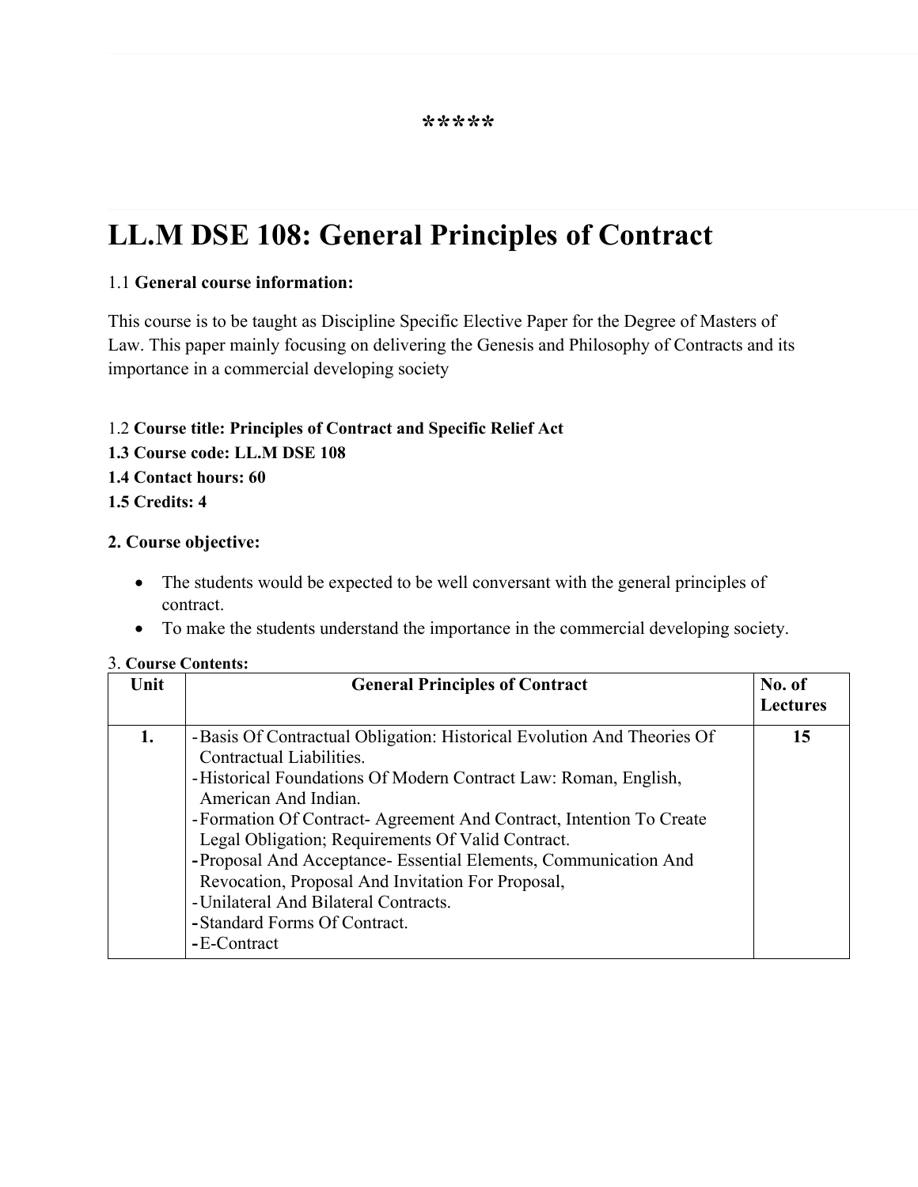*****

# LL.M DSE 108: General Principles of Contract

1.1 **General course information:**

This course is to be taught as Discipline Specific Elective Paper for the Degree of Masters of Law. This paper mainly focusing on delivering the Genesis and Philosophy of Contracts and its importance in a commercial developing society

1.2 **Course title: Principles of Contract and Specific Relief Act**
**1.3 Course code: LL.M DSE 108**
**1.4 Contact hours: 60**
**1.5 Credits: 4**

**2. Course objective:**

- The students would be expected to be well conversant with the general principles of contract.
- To make the students understand the importance in the commercial developing society.

3. **Course Contents:**

| Unit | General Principles of Contract | No. of Lectures |
|---|---|---|
| **1.** | - Basis Of Contractual Obligation: Historical Evolution And Theories Of Contractual Liabilities.<br>- Historical Foundations Of Modern Contract Law: Roman, English, American And Indian.<br>- Formation Of Contract- Agreement And Contract, Intention To Create Legal Obligation; Requirements Of Valid Contract.<br>- Proposal And Acceptance- Essential Elements, Communication And Revocation, Proposal And Invitation For Proposal,<br>- Unilateral And Bilateral Contracts.<br>- Standard Forms Of Contract.<br>- E-Contract | **15** |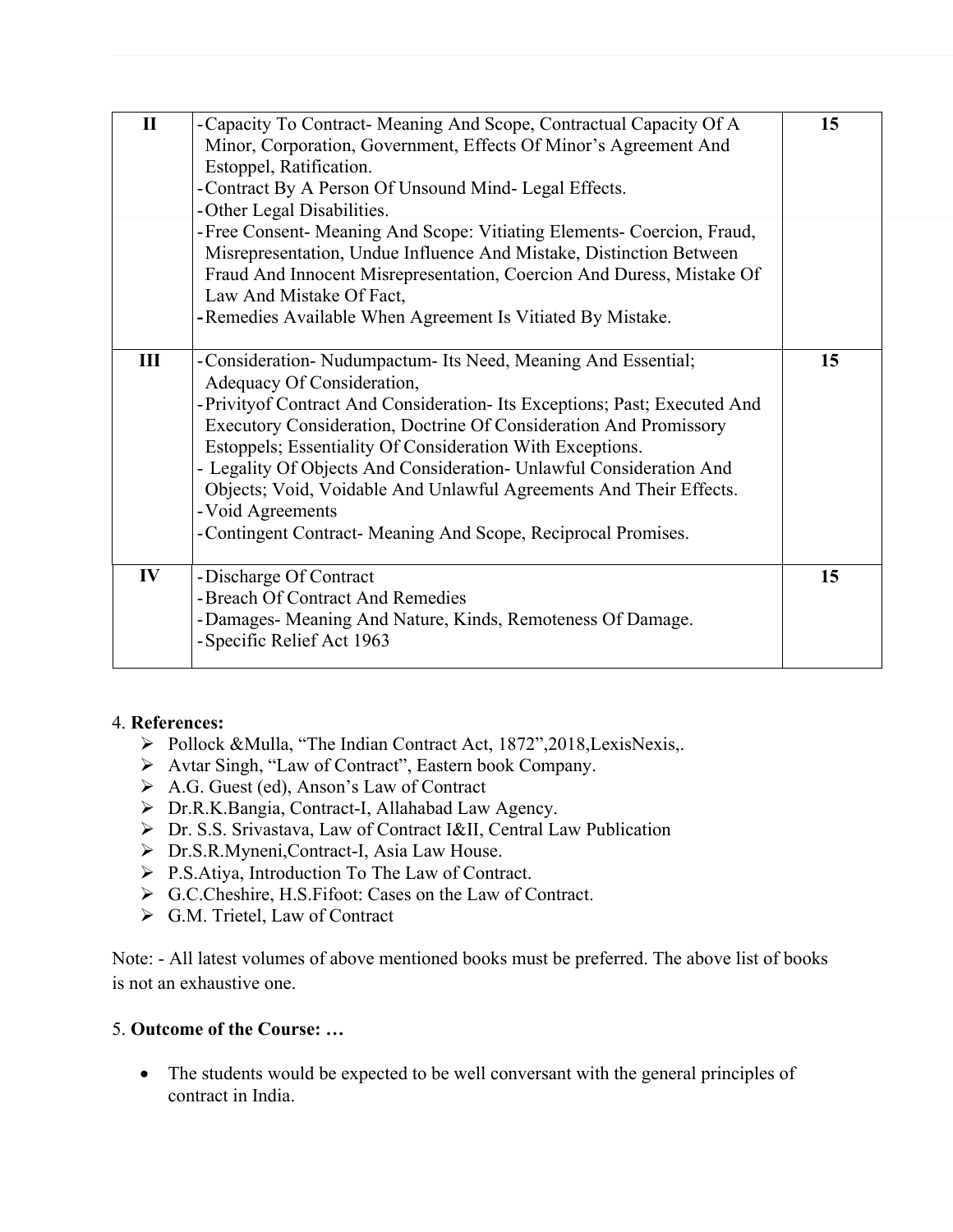| II | -Capacity To Contract- Meaning And Scope, Contractual Capacity Of A Minor, Corporation, Government, Effects Of Minor's Agreement And Estoppel, Ratification.<br>-Contract By A Person Of Unsound Mind- Legal Effects.<br>-Other Legal Disabilities.<br>-Free Consent- Meaning And Scope: Vitiating Elements- Coercion, Fraud, Misrepresentation, Undue Influence And Mistake, Distinction Between Fraud And Innocent Misrepresentation, Coercion And Duress, Mistake Of Law And Mistake Of Fact,<br>-Remedies Available When Agreement Is Vitiated By Mistake. | 15 |
|---|---|---|
| III | -Consideration- Nudumpactum- Its Need, Meaning And Essential; Adequacy Of Consideration,<br>-Privityof Contract And Consideration- Its Exceptions; Past; Executed And Executory Consideration, Doctrine Of Consideration And Promissory Estoppels; Essentiality Of Consideration With Exceptions.<br>- Legality Of Objects And Consideration- Unlawful Consideration And Objects; Void, Voidable And Unlawful Agreements And Their Effects.<br>-Void Agreements<br>-Contingent Contract- Meaning And Scope, Reciprocal Promises. | 15 |
| IV | -Discharge Of Contract<br>-Breach Of Contract And Remedies<br>-Damages- Meaning And Nature, Kinds, Remoteness Of Damage.<br>-Specific Relief Act 1963 | 15 |

4. **References:**

- Pollock &Mulla, "The Indian Contract Act, 1872",2018,LexisNexis,.
- Avtar Singh, "Law of Contract", Eastern book Company.
- A.G. Guest (ed), Anson's Law of Contract
- Dr.R.K.Bangia, Contract-I, Allahabad Law Agency.
- Dr. S.S. Srivastava, Law of Contract I&II, Central Law Publication
- Dr.S.R.Myneni,Contract-I, Asia Law House.
- P.S.Atiya, Introduction To The Law of Contract.
- G.C.Cheshire, H.S.Fifoot: Cases on the Law of Contract.
- G.M. Trietel, Law of Contract

Note: - All latest volumes of above mentioned books must be preferred. The above list of books is not an exhaustive one.

5. **Outcome of the Course: …**

- The students would be expected to be well conversant with the general principles of contract in India.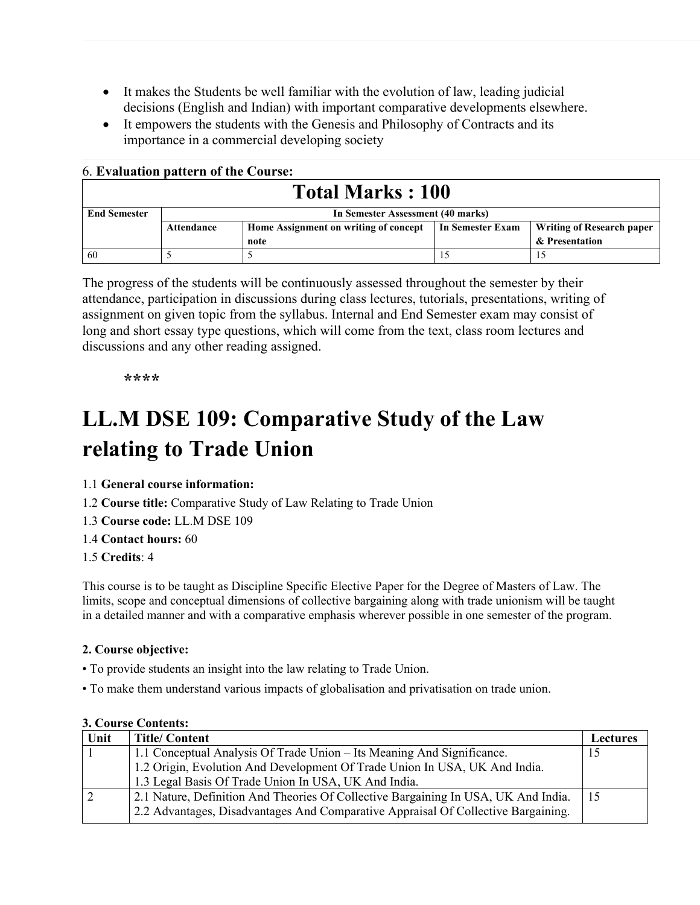- It makes the Students be well familiar with the evolution of law, leading judicial decisions (English and Indian) with important comparative developments elsewhere.
- It empowers the students with the Genesis and Philosophy of Contracts and its importance in a commercial developing society

6. **Evaluation pattern of the Course:**

| Total Marks : 100 | | | | |
|---|---|---|---|---|
| **End Semester** | **In Semester Assessment (40 marks)** | | | |
| | **Attendance** | **Home Assignment on writing of concept note** | **In Semester Exam** | **Writing of Research paper & Presentation** |
| 60 | 5 | 5 | 15 | 15 |

The progress of the students will be continuously assessed throughout the semester by their attendance, participation in discussions during class lectures, tutorials, presentations, writing of assignment on given topic from the syllabus. Internal and End Semester exam may consist of long and short essay type questions, which will come from the text, class room lectures and discussions and any other reading assigned.

****

# LL.M DSE 109: Comparative Study of the Law relating to Trade Union

1.1 **General course information:**

1.2 **Course title:** Comparative Study of Law Relating to Trade Union

1.3 **Course code:** LL.M DSE 109

1.4 **Contact hours:** 60

1.5 **Credits**: 4

This course is to be taught as Discipline Specific Elective Paper for the Degree of Masters of Law. The limits, scope and conceptual dimensions of collective bargaining along with trade unionism will be taught in a detailed manner and with a comparative emphasis wherever possible in one semester of the program.

**2. Course objective:**

• To provide students an insight into the law relating to Trade Union.

• To make them understand various impacts of globalisation and privatisation on trade union.

**3. Course Contents:**

| Unit | Title/ Content | Lectures |
|---|---|---|
| 1 | 1.1 Conceptual Analysis Of Trade Union – Its Meaning And Significance.<br>1.2 Origin, Evolution And Development Of Trade Union In USA, UK And India.<br>1.3 Legal Basis Of Trade Union In USA, UK And India. | 15 |
| 2 | 2.1 Nature, Definition And Theories Of Collective Bargaining In USA, UK And India.<br>2.2 Advantages, Disadvantages And Comparative Appraisal Of Collective Bargaining. | 15 |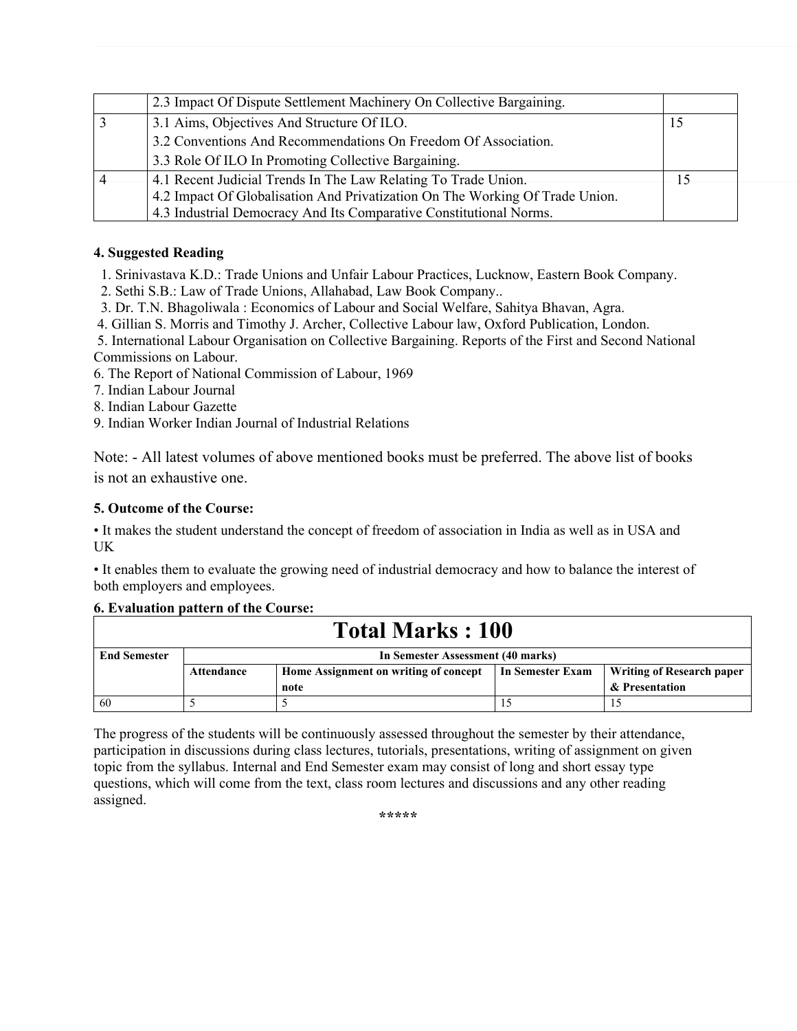|  | 2.3 Impact Of Dispute Settlement Machinery On Collective Bargaining. |  |
|---|---|---|
| 3 | 3.1 Aims, Objectives And Structure Of ILO.<br>3.2 Conventions And Recommendations On Freedom Of Association.<br>3.3 Role Of ILO In Promoting Collective Bargaining. | 15 |
| 4 | 4.1 Recent Judicial Trends In The Law Relating To Trade Union.<br>4.2 Impact Of Globalisation And Privatization On The Working Of Trade Union.<br>4.3 Industrial Democracy And Its Comparative Constitutional Norms. | 15 |

**4. Suggested Reading**

1. Srinivastava K.D.: Trade Unions and Unfair Labour Practices, Lucknow, Eastern Book Company.
2. Sethi S.B.: Law of Trade Unions, Allahabad, Law Book Company..
3. Dr. T.N. Bhagoliwala : Economics of Labour and Social Welfare, Sahitya Bhavan, Agra.
4. Gillian S. Morris and Timothy J. Archer, Collective Labour law, Oxford Publication, London.
5. International Labour Organisation on Collective Bargaining. Reports of the First and Second National Commissions on Labour.
6. The Report of National Commission of Labour, 1969
7. Indian Labour Journal
8. Indian Labour Gazette
9. Indian Worker Indian Journal of Industrial Relations

Note: - All latest volumes of above mentioned books must be preferred. The above list of books is not an exhaustive one.

**5. Outcome of the Course:**

• It makes the student understand the concept of freedom of association in India as well as in USA and UK

• It enables them to evaluate the growing need of industrial democracy and how to balance the interest of both employers and employees.

**6. Evaluation pattern of the Course:**

| **Total Marks : 100** | | | | |
|---|---|---|---|---|
| **End Semester** | **In Semester Assessment (40 marks)** | | | |
| | **Attendance** | **Home Assignment on writing of concept note** | **In Semester Exam** | **Writing of Research paper & Presentation** |
| 60 | 5 | 5 | 15 | 15 |

The progress of the students will be continuously assessed throughout the semester by their attendance, participation in discussions during class lectures, tutorials, presentations, writing of assignment on given topic from the syllabus. Internal and End Semester exam may consist of long and short essay type questions, which will come from the text, class room lectures and discussions and any other reading assigned.

*****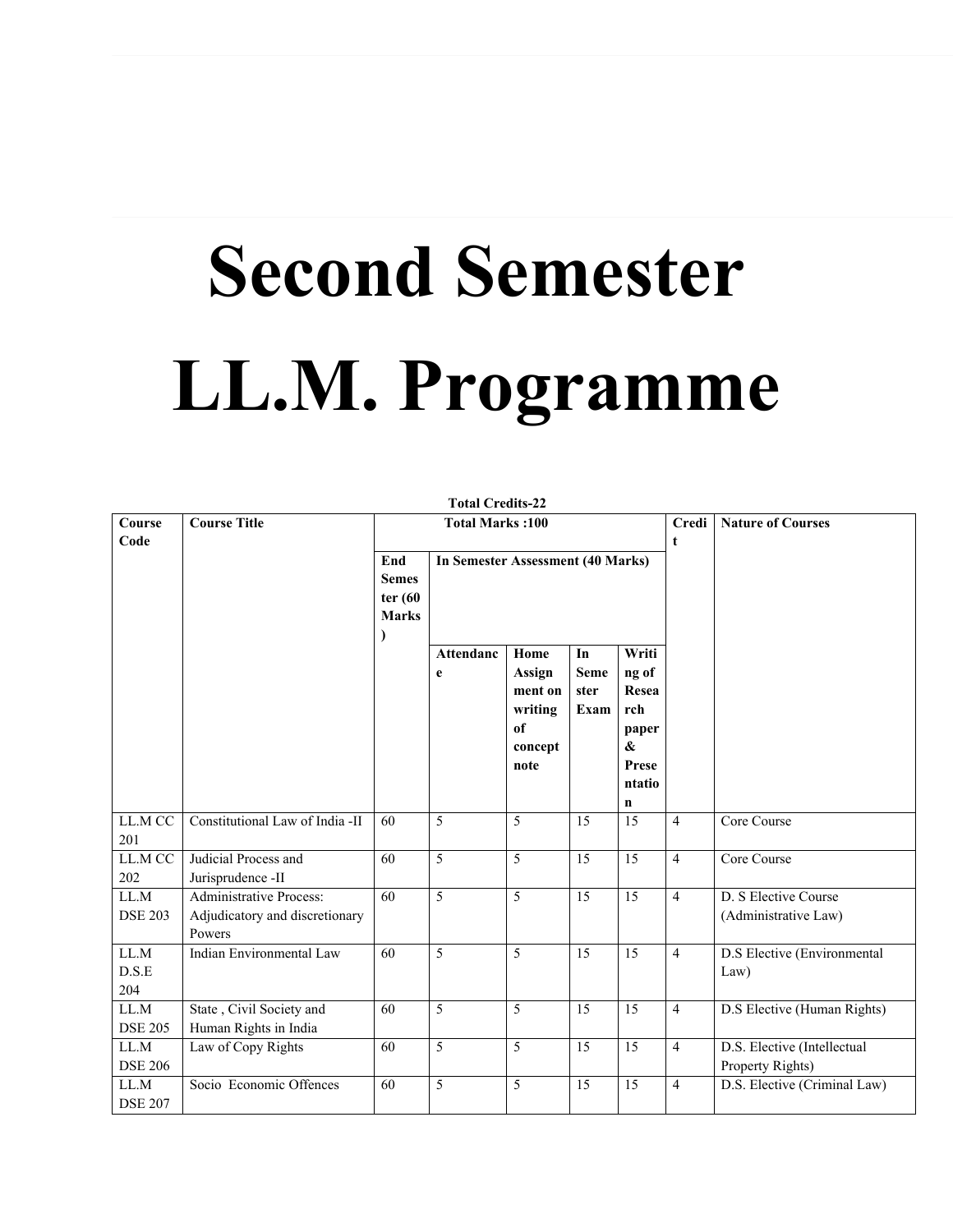# Second Semester LL.M. Programme

**Total Credits-22**

| Course Code | Course Title | Total Marks :100 | | | | | Credit | Nature of Courses |
|---|---|---|---|---|---|---|---|---|
| | | End Semester (60 Marks) | In Semester Assessment (40 Marks) | | | | | |
| | | | Attendance | Home Assignment on writing of concept note | In Semester Exam | Writing of Research paper & Presentation | | |
| LL.M CC 201 | Constitutional Law of India -II | 60 | 5 | 5 | 15 | 15 | 4 | Core Course |
| LL.M CC 202 | Judicial Process and Jurisprudence -II | 60 | 5 | 5 | 15 | 15 | 4 | Core Course |
| LL.M DSE 203 | Administrative Process: Adjudicatory and discretionary Powers | 60 | 5 | 5 | 15 | 15 | 4 | D. S Elective Course (Administrative Law) |
| LL.M D.S.E 204 | Indian Environmental Law | 60 | 5 | 5 | 15 | 15 | 4 | D.S Elective (Environmental Law) |
| LL.M DSE 205 | State , Civil Society and Human Rights in India | 60 | 5 | 5 | 15 | 15 | 4 | D.S Elective (Human Rights) |
| LL.M DSE 206 | Law of Copy Rights | 60 | 5 | 5 | 15 | 15 | 4 | D.S. Elective (Intellectual Property Rights) |
| LL.M DSE 207 | Socio Economic Offences | 60 | 5 | 5 | 15 | 15 | 4 | D.S. Elective (Criminal Law) |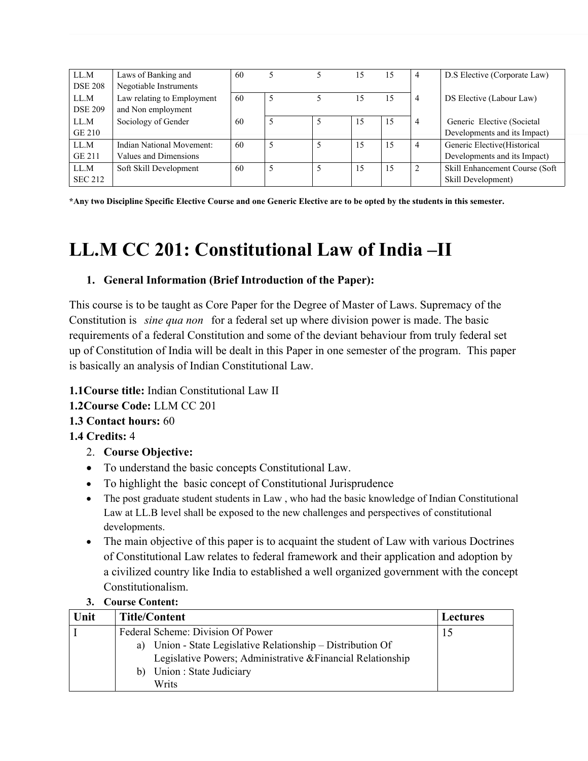| LL.M DSE 208 | Laws of Banking and Negotiable Instruments | 60 | 5 | 5 | 15 | 15 | 4 | D.S Elective (Corporate Law) |
|---|---|---|---|---|---|---|---|---|
| LL.M DSE 209 | Law relating to Employment and Non employment | 60 | 5 | 5 | 15 | 15 | 4 | DS Elective (Labour Law) |
| LL.M GE 210 | Sociology of Gender | 60 | 5 | 5 | 15 | 15 | 4 | Generic Elective (Societal Developments and its Impact) |
| LL.M GE 211 | Indian National Movement: Values and Dimensions | 60 | 5 | 5 | 15 | 15 | 4 | Generic Elective(Historical Developments and its Impact) |
| LL.M SEC 212 | Soft Skill Development | 60 | 5 | 5 | 15 | 15 | 2 | Skill Enhancement Course (Soft Skill Development) |

**\*Any two Discipline Specific Elective Course and one Generic Elective are to be opted by the students in this semester.**

# LL.M CC 201: Constitutional Law of India –II

1. **General Information (Brief Introduction of the Paper):**

This course is to be taught as Core Paper for the Degree of Master of Laws. Supremacy of the Constitution is *sine qua non* for a federal set up where division power is made. The basic requirements of a federal Constitution and some of the deviant behaviour from truly federal set up of Constitution of India will be dealt in this Paper in one semester of the program. This paper is basically an analysis of Indian Constitutional Law.

**1.1Course title:** Indian Constitutional Law II
**1.2Course Code:** LLM CC 201
**1.3 Contact hours:** 60
**1.4 Credits:** 4

2. **Course Objective:**

- To understand the basic concepts Constitutional Law.
- To highlight the basic concept of Constitutional Jurisprudence
- The post graduate student students in Law , who had the basic knowledge of Indian Constitutional Law at LL.B level shall be exposed to the new challenges and perspectives of constitutional developments.
- The main objective of this paper is to acquaint the student of Law with various Doctrines of Constitutional Law relates to federal framework and their application and adoption by a civilized country like India to established a well organized government with the concept Constitutionalism.

3. **Course Content:**

| Unit | Title/Content | Lectures |
|---|---|---|
| I | Federal Scheme: Division Of Power<br>a) Union - State Legislative Relationship – Distribution Of Legislative Powers; Administrative &Financial Relationship<br>b) Union : State Judiciary<br>Writs | 15 |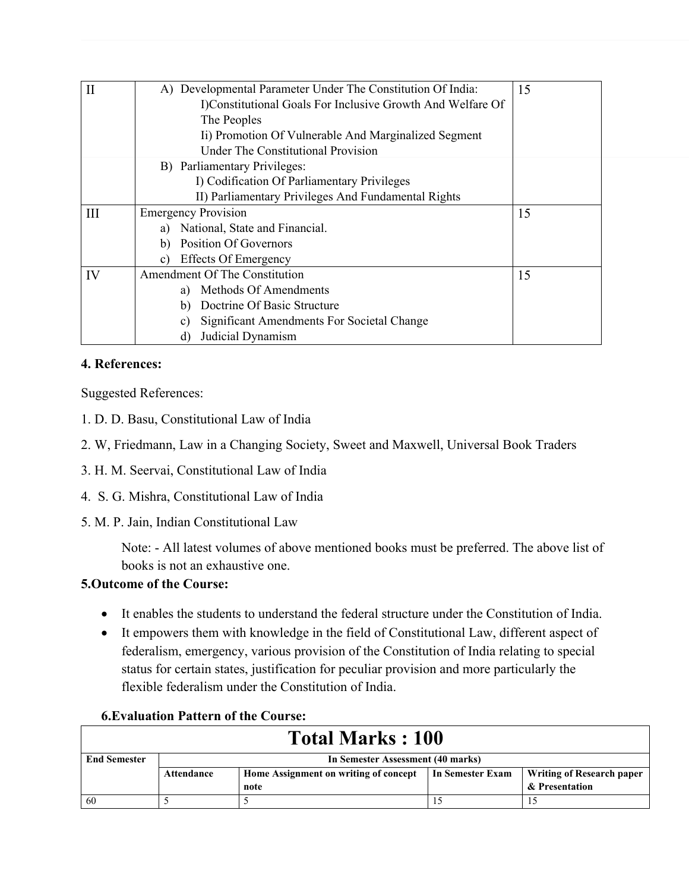| | | |
|---|---|---|
| II | A) Developmental Parameter Under The Constitution Of India:<br>I)Constitutional Goals For Inclusive Growth And Welfare Of The Peoples<br>Ii) Promotion Of Vulnerable And Marginalized Segment Under The Constitutional Provision | 15 |
| | B) Parliamentary Privileges:<br>I) Codification Of Parliamentary Privileges<br>II) Parliamentary Privileges And Fundamental Rights | |
| III | Emergency Provision<br>a) National, State and Financial.<br>b) Position Of Governors<br>c) Effects Of Emergency | 15 |
| IV | Amendment Of The Constitution<br>a) Methods Of Amendments<br>b) Doctrine Of Basic Structure<br>c) Significant Amendments For Societal Change<br>d) Judicial Dynamism | 15 |

**4. References:**

Suggested References:

1. D. D. Basu, Constitutional Law of India
2. W, Friedmann, Law in a Changing Society, Sweet and Maxwell, Universal Book Traders
3. H. M. Seervai, Constitutional Law of India
4. S. G. Mishra, Constitutional Law of India
5. M. P. Jain, Indian Constitutional Law

Note: - All latest volumes of above mentioned books must be preferred. The above list of books is not an exhaustive one.

**5.Outcome of the Course:**

- It enables the students to understand the federal structure under the Constitution of India.
- It empowers them with knowledge in the field of Constitutional Law, different aspect of federalism, emergency, various provision of the Constitution of India relating to special status for certain states, justification for peculiar provision and more particularly the flexible federalism under the Constitution of India.

**6.Evaluation Pattern of the Course:**

| **Total Marks : 100** | | | | |
|---|---|---|---|---|
| **End Semester** | **In Semester Assessment (40 marks)** | | | |
| | **Attendance** | **Home Assignment on writing of concept note** | **In Semester Exam** | **Writing of Research paper & Presentation** |
| 60 | 5 | 5 | 15 | 15 |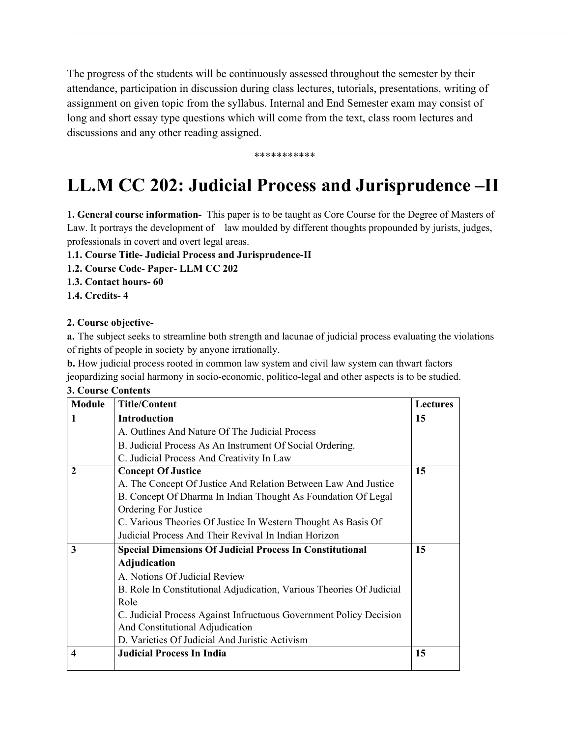The progress of the students will be continuously assessed throughout the semester by their attendance, participation in discussion during class lectures, tutorials, presentations, writing of assignment on given topic from the syllabus. Internal and End Semester exam may consist of long and short essay type questions which will come from the text, class room lectures and discussions and any other reading assigned.

***********

# LL.M CC 202: Judicial Process and Jurisprudence –II

**1. General course information-** This paper is to be taught as Core Course for the Degree of Masters of Law. It portrays the development of law moulded by different thoughts propounded by jurists, judges, professionals in covert and overt legal areas.

**1.1. Course Title- Judicial Process and Jurisprudence-II**

**1.2. Course Code- Paper- LLM CC 202**

**1.3. Contact hours- 60**

**1.4. Credits- 4**

**2. Course objective-**

**a.** The subject seeks to streamline both strength and lacunae of judicial process evaluating the violations of rights of people in society by anyone irrationally.

**b.** How judicial process rooted in common law system and civil law system can thwart factors jeopardizing social harmony in socio-economic, politico-legal and other aspects is to be studied.

**3. Course Contents**

| Module | Title/Content | Lectures |
|---|---|---|
| **1** | **Introduction**<br>A. Outlines And Nature Of The Judicial Process<br>B. Judicial Process As An Instrument Of Social Ordering.<br>C. Judicial Process And Creativity In Law | **15** |
| **2** | **Concept Of Justice**<br>A. The Concept Of Justice And Relation Between Law And Justice<br>B. Concept Of Dharma In Indian Thought As Foundation Of Legal Ordering For Justice<br>C. Various Theories Of Justice In Western Thought As Basis Of Judicial Process And Their Revival In Indian Horizon | **15** |
| **3** | **Special Dimensions Of Judicial Process In Constitutional Adjudication**<br>A. Notions Of Judicial Review<br>B. Role In Constitutional Adjudication, Various Theories Of Judicial Role<br>C. Judicial Process Against Infructuous Government Policy Decision And Constitutional Adjudication<br>D. Varieties Of Judicial And Juristic Activism | **15** |
| **4** | **Judicial Process In India** | **15** |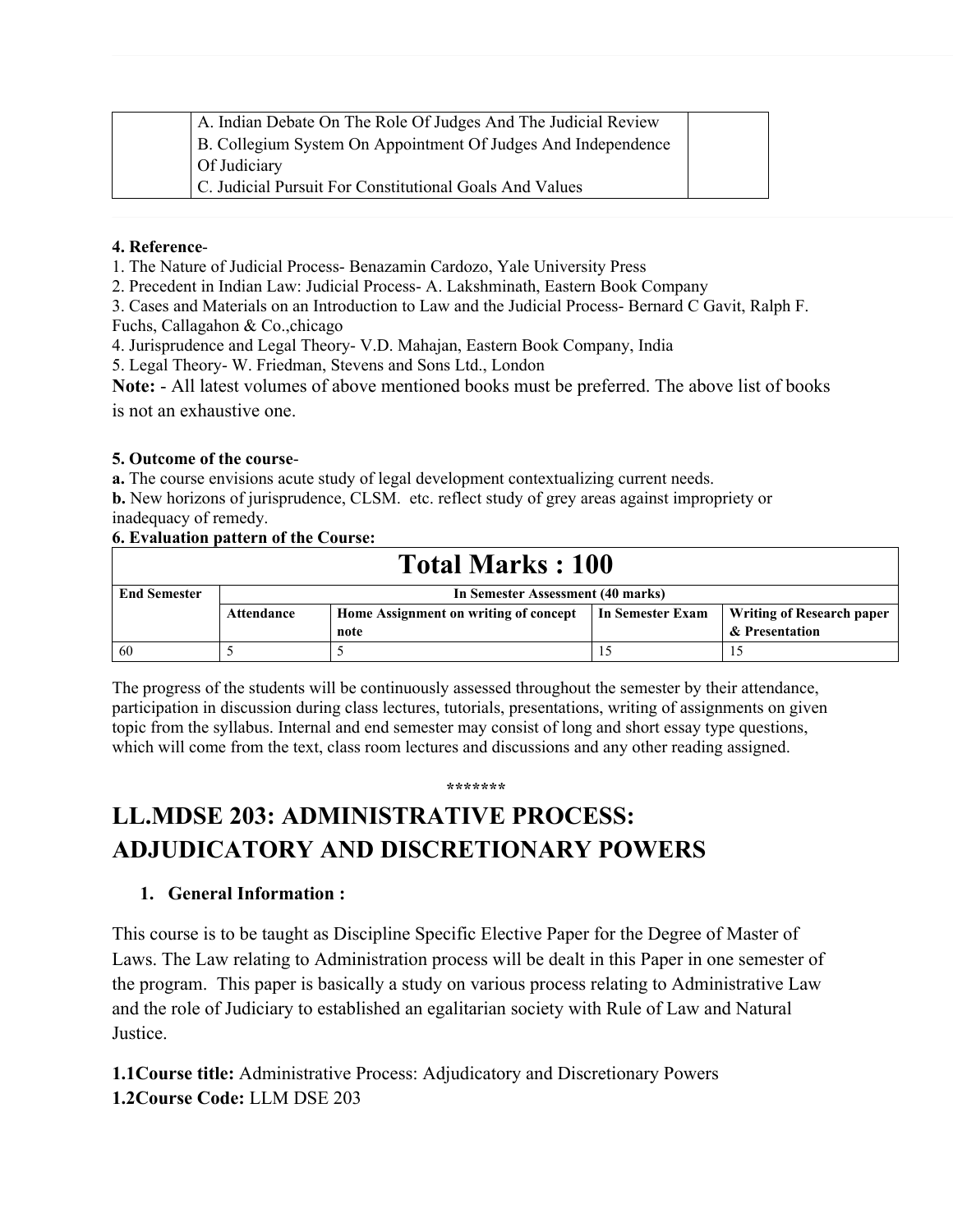|  | A. Indian Debate On The Role Of Judges And The Judicial Review<br>B. Collegium System On Appointment Of Judges And Independence Of Judiciary<br>C. Judicial Pursuit For Constitutional Goals And Values |  |
|---|---|---|

**4. Reference**-

1. The Nature of Judicial Process- Benazamin Cardozo, Yale University Press
2. Precedent in Indian Law: Judicial Process- A. Lakshminath, Eastern Book Company
3. Cases and Materials on an Introduction to Law and the Judicial Process- Bernard C Gavit, Ralph F. Fuchs, Callagahon & Co.,chicago
4. Jurisprudence and Legal Theory- V.D. Mahajan, Eastern Book Company, India
5. Legal Theory- W. Friedman, Stevens and Sons Ltd., London

**Note:** - All latest volumes of above mentioned books must be preferred. The above list of books is not an exhaustive one.

**5. Outcome of the course**-

**a.** The course envisions acute study of legal development contextualizing current needs.

**b.** New horizons of jurisprudence, CLSM. etc. reflect study of grey areas against impropriety or inadequacy of remedy.

**6. Evaluation pattern of the Course:**

| **Total Marks : 100** | | | | |
|---|---|---|---|---|
| **End Semester** | **In Semester Assessment (40 marks)** | | | |
| | **Attendance** | **Home Assignment on writing of concept note** | **In Semester Exam** | **Writing of Research paper & Presentation** |
| 60 | 5 | 5 | 15 | 15 |

The progress of the students will be continuously assessed throughout the semester by their attendance, participation in discussion during class lectures, tutorials, presentations, writing of assignments on given topic from the syllabus. Internal and end semester may consist of long and short essay type questions, which will come from the text, class room lectures and discussions and any other reading assigned.

*******

# LL.MDSE 203: ADMINISTRATIVE PROCESS: ADJUDICATORY AND DISCRETIONARY POWERS

1. **General Information :**

This course is to be taught as Discipline Specific Elective Paper for the Degree of Master of Laws. The Law relating to Administration process will be dealt in this Paper in one semester of the program. This paper is basically a study on various process relating to Administrative Law and the role of Judiciary to established an egalitarian society with Rule of Law and Natural Justice.

**1.1Course title:** Administrative Process: Adjudicatory and Discretionary Powers
**1.2Course Code:** LLM DSE 203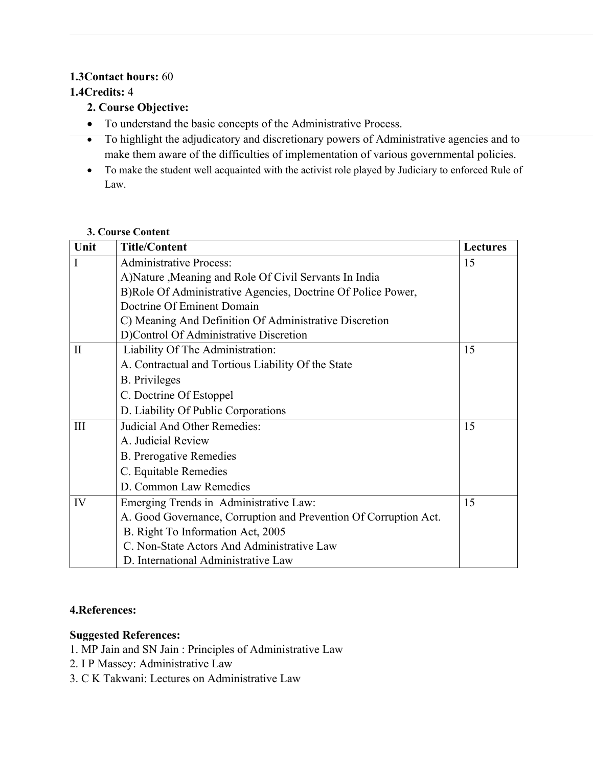**1.3Contact hours:** 60

**1.4Credits:** 4

**2. Course Objective:**

- To understand the basic concepts of the Administrative Process.
- To highlight the adjudicatory and discretionary powers of Administrative agencies and to make them aware of the difficulties of implementation of various governmental policies.
- To make the student well acquainted with the activist role played by Judiciary to enforced Rule of Law.

**3. Course Content**

| Unit | Title/Content | Lectures |
|---|---|---|
| I | Administrative Process:<br>A)Nature ,Meaning and Role Of Civil Servants In India<br>B)Role Of Administrative Agencies, Doctrine Of Police Power, Doctrine Of Eminent Domain<br>C) Meaning And Definition Of Administrative Discretion<br>D)Control Of Administrative Discretion | 15 |
| II | Liability Of The Administration:<br>A. Contractual and Tortious Liability Of the State<br>B. Privileges<br>C. Doctrine Of Estoppel<br>D. Liability Of Public Corporations | 15 |
| III | Judicial And Other Remedies:<br>A. Judicial Review<br>B. Prerogative Remedies<br>C. Equitable Remedies<br>D. Common Law Remedies | 15 |
| IV | Emerging Trends in Administrative Law:<br>A. Good Governance, Corruption and Prevention Of Corruption Act.<br>B. Right To Information Act, 2005<br>C. Non-State Actors And Administrative Law<br>D. International Administrative Law | 15 |

**4.References:**

**Suggested References:**

1. MP Jain and SN Jain : Principles of Administrative Law
2. I P Massey: Administrative Law
3. C K Takwani: Lectures on Administrative Law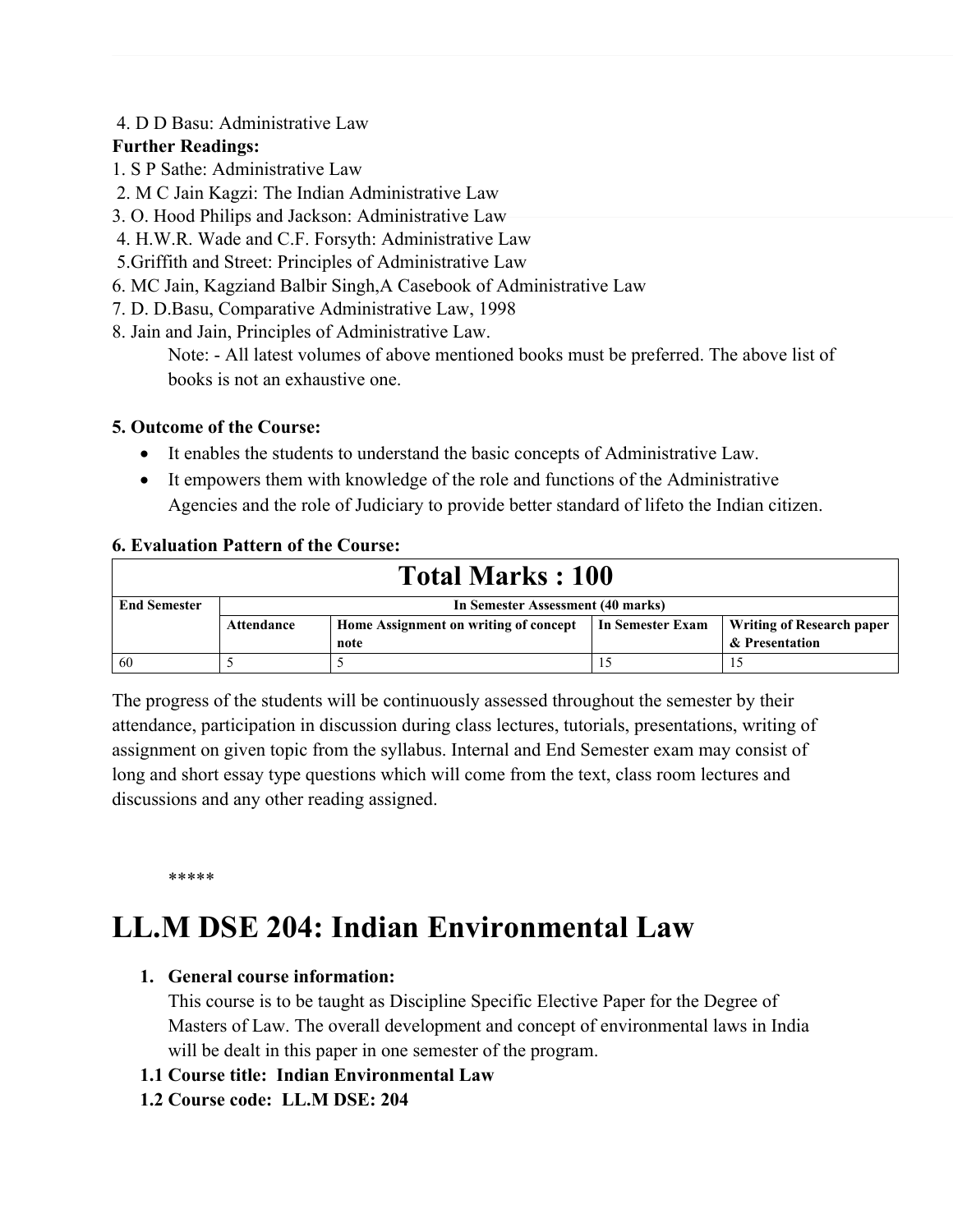4. D D Basu: Administrative Law

**Further Readings:**

1. S P Sathe: Administrative Law
2. M C Jain Kagzi: The Indian Administrative Law
3. O. Hood Philips and Jackson: Administrative Law
4. H.W.R. Wade and C.F. Forsyth: Administrative Law
5. Griffith and Street: Principles of Administrative Law
6. MC Jain, Kagziand Balbir Singh,A Casebook of Administrative Law
7. D. D.Basu, Comparative Administrative Law, 1998
8. Jain and Jain, Principles of Administrative Law.

Note: - All latest volumes of above mentioned books must be preferred. The above list of books is not an exhaustive one.

**5. Outcome of the Course:**

- It enables the students to understand the basic concepts of Administrative Law.
- It empowers them with knowledge of the role and functions of the Administrative Agencies and the role of Judiciary to provide better standard of lifeto the Indian citizen.

**6. Evaluation Pattern of the Course:**

| Total Marks : 100 | | | | |
|---|---|---|---|---|
| **End Semester** | **In Semester Assessment (40 marks)** | | | |
| | **Attendance** | **Home Assignment on writing of concept note** | **In Semester Exam** | **Writing of Research paper & Presentation** |
| 60 | 5 | 5 | 15 | 15 |

The progress of the students will be continuously assessed throughout the semester by their attendance, participation in discussion during class lectures, tutorials, presentations, writing of assignment on given topic from the syllabus. Internal and End Semester exam may consist of long and short essay type questions which will come from the text, class room lectures and discussions and any other reading assigned.

*****

# LL.M DSE 204: Indian Environmental Law

1. **General course information:**
   This course is to be taught as Discipline Specific Elective Paper for the Degree of Masters of Law. The overall development and concept of environmental laws in India will be dealt in this paper in one semester of the program.

**1.1 Course title: Indian Environmental Law**

**1.2 Course code: LL.M DSE: 204**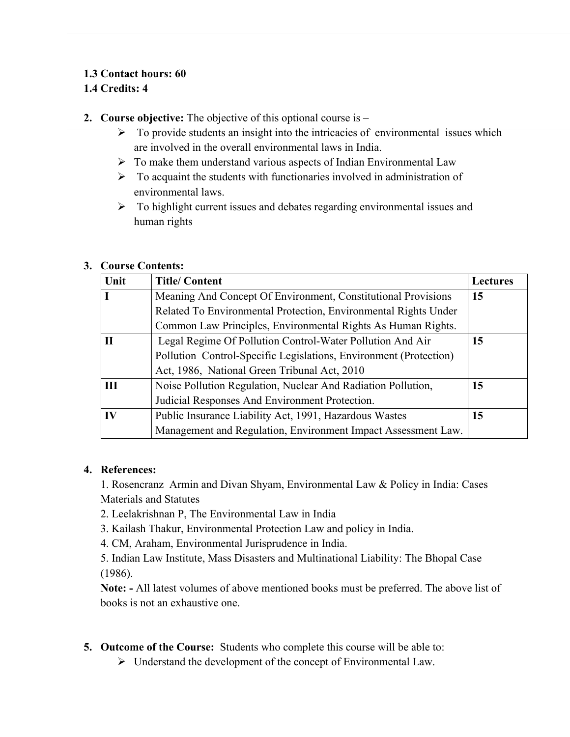**1.3 Contact hours: 60**
**1.4 Credits: 4**

2. **Course objective:** The objective of this optional course is –
   - To provide students an insight into the intricacies of environmental issues which are involved in the overall environmental laws in India.
   - To make them understand various aspects of Indian Environmental Law
   - To acquaint the students with functionaries involved in administration of environmental laws.
   - To highlight current issues and debates regarding environmental issues and human rights

3. **Course Contents:**

| Unit | Title/ Content | Lectures |
|---|---|---|
| **I** | Meaning And Concept Of Environment, Constitutional Provisions Related To Environmental Protection, Environmental Rights Under Common Law Principles, Environmental Rights As Human Rights. | **15** |
| **II** | Legal Regime Of Pollution Control-Water Pollution And Air Pollution Control-Specific Legislations, Environment (Protection) Act, 1986, National Green Tribunal Act, 2010 | **15** |
| **III** | Noise Pollution Regulation, Nuclear And Radiation Pollution, Judicial Responses And Environment Protection. | **15** |
| **IV** | Public Insurance Liability Act, 1991, Hazardous Wastes Management and Regulation, Environment Impact Assessment Law. | **15** |

4. **References:**
   1. Rosencranz Armin and Divan Shyam, Environmental Law & Policy in India: Cases Materials and Statutes
   2. Leelakrishnan P, The Environmental Law in India
   3. Kailash Thakur, Environmental Protection Law and policy in India.
   4. CM, Araham, Environmental Jurisprudence in India.
   5. Indian Law Institute, Mass Disasters and Multinational Liability: The Bhopal Case (1986).

   **Note: -** All latest volumes of above mentioned books must be preferred. The above list of books is not an exhaustive one.

5. **Outcome of the Course:** Students who complete this course will be able to:
   - Understand the development of the concept of Environmental Law.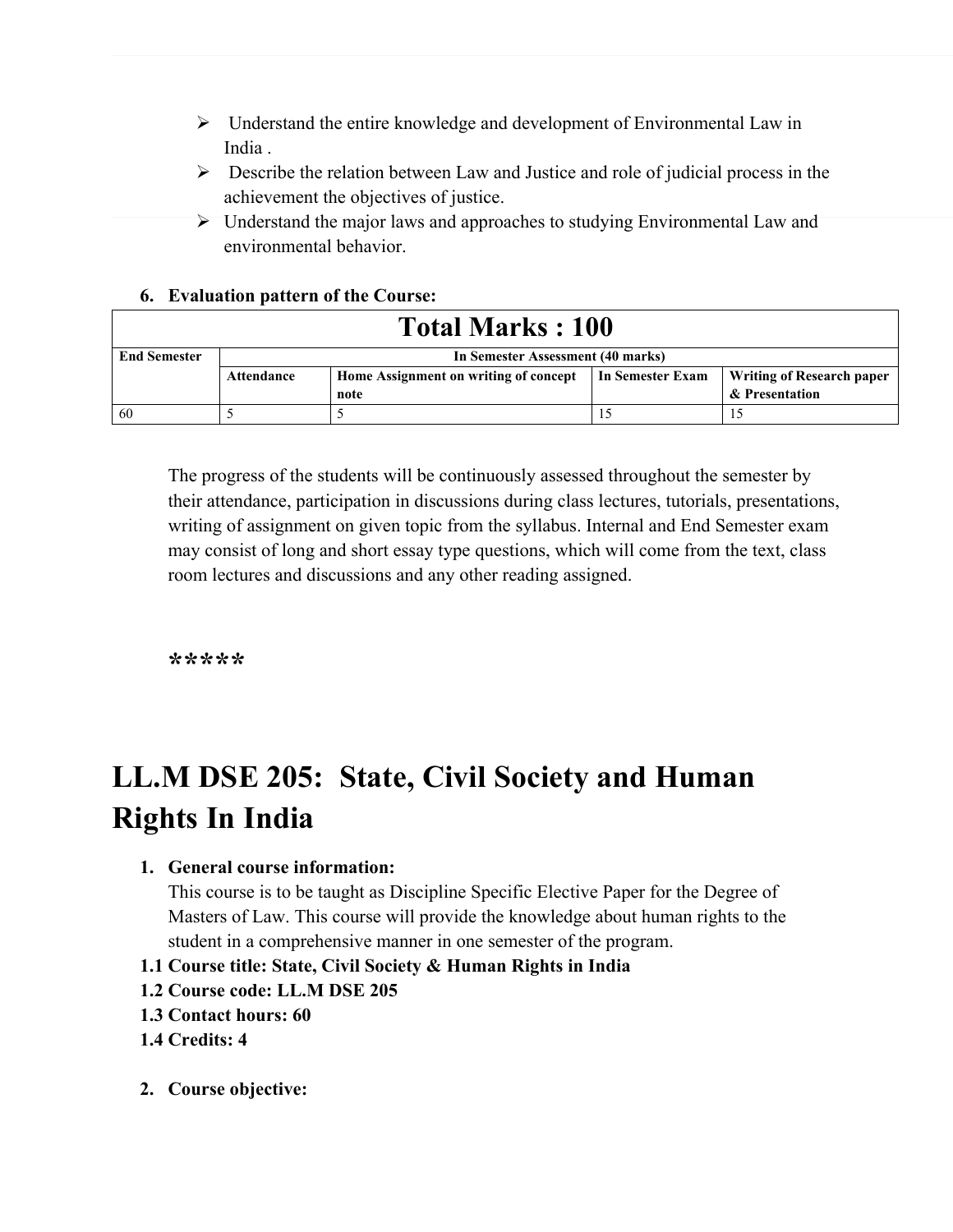- Understand the entire knowledge and development of Environmental Law in India .
- Describe the relation between Law and Justice and role of judicial process in the achievement the objectives of justice.
- Understand the major laws and approaches to studying Environmental Law and environmental behavior.

6. **Evaluation pattern of the Course:**

| **Total Marks : 100** | | | | |
|---|---|---|---|---|
| **End Semester** | **In Semester Assessment (40 marks)** | | | |
| | **Attendance** | **Home Assignment on writing of concept note** | **In Semester Exam** | **Writing of Research paper & Presentation** |
| 60 | 5 | 5 | 15 | 15 |

The progress of the students will be continuously assessed throughout the semester by their attendance, participation in discussions during class lectures, tutorials, presentations, writing of assignment on given topic from the syllabus. Internal and End Semester exam may consist of long and short essay type questions, which will come from the text, class room lectures and discussions and any other reading assigned.

*****

# LL.M DSE 205: State, Civil Society and Human Rights In India

1. **General course information:**
   This course is to be taught as Discipline Specific Elective Paper for the Degree of Masters of Law. This course will provide the knowledge about human rights to the student in a comprehensive manner in one semester of the program.

**1.1 Course title: State, Civil Society & Human Rights in India**
**1.2 Course code: LL.M DSE 205**
**1.3 Contact hours: 60**
**1.4 Credits: 4**

2. **Course objective:**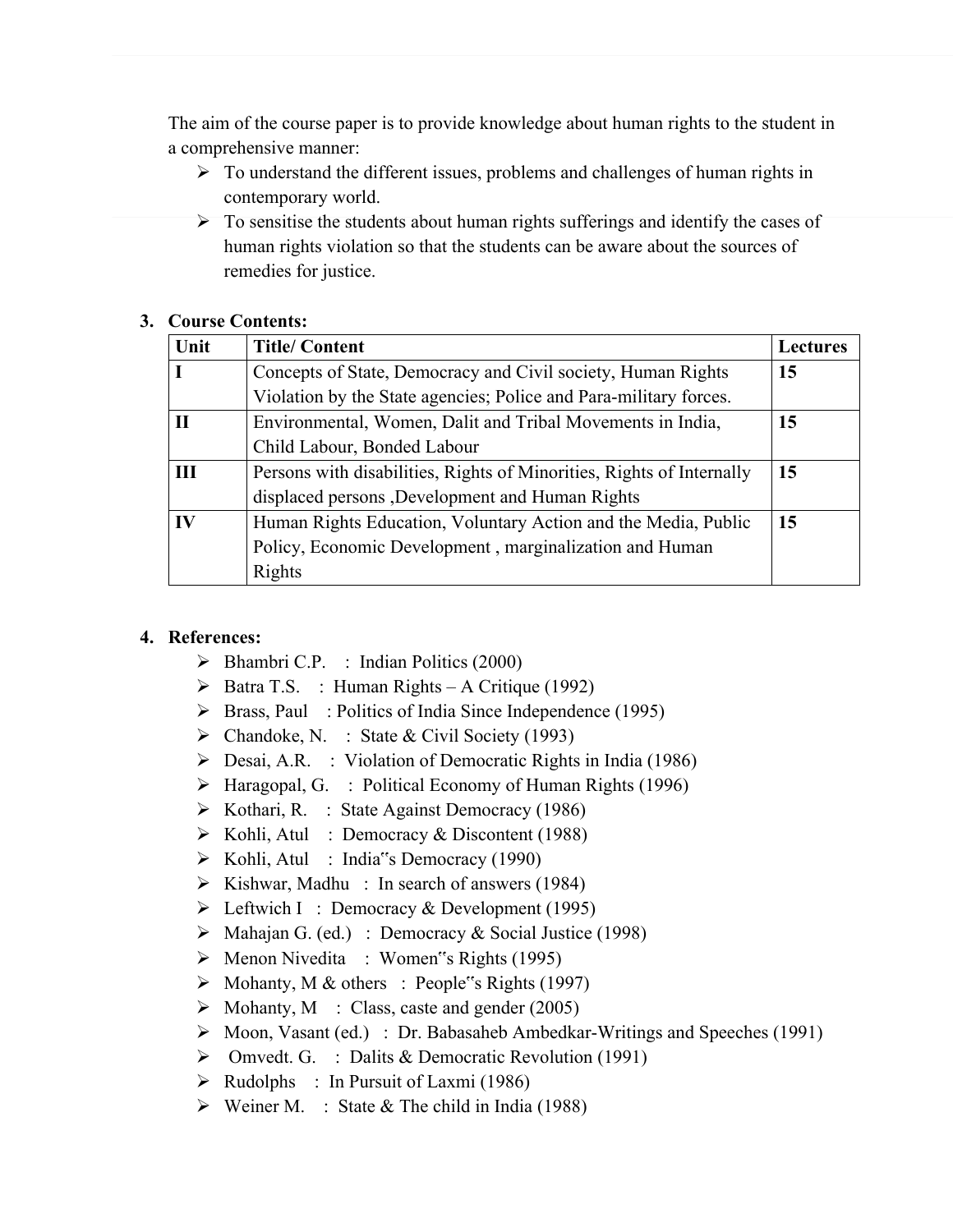The aim of the course paper is to provide knowledge about human rights to the student in a comprehensive manner:

- To understand the different issues, problems and challenges of human rights in contemporary world.
- To sensitise the students about human rights sufferings and identify the cases of human rights violation so that the students can be aware about the sources of remedies for justice.

3. **Course Contents:**

| Unit | Title/ Content | Lectures |
|---|---|---|
| **I** | Concepts of State, Democracy and Civil society, Human Rights Violation by the State agencies; Police and Para-military forces. | **15** |
| **II** | Environmental, Women, Dalit and Tribal Movements in India, Child Labour, Bonded Labour | **15** |
| **III** | Persons with disabilities, Rights of Minorities, Rights of Internally displaced persons ,Development and Human Rights | **15** |
| **IV** | Human Rights Education, Voluntary Action and the Media, Public Policy, Economic Development , marginalization and Human Rights | **15** |

4. **References:**

- Bhambri C.P. : Indian Politics (2000)
- Batra T.S. : Human Rights – A Critique (1992)
- Brass, Paul : Politics of India Since Independence (1995)
- Chandoke, N. : State & Civil Society (1993)
- Desai, A.R. : Violation of Democratic Rights in India (1986)
- Haragopal, G. : Political Economy of Human Rights (1996)
- Kothari, R. : State Against Democracy (1986)
- Kohli, Atul : Democracy & Discontent (1988)
- Kohli, Atul : India"s Democracy (1990)
- Kishwar, Madhu : In search of answers (1984)
- Leftwich I : Democracy & Development (1995)
- Mahajan G. (ed.) : Democracy & Social Justice (1998)
- Menon Nivedita : Women"s Rights (1995)
- Mohanty, M & others : People"s Rights (1997)
- Mohanty, M : Class, caste and gender (2005)
- Moon, Vasant (ed.) : Dr. Babasaheb Ambedkar-Writings and Speeches (1991)
- Omvedt. G. : Dalits & Democratic Revolution (1991)
- Rudolphs : In Pursuit of Laxmi (1986)
- Weiner M. : State & The child in India (1988)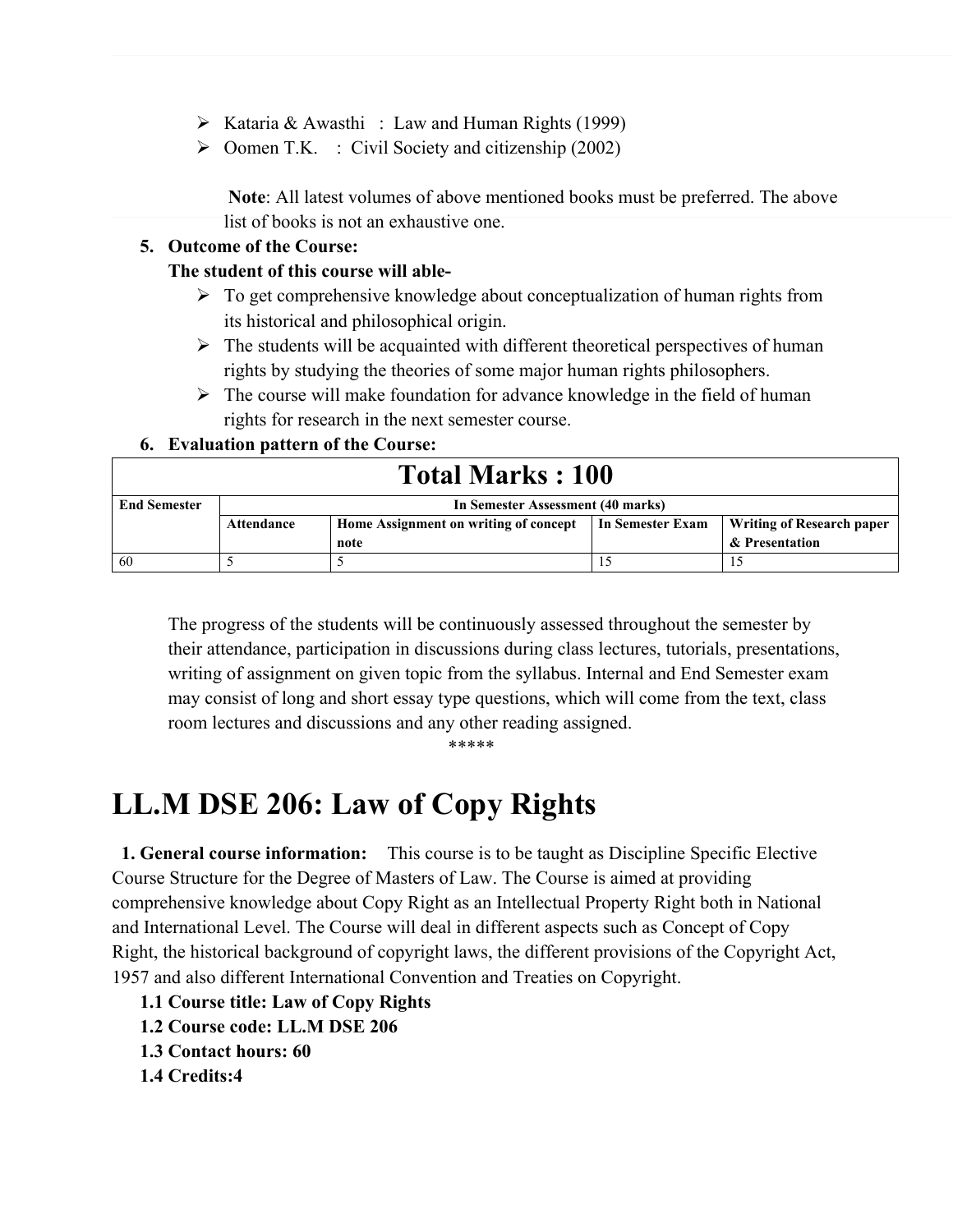- Kataria & Awasthi : Law and Human Rights (1999)
- Oomen T.K. : Civil Society and citizenship (2002)

**Note**: All latest volumes of above mentioned books must be preferred. The above list of books is not an exhaustive one.

5. **Outcome of the Course:**
   **The student of this course will able-**
   - To get comprehensive knowledge about conceptualization of human rights from its historical and philosophical origin.
   - The students will be acquainted with different theoretical perspectives of human rights by studying the theories of some major human rights philosophers.
   - The course will make foundation for advance knowledge in the field of human rights for research in the next semester course.
6. **Evaluation pattern of the Course:**

| Total Marks : 100 | | | | |
|---|---|---|---|---|
| **End Semester** | **In Semester Assessment (40 marks)** | | | |
| | **Attendance** | **Home Assignment on writing of concept note** | **In Semester Exam** | **Writing of Research paper & Presentation** |
| 60 | 5 | 5 | 15 | 15 |

The progress of the students will be continuously assessed throughout the semester by their attendance, participation in discussions during class lectures, tutorials, presentations, writing of assignment on given topic from the syllabus. Internal and End Semester exam may consist of long and short essay type questions, which will come from the text, class room lectures and discussions and any other reading assigned.

*****

# LL.M DSE 206: Law of Copy Rights

**1. General course information:** This course is to be taught as Discipline Specific Elective Course Structure for the Degree of Masters of Law. The Course is aimed at providing comprehensive knowledge about Copy Right as an Intellectual Property Right both in National and International Level. The Course will deal in different aspects such as Concept of Copy Right, the historical background of copyright laws, the different provisions of the Copyright Act, 1957 and also different International Convention and Treaties on Copyright.

**1.1 Course title: Law of Copy Rights**

**1.2 Course code: LL.M DSE 206**

**1.3 Contact hours: 60**

**1.4 Credits:4**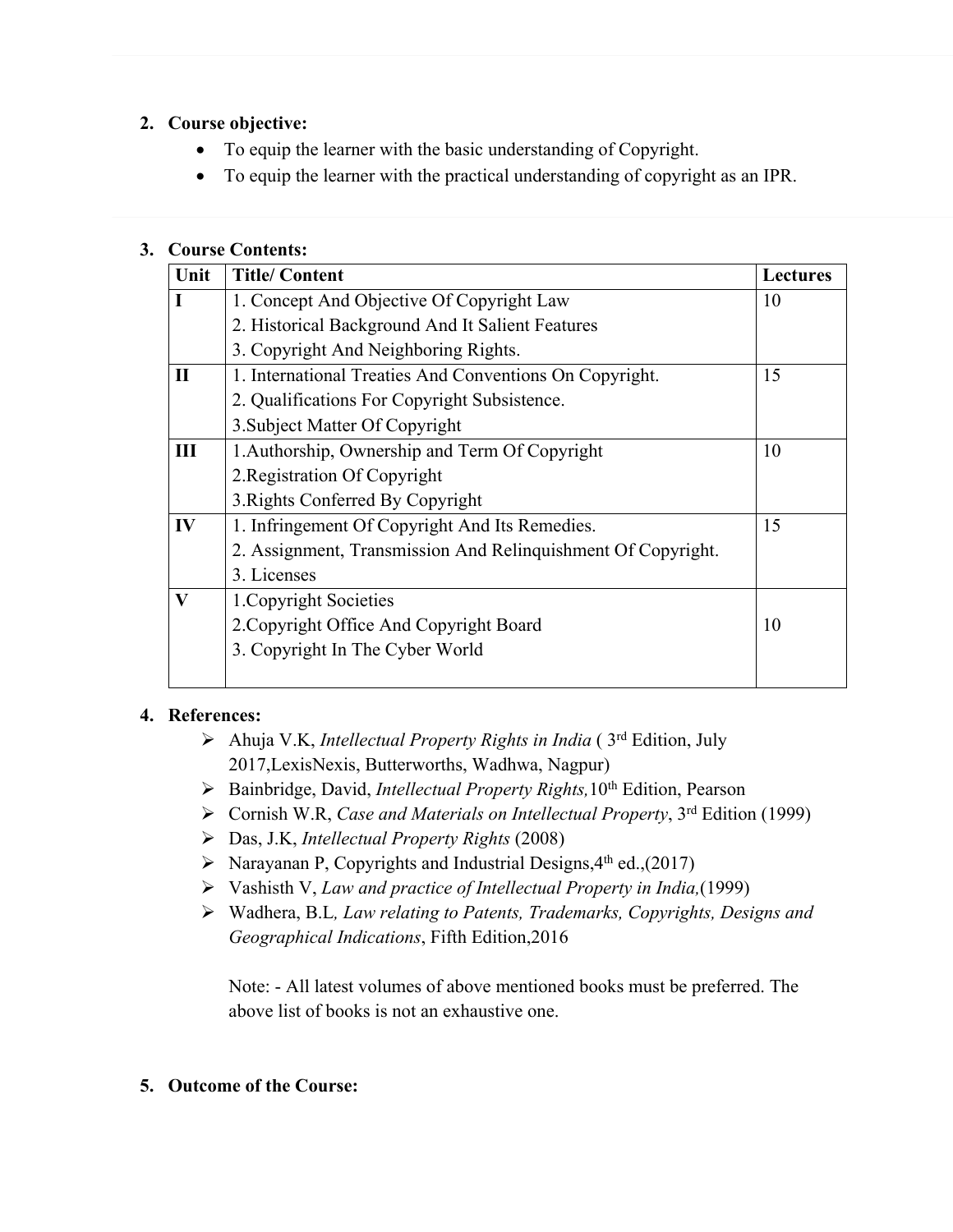2. **Course objective:**
    - To equip the learner with the basic understanding of Copyright.
    - To equip the learner with the practical understanding of copyright as an IPR.

3. **Course Contents:**

| Unit | Title/ Content | Lectures |
|---|---|---|
| **I** | 1. Concept And Objective Of Copyright Law<br>2. Historical Background And It Salient Features<br>3. Copyright And Neighboring Rights. | 10 |
| **II** | 1. International Treaties And Conventions On Copyright.<br>2. Qualifications For Copyright Subsistence.<br>3.Subject Matter Of Copyright | 15 |
| **III** | 1.Authorship, Ownership and Term Of Copyright<br>2.Registration Of Copyright<br>3.Rights Conferred By Copyright | 10 |
| **IV** | 1. Infringement Of Copyright And Its Remedies.<br>2. Assignment, Transmission And Relinquishment Of Copyright.<br>3. Licenses | 15 |
| **V** | 1.Copyright Societies<br>2.Copyright Office And Copyright Board<br>3. Copyright In The Cyber World | 10 |

4. **References:**
    - Ahuja V.K, *Intellectual Property Rights in India* ( 3rd Edition, July 2017,LexisNexis, Butterworths, Wadhwa, Nagpur)
    - Bainbridge, David, *Intellectual Property Rights,*10th Edition, Pearson
    - Cornish W.R, *Case and Materials on Intellectual Property*, 3rd Edition (1999)
    - Das, J.K, *Intellectual Property Rights* (2008)
    - Narayanan P, Copyrights and Industrial Designs,4th ed.,(2017)
    - Vashisth V, *Law and practice of Intellectual Property in India,*(1999)
    - Wadhera, B.L*, Law relating to Patents, Trademarks, Copyrights, Designs and Geographical Indications*, Fifth Edition,2016

    Note: - All latest volumes of above mentioned books must be preferred. The above list of books is not an exhaustive one.

5. **Outcome of the Course:**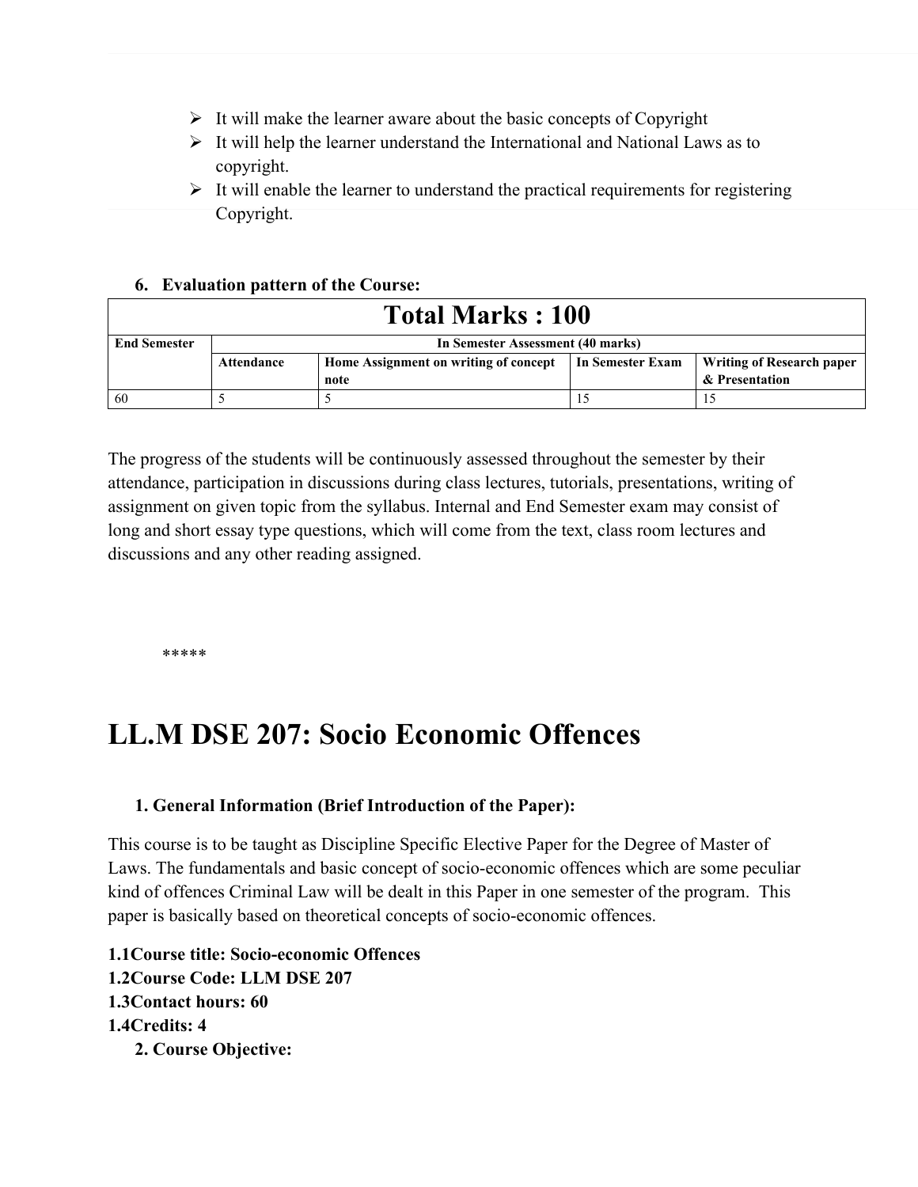- It will make the learner aware about the basic concepts of Copyright
- It will help the learner understand the International and National Laws as to copyright.
- It will enable the learner to understand the practical requirements for registering Copyright.

6. **Evaluation pattern of the Course:**

| Total Marks : 100 | | | | |
|---|---|---|---|---|
| **End Semester** | **In Semester Assessment (40 marks)** | | | |
| | **Attendance** | **Home Assignment on writing of concept note** | **In Semester Exam** | **Writing of Research paper & Presentation** |
| 60 | 5 | 5 | 15 | 15 |

The progress of the students will be continuously assessed throughout the semester by their attendance, participation in discussions during class lectures, tutorials, presentations, writing of assignment on given topic from the syllabus. Internal and End Semester exam may consist of long and short essay type questions, which will come from the text, class room lectures and discussions and any other reading assigned.

*****

# LL.M DSE 207: Socio Economic Offences

1. **General Information (Brief Introduction of the Paper):**

This course is to be taught as Discipline Specific Elective Paper for the Degree of Master of Laws. The fundamentals and basic concept of socio-economic offences which are some peculiar kind of offences Criminal Law will be dealt in this Paper in one semester of the program. This paper is basically based on theoretical concepts of socio-economic offences.

**1.1Course title: Socio-economic Offences**
**1.2Course Code: LLM DSE 207**
**1.3Contact hours: 60**
**1.4Credits: 4**

2. **Course Objective:**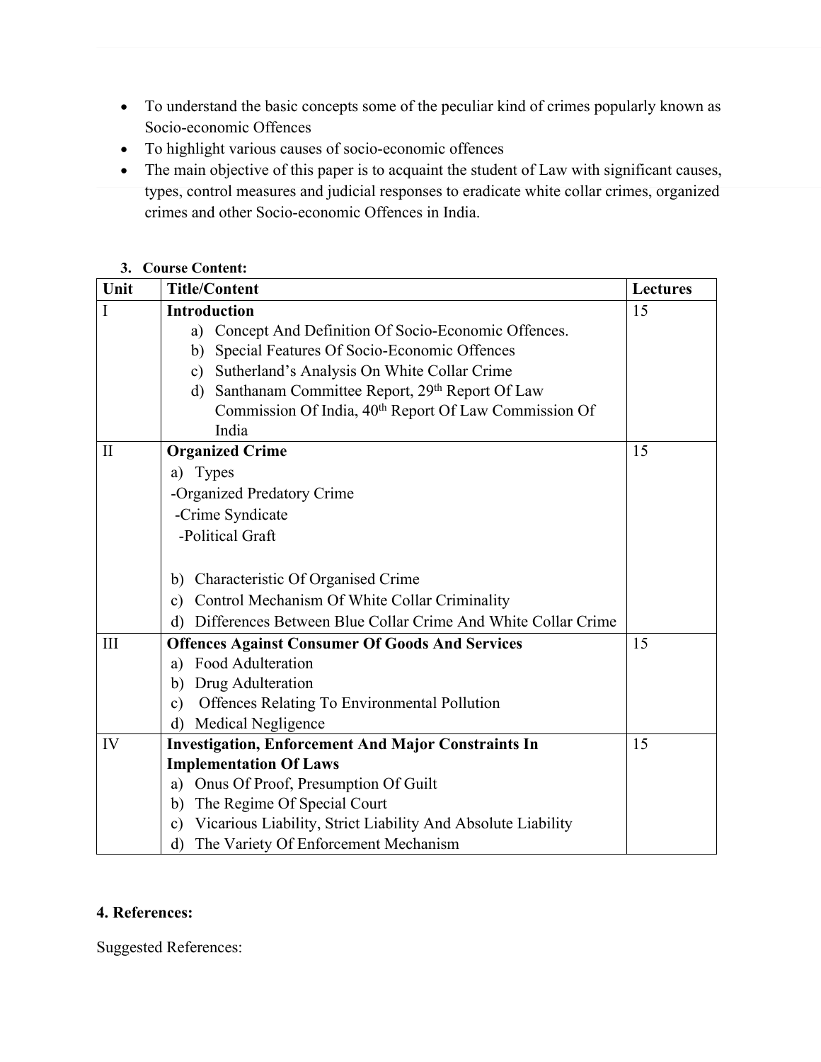- To understand the basic concepts some of the peculiar kind of crimes popularly known as Socio-economic Offences
- To highlight various causes of socio-economic offences
- The main objective of this paper is to acquaint the student of Law with significant causes, types, control measures and judicial responses to eradicate white collar crimes, organized crimes and other Socio-economic Offences in India.

**3. Course Content:**

| Unit | Title/Content | Lectures |
|---|---|---|
| I | **Introduction**<br>a) Concept And Definition Of Socio-Economic Offences.<br>b) Special Features Of Socio-Economic Offences<br>c) Sutherland's Analysis On White Collar Crime<br>d) Santhanam Committee Report, 29th Report Of Law Commission Of India, 40th Report Of Law Commission Of India | 15 |
| II | **Organized Crime**<br>a) Types<br>-Organized Predatory Crime<br>-Crime Syndicate<br>-Political Graft<br><br>b) Characteristic Of Organised Crime<br>c) Control Mechanism Of White Collar Criminality<br>d) Differences Between Blue Collar Crime And White Collar Crime | 15 |
| III | **Offences Against Consumer Of Goods And Services**<br>a) Food Adulteration<br>b) Drug Adulteration<br>c) Offences Relating To Environmental Pollution<br>d) Medical Negligence | 15 |
| IV | **Investigation, Enforcement And Major Constraints In Implementation Of Laws**<br>a) Onus Of Proof, Presumption Of Guilt<br>b) The Regime Of Special Court<br>c) Vicarious Liability, Strict Liability And Absolute Liability<br>d) The Variety Of Enforcement Mechanism | 15 |

**4. References:**

Suggested References: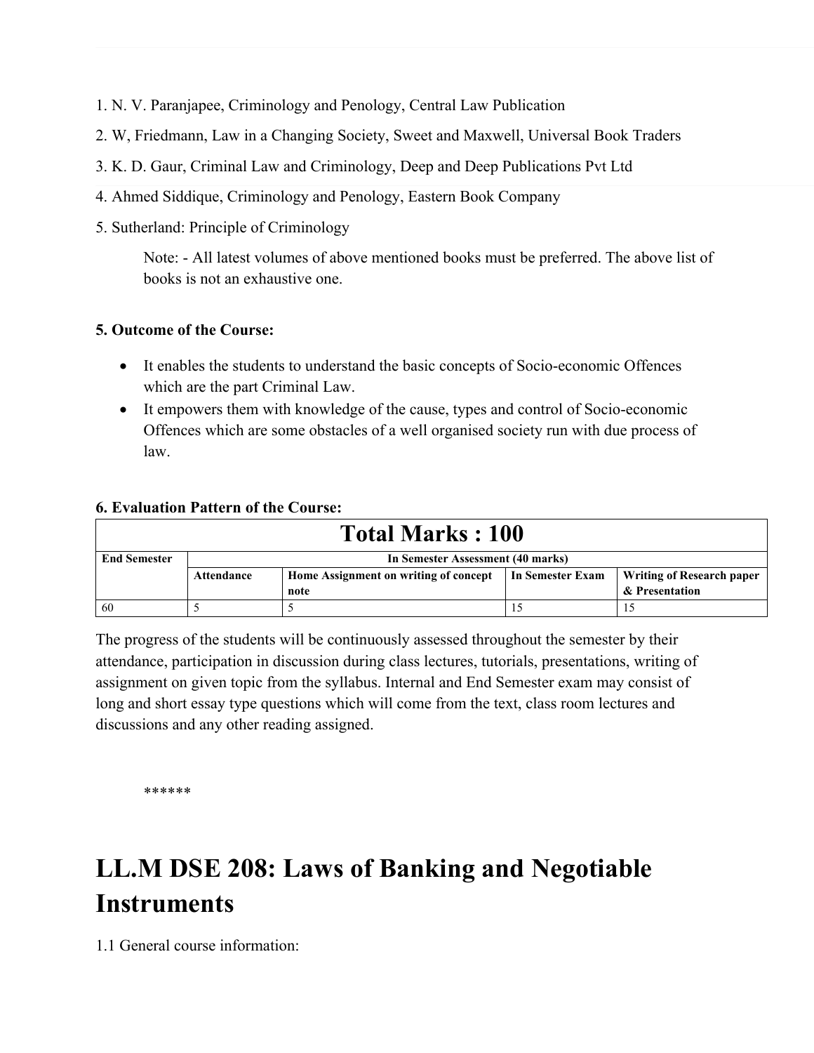1. N. V. Paranjapee, Criminology and Penology, Central Law Publication
2. W, Friedmann, Law in a Changing Society, Sweet and Maxwell, Universal Book Traders
3. K. D. Gaur, Criminal Law and Criminology, Deep and Deep Publications Pvt Ltd
4. Ahmed Siddique, Criminology and Penology, Eastern Book Company
5. Sutherland: Principle of Criminology

Note: - All latest volumes of above mentioned books must be preferred. The above list of books is not an exhaustive one.

**5. Outcome of the Course:**

- It enables the students to understand the basic concepts of Socio-economic Offences which are the part Criminal Law.
- It empowers them with knowledge of the cause, types and control of Socio-economic Offences which are some obstacles of a well organised society run with due process of law.

**6. Evaluation Pattern of the Course:**

| Total Marks : 100 | | | | |
|---|---|---|---|---|
| **End Semester** | **In Semester Assessment (40 marks)** | | | |
| | **Attendance** | **Home Assignment on writing of concept note** | **In Semester Exam** | **Writing of Research paper & Presentation** |
| 60 | 5 | 5 | 15 | 15 |

The progress of the students will be continuously assessed throughout the semester by their attendance, participation in discussion during class lectures, tutorials, presentations, writing of assignment on given topic from the syllabus. Internal and End Semester exam may consist of long and short essay type questions which will come from the text, class room lectures and discussions and any other reading assigned.

******

# LL.M DSE 208: Laws of Banking and Negotiable Instruments

1.1 General course information: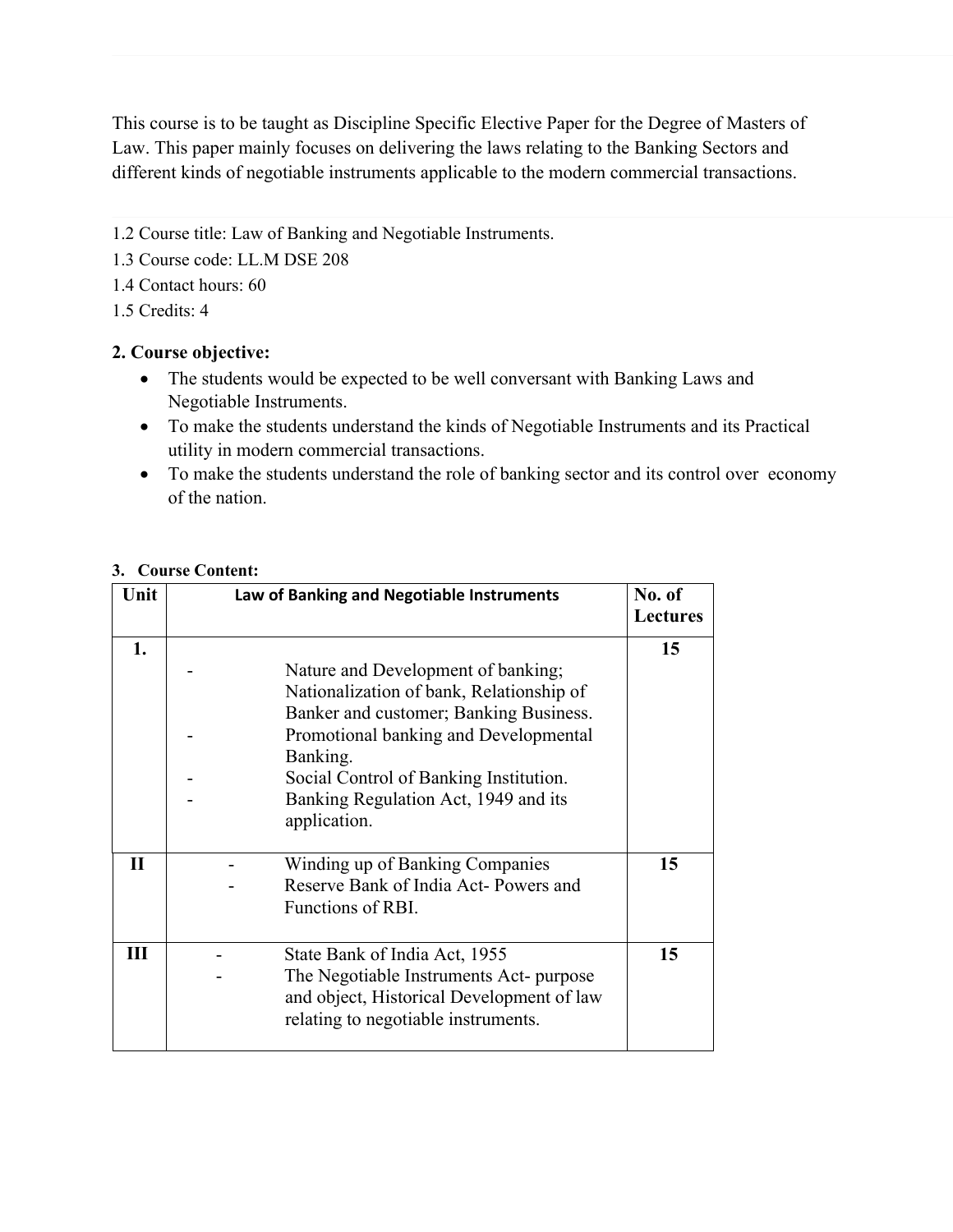This course is to be taught as Discipline Specific Elective Paper for the Degree of Masters of Law. This paper mainly focuses on delivering the laws relating to the Banking Sectors and different kinds of negotiable instruments applicable to the modern commercial transactions.

1.2 Course title: Law of Banking and Negotiable Instruments.

1.3 Course code: LL.M DSE 208

1.4 Contact hours: 60

1.5 Credits: 4

## 2. Course objective:

- The students would be expected to be well conversant with Banking Laws and Negotiable Instruments.
- To make the students understand the kinds of Negotiable Instruments and its Practical utility in modern commercial transactions.
- To make the students understand the role of banking sector and its control over economy of the nation.

### 3. Course Content:

| Unit | Law of Banking and Negotiable Instruments | No. of Lectures |
|---|---|---|
| 1. | - Nature and Development of banking; Nationalization of bank, Relationship of Banker and customer; Banking Business.<br>- Promotional banking and Developmental Banking.<br>- Social Control of Banking Institution.<br>- Banking Regulation Act, 1949 and its application. | 15 |
| II | - Winding up of Banking Companies<br>- Reserve Bank of India Act- Powers and Functions of RBI. | 15 |
| III | - State Bank of India Act, 1955<br>- The Negotiable Instruments Act- purpose and object, Historical Development of law relating to negotiable instruments. | 15 |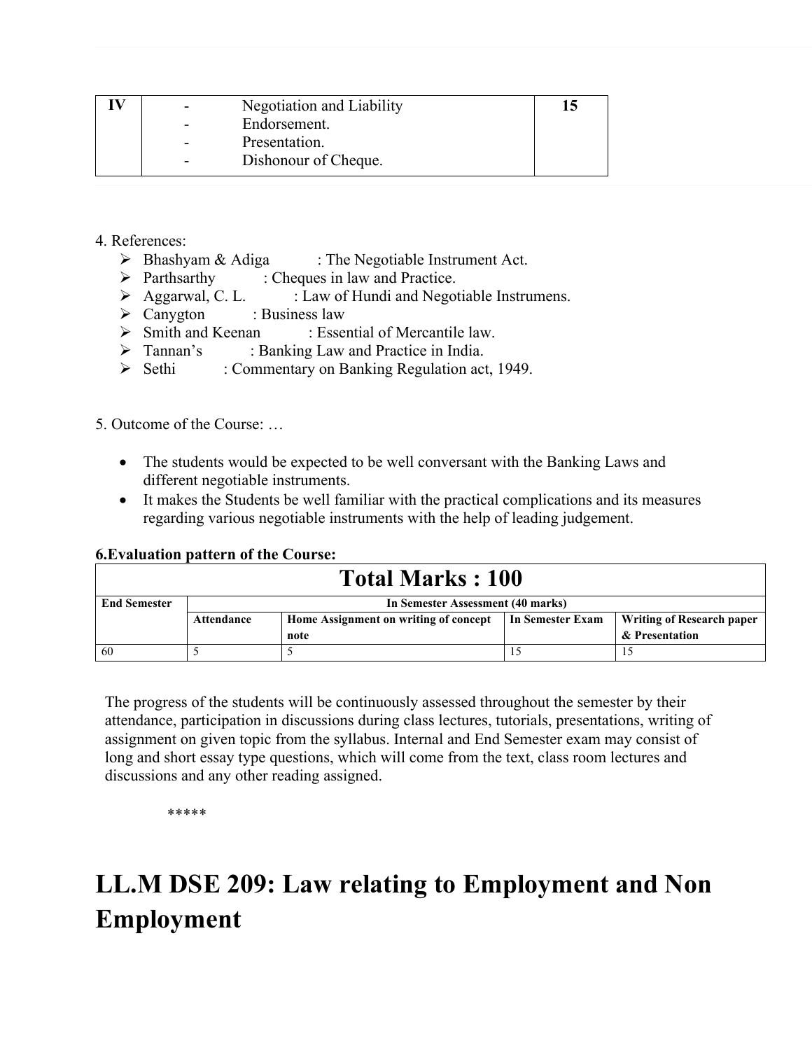| IV | - Negotiation and Liability<br>- Endorsement.<br>- Presentation.<br>- Dishonour of Cheque. | 15 |
|---|---|---|

4. References:

- Bhashyam & Adiga : The Negotiable Instrument Act.
- Parthsarthy : Cheques in law and Practice.
- Aggarwal, C. L. : Law of Hundi and Negotiable Instrumens.
- Canygton : Business law
- Smith and Keenan : Essential of Mercantile law.
- Tannan's : Banking Law and Practice in India.
- Sethi : Commentary on Banking Regulation act, 1949.

5. Outcome of the Course: …

- The students would be expected to be well conversant with the Banking Laws and different negotiable instruments.
- It makes the Students be well familiar with the practical complications and its measures regarding various negotiable instruments with the help of leading judgement.

**6.Evaluation pattern of the Course:**

| **Total Marks : 100** | | | | |
|---|---|---|---|---|
| **End Semester** | **In Semester Assessment (40 marks)** | | | |
| | **Attendance** | **Home Assignment on writing of concept note** | **In Semester Exam** | **Writing of Research paper & Presentation** |
| 60 | 5 | 5 | 15 | 15 |

The progress of the students will be continuously assessed throughout the semester by their attendance, participation in discussions during class lectures, tutorials, presentations, writing of assignment on given topic from the syllabus. Internal and End Semester exam may consist of long and short essay type questions, which will come from the text, class room lectures and discussions and any other reading assigned.

*****

# LL.M DSE 209: Law relating to Employment and Non Employment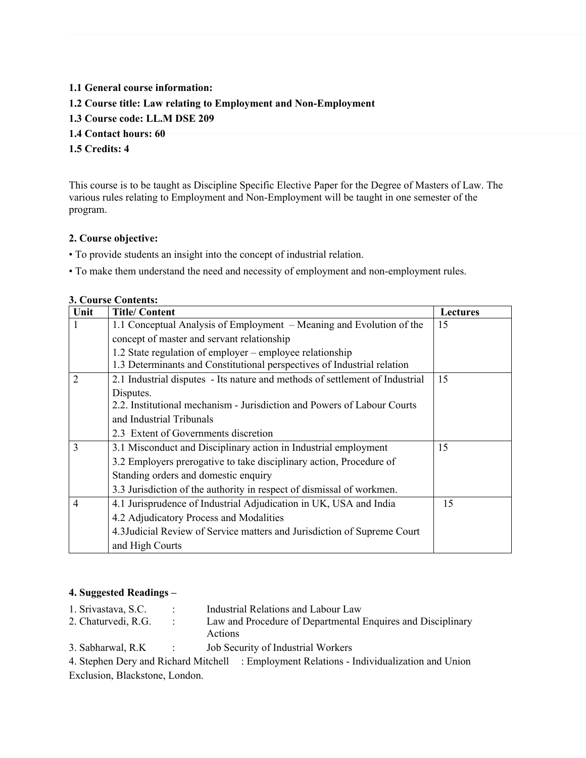**1.1 General course information:**

**1.2 Course title: Law relating to Employment and Non-Employment**

**1.3 Course code: LL.M DSE 209**

**1.4 Contact hours: 60**

**1.5 Credits: 4**

This course is to be taught as Discipline Specific Elective Paper for the Degree of Masters of Law. The various rules relating to Employment and Non-Employment will be taught in one semester of the program.

**2. Course objective:**

• To provide students an insight into the concept of industrial relation.

• To make them understand the need and necessity of employment and non-employment rules.

**3. Course Contents:**

| Unit | Title/ Content | Lectures |
|---|---|---|
| 1 | 1.1 Conceptual Analysis of Employment – Meaning and Evolution of the concept of master and servant relationship<br>1.2 State regulation of employer – employee relationship<br>1.3 Determinants and Constitutional perspectives of Industrial relation | 15 |
| 2 | 2.1 Industrial disputes - Its nature and methods of settlement of Industrial Disputes.<br>2.2. Institutional mechanism - Jurisdiction and Powers of Labour Courts and Industrial Tribunals<br>2.3 Extent of Governments discretion | 15 |
| 3 | 3.1 Misconduct and Disciplinary action in Industrial employment<br>3.2 Employers prerogative to take disciplinary action, Procedure of Standing orders and domestic enquiry<br>3.3 Jurisdiction of the authority in respect of dismissal of workmen. | 15 |
| 4 | 4.1 Jurisprudence of Industrial Adjudication in UK, USA and India<br>4.2 Adjudicatory Process and Modalities<br>4.3Judicial Review of Service matters and Jurisdiction of Supreme Court and High Courts | 15 |

**4. Suggested Readings –**

1. Srivastava, S.C. : Industrial Relations and Labour Law
2. Chaturvedi, R.G. : Law and Procedure of Departmental Enquires and Disciplinary Actions
3. Sabharwal, R.K : Job Security of Industrial Workers
4. Stephen Dery and Richard Mitchell : Employment Relations - Individualization and Union Exclusion, Blackstone, London.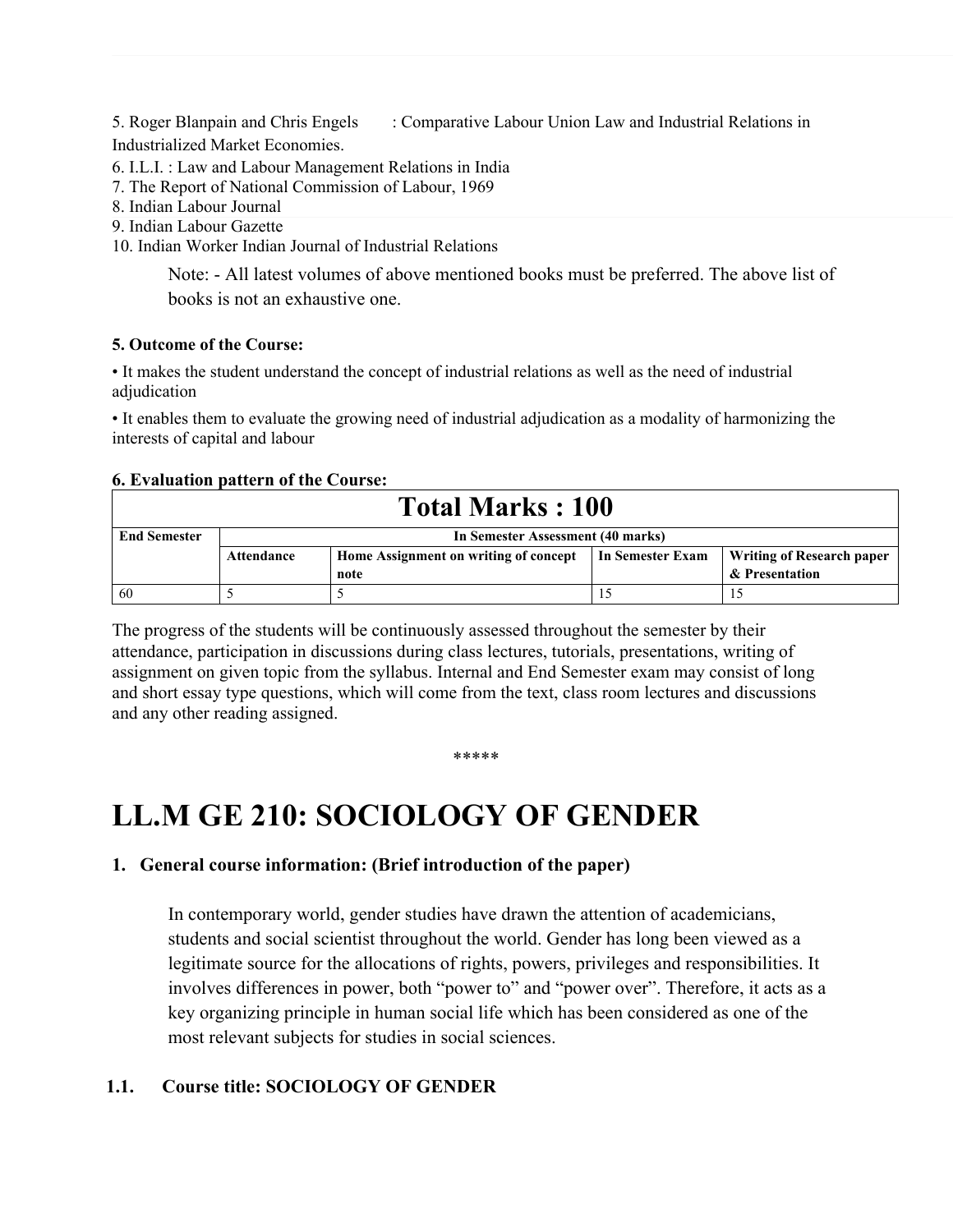5. Roger Blanpain and Chris Engels : Comparative Labour Union Law and Industrial Relations in Industrialized Market Economies.
6. I.L.I. : Law and Labour Management Relations in India
7. The Report of National Commission of Labour, 1969
8. Indian Labour Journal
9. Indian Labour Gazette
10. Indian Worker Indian Journal of Industrial Relations

Note: - All latest volumes of above mentioned books must be preferred. The above list of books is not an exhaustive one.

**5. Outcome of the Course:**

- It makes the student understand the concept of industrial relations as well as the need of industrial adjudication
- It enables them to evaluate the growing need of industrial adjudication as a modality of harmonizing the interests of capital and labour

**6. Evaluation pattern of the Course:**

| Total Marks : 100 | | | | |
|---|---|---|---|---|
| **End Semester** | **In Semester Assessment (40 marks)** | | | |
| | **Attendance** | **Home Assignment on writing of concept note** | **In Semester Exam** | **Writing of Research paper & Presentation** |
| 60 | 5 | 5 | 15 | 15 |

The progress of the students will be continuously assessed throughout the semester by their attendance, participation in discussions during class lectures, tutorials, presentations, writing of assignment on given topic from the syllabus. Internal and End Semester exam may consist of long and short essay type questions, which will come from the text, class room lectures and discussions and any other reading assigned.

*****

# LL.M GE 210: SOCIOLOGY OF GENDER

## 1. General course information: (Brief introduction of the paper)

In contemporary world, gender studies have drawn the attention of academicians, students and social scientist throughout the world. Gender has long been viewed as a legitimate source for the allocations of rights, powers, privileges and responsibilities. It involves differences in power, both "power to" and "power over". Therefore, it acts as a key organizing principle in human social life which has been considered as one of the most relevant subjects for studies in social sciences.

### 1.1. Course title: SOCIOLOGY OF GENDER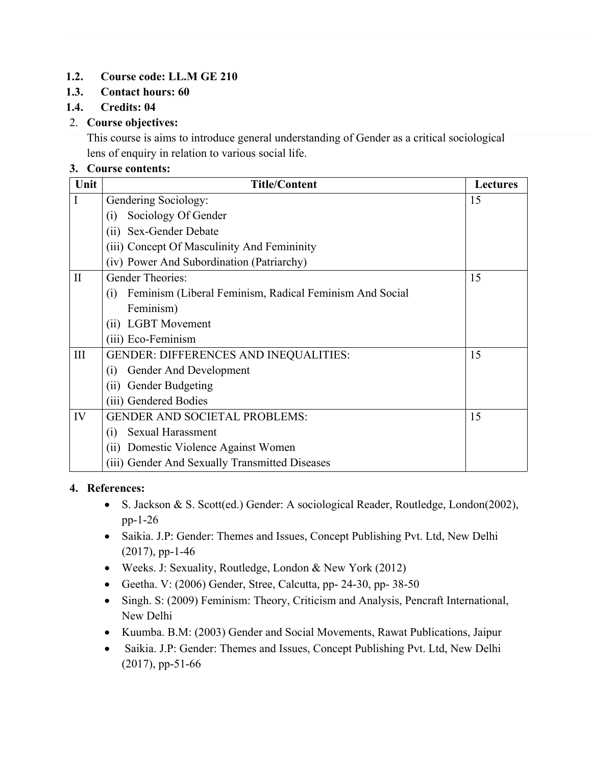**1.2. Course code: LL.M GE 210**

**1.3. Contact hours: 60**

**1.4. Credits: 04**

2. **Course objectives:**
   This course is aims to introduce general understanding of Gender as a critical sociological lens of enquiry in relation to various social life.

3. **Course contents:**

| Unit | Title/Content | Lectures |
|---|---|---|
| I | Gendering Sociology:<br>(i) Sociology Of Gender<br>(ii) Sex-Gender Debate<br>(iii) Concept Of Masculinity And Femininity<br>(iv) Power And Subordination (Patriarchy) | 15 |
| II | Gender Theories:<br>(i) Feminism (Liberal Feminism, Radical Feminism And Social Feminism)<br>(ii) LGBT Movement<br>(iii) Eco-Feminism | 15 |
| III | GENDER: DIFFERENCES AND INEQUALITIES:<br>(i) Gender And Development<br>(ii) Gender Budgeting<br>(iii) Gendered Bodies | 15 |
| IV | GENDER AND SOCIETAL PROBLEMS:<br>(i) Sexual Harassment<br>(ii) Domestic Violence Against Women<br>(iii) Gender And Sexually Transmitted Diseases | 15 |

4. **References:**
   - S. Jackson & S. Scott(ed.) Gender: A sociological Reader, Routledge, London(2002), pp-1-26
   - Saikia. J.P: Gender: Themes and Issues, Concept Publishing Pvt. Ltd, New Delhi (2017), pp-1-46
   - Weeks. J: Sexuality, Routledge, London & New York (2012)
   - Geetha. V: (2006) Gender, Stree, Calcutta, pp- 24-30, pp- 38-50
   - Singh. S: (2009) Feminism: Theory, Criticism and Analysis, Pencraft International, New Delhi
   - Kuumba. B.M: (2003) Gender and Social Movements, Rawat Publications, Jaipur
   - Saikia. J.P: Gender: Themes and Issues, Concept Publishing Pvt. Ltd, New Delhi (2017), pp-51-66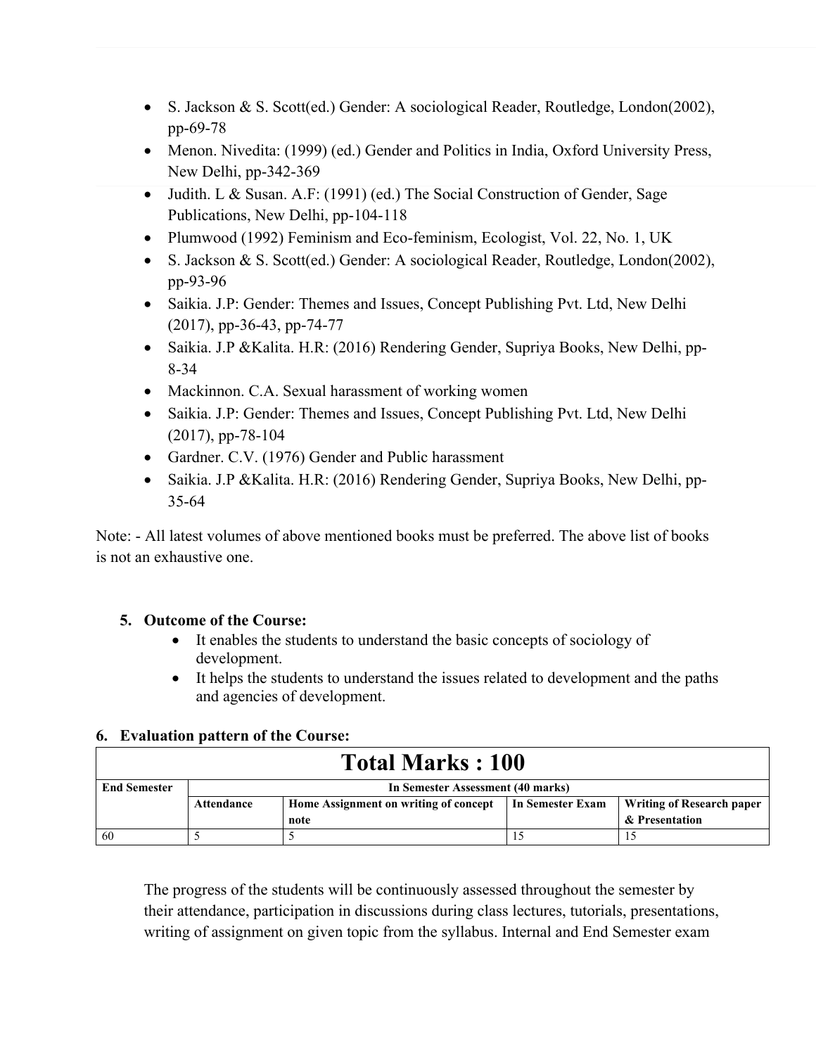- S. Jackson & S. Scott(ed.) Gender: A sociological Reader, Routledge, London(2002), pp-69-78
- Menon. Nivedita: (1999) (ed.) Gender and Politics in India, Oxford University Press, New Delhi, pp-342-369
- Judith. L & Susan. A.F: (1991) (ed.) The Social Construction of Gender, Sage Publications, New Delhi, pp-104-118
- Plumwood (1992) Feminism and Eco-feminism, Ecologist, Vol. 22, No. 1, UK
- S. Jackson & S. Scott(ed.) Gender: A sociological Reader, Routledge, London(2002), pp-93-96
- Saikia. J.P: Gender: Themes and Issues, Concept Publishing Pvt. Ltd, New Delhi (2017), pp-36-43, pp-74-77
- Saikia. J.P &Kalita. H.R: (2016) Rendering Gender, Supriya Books, New Delhi, pp-8-34
- Mackinnon. C.A. Sexual harassment of working women
- Saikia. J.P: Gender: Themes and Issues, Concept Publishing Pvt. Ltd, New Delhi (2017), pp-78-104
- Gardner. C.V. (1976) Gender and Public harassment
- Saikia. J.P &Kalita. H.R: (2016) Rendering Gender, Supriya Books, New Delhi, pp-35-64

Note: - All latest volumes of above mentioned books must be preferred. The above list of books is not an exhaustive one.

5. **Outcome of the Course:**
   - It enables the students to understand the basic concepts of sociology of development.
   - It helps the students to understand the issues related to development and the paths and agencies of development.

6. **Evaluation pattern of the Course:**

| **Total Marks : 100** | | | | |
|---|---|---|---|---|
| **End Semester** | **In Semester Assessment (40 marks)** | | | |
| | **Attendance** | **Home Assignment on writing of concept note** | **In Semester Exam** | **Writing of Research paper & Presentation** |
| 60 | 5 | 5 | 15 | 15 |

The progress of the students will be continuously assessed throughout the semester by their attendance, participation in discussions during class lectures, tutorials, presentations, writing of assignment on given topic from the syllabus. Internal and End Semester exam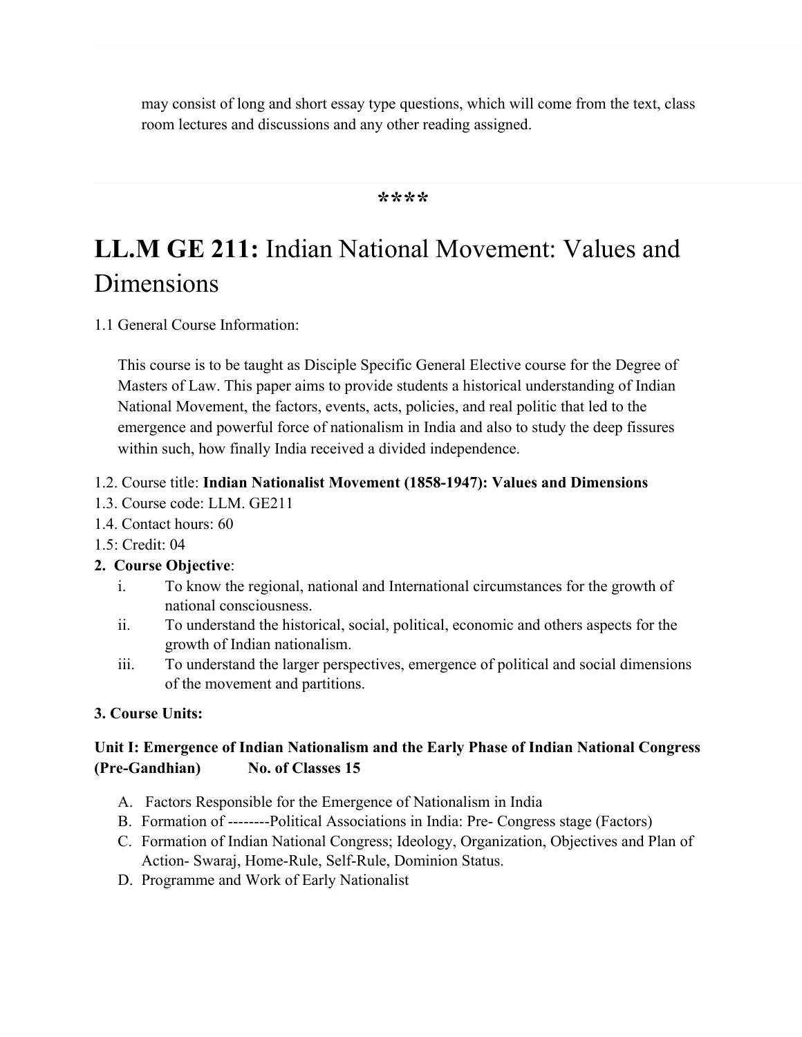may consist of long and short essay type questions, which will come from the text, class room lectures and discussions and any other reading assigned.

****

# **LL.M GE 211:** Indian National Movement: Values and Dimensions

1.1 General Course Information:

This course is to be taught as Disciple Specific General Elective course for the Degree of Masters of Law. This paper aims to provide students a historical understanding of Indian National Movement, the factors, events, acts, policies, and real politic that led to the emergence and powerful force of nationalism in India and also to study the deep fissures within such, how finally India received a divided independence.

1.2. Course title: **Indian Nationalist Movement (1858-1947): Values and Dimensions**
1.3. Course code: LLM. GE211
1.4. Contact hours: 60
1.5: Credit: 04

**2. Course Objective**:

i. To know the regional, national and International circumstances for the growth of national consciousness.
ii. To understand the historical, social, political, economic and others aspects for the growth of Indian nationalism.
iii. To understand the larger perspectives, emergence of political and social dimensions of the movement and partitions.

**3. Course Units:**

**Unit I: Emergence of Indian Nationalism and the Early Phase of Indian National Congress (Pre-Gandhian) No. of Classes 15**

A. Factors Responsible for the Emergence of Nationalism in India
B. Formation of --------Political Associations in India: Pre- Congress stage (Factors)
C. Formation of Indian National Congress; Ideology, Organization, Objectives and Plan of Action- Swaraj, Home-Rule, Self-Rule, Dominion Status.
D. Programme and Work of Early Nationalist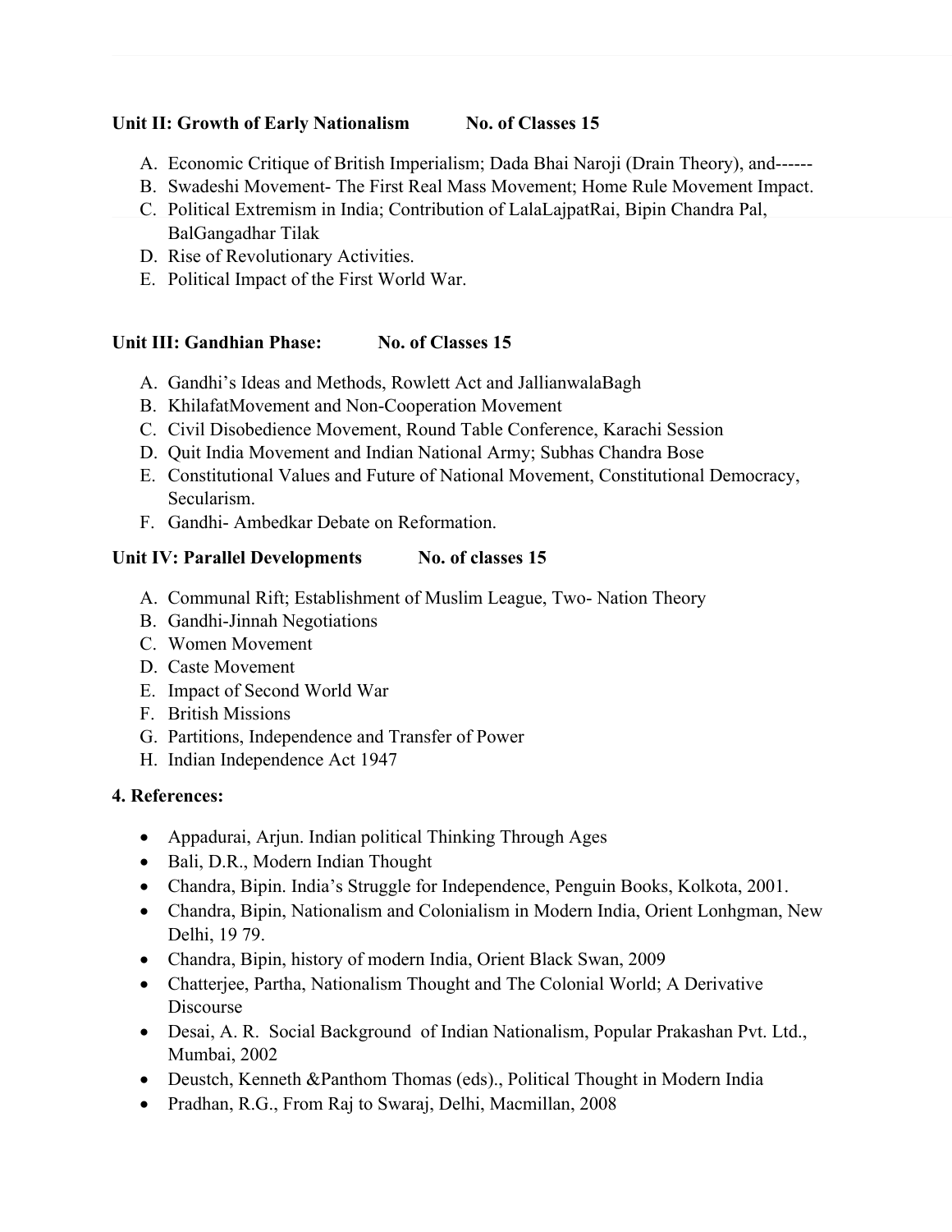**Unit II: Growth of Early Nationalism No. of Classes 15**

A. Economic Critique of British Imperialism; Dada Bhai Naroji (Drain Theory), and------
B. Swadeshi Movement- The First Real Mass Movement; Home Rule Movement Impact.
C. Political Extremism in India; Contribution of LalaLajpatRai, Bipin Chandra Pal, BalGangadhar Tilak
D. Rise of Revolutionary Activities.
E. Political Impact of the First World War.

**Unit III: Gandhian Phase: No. of Classes 15**

A. Gandhi's Ideas and Methods, Rowlett Act and JallianwalaBagh
B. KhilafatMovement and Non-Cooperation Movement
C. Civil Disobedience Movement, Round Table Conference, Karachi Session
D. Quit India Movement and Indian National Army; Subhas Chandra Bose
E. Constitutional Values and Future of National Movement, Constitutional Democracy, Secularism.
F. Gandhi- Ambedkar Debate on Reformation.

**Unit IV: Parallel Developments No. of classes 15**

A. Communal Rift; Establishment of Muslim League, Two- Nation Theory
B. Gandhi-Jinnah Negotiations
C. Women Movement
D. Caste Movement
E. Impact of Second World War
F. British Missions
G. Partitions, Independence and Transfer of Power
H. Indian Independence Act 1947

**4. References:**

- Appadurai, Arjun. Indian political Thinking Through Ages
- Bali, D.R., Modern Indian Thought
- Chandra, Bipin. India's Struggle for Independence, Penguin Books, Kolkota, 2001.
- Chandra, Bipin, Nationalism and Colonialism in Modern India, Orient Lonhgman, New Delhi, 19 79.
- Chandra, Bipin, history of modern India, Orient Black Swan, 2009
- Chatterjee, Partha, Nationalism Thought and The Colonial World; A Derivative Discourse
- Desai, A. R. Social Background of Indian Nationalism, Popular Prakashan Pvt. Ltd., Mumbai, 2002
- Deustch, Kenneth &Panthom Thomas (eds)., Political Thought in Modern India
- Pradhan, R.G., From Raj to Swaraj, Delhi, Macmillan, 2008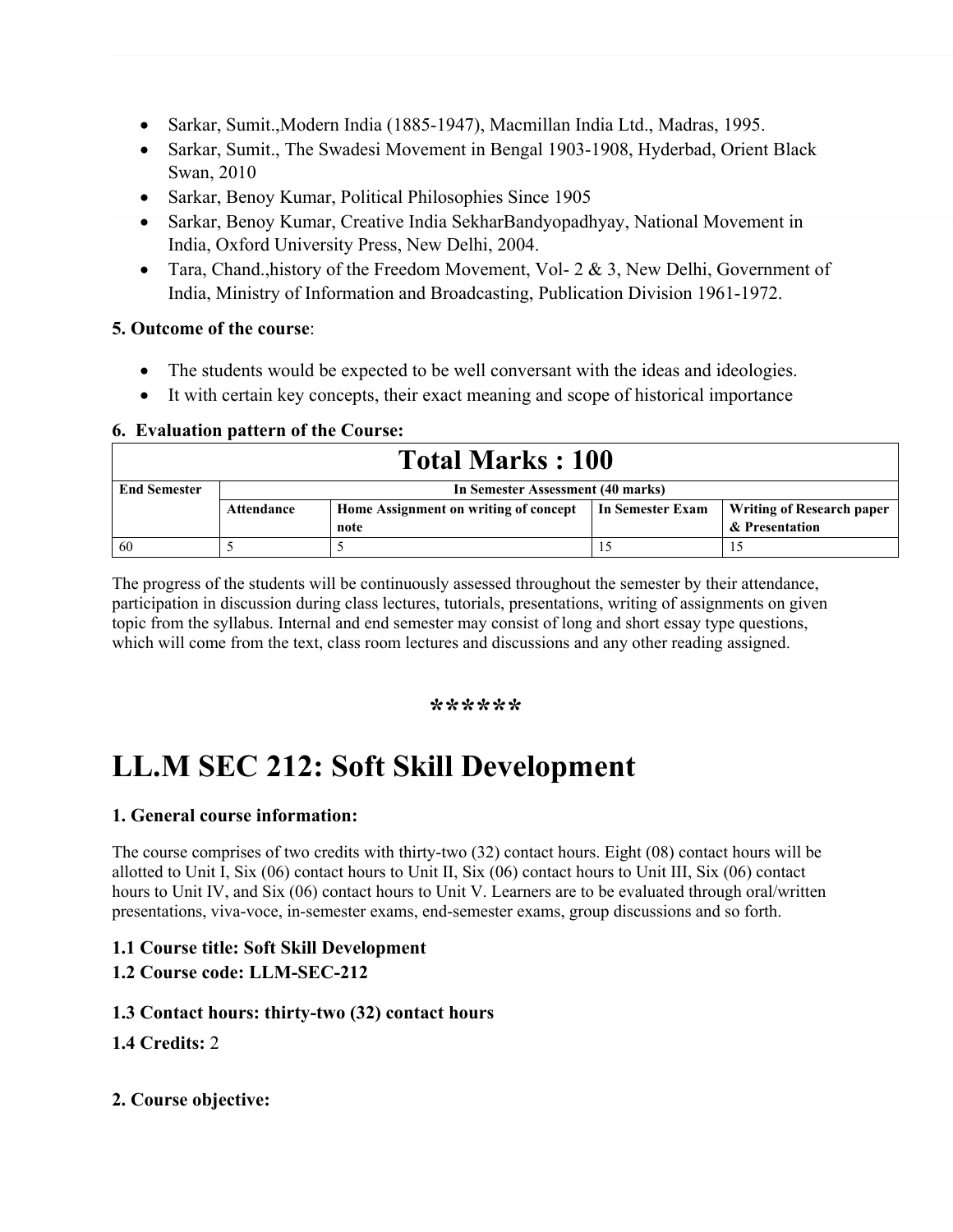- Sarkar, Sumit.,Modern India (1885-1947), Macmillan India Ltd., Madras, 1995.
- Sarkar, Sumit., The Swadesi Movement in Bengal 1903-1908, Hyderbad, Orient Black Swan, 2010
- Sarkar, Benoy Kumar, Political Philosophies Since 1905
- Sarkar, Benoy Kumar, Creative India SekharBandyopadhyay, National Movement in India, Oxford University Press, New Delhi, 2004.
- Tara, Chand.,history of the Freedom Movement, Vol- 2 & 3, New Delhi, Government of India, Ministry of Information and Broadcasting, Publication Division 1961-1972.

**5. Outcome of the course**:

- The students would be expected to be well conversant with the ideas and ideologies.
- It with certain key concepts, their exact meaning and scope of historical importance

**6. Evaluation pattern of the Course:**

| **Total Marks : 100** | | | | |
|---|---|---|---|---|
| **End Semester** | **In Semester Assessment (40 marks)** | | | |
| | **Attendance** | **Home Assignment on writing of concept note** | **In Semester Exam** | **Writing of Research paper & Presentation** |
| 60 | 5 | 5 | 15 | 15 |

The progress of the students will be continuously assessed throughout the semester by their attendance, participation in discussion during class lectures, tutorials, presentations, writing of assignments on given topic from the syllabus. Internal and end semester may consist of long and short essay type questions, which will come from the text, class room lectures and discussions and any other reading assigned.

**\*\*\*\*\*\***

# LL.M SEC 212: Soft Skill Development

### 1. General course information:

The course comprises of two credits with thirty-two (32) contact hours. Eight (08) contact hours will be allotted to Unit I, Six (06) contact hours to Unit II, Six (06) contact hours to Unit III, Six (06) contact hours to Unit IV, and Six (06) contact hours to Unit V. Learners are to be evaluated through oral/written presentations, viva-voce, in-semester exams, end-semester exams, group discussions and so forth.

**1.1 Course title: Soft Skill Development**
**1.2 Course code: LLM-SEC-212**

**1.3 Contact hours: thirty-two (32) contact hours**

**1.4 Credits:** 2

**2. Course objective:**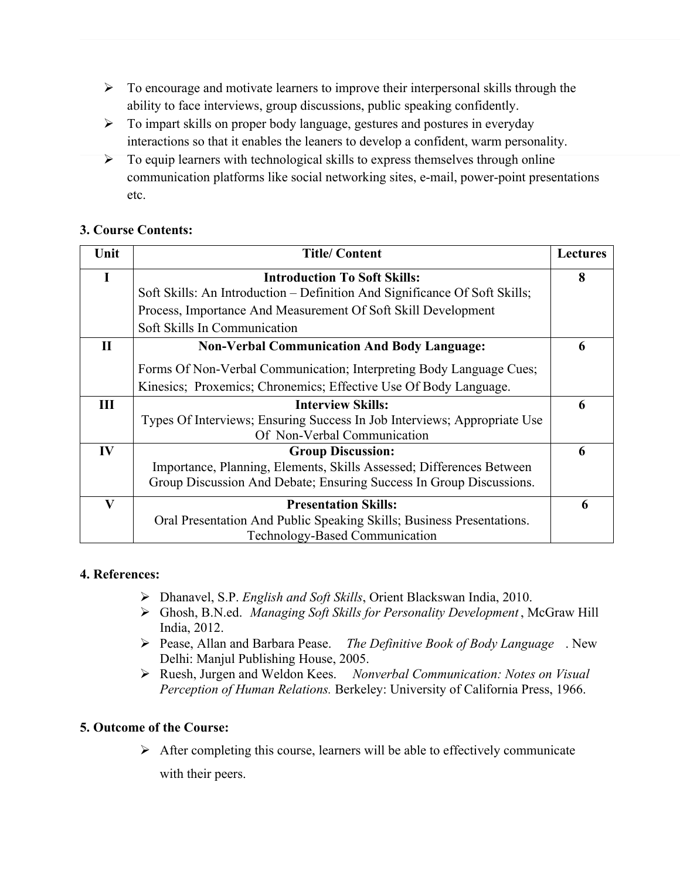- To encourage and motivate learners to improve their interpersonal skills through the ability to face interviews, group discussions, public speaking confidently.
- To impart skills on proper body language, gestures and postures in everyday interactions so that it enables the leaners to develop a confident, warm personality.
- To equip learners with technological skills to express themselves through online communication platforms like social networking sites, e-mail, power-point presentations etc.

**3. Course Contents:**

| Unit | Title/ Content | Lectures |
|---|---|---|
| I | **Introduction To Soft Skills:** Soft Skills: An Introduction – Definition And Significance Of Soft Skills; Process, Importance And Measurement Of Soft Skill Development Soft Skills In Communication | 8 |
| II | **Non-Verbal Communication And Body Language:** Forms Of Non-Verbal Communication; Interpreting Body Language Cues; Kinesics; Proxemics; Chronemics; Effective Use Of Body Language. | 6 |
| III | **Interview Skills:** Types Of Interviews; Ensuring Success In Job Interviews; Appropriate Use Of Non-Verbal Communication | 6 |
| IV | **Group Discussion:** Importance, Planning, Elements, Skills Assessed; Differences Between Group Discussion And Debate; Ensuring Success In Group Discussions. | 6 |
| V | **Presentation Skills:** Oral Presentation And Public Speaking Skills; Business Presentations. Technology-Based Communication | 6 |

**4. References:**

- Dhanavel, S.P. *English and Soft Skills*, Orient Blackswan India, 2010.
- Ghosh, B.N.ed. *Managing Soft Skills for Personality Development* , McGraw Hill India, 2012.
- Pease, Allan and Barbara Pease. *The Definitive Book of Body Language* . New Delhi: Manjul Publishing House, 2005.
- Ruesh, Jurgen and Weldon Kees. *Nonverbal Communication: Notes on Visual Perception of Human Relations.* Berkeley: University of California Press, 1966.

**5. Outcome of the Course:**

- After completing this course, learners will be able to effectively communicate with their peers.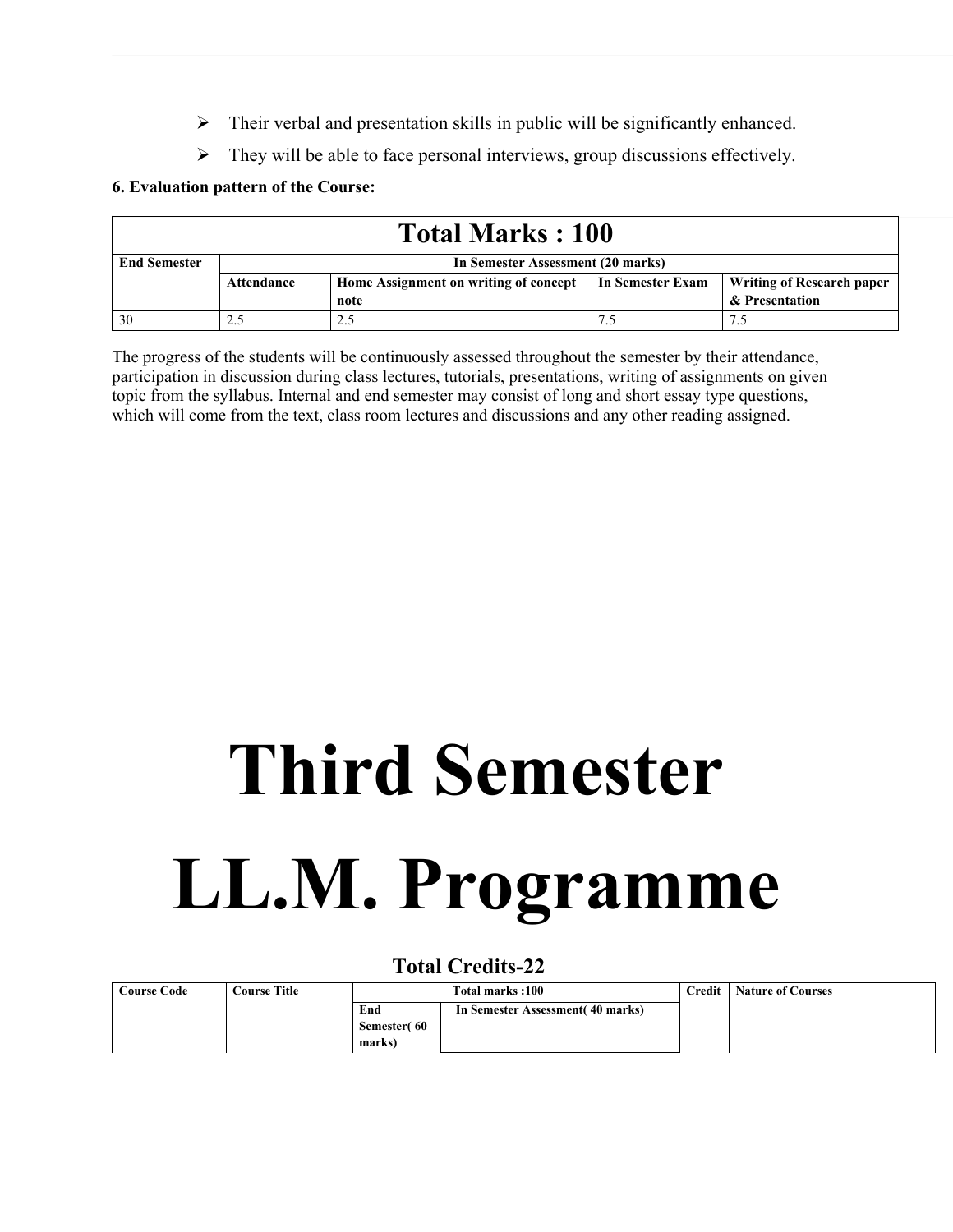- Their verbal and presentation skills in public will be significantly enhanced.
- They will be able to face personal interviews, group discussions effectively.

**6. Evaluation pattern of the Course:**

| Total Marks : 100 | | | | |
|---|---|---|---|---|
| **End Semester** | **In Semester Assessment (20 marks)** | | | |
| | **Attendance** | **Home Assignment on writing of concept note** | **In Semester Exam** | **Writing of Research paper & Presentation** |
| 30 | 2.5 | 2.5 | 7.5 | 7.5 |

The progress of the students will be continuously assessed throughout the semester by their attendance, participation in discussion during class lectures, tutorials, presentations, writing of assignments on given topic from the syllabus. Internal and end semester may consist of long and short essay type questions, which will come from the text, class room lectures and discussions and any other reading assigned.

# Third Semester

# LL.M. Programme

### Total Credits-22

| Course Code | Course Title | Total marks :100 | | Credit | Nature of Courses |
|---|---|---|---|---|---|
| | | End Semester( 60 marks) | In Semester Assessment( 40 marks) | | |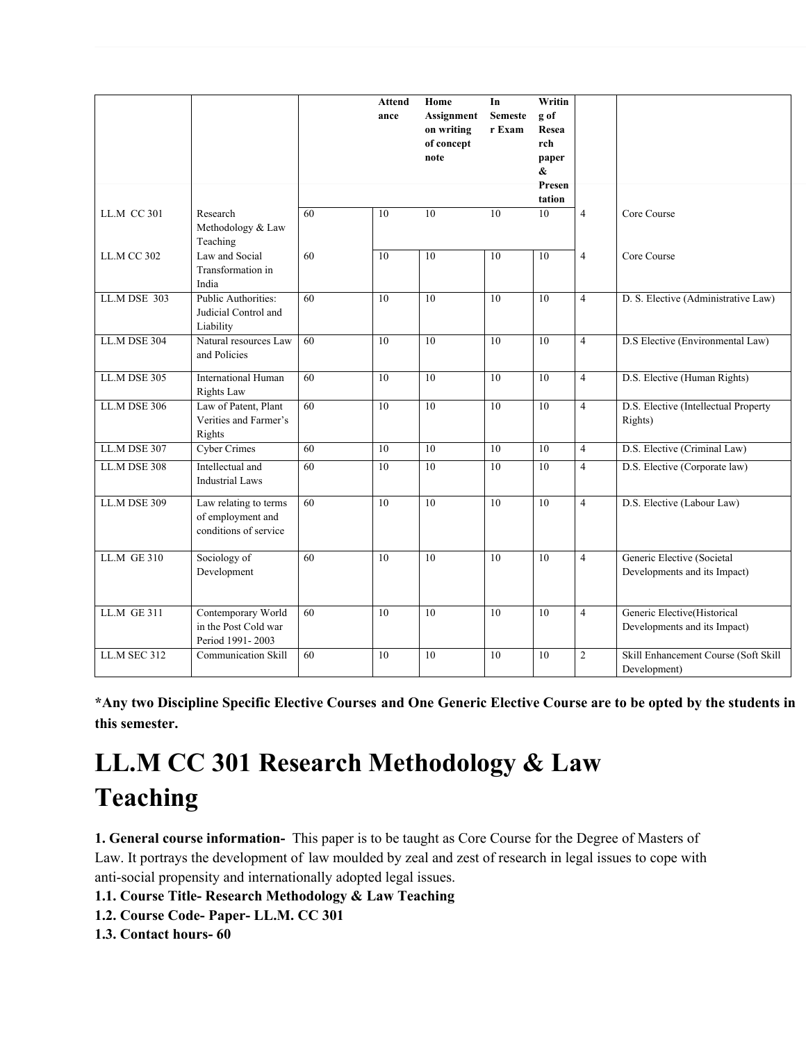| | | | Attendance | Home Assignment on writing of concept note | In Semester Exam | Writing of Research paper & Presentation | | |
|---|---|---|---|---|---|---|---|---|
| LL.M CC 301 | Research Methodology & Law Teaching | 60 | 10 | 10 | 10 | 10 | 4 | Core Course |
| LL.M CC 302 | Law and Social Transformation in India | 60 | 10 | 10 | 10 | 10 | 4 | Core Course |
| LL.M DSE 303 | Public Authorities: Judicial Control and Liability | 60 | 10 | 10 | 10 | 10 | 4 | D. S. Elective (Administrative Law) |
| LL.M DSE 304 | Natural resources Law and Policies | 60 | 10 | 10 | 10 | 10 | 4 | D.S Elective (Environmental Law) |
| LL.M DSE 305 | International Human Rights Law | 60 | 10 | 10 | 10 | 10 | 4 | D.S. Elective (Human Rights) |
| LL.M DSE 306 | Law of Patent, Plant Verities and Farmer's Rights | 60 | 10 | 10 | 10 | 10 | 4 | D.S. Elective (Intellectual Property Rights) |
| LL.M DSE 307 | Cyber Crimes | 60 | 10 | 10 | 10 | 10 | 4 | D.S. Elective (Criminal Law) |
| LL.M DSE 308 | Intellectual and Industrial Laws | 60 | 10 | 10 | 10 | 10 | 4 | D.S. Elective (Corporate law) |
| LL.M DSE 309 | Law relating to terms of employment and conditions of service | 60 | 10 | 10 | 10 | 10 | 4 | D.S. Elective (Labour Law) |
| LL.M GE 310 | Sociology of Development | 60 | 10 | 10 | 10 | 10 | 4 | Generic Elective (Societal Developments and its Impact) |
| LL.M GE 311 | Contemporary World in the Post Cold war Period 1991- 2003 | 60 | 10 | 10 | 10 | 10 | 4 | Generic Elective(Historical Developments and its Impact) |
| LL.M SEC 312 | Communication Skill | 60 | 10 | 10 | 10 | 10 | 2 | Skill Enhancement Course (Soft Skill Development) |

**\*Any two Discipline Specific Elective Courses and One Generic Elective Course are to be opted by the students in this semester.**

# LL.M CC 301 Research Methodology & Law Teaching

**1. General course information-** This paper is to be taught as Core Course for the Degree of Masters of Law. It portrays the development of law moulded by zeal and zest of research in legal issues to cope with anti-social propensity and internationally adopted legal issues.

**1.1. Course Title- Research Methodology & Law Teaching**

**1.2. Course Code- Paper- LL.M. CC 301**

**1.3. Contact hours- 60**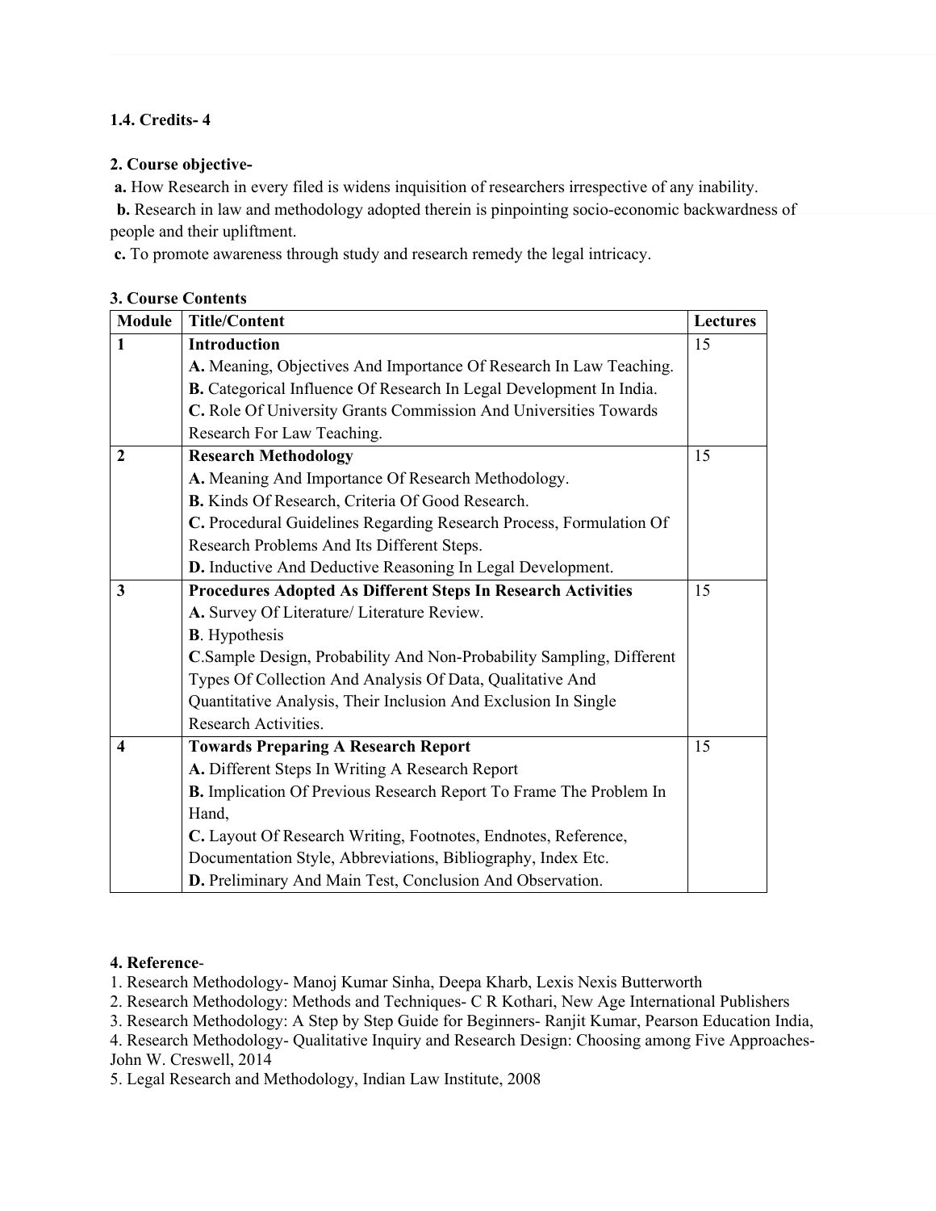**1.4. Credits- 4**

**2. Course objective-**

**a.** How Research in every filed is widens inquisition of researchers irrespective of any inability.

**b.** Research in law and methodology adopted therein is pinpointing socio-economic backwardness of people and their upliftment.

**c.** To promote awareness through study and research remedy the legal intricacy.

**3. Course Contents**

| Module | Title/Content | Lectures |
|---|---|---|
| **1** | **Introduction**<br>**A.** Meaning, Objectives And Importance Of Research In Law Teaching.<br>**B.** Categorical Influence Of Research In Legal Development In India.<br>**C.** Role Of University Grants Commission And Universities Towards Research For Law Teaching. | 15 |
| **2** | **Research Methodology**<br>**A.** Meaning And Importance Of Research Methodology.<br>**B.** Kinds Of Research, Criteria Of Good Research.<br>**C.** Procedural Guidelines Regarding Research Process, Formulation Of Research Problems And Its Different Steps.<br>**D.** Inductive And Deductive Reasoning In Legal Development. | 15 |
| **3** | **Procedures Adopted As Different Steps In Research Activities**<br>**A.** Survey Of Literature/ Literature Review.<br>**B**. Hypothesis<br>**C**.Sample Design, Probability And Non-Probability Sampling, Different Types Of Collection And Analysis Of Data, Qualitative And Quantitative Analysis, Their Inclusion And Exclusion In Single Research Activities. | 15 |
| **4** | **Towards Preparing A Research Report**<br>**A.** Different Steps In Writing A Research Report<br>**B.** Implication Of Previous Research Report To Frame The Problem In Hand,<br>**C.** Layout Of Research Writing, Footnotes, Endnotes, Reference, Documentation Style, Abbreviations, Bibliography, Index Etc.<br>**D.** Preliminary And Main Test, Conclusion And Observation. | 15 |

**4. Reference**-

1. Research Methodology- Manoj Kumar Sinha, Deepa Kharb, Lexis Nexis Butterworth
2. Research Methodology: Methods and Techniques- C R Kothari, New Age International Publishers
3. Research Methodology: A Step by Step Guide for Beginners- Ranjit Kumar, Pearson Education India,
4. Research Methodology- Qualitative Inquiry and Research Design: Choosing among Five Approaches- John W. Creswell, 2014
5. Legal Research and Methodology, Indian Law Institute, 2008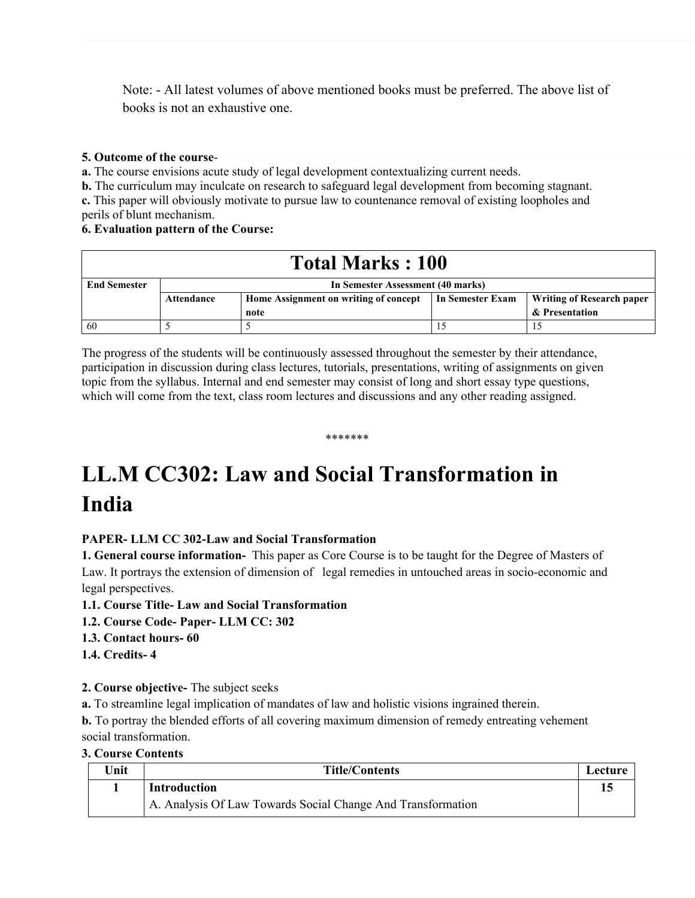Note: - All latest volumes of above mentioned books must be preferred. The above list of books is not an exhaustive one.

**5. Outcome of the course**-

**a.** The course envisions acute study of legal development contextualizing current needs.

**b.** The curriculum may inculcate on research to safeguard legal development from becoming stagnant.

**c.** This paper will obviously motivate to pursue law to countenance removal of existing loopholes and perils of blunt mechanism.

**6. Evaluation pattern of the Course:**

| Total Marks : 100 | | | | |
|---|---|---|---|---|
| **End Semester** | **In Semester Assessment (40 marks)** | | | |
| | **Attendance** | **Home Assignment on writing of concept note** | **In Semester Exam** | **Writing of Research paper & Presentation** |
| 60 | 5 | 5 | 15 | 15 |

The progress of the students will be continuously assessed throughout the semester by their attendance, participation in discussion during class lectures, tutorials, presentations, writing of assignments on given topic from the syllabus. Internal and end semester may consist of long and short essay type questions, which will come from the text, class room lectures and discussions and any other reading assigned.

*******

# LL.M CC302: Law and Social Transformation in India

**PAPER- LLM CC 302-Law and Social Transformation**

**1. General course information-** This paper as Core Course is to be taught for the Degree of Masters of Law. It portrays the extension of dimension of legal remedies in untouched areas in socio-economic and legal perspectives.

**1.1. Course Title- Law and Social Transformation**

**1.2. Course Code- Paper- LLM CC: 302**

**1.3. Contact hours- 60**

**1.4. Credits- 4**

**2. Course objective-** The subject seeks

**a.** To streamline legal implication of mandates of law and holistic visions ingrained therein.

**b.** To portray the blended efforts of all covering maximum dimension of remedy entreating vehement social transformation.

**3. Course Contents**

| Unit | Title/Contents | Lecture |
|---|---|---|
| **1** | **Introduction**<br>A. Analysis Of Law Towards Social Change And Transformation | **15** |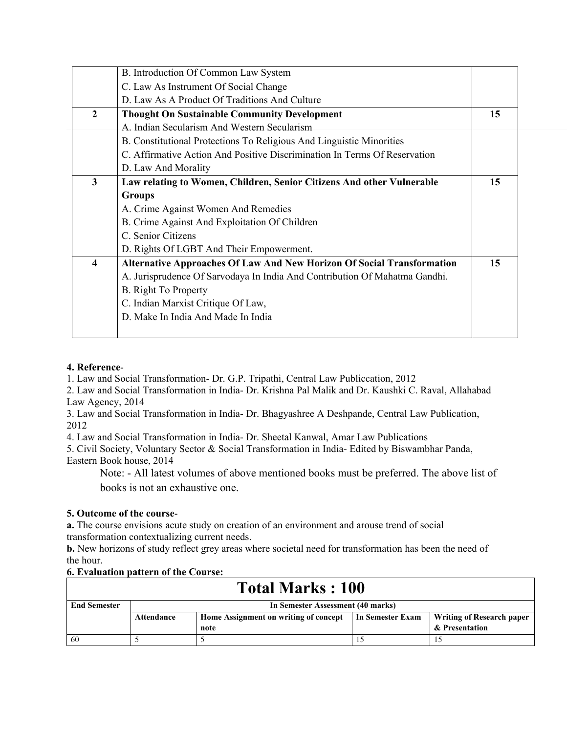| | | |
|---|---|---|
| | B. Introduction Of Common Law System<br>C. Law As Instrument Of Social Change<br>D. Law As A Product Of Traditions And Culture | |
| 2 | **Thought On Sustainable Community Development**<br>A. Indian Secularism And Western Secularism<br>B. Constitutional Protections To Religious And Linguistic Minorities<br>C. Affirmative Action And Positive Discrimination In Terms Of Reservation<br>D. Law And Morality | 15 |
| 3 | **Law relating to Women, Children, Senior Citizens And other Vulnerable Groups**<br>A. Crime Against Women And Remedies<br>B. Crime Against And Exploitation Of Children<br>C. Senior Citizens<br>D. Rights Of LGBT And Their Empowerment. | 15 |
| 4 | **Alternative Approaches Of Law And New Horizon Of Social Transformation**<br>A. Jurisprudence Of Sarvodaya In India And Contribution Of Mahatma Gandhi.<br>B. Right To Property<br>C. Indian Marxist Critique Of Law,<br>D. Make In India And Made In India | 15 |

**4. Reference**-

1. Law and Social Transformation- Dr. G.P. Tripathi, Central Law Publiccation, 2012
2. Law and Social Transformation in India- Dr. Krishna Pal Malik and Dr. Kaushki C. Raval, Allahabad Law Agency, 2014
3. Law and Social Transformation in India- Dr. Bhagyashree A Deshpande, Central Law Publication, 2012
4. Law and Social Transformation in India- Dr. Sheetal Kanwal, Amar Law Publications
5. Civil Society, Voluntary Sector & Social Transformation in India- Edited by Biswambhar Panda, Eastern Book house, 2014

Note: - All latest volumes of above mentioned books must be preferred. The above list of books is not an exhaustive one.

**5. Outcome of the course**-

**a.** The course envisions acute study on creation of an environment and arouse trend of social transformation contextualizing current needs.

**b.** New horizons of study reflect grey areas where societal need for transformation has been the need of the hour.

**6. Evaluation pattern of the Course:**

| **Total Marks : 100** | | | | |
|---|---|---|---|---|
| **End Semester** | **In Semester Assessment (40 marks)** | | | |
| | **Attendance** | **Home Assignment on writing of concept note** | **In Semester Exam** | **Writing of Research paper & Presentation** |
| 60 | 5 | 5 | 15 | 15 |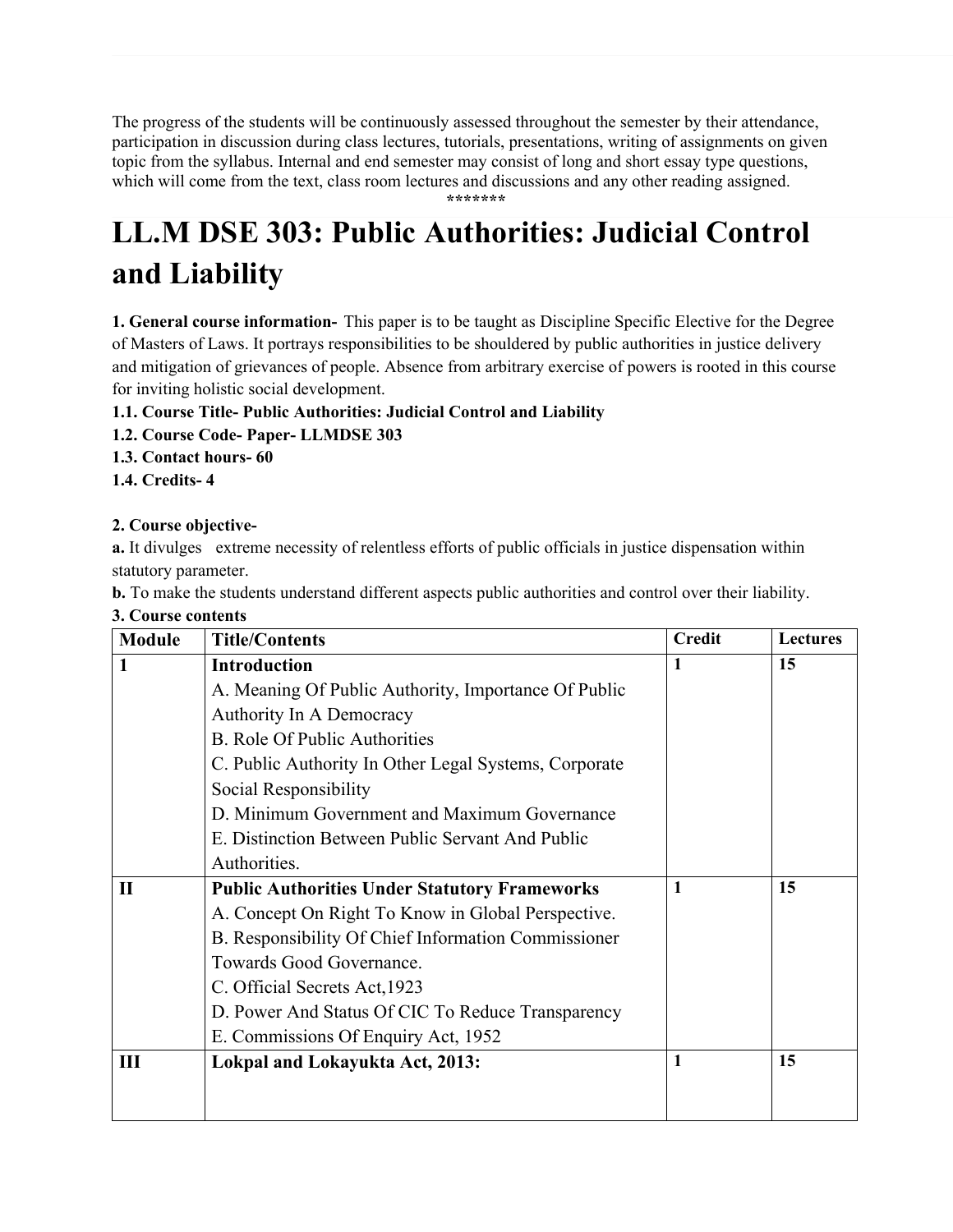The progress of the students will be continuously assessed throughout the semester by their attendance, participation in discussion during class lectures, tutorials, presentations, writing of assignments on given topic from the syllabus. Internal and end semester may consist of long and short essay type questions, which will come from the text, class room lectures and discussions and any other reading assigned.

*******

# LL.M DSE 303: Public Authorities: Judicial Control and Liability

**1. General course information-** This paper is to be taught as Discipline Specific Elective for the Degree of Masters of Laws. It portrays responsibilities to be shouldered by public authorities in justice delivery and mitigation of grievances of people. Absence from arbitrary exercise of powers is rooted in this course for inviting holistic social development.

**1.1. Course Title- Public Authorities: Judicial Control and Liability**

**1.2. Course Code- Paper- LLMDSE 303**

**1.3. Contact hours- 60**

**1.4. Credits- 4**

**2. Course objective-**

**a.** It divulges extreme necessity of relentless efforts of public officials in justice dispensation within statutory parameter.

**b.** To make the students understand different aspects public authorities and control over their liability.

**3. Course contents**

| Module | Title/Contents | Credit | Lectures |
|---|---|---|---|
| **1** | **Introduction**<br>A. Meaning Of Public Authority, Importance Of Public Authority In A Democracy<br>B. Role Of Public Authorities<br>C. Public Authority In Other Legal Systems, Corporate Social Responsibility<br>D. Minimum Government and Maximum Governance<br>E. Distinction Between Public Servant And Public Authorities. | **1** | **15** |
| **II** | **Public Authorities Under Statutory Frameworks**<br>A. Concept On Right To Know in Global Perspective.<br>B. Responsibility Of Chief Information Commissioner Towards Good Governance.<br>C. Official Secrets Act,1923<br>D. Power And Status Of CIC To Reduce Transparency<br>E. Commissions Of Enquiry Act, 1952 | **1** | **15** |
| **III** | **Lokpal and Lokayukta Act, 2013:** | **1** | **15** |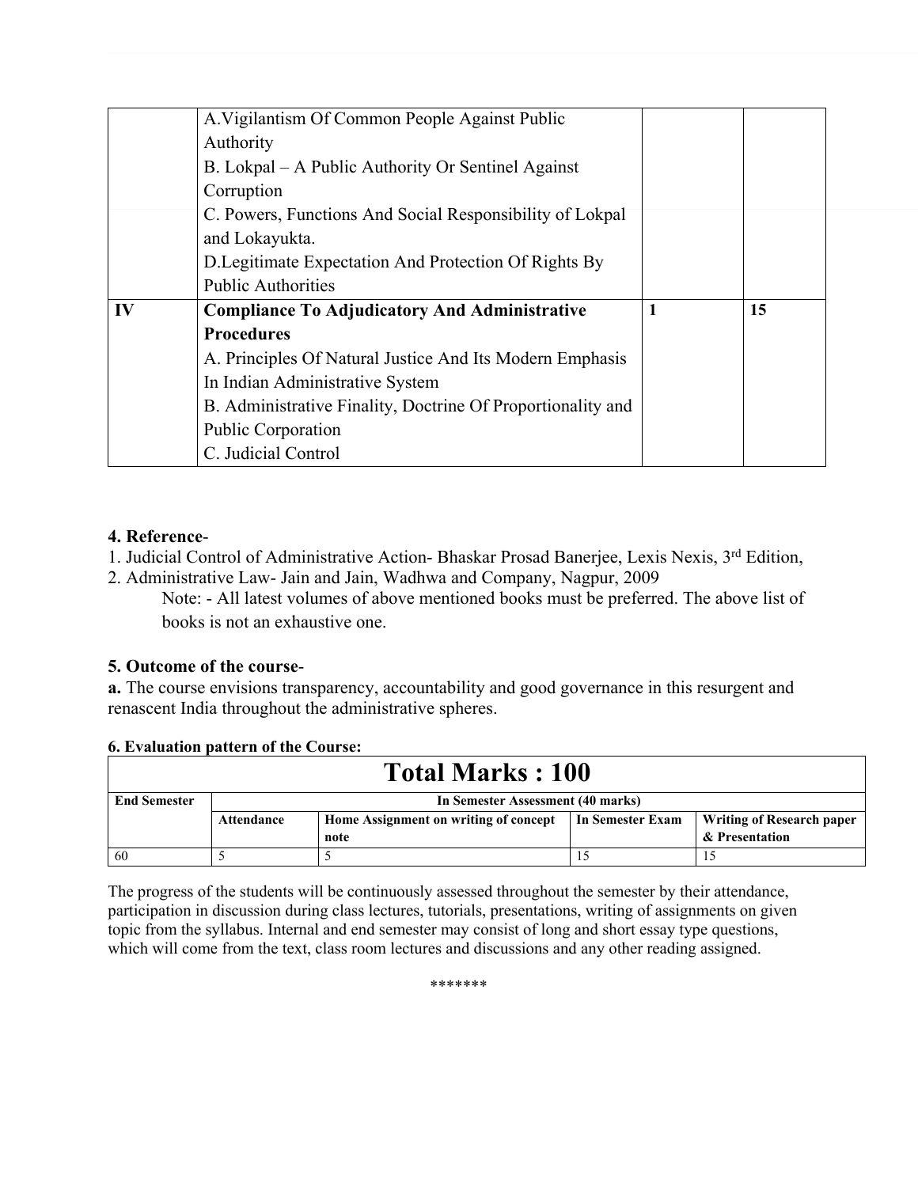|  |  |  |  |
|---|---|---|---|
|  | A.Vigilantism Of Common People Against Public Authority<br>B. Lokpal – A Public Authority Or Sentinel Against Corruption<br>C. Powers, Functions And Social Responsibility of Lokpal and Lokayukta.<br>D.Legitimate Expectation And Protection Of Rights By Public Authorities |  |  |
| **IV** | **Compliance To Adjudicatory And Administrative Procedures**<br>A. Principles Of Natural Justice And Its Modern Emphasis In Indian Administrative System<br>B. Administrative Finality, Doctrine Of Proportionality and Public Corporation<br>C. Judicial Control | **1** | **15** |

**4. Reference**-

1. Judicial Control of Administrative Action- Bhaskar Prosad Banerjee, Lexis Nexis, 3rd Edition,
2. Administrative Law- Jain and Jain, Wadhwa and Company, Nagpur, 2009

Note: - All latest volumes of above mentioned books must be preferred. The above list of books is not an exhaustive one.

**5. Outcome of the course**-

**a.** The course envisions transparency, accountability and good governance in this resurgent and renascent India throughout the administrative spheres.

**6. Evaluation pattern of the Course:**

| **Total Marks : 100** | | | | |
|---|---|---|---|---|
| **End Semester** | **In Semester Assessment (40 marks)** | | | |
| | **Attendance** | **Home Assignment on writing of concept note** | **In Semester Exam** | **Writing of Research paper & Presentation** |
| 60 | 5 | 5 | 15 | 15 |

The progress of the students will be continuously assessed throughout the semester by their attendance, participation in discussion during class lectures, tutorials, presentations, writing of assignments on given topic from the syllabus. Internal and end semester may consist of long and short essay type questions, which will come from the text, class room lectures and discussions and any other reading assigned.

*******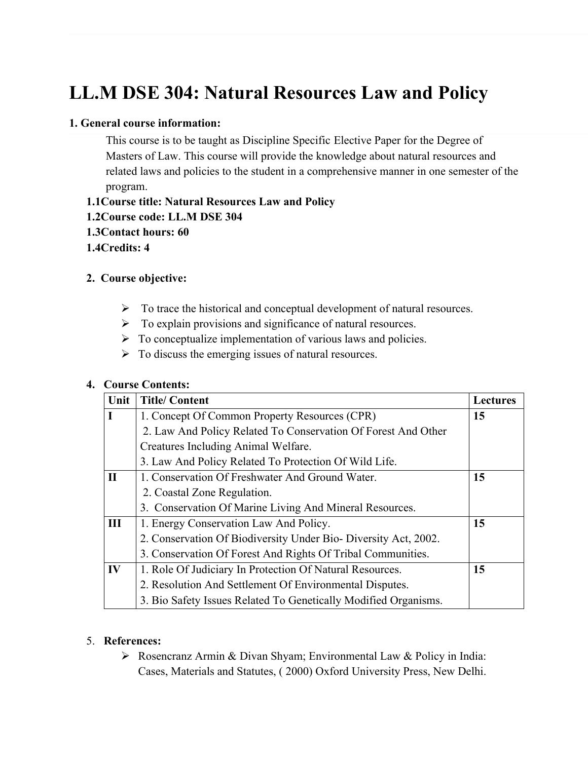# LL.M DSE 304: Natural Resources Law and Policy

**1. General course information:**

This course is to be taught as Discipline Specific Elective Paper for the Degree of Masters of Law. This course will provide the knowledge about natural resources and related laws and policies to the student in a comprehensive manner in one semester of the program.

**1.1Course title: Natural Resources Law and Policy**

**1.2Course code: LL.M DSE 304**

**1.3Contact hours: 60**

**1.4Credits: 4**

**2. Course objective:**

- To trace the historical and conceptual development of natural resources.
- To explain provisions and significance of natural resources.
- To conceptualize implementation of various laws and policies.
- To discuss the emerging issues of natural resources.

**4. Course Contents:**

| Unit | Title/ Content | Lectures |
|---|---|---|
| **I** | 1. Concept Of Common Property Resources (CPR)<br>2. Law And Policy Related To Conservation Of Forest And Other Creatures Including Animal Welfare.<br>3. Law And Policy Related To Protection Of Wild Life. | **15** |
| **II** | 1. Conservation Of Freshwater And Ground Water.<br>2. Coastal Zone Regulation.<br>3. Conservation Of Marine Living And Mineral Resources. | **15** |
| **III** | 1. Energy Conservation Law And Policy.<br>2. Conservation Of Biodiversity Under Bio- Diversity Act, 2002.<br>3. Conservation Of Forest And Rights Of Tribal Communities. | **15** |
| **IV** | 1. Role Of Judiciary In Protection Of Natural Resources.<br>2. Resolution And Settlement Of Environmental Disputes.<br>3. Bio Safety Issues Related To Genetically Modified Organisms. | **15** |

5. **References:**

- Rosencranz Armin & Divan Shyam; Environmental Law & Policy in India: Cases, Materials and Statutes, ( 2000) Oxford University Press, New Delhi.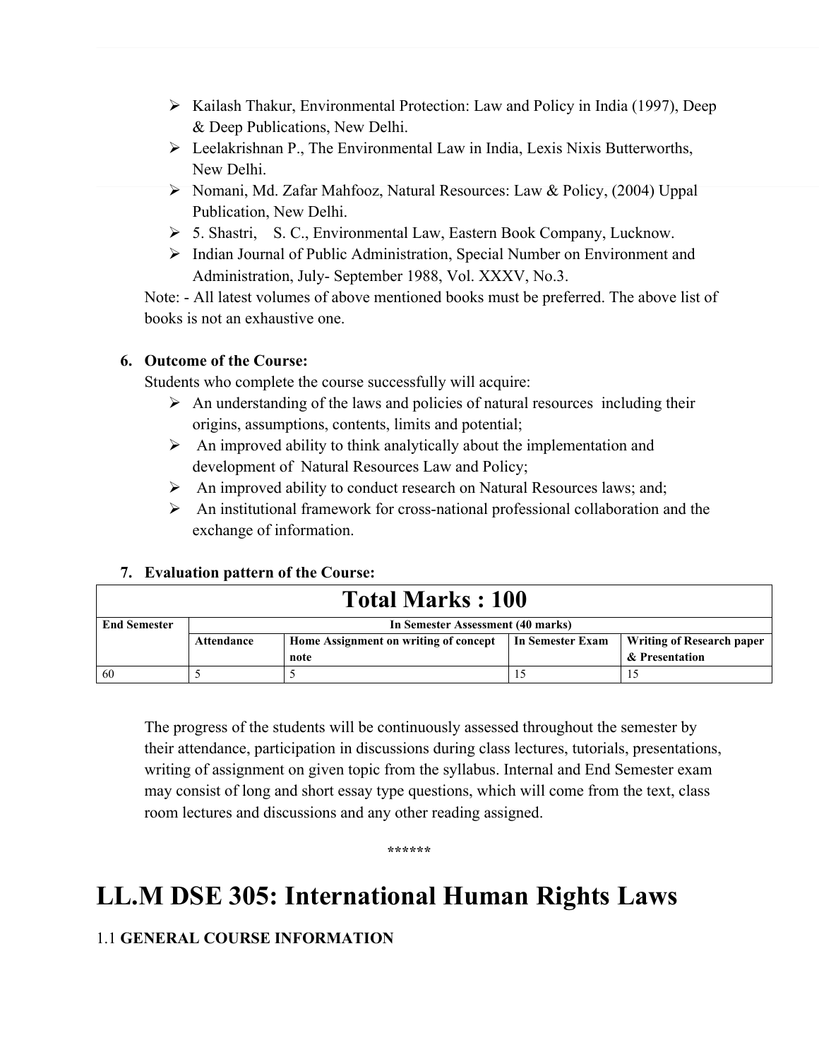- Kailash Thakur, Environmental Protection: Law and Policy in India (1997), Deep & Deep Publications, New Delhi.
- Leelakrishnan P., The Environmental Law in India, Lexis Nixis Butterworths, New Delhi.
- Nomani, Md. Zafar Mahfooz, Natural Resources: Law & Policy, (2004) Uppal Publication, New Delhi.
- 5. Shastri, S. C., Environmental Law, Eastern Book Company, Lucknow.
- Indian Journal of Public Administration, Special Number on Environment and Administration, July- September 1988, Vol. XXXV, No.3.

Note: - All latest volumes of above mentioned books must be preferred. The above list of books is not an exhaustive one.

6. **Outcome of the Course:**

Students who complete the course successfully will acquire:

- An understanding of the laws and policies of natural resources including their origins, assumptions, contents, limits and potential;
- An improved ability to think analytically about the implementation and development of Natural Resources Law and Policy;
- An improved ability to conduct research on Natural Resources laws; and;
- An institutional framework for cross-national professional collaboration and the exchange of information.

7. **Evaluation pattern of the Course:**

| **Total Marks : 100** | | | | |
|---|---|---|---|---|
| **End Semester** | **In Semester Assessment (40 marks)** | | | |
| | **Attendance** | **Home Assignment on writing of concept note** | **In Semester Exam** | **Writing of Research paper & Presentation** |
| 60 | 5 | 5 | 15 | 15 |

The progress of the students will be continuously assessed throughout the semester by their attendance, participation in discussions during class lectures, tutorials, presentations, writing of assignment on given topic from the syllabus. Internal and End Semester exam may consist of long and short essay type questions, which will come from the text, class room lectures and discussions and any other reading assigned.

******

# LL.M DSE 305: International Human Rights Laws

1.1 **GENERAL COURSE INFORMATION**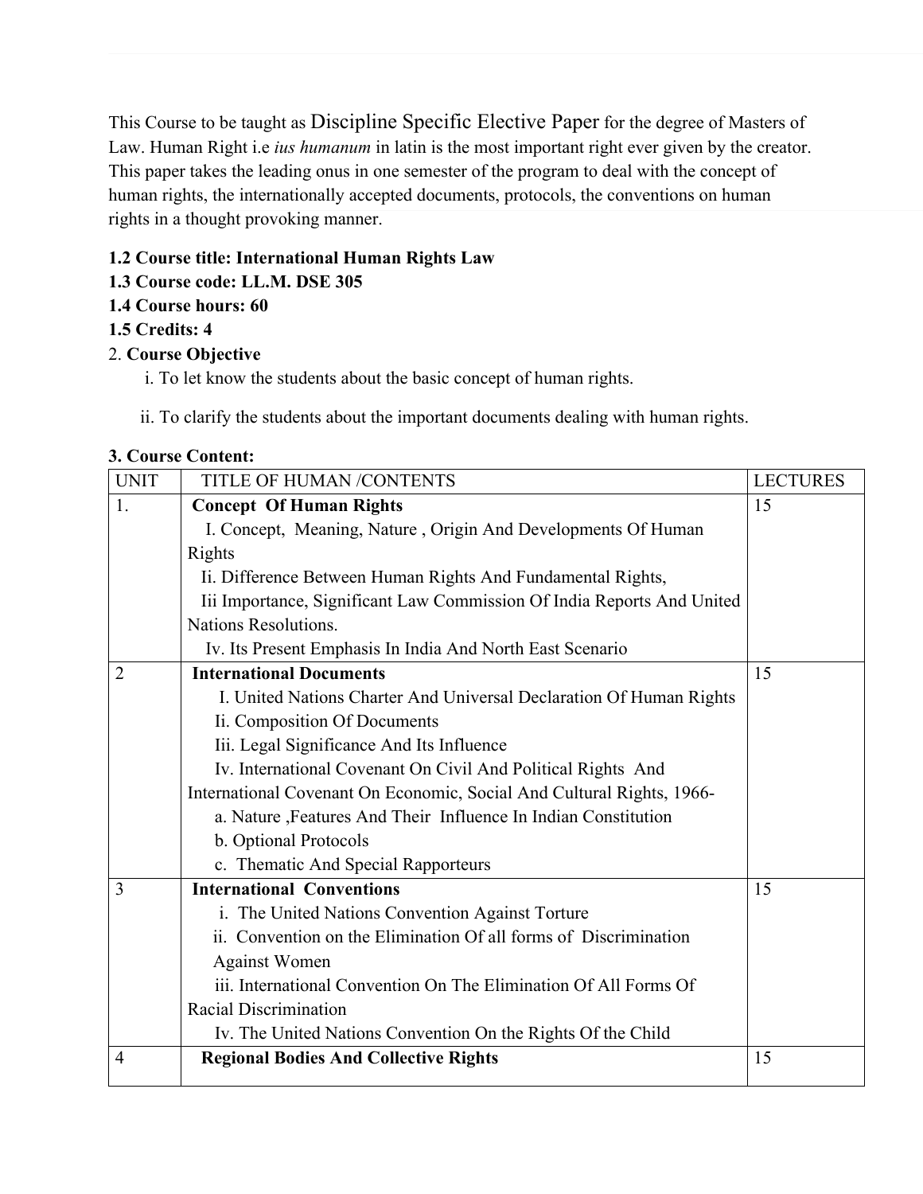This Course to be taught as Discipline Specific Elective Paper for the degree of Masters of Law. Human Right i.e *ius humanum* in latin is the most important right ever given by the creator. This paper takes the leading onus in one semester of the program to deal with the concept of human rights, the internationally accepted documents, protocols, the conventions on human rights in a thought provoking manner.

**1.2 Course title: International Human Rights Law**
**1.3 Course code: LL.M. DSE 305**
**1.4 Course hours: 60**
**1.5 Credits: 4**

2. **Course Objective**

i. To let know the students about the basic concept of human rights.

ii. To clarify the students about the important documents dealing with human rights.

**3. Course Content:**

| UNIT | TITLE OF HUMAN /CONTENTS | LECTURES |
|---|---|---|
| 1. | **Concept Of Human Rights**<br>I. Concept, Meaning, Nature , Origin And Developments Of Human Rights<br>Ii. Difference Between Human Rights And Fundamental Rights,<br>Iii Importance, Significant Law Commission Of India Reports And United Nations Resolutions.<br>Iv. Its Present Emphasis In India And North East Scenario | 15 |
| 2 | **International Documents**<br>I. United Nations Charter And Universal Declaration Of Human Rights<br>Ii. Composition Of Documents<br>Iii. Legal Significance And Its Influence<br>Iv. International Covenant On Civil And Political Rights And International Covenant On Economic, Social And Cultural Rights, 1966-<br>a. Nature ,Features And Their Influence In Indian Constitution<br>b. Optional Protocols<br>c. Thematic And Special Rapporteurs | 15 |
| 3 | **International Conventions**<br>i. The United Nations Convention Against Torture<br>ii. Convention on the Elimination Of all forms of Discrimination Against Women<br>iii. International Convention On The Elimination Of All Forms Of Racial Discrimination<br>Iv. The United Nations Convention On the Rights Of the Child | 15 |
| 4 | **Regional Bodies And Collective Rights** | 15 |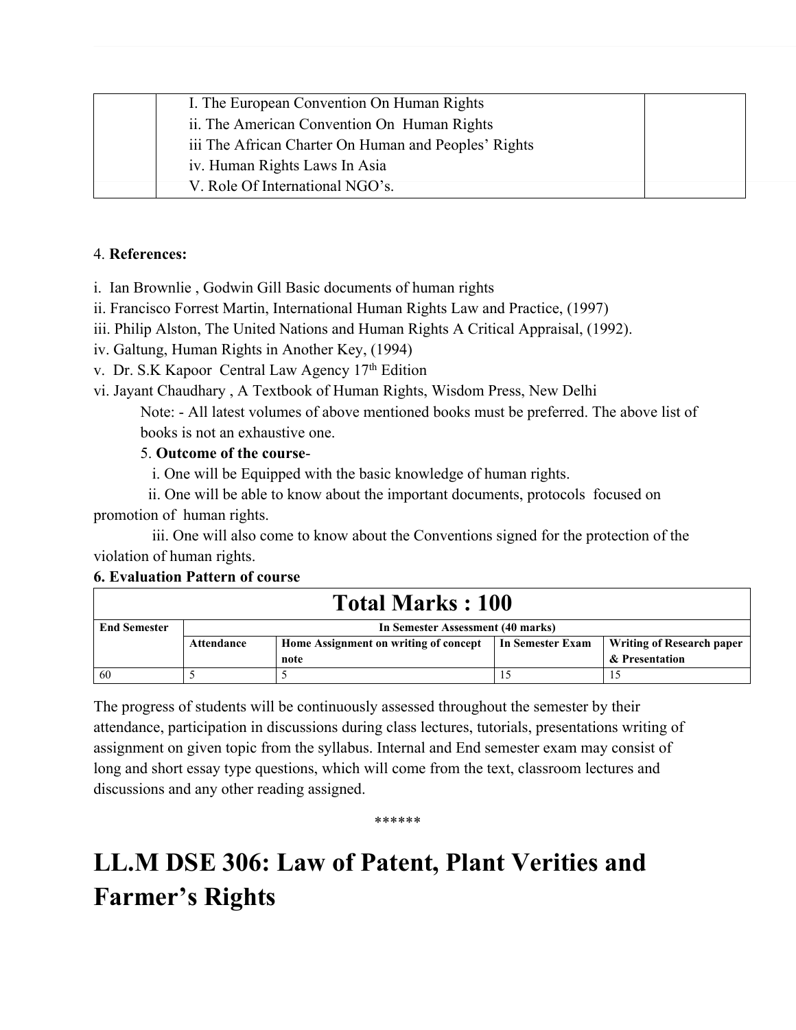| | I. The European Convention On Human Rights<br>ii. The American Convention On Human Rights<br>iii The African Charter On Human and Peoples' Rights<br>iv. Human Rights Laws In Asia<br>V. Role Of International NGO's. | |
|---|---|---|

4. **References:**

i. Ian Brownlie , Godwin Gill Basic documents of human rights
ii. Francisco Forrest Martin, International Human Rights Law and Practice, (1997)
iii. Philip Alston, The United Nations and Human Rights A Critical Appraisal, (1992).
iv. Galtung, Human Rights in Another Key, (1994)
v. Dr. S.K Kapoor Central Law Agency 17th Edition
vi. Jayant Chaudhary , A Textbook of Human Rights, Wisdom Press, New Delhi

Note: - All latest volumes of above mentioned books must be preferred. The above list of books is not an exhaustive one.

5. **Outcome of the course**-

i. One will be Equipped with the basic knowledge of human rights.
ii. One will be able to know about the important documents, protocols focused on promotion of human rights.
iii. One will also come to know about the Conventions signed for the protection of the violation of human rights.

**6. Evaluation Pattern of course**

| **Total Marks : 100** | | | | |
|---|---|---|---|---|
| **End Semester** | **In Semester Assessment (40 marks)** | | | |
| | **Attendance** | **Home Assignment on writing of concept note** | **In Semester Exam** | **Writing of Research paper & Presentation** |
| 60 | 5 | 5 | 15 | 15 |

The progress of students will be continuously assessed throughout the semester by their attendance, participation in discussions during class lectures, tutorials, presentations writing of assignment on given topic from the syllabus. Internal and End semester exam may consist of long and short essay type questions, which will come from the text, classroom lectures and discussions and any other reading assigned.

******

# LL.M DSE 306: Law of Patent, Plant Verities and Farmer's Rights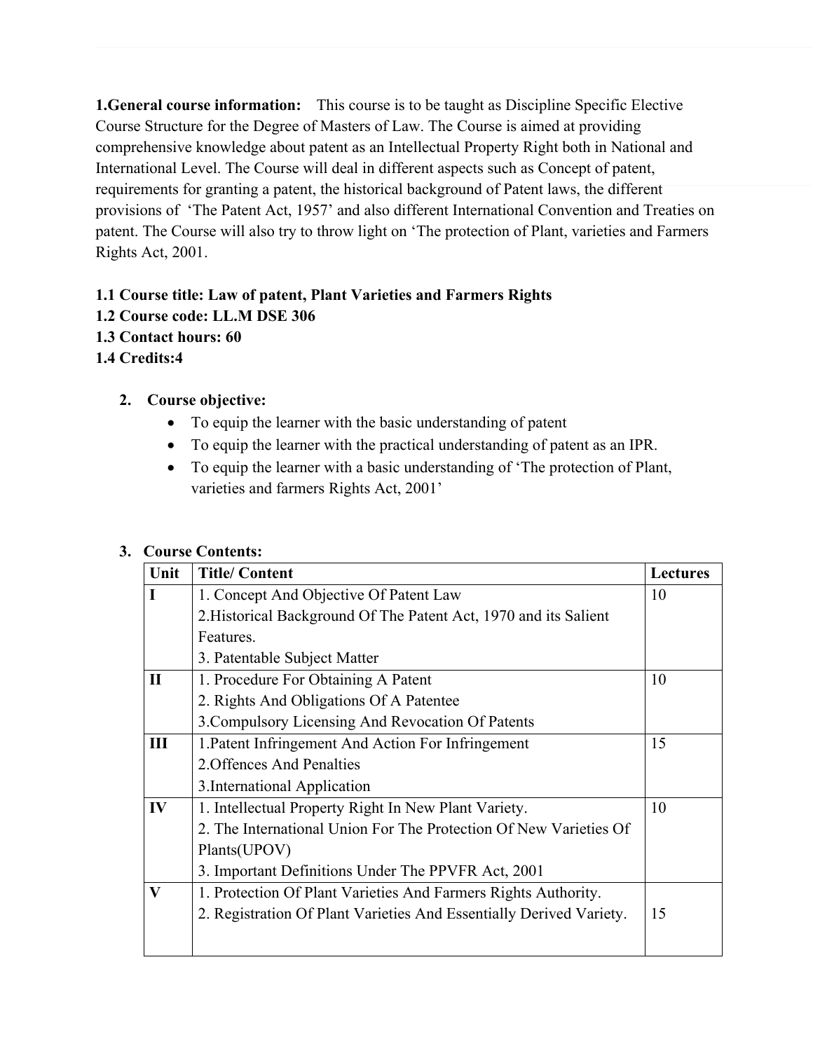**1.General course information:** This course is to be taught as Discipline Specific Elective Course Structure for the Degree of Masters of Law. The Course is aimed at providing comprehensive knowledge about patent as an Intellectual Property Right both in National and International Level. The Course will deal in different aspects such as Concept of patent, requirements for granting a patent, the historical background of Patent laws, the different provisions of 'The Patent Act, 1957' and also different International Convention and Treaties on patent. The Course will also try to throw light on 'The protection of Plant, varieties and Farmers Rights Act, 2001.

**1.1 Course title: Law of patent, Plant Varieties and Farmers Rights**

**1.2 Course code: LL.M DSE 306**

**1.3 Contact hours: 60**

**1.4 Credits:4**

2. **Course objective:**
   - To equip the learner with the basic understanding of patent
   - To equip the learner with the practical understanding of patent as an IPR.
   - To equip the learner with a basic understanding of 'The protection of Plant, varieties and farmers Rights Act, 2001'

3. **Course Contents:**

| Unit | Title/ Content | Lectures |
|---|---|---|
| **I** | 1. Concept And Objective Of Patent Law<br>2.Historical Background Of The Patent Act, 1970 and its Salient Features.<br>3. Patentable Subject Matter | 10 |
| **II** | 1. Procedure For Obtaining A Patent<br>2. Rights And Obligations Of A Patentee<br>3.Compulsory Licensing And Revocation Of Patents | 10 |
| **III** | 1.Patent Infringement And Action For Infringement<br>2.Offences And Penalties<br>3.International Application | 15 |
| **IV** | 1. Intellectual Property Right In New Plant Variety.<br>2. The International Union For The Protection Of New Varieties Of Plants(UPOV)<br>3. Important Definitions Under The PPVFR Act, 2001 | 10 |
| **V** | 1. Protection Of Plant Varieties And Farmers Rights Authority.<br>2. Registration Of Plant Varieties And Essentially Derived Variety. | 15 |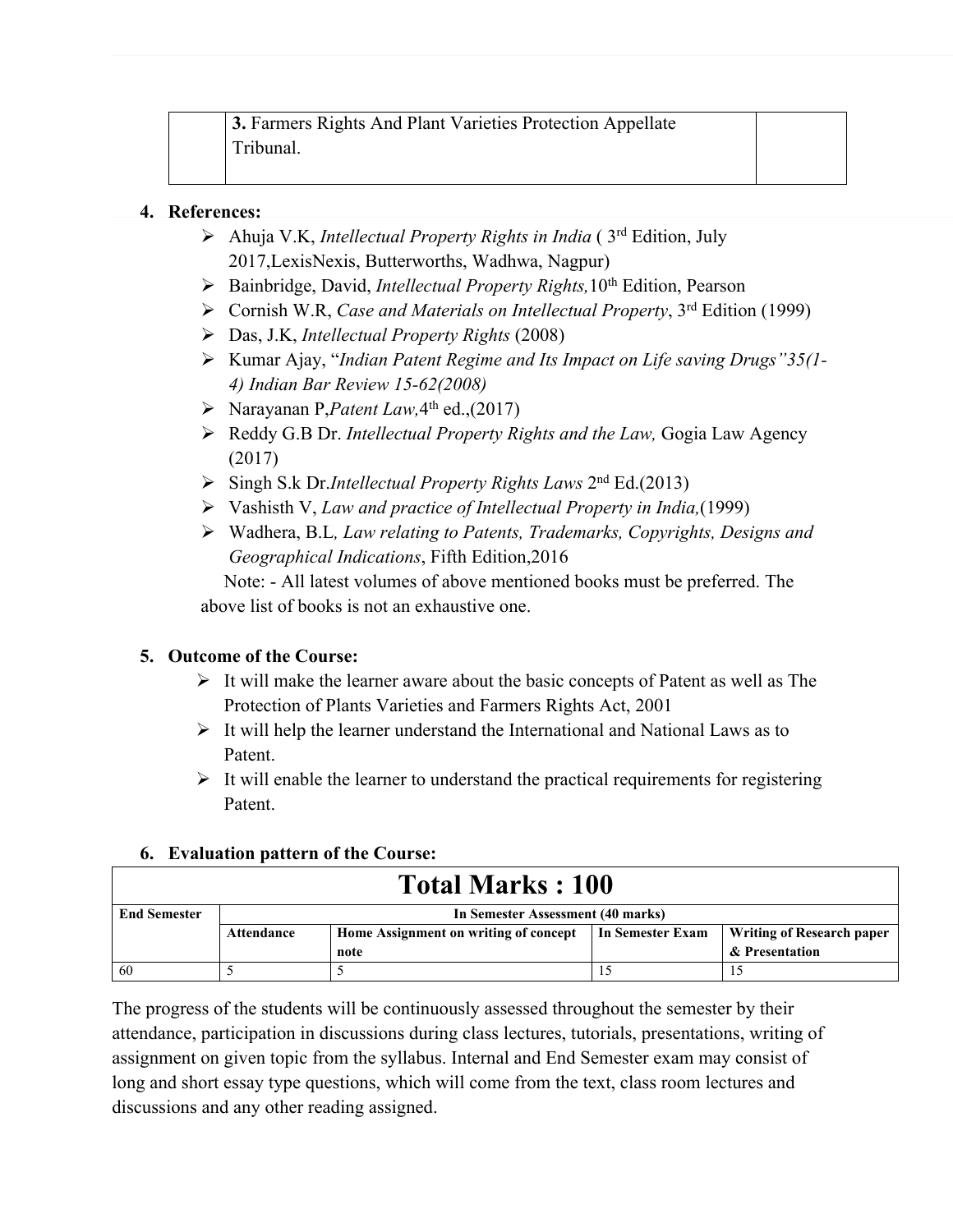|  | **3.** Farmers Rights And Plant Varieties Protection Appellate Tribunal. |  |
|---|---|---|

**4. References:**

- Ahuja V.K, *Intellectual Property Rights in India* ( 3rd Edition, July 2017,LexisNexis, Butterworths, Wadhwa, Nagpur)
- Bainbridge, David, *Intellectual Property Rights,*10th Edition, Pearson
- Cornish W.R, *Case and Materials on Intellectual Property*, 3rd Edition (1999)
- Das, J.K, *Intellectual Property Rights* (2008)
- Kumar Ajay, "*Indian Patent Regime and Its Impact on Life saving Drugs"35(1-4) Indian Bar Review 15-62(2008)*
- Narayanan P,*Patent Law,*4th ed.,(2017)
- Reddy G.B Dr. *Intellectual Property Rights and the Law,* Gogia Law Agency (2017)
- Singh S.k Dr.*Intellectual Property Rights Laws* 2nd Ed.(2013)
- Vashisth V, *Law and practice of Intellectual Property in India,*(1999)
- Wadhera, B.L*, Law relating to Patents, Trademarks, Copyrights, Designs and Geographical Indications*, Fifth Edition,2016

Note: - All latest volumes of above mentioned books must be preferred. The above list of books is not an exhaustive one.

**5. Outcome of the Course:**

- It will make the learner aware about the basic concepts of Patent as well as The Protection of Plants Varieties and Farmers Rights Act, 2001
- It will help the learner understand the International and National Laws as to Patent.
- It will enable the learner to understand the practical requirements for registering Patent.

**6. Evaluation pattern of the Course:**

| **Total Marks : 100** | | | | |
|---|---|---|---|---|
| **End Semester** | **In Semester Assessment (40 marks)** | | | |
| | **Attendance** | **Home Assignment on writing of concept note** | **In Semester Exam** | **Writing of Research paper & Presentation** |
| 60 | 5 | 5 | 15 | 15 |

The progress of the students will be continuously assessed throughout the semester by their attendance, participation in discussions during class lectures, tutorials, presentations, writing of assignment on given topic from the syllabus. Internal and End Semester exam may consist of long and short essay type questions, which will come from the text, class room lectures and discussions and any other reading assigned.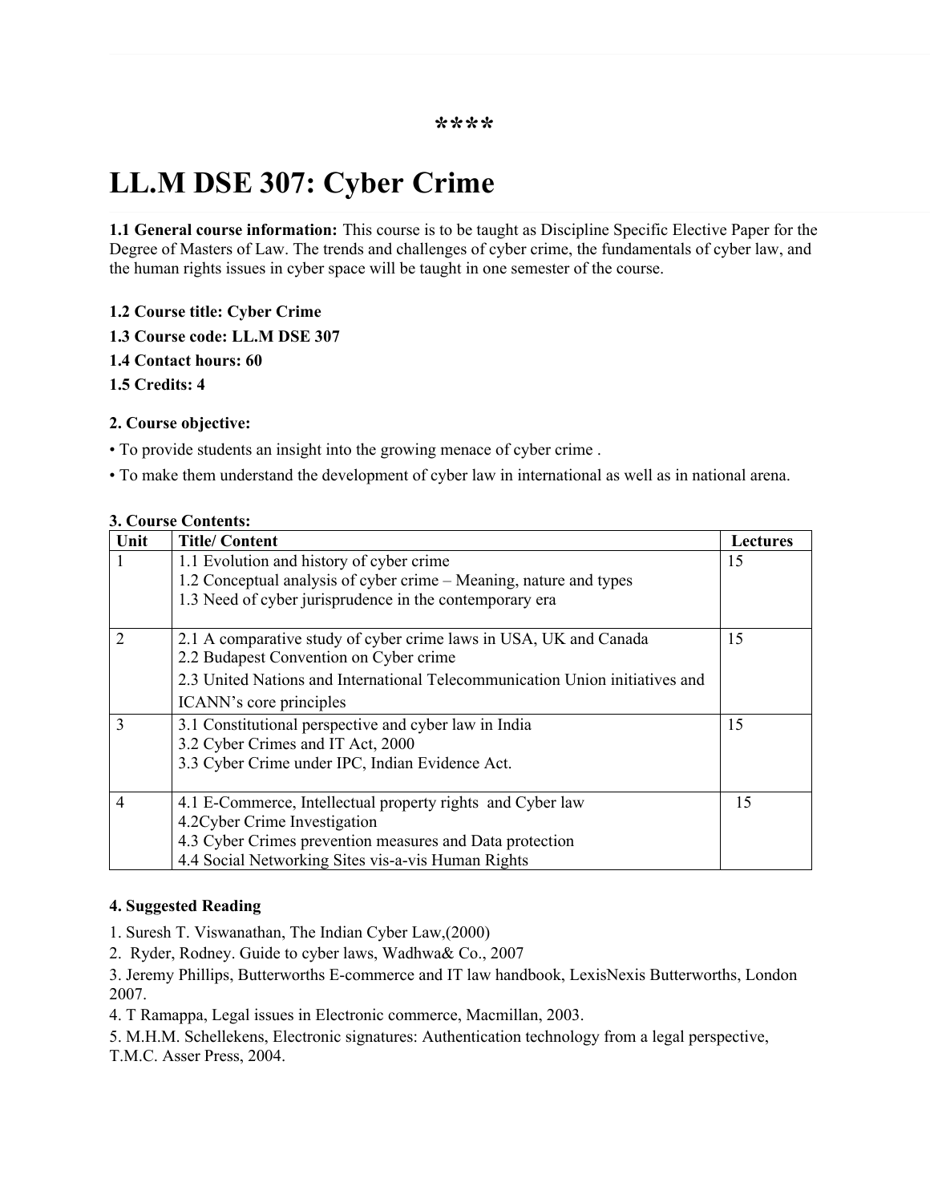****

# LL.M DSE 307: Cyber Crime

**1.1 General course information:** This course is to be taught as Discipline Specific Elective Paper for the Degree of Masters of Law. The trends and challenges of cyber crime, the fundamentals of cyber law, and the human rights issues in cyber space will be taught in one semester of the course.

**1.2 Course title: Cyber Crime**

**1.3 Course code: LL.M DSE 307**

**1.4 Contact hours: 60**

**1.5 Credits: 4**

**2. Course objective:**

• To provide students an insight into the growing menace of cyber crime .

• To make them understand the development of cyber law in international as well as in national arena.

**3. Course Contents:**

| Unit | Title/ Content | Lectures |
|---|---|---|
| 1 | 1.1 Evolution and history of cyber crime<br>1.2 Conceptual analysis of cyber crime – Meaning, nature and types<br>1.3 Need of cyber jurisprudence in the contemporary era | 15 |
| 2 | 2.1 A comparative study of cyber crime laws in USA, UK and Canada<br>2.2 Budapest Convention on Cyber crime<br>2.3 United Nations and International Telecommunication Union initiatives and ICANN's core principles | 15 |
| 3 | 3.1 Constitutional perspective and cyber law in India<br>3.2 Cyber Crimes and IT Act, 2000<br>3.3 Cyber Crime under IPC, Indian Evidence Act. | 15 |
| 4 | 4.1 E-Commerce, Intellectual property rights and Cyber law<br>4.2Cyber Crime Investigation<br>4.3 Cyber Crimes prevention measures and Data protection<br>4.4 Social Networking Sites vis-a-vis Human Rights | 15 |

**4. Suggested Reading**

1. Suresh T. Viswanathan, The Indian Cyber Law,(2000)
2. Ryder, Rodney. Guide to cyber laws, Wadhwa& Co., 2007
3. Jeremy Phillips, Butterworths E-commerce and IT law handbook, LexisNexis Butterworths, London 2007.
4. T Ramappa, Legal issues in Electronic commerce, Macmillan, 2003.
5. M.H.M. Schellekens, Electronic signatures: Authentication technology from a legal perspective, T.M.C. Asser Press, 2004.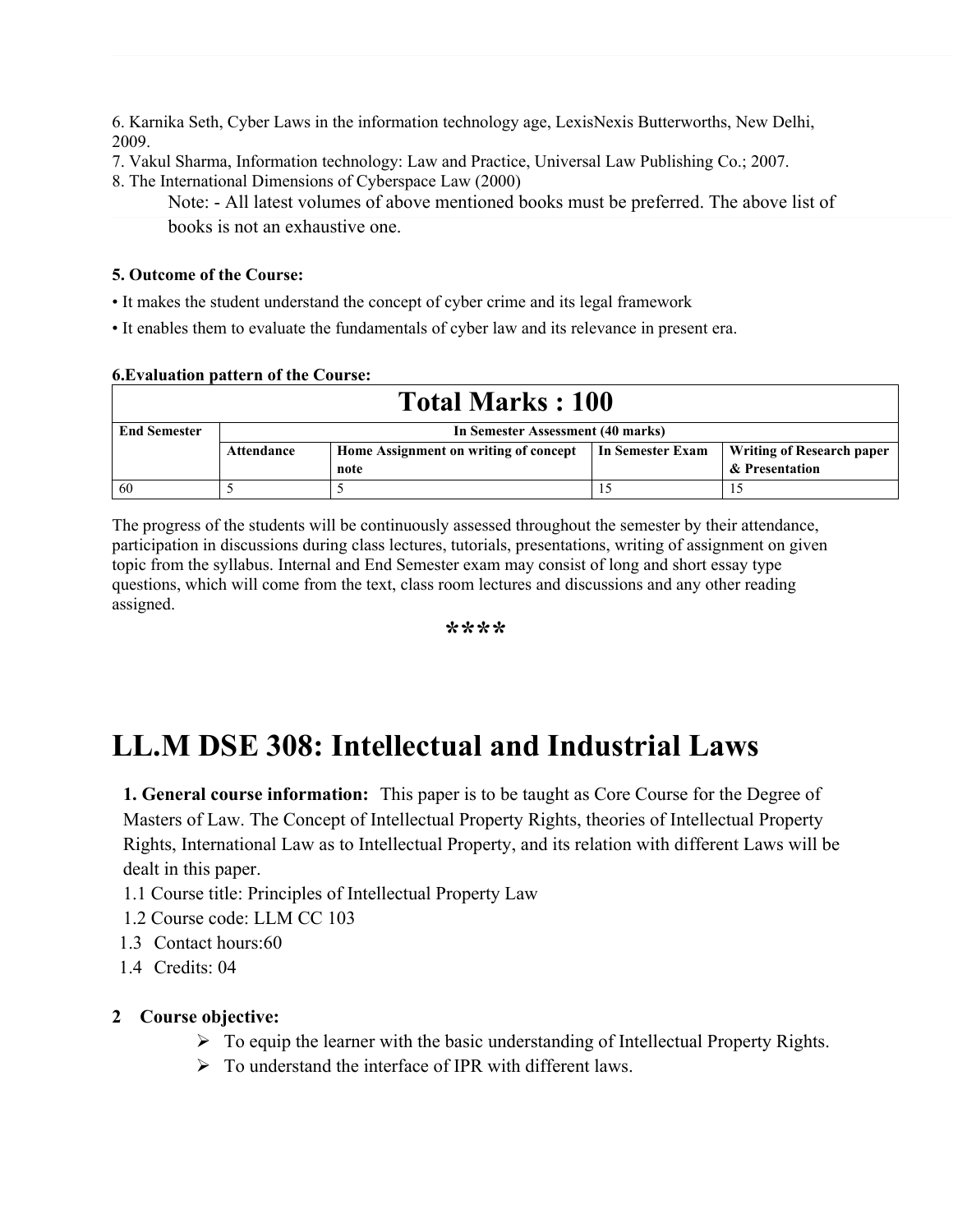6. Karnika Seth, Cyber Laws in the information technology age, LexisNexis Butterworths, New Delhi, 2009.
7. Vakul Sharma, Information technology: Law and Practice, Universal Law Publishing Co.; 2007.
8. The International Dimensions of Cyberspace Law (2000)

Note: - All latest volumes of above mentioned books must be preferred. The above list of books is not an exhaustive one.

**5. Outcome of the Course:**

- It makes the student understand the concept of cyber crime and its legal framework
- It enables them to evaluate the fundamentals of cyber law and its relevance in present era.

**6.Evaluation pattern of the Course:**

| Total Marks : 100 | | | | |
|---|---|---|---|---|
| **End Semester** | **In Semester Assessment (40 marks)** | | | |
| | **Attendance** | **Home Assignment on writing of concept note** | **In Semester Exam** | **Writing of Research paper & Presentation** |
| 60 | 5 | 5 | 15 | 15 |

The progress of the students will be continuously assessed throughout the semester by their attendance, participation in discussions during class lectures, tutorials, presentations, writing of assignment on given topic from the syllabus. Internal and End Semester exam may consist of long and short essay type questions, which will come from the text, class room lectures and discussions and any other reading assigned.

****

# LL.M DSE 308: Intellectual and Industrial Laws

**1. General course information:** This paper is to be taught as Core Course for the Degree of Masters of Law. The Concept of Intellectual Property Rights, theories of Intellectual Property Rights, International Law as to Intellectual Property, and its relation with different Laws will be dealt in this paper.

1.1 Course title: Principles of Intellectual Property Law
1.2 Course code: LLM CC 103
1.3 Contact hours:60
1.4 Credits: 04

**2 Course objective:**

- To equip the learner with the basic understanding of Intellectual Property Rights.
- To understand the interface of IPR with different laws.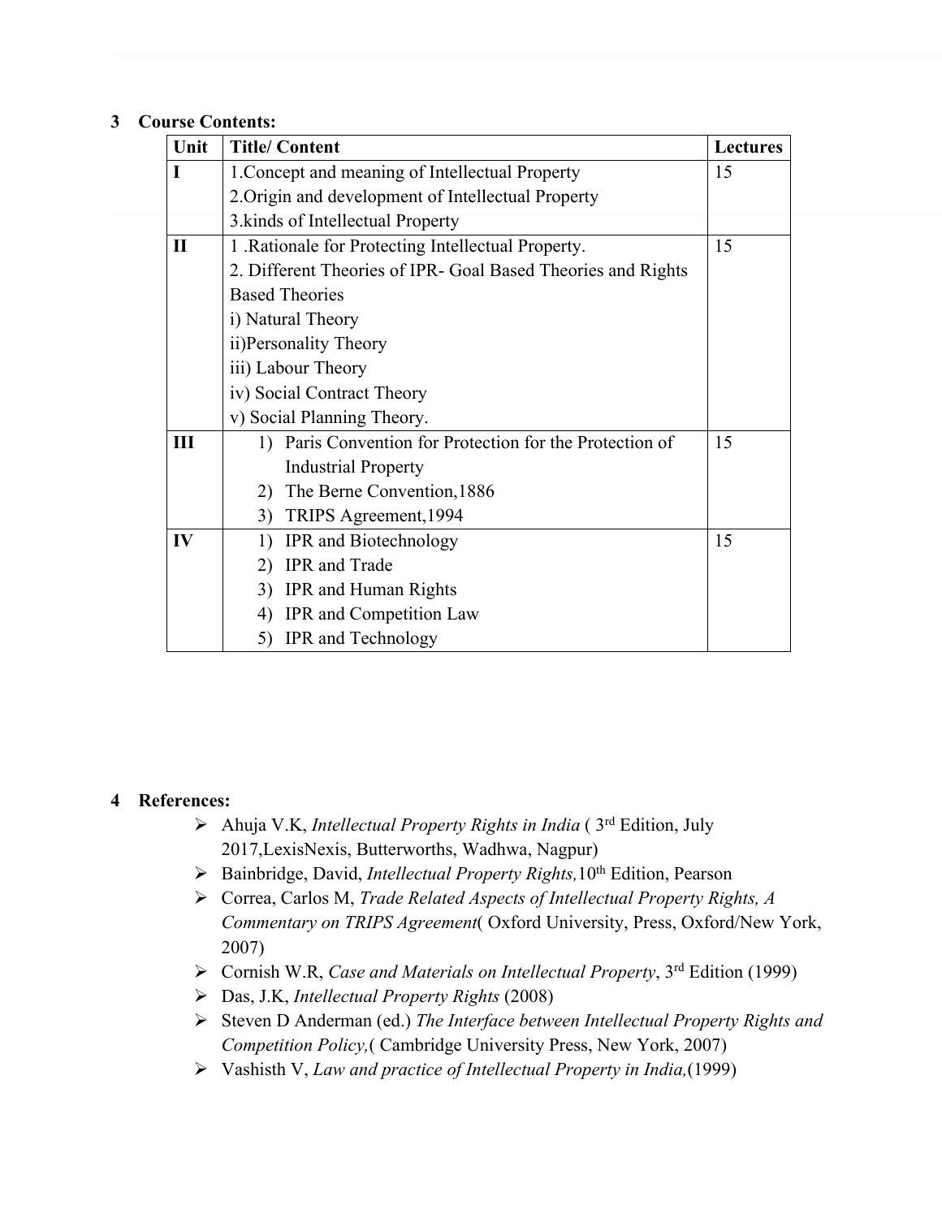## 3 Course Contents:

| Unit | Title/ Content | Lectures |
|---|---|---|
| I | 1.Concept and meaning of Intellectual Property<br>2.Origin and development of Intellectual Property<br>3.kinds of Intellectual Property | 15 |
| II | 1 .Rationale for Protecting Intellectual Property.<br>2. Different Theories of IPR- Goal Based Theories and Rights Based Theories<br>i) Natural Theory<br>ii)Personality Theory<br>iii) Labour Theory<br>iv) Social Contract Theory<br>v) Social Planning Theory. | 15 |
| III | 1) Paris Convention for Protection for the Protection of Industrial Property<br>2) The Berne Convention,1886<br>3) TRIPS Agreement,1994 | 15 |
| IV | 1) IPR and Biotechnology<br>2) IPR and Trade<br>3) IPR and Human Rights<br>4) IPR and Competition Law<br>5) IPR and Technology | 15 |

## 4 References:

- Ahuja V.K, *Intellectual Property Rights in India* ( 3rd Edition, July 2017,LexisNexis, Butterworths, Wadhwa, Nagpur)
- Bainbridge, David, *Intellectual Property Rights,*10th Edition, Pearson
- Correa, Carlos M, *Trade Related Aspects of Intellectual Property Rights, A Commentary on TRIPS Agreement*( Oxford University, Press, Oxford/New York, 2007)
- Cornish W.R, *Case and Materials on Intellectual Property*, 3rd Edition (1999)
- Das, J.K, *Intellectual Property Rights* (2008)
- Steven D Anderman (ed.) *The Interface between Intellectual Property Rights and Competition Policy,*( Cambridge University Press, New York, 2007)
- Vashisth V, *Law and practice of Intellectual Property in India,*(1999)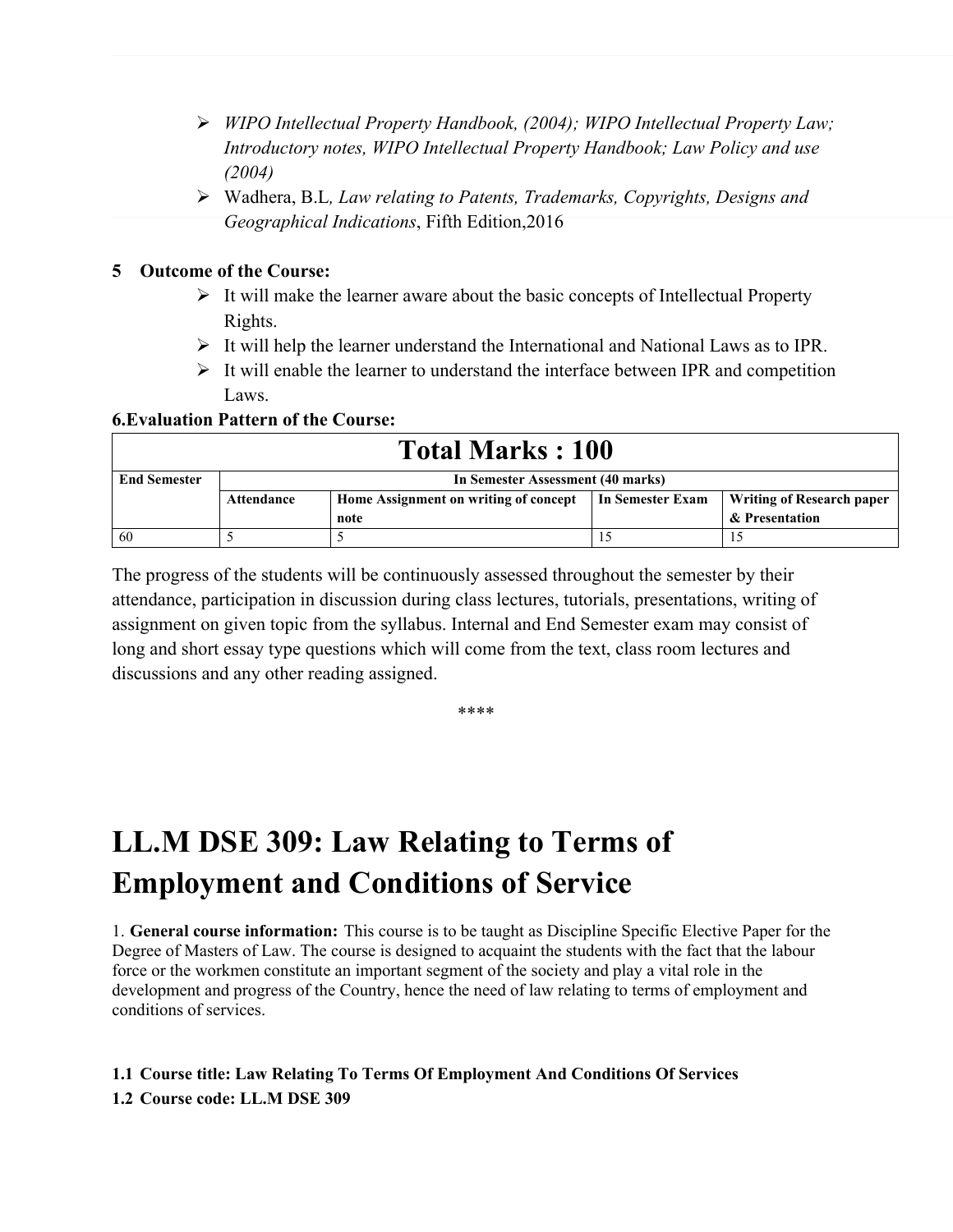- *WIPO Intellectual Property Handbook, (2004); WIPO Intellectual Property Law; Introductory notes, WIPO Intellectual Property Handbook; Law Policy and use (2004)*
- Wadhera, B.L, *Law relating to Patents, Trademarks, Copyrights, Designs and Geographical Indications*, Fifth Edition,2016

**5 Outcome of the Course:**

- It will make the learner aware about the basic concepts of Intellectual Property Rights.
- It will help the learner understand the International and National Laws as to IPR.
- It will enable the learner to understand the interface between IPR and competition Laws.

**6.Evaluation Pattern of the Course:**

| **Total Marks : 100** | | | | |
|---|---|---|---|---|
| **End Semester** | **In Semester Assessment (40 marks)** | | | |
| | **Attendance** | **Home Assignment on writing of concept note** | **In Semester Exam** | **Writing of Research paper & Presentation** |
| 60 | 5 | 5 | 15 | 15 |

The progress of the students will be continuously assessed throughout the semester by their attendance, participation in discussion during class lectures, tutorials, presentations, writing of assignment on given topic from the syllabus. Internal and End Semester exam may consist of long and short essay type questions which will come from the text, class room lectures and discussions and any other reading assigned.

****

# LL.M DSE 309: Law Relating to Terms of Employment and Conditions of Service

1. **General course information:** This course is to be taught as Discipline Specific Elective Paper for the Degree of Masters of Law. The course is designed to acquaint the students with the fact that the labour force or the workmen constitute an important segment of the society and play a vital role in the development and progress of the Country, hence the need of law relating to terms of employment and conditions of services.

**1.1 Course title: Law Relating To Terms Of Employment And Conditions Of Services**

**1.2 Course code: LL.M DSE 309**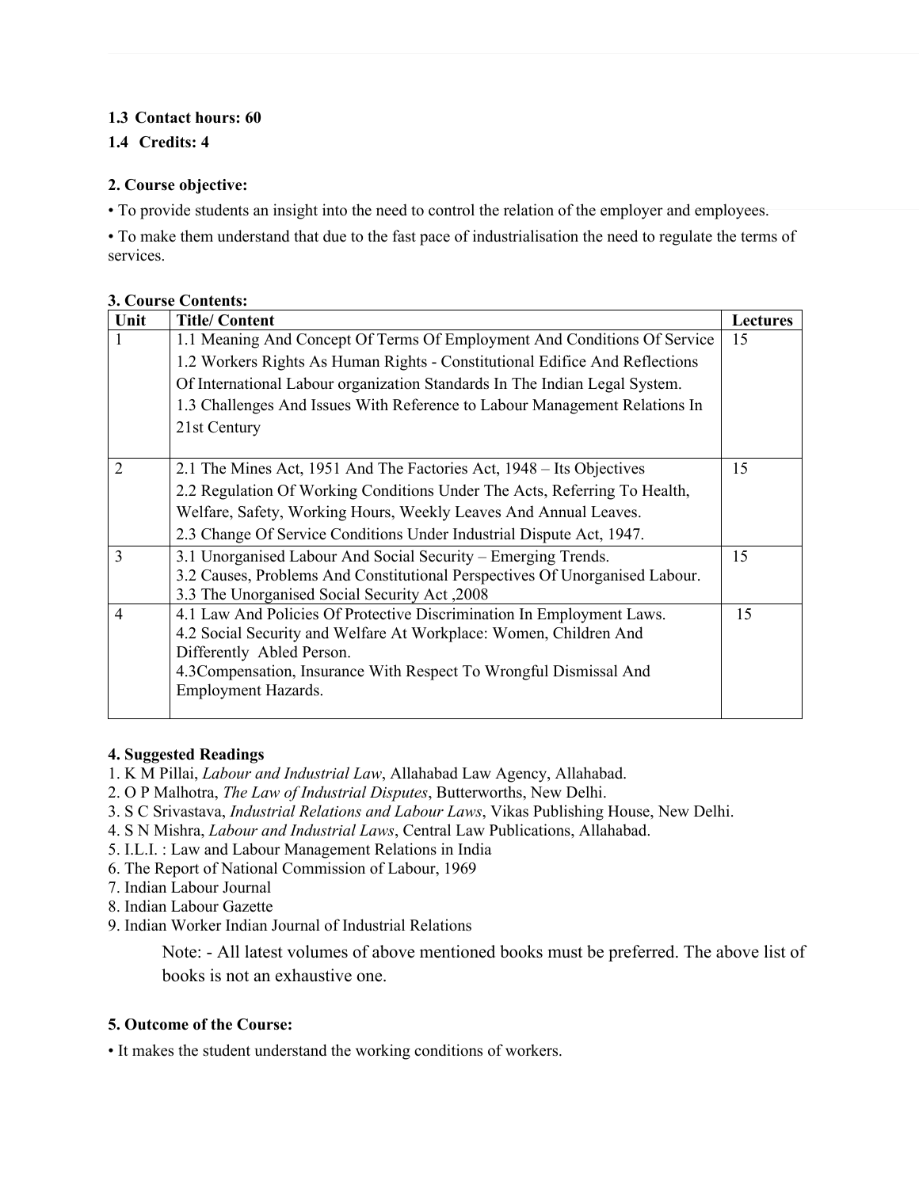**1.3 Contact hours: 60**

**1.4 Credits: 4**

**2. Course objective:**

• To provide students an insight into the need to control the relation of the employer and employees.

• To make them understand that due to the fast pace of industrialisation the need to regulate the terms of services.

**3. Course Contents:**

| Unit | Title/ Content | Lectures |
|---|---|---|
| 1 | 1.1 Meaning And Concept Of Terms Of Employment And Conditions Of Service<br>1.2 Workers Rights As Human Rights - Constitutional Edifice And Reflections Of International Labour organization Standards In The Indian Legal System.<br>1.3 Challenges And Issues With Reference to Labour Management Relations In 21st Century | 15 |
| 2 | 2.1 The Mines Act, 1951 And The Factories Act, 1948 – Its Objectives<br>2.2 Regulation Of Working Conditions Under The Acts, Referring To Health, Welfare, Safety, Working Hours, Weekly Leaves And Annual Leaves.<br>2.3 Change Of Service Conditions Under Industrial Dispute Act, 1947. | 15 |
| 3 | 3.1 Unorganised Labour And Social Security – Emerging Trends.<br>3.2 Causes, Problems And Constitutional Perspectives Of Unorganised Labour.<br>3.3 The Unorganised Social Security Act ,2008 | 15 |
| 4 | 4.1 Law And Policies Of Protective Discrimination In Employment Laws.<br>4.2 Social Security and Welfare At Workplace: Women, Children And Differently Abled Person.<br>4.3Compensation, Insurance With Respect To Wrongful Dismissal And Employment Hazards. | 15 |

**4. Suggested Readings**

1. K M Pillai, *Labour and Industrial Law*, Allahabad Law Agency, Allahabad.
2. O P Malhotra, *The Law of Industrial Disputes*, Butterworths, New Delhi.
3. S C Srivastava, *Industrial Relations and Labour Laws*, Vikas Publishing House, New Delhi.
4. S N Mishra, *Labour and Industrial Laws*, Central Law Publications, Allahabad.
5. I.L.I. : Law and Labour Management Relations in India
6. The Report of National Commission of Labour, 1969
7. Indian Labour Journal
8. Indian Labour Gazette
9. Indian Worker Indian Journal of Industrial Relations

Note: - All latest volumes of above mentioned books must be preferred. The above list of books is not an exhaustive one.

**5. Outcome of the Course:**

• It makes the student understand the working conditions of workers.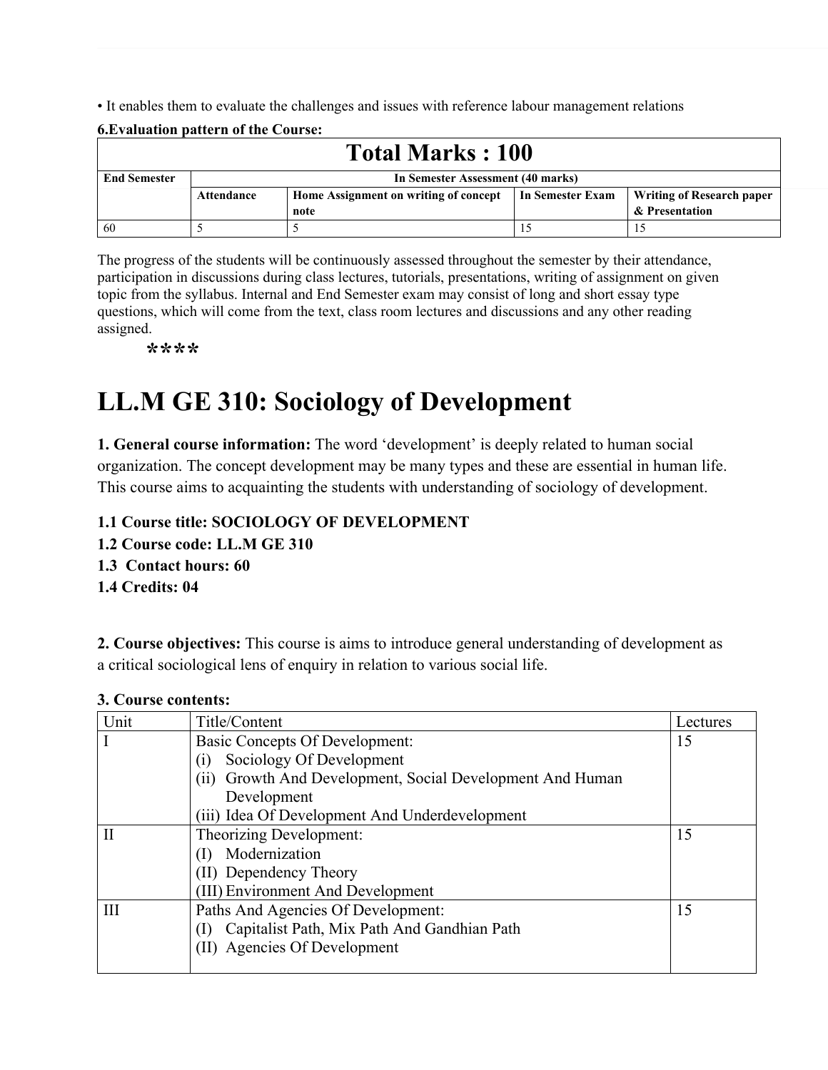• It enables them to evaluate the challenges and issues with reference labour management relations

**6.Evaluation pattern of the Course:**

| Total Marks : 100 | | | | |
|---|---|---|---|---|
| **End Semester** | **In Semester Assessment (40 marks)** | | | |
| | **Attendance** | **Home Assignment on writing of concept note** | **In Semester Exam** | **Writing of Research paper & Presentation** |
| 60 | 5 | 5 | 15 | 15 |

The progress of the students will be continuously assessed throughout the semester by their attendance, participation in discussions during class lectures, tutorials, presentations, writing of assignment on given topic from the syllabus. Internal and End Semester exam may consist of long and short essay type questions, which will come from the text, class room lectures and discussions and any other reading assigned.

****

# LL.M GE 310: Sociology of Development

**1. General course information:** The word 'development' is deeply related to human social organization. The concept development may be many types and these are essential in human life. This course aims to acquainting the students with understanding of sociology of development.

**1.1 Course title: SOCIOLOGY OF DEVELOPMENT**
**1.2 Course code: LL.M GE 310**
**1.3 Contact hours: 60**
**1.4 Credits: 04**

**2. Course objectives:** This course is aims to introduce general understanding of development as a critical sociological lens of enquiry in relation to various social life.

**3. Course contents:**

| Unit | Title/Content | Lectures |
|---|---|---|
| I | Basic Concepts Of Development:<br>(i) Sociology Of Development<br>(ii) Growth And Development, Social Development And Human Development<br>(iii) Idea Of Development And Underdevelopment | 15 |
| II | Theorizing Development:<br>(I) Modernization<br>(II) Dependency Theory<br>(III) Environment And Development | 15 |
| III | Paths And Agencies Of Development:<br>(I) Capitalist Path, Mix Path And Gandhian Path<br>(II) Agencies Of Development | 15 |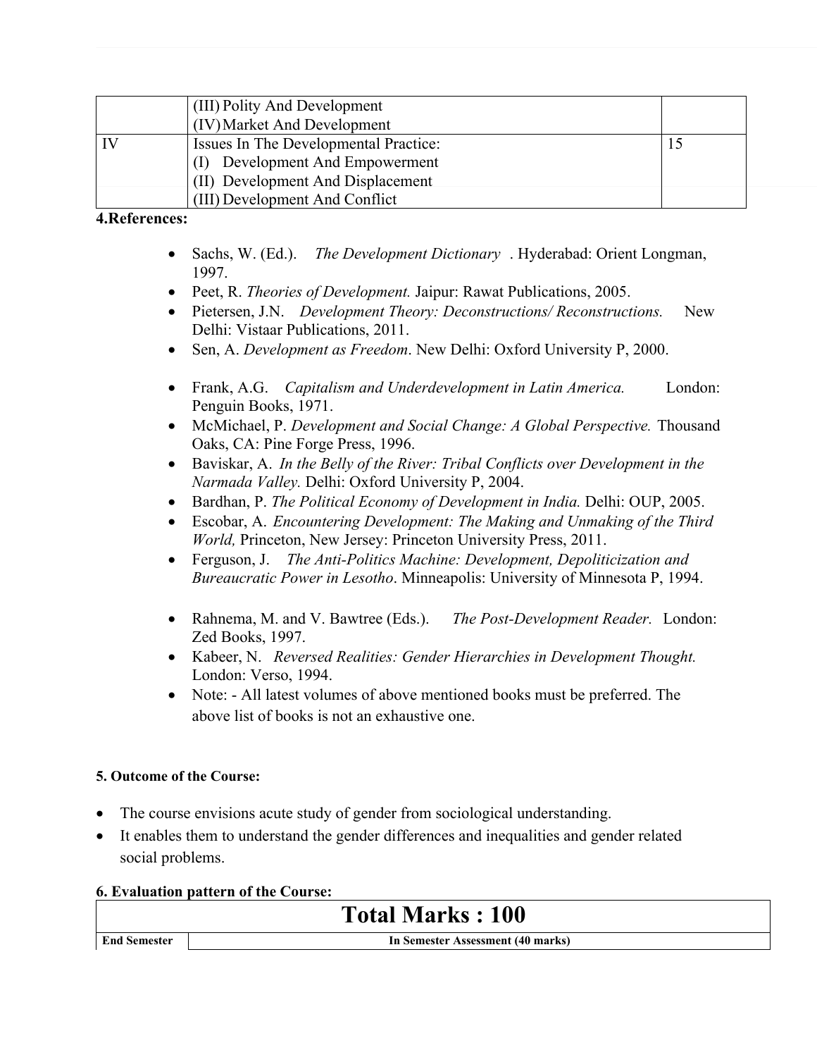| | (III) Polity And Development<br>(IV) Market And Development | |
|---|---|---|
| IV | Issues In The Developmental Practice:<br>(I) Development And Empowerment<br>(II) Development And Displacement<br>(III) Development And Conflict | 15 |

**4.References:**

- Sachs, W. (Ed.). *The Development Dictionary*. Hyderabad: Orient Longman, 1997.
- Peet, R. *Theories of Development.* Jaipur: Rawat Publications, 2005.
- Pietersen, J.N. *Development Theory: Deconstructions/ Reconstructions.* New Delhi: Vistaar Publications, 2011.
- Sen, A. *Development as Freedom*. New Delhi: Oxford University P, 2000.
- Frank, A.G. *Capitalism and Underdevelopment in Latin America.* London: Penguin Books, 1971.
- McMichael, P. *Development and Social Change: A Global Perspective.* Thousand Oaks, CA: Pine Forge Press, 1996.
- Baviskar, A. *In the Belly of the River: Tribal Conflicts over Development in the Narmada Valley.* Delhi: Oxford University P, 2004.
- Bardhan, P. *The Political Economy of Development in India.* Delhi: OUP, 2005.
- Escobar, A. *Encountering Development: The Making and Unmaking of the Third World,* Princeton, New Jersey: Princeton University Press, 2011.
- Ferguson, J. *The Anti-Politics Machine: Development, Depoliticization and Bureaucratic Power in Lesotho*. Minneapolis: University of Minnesota P, 1994.
- Rahnema, M. and V. Bawtree (Eds.). *The Post-Development Reader.* London: Zed Books, 1997.
- Kabeer, N. *Reversed Realities: Gender Hierarchies in Development Thought.* London: Verso, 1994.
- Note: - All latest volumes of above mentioned books must be preferred. The above list of books is not an exhaustive one.

**5. Outcome of the Course:**

- The course envisions acute study of gender from sociological understanding.
- It enables them to understand the gender differences and inequalities and gender related social problems.

**6. Evaluation pattern of the Course:**

| **Total Marks : 100** | |
|---|---|
| **End Semester** | **In Semester Assessment (40 marks)** |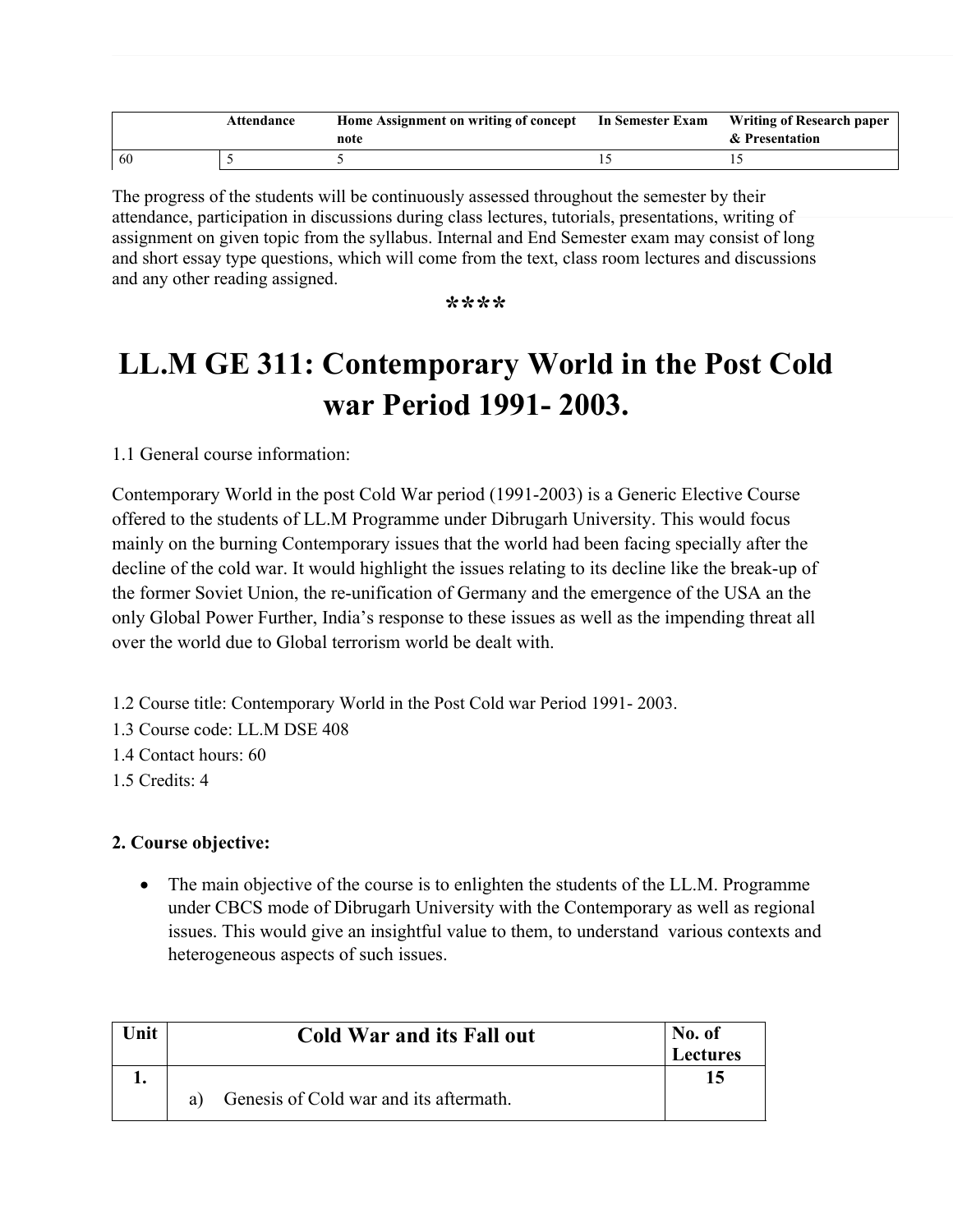| | Attendance | Home Assignment on writing of concept note | In Semester Exam | Writing of Research paper & Presentation |
|---|---|---|---|---|
| 60 | 5 | 5 | 15 | 15 |

The progress of the students will be continuously assessed throughout the semester by their attendance, participation in discussions during class lectures, tutorials, presentations, writing of assignment on given topic from the syllabus. Internal and End Semester exam may consist of long and short essay type questions, which will come from the text, class room lectures and discussions and any other reading assigned.

****

# LL.M GE 311: Contemporary World in the Post Cold war Period 1991- 2003.

1.1 General course information:

Contemporary World in the post Cold War period (1991-2003) is a Generic Elective Course offered to the students of LL.M Programme under Dibrugarh University. This would focus mainly on the burning Contemporary issues that the world had been facing specially after the decline of the cold war. It would highlight the issues relating to its decline like the break-up of the former Soviet Union, the re-unification of Germany and the emergence of the USA an the only Global Power Further, India's response to these issues as well as the impending threat all over the world due to Global terrorism world be dealt with.

1.2 Course title: Contemporary World in the Post Cold war Period 1991- 2003.
1.3 Course code: LL.M DSE 408
1.4 Contact hours: 60
1.5 Credits: 4

**2. Course objective:**

- The main objective of the course is to enlighten the students of the LL.M. Programme under CBCS mode of Dibrugarh University with the Contemporary as well as regional issues. This would give an insightful value to them, to understand various contexts and heterogeneous aspects of such issues.

| Unit | Cold War and its Fall out | No. of Lectures |
|---|---|---|
| 1. | a) Genesis of Cold war and its aftermath. | 15 |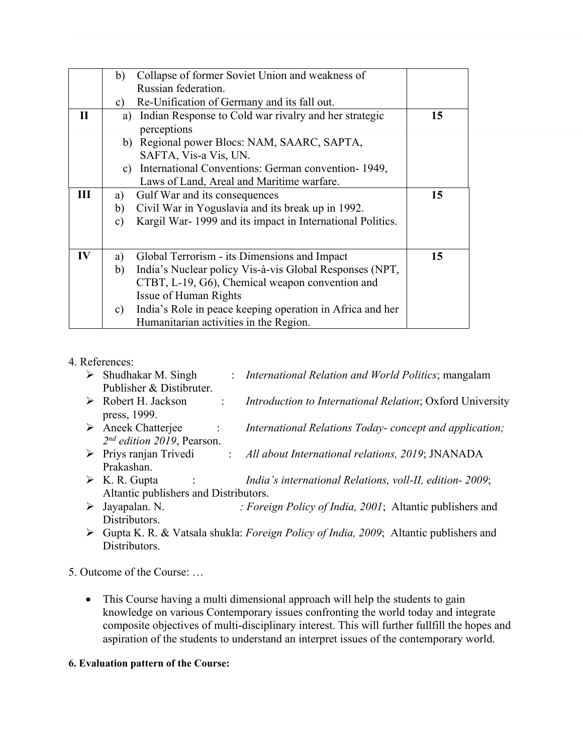| | | |
|---|---|---|
| | b) Collapse of former Soviet Union and weakness of Russian federation.<br>c) Re-Unification of Germany and its fall out. | |
| **II** | a) Indian Response to Cold war rivalry and her strategic perceptions<br>b) Regional power Blocs: NAM, SAARC, SAPTA, SAFTA, Vis-a Vis, UN.<br>c) International Conventions: German convention- 1949, Laws of Land, Areal and Maritime warfare. | **15** |
| **III** | a) Gulf War and its consequences<br>b) Civil War in Yoguslavia and its break up in 1992.<br>c) Kargil War- 1999 and its impact in International Politics. | **15** |
| **IV** | a) Global Terrorism - its Dimensions and Impact<br>b) India's Nuclear policy Vis-à-vis Global Responses (NPT, CTBT, L-19, G6), Chemical weapon convention and Issue of Human Rights<br>c) India's Role in peace keeping operation in Africa and her Humanitarian activities in the Region. | **15** |

4. References:

- Shudhakar M. Singh : *International Relation and World Politics*; mangalam Publisher & Distibruter.
- Robert H. Jackson : *Introduction to International Relation*; Oxford University press, 1999.
- Aneek Chatterjee : *International Relations Today- concept and application; 2nd edition 2019*, Pearson.
- Priys ranjan Trivedi : *All about International relations, 2019*; JNANADA Prakashan.
- K. R. Gupta : *India's international Relations, voll-II, edition- 2009*; Altantic publishers and Distributors.
- Jayapalan. N. *: Foreign Policy of India, 2001*; Altantic publishers and Distributors.
- Gupta K. R. & Vatsala shukla: *Foreign Policy of India, 2009*; Altantic publishers and Distributors.

5. Outcome of the Course: …

- This Course having a multi dimensional approach will help the students to gain knowledge on various Contemporary issues confronting the world today and integrate composite objectives of multi-disciplinary interest. This will further fullfill the hopes and aspiration of the students to understand an interpret issues of the contemporary world.

**6. Evaluation pattern of the Course:**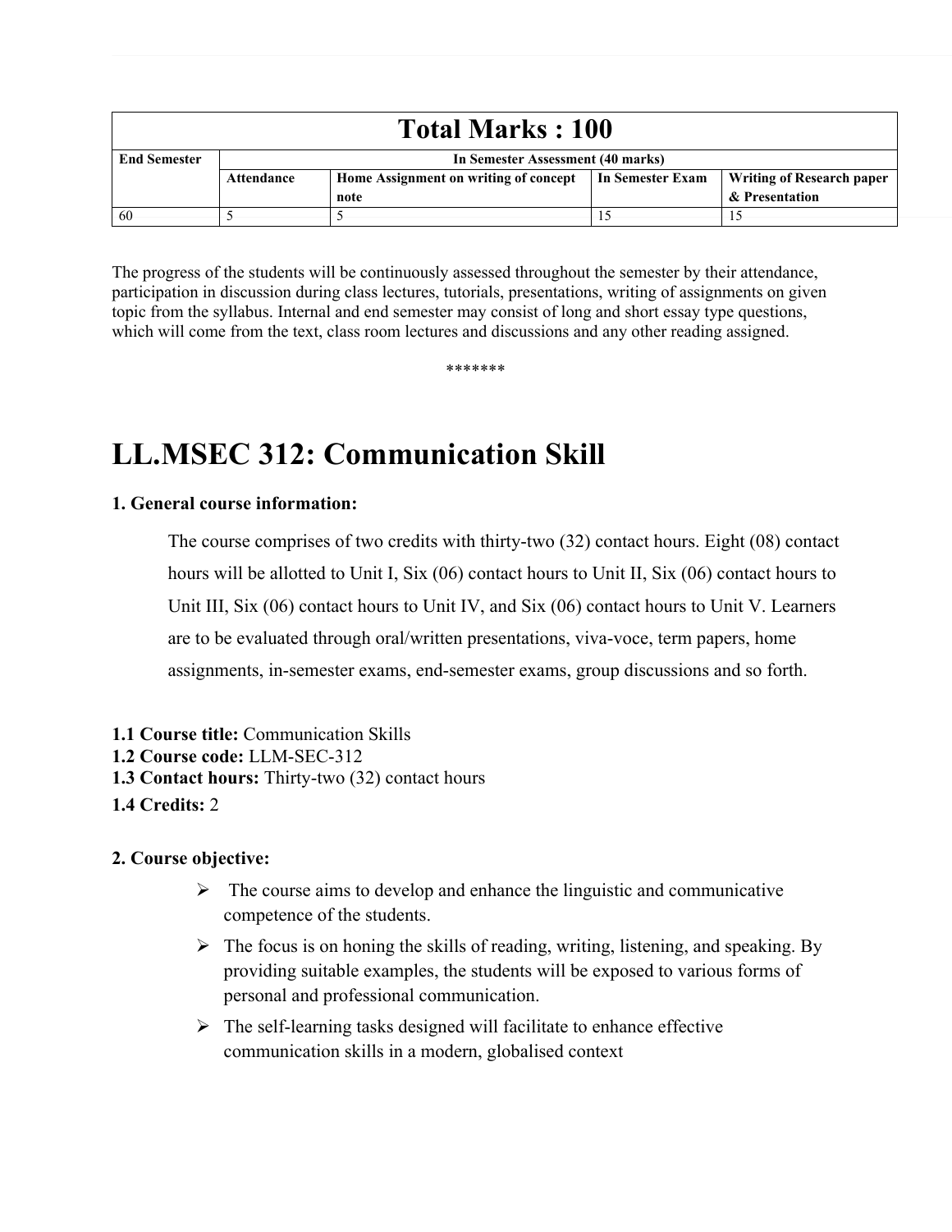| Total Marks : 100 | | | | |
|---|---|---|---|---|
| **End Semester** | **In Semester Assessment (40 marks)** | | | |
| | **Attendance** | **Home Assignment on writing of concept note** | **In Semester Exam** | **Writing of Research paper & Presentation** |
| 60 | 5 | 5 | 15 | 15 |

The progress of the students will be continuously assessed throughout the semester by their attendance, participation in discussion during class lectures, tutorials, presentations, writing of assignments on given topic from the syllabus. Internal and end semester may consist of long and short essay type questions, which will come from the text, class room lectures and discussions and any other reading assigned.

*******

# LL.MSEC 312: Communication Skill

**1. General course information:**

The course comprises of two credits with thirty-two (32) contact hours. Eight (08) contact hours will be allotted to Unit I, Six (06) contact hours to Unit II, Six (06) contact hours to Unit III, Six (06) contact hours to Unit IV, and Six (06) contact hours to Unit V. Learners are to be evaluated through oral/written presentations, viva-voce, term papers, home assignments, in-semester exams, end-semester exams, group discussions and so forth.

**1.1 Course title:** Communication Skills
**1.2 Course code:** LLM-SEC-312
**1.3 Contact hours:** Thirty-two (32) contact hours
**1.4 Credits:** 2

**2. Course objective:**

- The course aims to develop and enhance the linguistic and communicative competence of the students.
- The focus is on honing the skills of reading, writing, listening, and speaking. By providing suitable examples, the students will be exposed to various forms of personal and professional communication.
- The self-learning tasks designed will facilitate to enhance effective communication skills in a modern, globalised context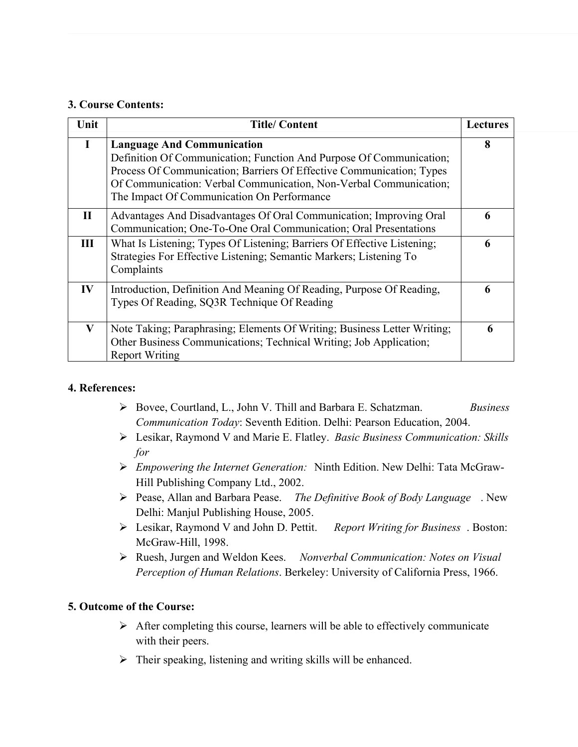**3. Course Contents:**

| Unit | Title/ Content | Lectures |
|---|---|---|
| I | **Language And Communication** Definition Of Communication; Function And Purpose Of Communication; Process Of Communication; Barriers Of Effective Communication; Types Of Communication: Verbal Communication, Non-Verbal Communication; The Impact Of Communication On Performance | 8 |
| II | Advantages And Disadvantages Of Oral Communication; Improving Oral Communication; One-To-One Oral Communication; Oral Presentations | 6 |
| III | What Is Listening; Types Of Listening; Barriers Of Effective Listening; Strategies For Effective Listening; Semantic Markers; Listening To Complaints | 6 |
| IV | Introduction, Definition And Meaning Of Reading, Purpose Of Reading, Types Of Reading, SQ3R Technique Of Reading | 6 |
| V | Note Taking; Paraphrasing; Elements Of Writing; Business Letter Writing; Other Business Communications; Technical Writing; Job Application; Report Writing | 6 |

**4. References:**

- Bovee, Courtland, L., John V. Thill and Barbara E. Schatzman. *Business Communication Today*: Seventh Edition. Delhi: Pearson Education, 2004.
- Lesikar, Raymond V and Marie E. Flatley. *Basic Business Communication: Skills for*
- *Empowering the Internet Generation:* Ninth Edition. New Delhi: Tata McGraw-Hill Publishing Company Ltd., 2002.
- Pease, Allan and Barbara Pease. *The Definitive Book of Body Language* . New Delhi: Manjul Publishing House, 2005.
- Lesikar, Raymond V and John D. Pettit. *Report Writing for Business* . Boston: McGraw-Hill, 1998.
- Ruesh, Jurgen and Weldon Kees. *Nonverbal Communication: Notes on Visual Perception of Human Relations*. Berkeley: University of California Press, 1966.

**5. Outcome of the Course:**

- After completing this course, learners will be able to effectively communicate with their peers.
- Their speaking, listening and writing skills will be enhanced.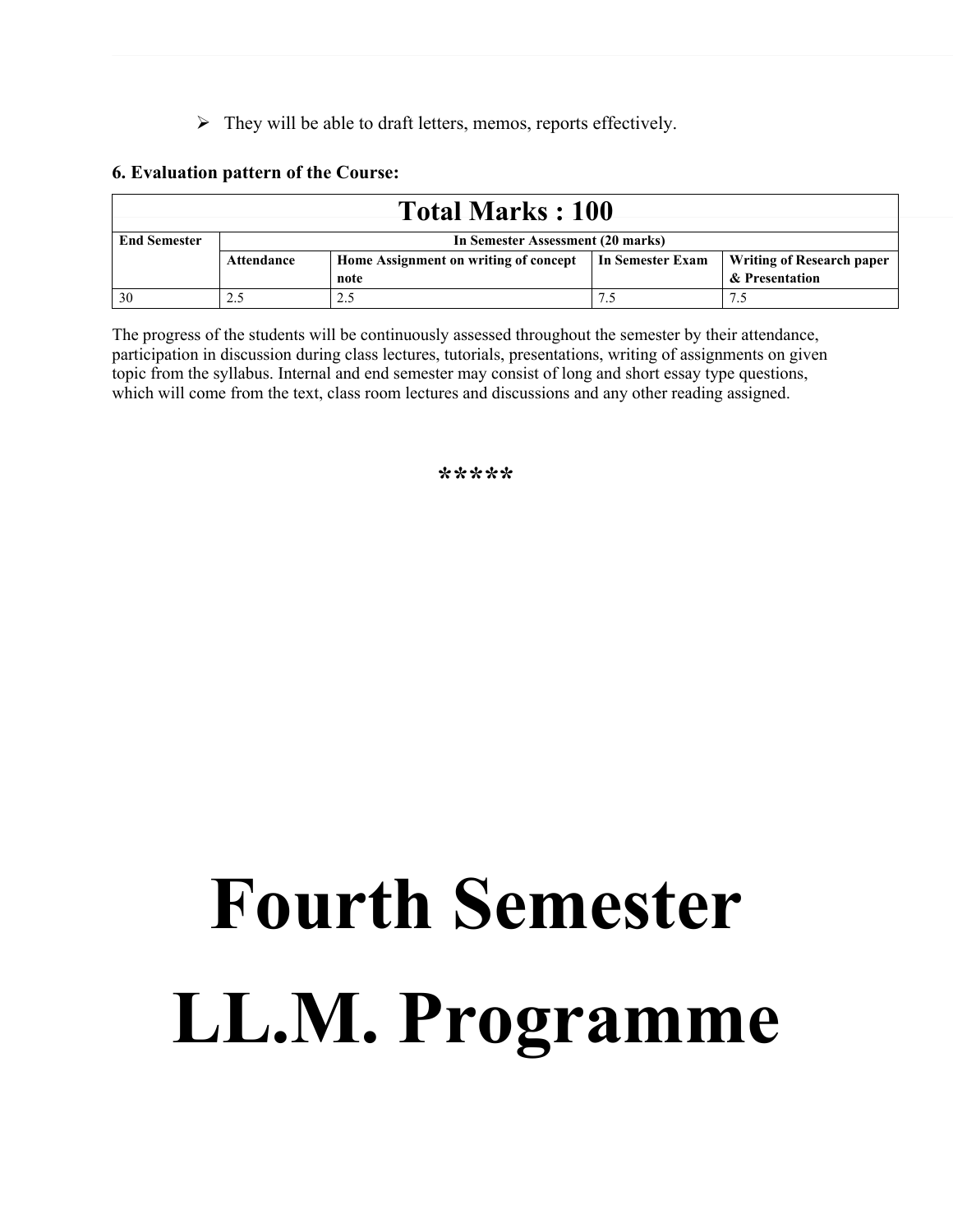- They will be able to draft letters, memos, reports effectively.

**6. Evaluation pattern of the Course:**

| Total Marks : 100 | | | | |
|---|---|---|---|---|
| **End Semester** | **In Semester Assessment (20 marks)** | | | |
| | **Attendance** | **Home Assignment on writing of concept note** | **In Semester Exam** | **Writing of Research paper & Presentation** |
| 30 | 2.5 | 2.5 | 7.5 | 7.5 |

The progress of the students will be continuously assessed throughout the semester by their attendance, participation in discussion during class lectures, tutorials, presentations, writing of assignments on given topic from the syllabus. Internal and end semester may consist of long and short essay type questions, which will come from the text, class room lectures and discussions and any other reading assigned.

*****

# Fourth Semester LL.M. Programme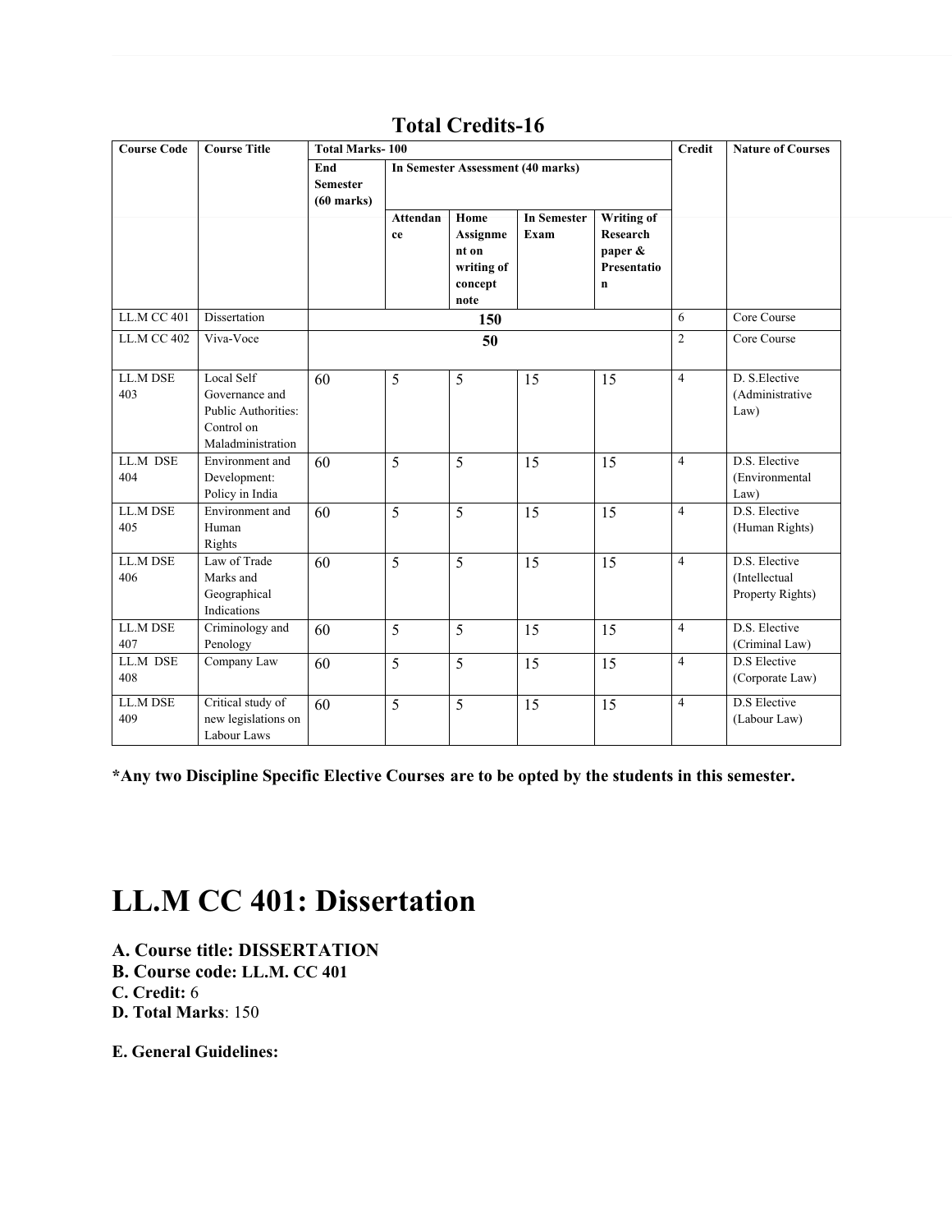## Total Credits-16

| Course Code | Course Title | Total Marks- 100 | | | | | Credit | Nature of Courses |
|---|---|---|---|---|---|---|---|---|
| | | End Semester (60 marks) | In Semester Assessment (40 marks) | | | | | |
| | | | Attendance | Home Assignment on writing of concept note | In Semester Exam | Writing of Research paper & Presentation | | |
| LL.M CC 401 | Dissertation | 150 | | | | | 6 | Core Course |
| LL.M CC 402 | Viva-Voce | 50 | | | | | 2 | Core Course |
| LL.M DSE 403 | Local Self Governance and Public Authorities: Control on Maladministration | 60 | 5 | 5 | 15 | 15 | 4 | D. S.Elective (Administrative Law) |
| LL.M DSE 404 | Environment and Development: Policy in India | 60 | 5 | 5 | 15 | 15 | 4 | D.S. Elective (Environmental Law) |
| LL.M DSE 405 | Environment and Human Rights | 60 | 5 | 5 | 15 | 15 | 4 | D.S. Elective (Human Rights) |
| LL.M DSE 406 | Law of Trade Marks and Geographical Indications | 60 | 5 | 5 | 15 | 15 | 4 | D.S. Elective (Intellectual Property Rights) |
| LL.M DSE 407 | Criminology and Penology | 60 | 5 | 5 | 15 | 15 | 4 | D.S. Elective (Criminal Law) |
| LL.M DSE 408 | Company Law | 60 | 5 | 5 | 15 | 15 | 4 | D.S Elective (Corporate Law) |
| LL.M DSE 409 | Critical study of new legislations on Labour Laws | 60 | 5 | 5 | 15 | 15 | 4 | D.S Elective (Labour Law) |

**\*Any two Discipline Specific Elective Courses are to be opted by the students in this semester.**

# LL.M CC 401: Dissertation

**A. Course title: DISSERTATION**
**B. Course code: LL.M. CC 401**
**C. Credit:** 6
**D. Total Marks**: 150

**E. General Guidelines:**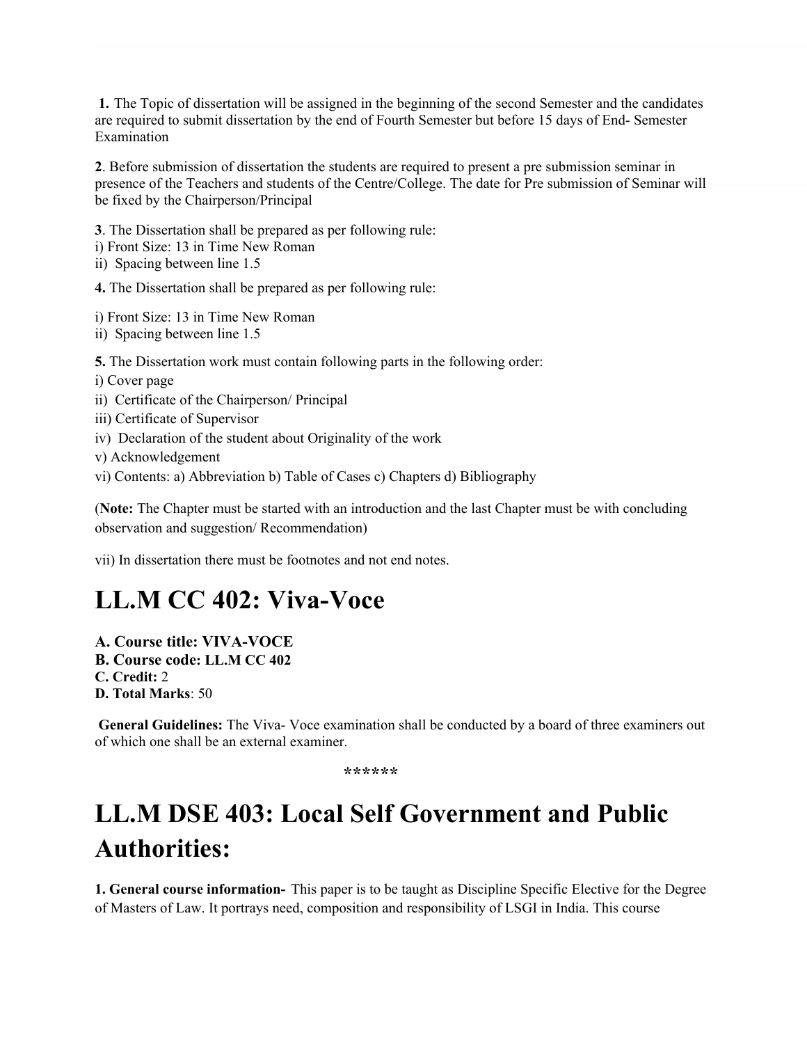**1.** The Topic of dissertation will be assigned in the beginning of the second Semester and the candidates are required to submit dissertation by the end of Fourth Semester but before 15 days of End- Semester Examination

**2**. Before submission of dissertation the students are required to present a pre submission seminar in presence of the Teachers and students of the Centre/College. The date for Pre submission of Seminar will be fixed by the Chairperson/Principal

**3**. The Dissertation shall be prepared as per following rule:
i) Front Size: 13 in Time New Roman
ii) Spacing between line 1.5

**4.** The Dissertation shall be prepared as per following rule:

i) Front Size: 13 in Time New Roman
ii) Spacing between line 1.5

**5.** The Dissertation work must contain following parts in the following order:
i) Cover page
ii) Certificate of the Chairperson/ Principal
iii) Certificate of Supervisor
iv) Declaration of the student about Originality of the work
v) Acknowledgement
vi) Contents: a) Abbreviation b) Table of Cases c) Chapters d) Bibliography

(**Note:** The Chapter must be started with an introduction and the last Chapter must be with concluding observation and suggestion/ Recommendation)

vii) In dissertation there must be footnotes and not end notes.

# LL.M CC 402: Viva-Voce

**A. Course title: VIVA-VOCE**
**B. Course code: LL.M CC 402**
**C. Credit:** 2
**D. Total Marks**: 50

**General Guidelines:** The Viva- Voce examination shall be conducted by a board of three examiners out of which one shall be an external examiner.

******

# LL.M DSE 403: Local Self Government and Public Authorities:

**1. General course information-** This paper is to be taught as Discipline Specific Elective for the Degree of Masters of Law. It portrays need, composition and responsibility of LSGI in India. This course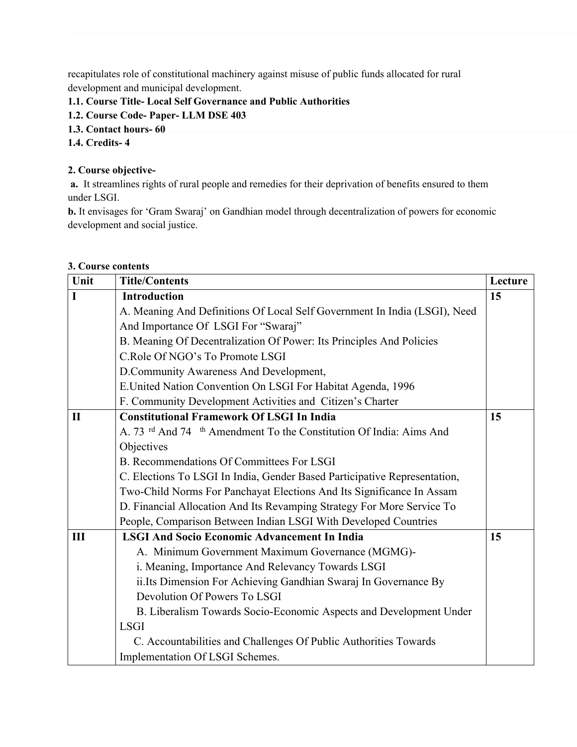recapitulates role of constitutional machinery against misuse of public funds allocated for rural development and municipal development.

**1.1. Course Title- Local Self Governance and Public Authorities**

**1.2. Course Code- Paper- LLM DSE 403**

**1.3. Contact hours- 60**

**1.4. Credits- 4**

**2. Course objective-**

**a.** It streamlines rights of rural people and remedies for their deprivation of benefits ensured to them under LSGI.

**b.** It envisages for 'Gram Swaraj' on Gandhian model through decentralization of powers for economic development and social justice.

**3. Course contents**

| Unit | Title/Contents | Lecture |
|---|---|---|
| I | **Introduction**<br>A. Meaning And Definitions Of Local Self Government In India (LSGI), Need And Importance Of LSGI For "Swaraj"<br>B. Meaning Of Decentralization Of Power: Its Principles And Policies<br>C.Role Of NGO's To Promote LSGI<br>D.Community Awareness And Development,<br>E.United Nation Convention On LSGI For Habitat Agenda, 1996<br>F. Community Development Activities and Citizen's Charter | **15** |
| II | **Constitutional Framework Of LSGI In India**<br>A. 73 $^{rd}$ And 74 $^{th}$ Amendment To the Constitution Of India: Aims And Objectives<br>B. Recommendations Of Committees For LSGI<br>C. Elections To LSGI In India, Gender Based Participative Representation, Two-Child Norms For Panchayat Elections And Its Significance In Assam<br>D. Financial Allocation And Its Revamping Strategy For More Service To People, Comparison Between Indian LSGI With Developed Countries | **15** |
| III | **LSGI And Socio Economic Advancement In India**<br>A. Minimum Government Maximum Governance (MGMG)-<br>i. Meaning, Importance And Relevancy Towards LSGI<br>ii.Its Dimension For Achieving Gandhian Swaraj In Governance By Devolution Of Powers To LSGI<br>B. Liberalism Towards Socio-Economic Aspects and Development Under LSGI<br>C. Accountabilities and Challenges Of Public Authorities Towards Implementation Of LSGI Schemes. | **15** |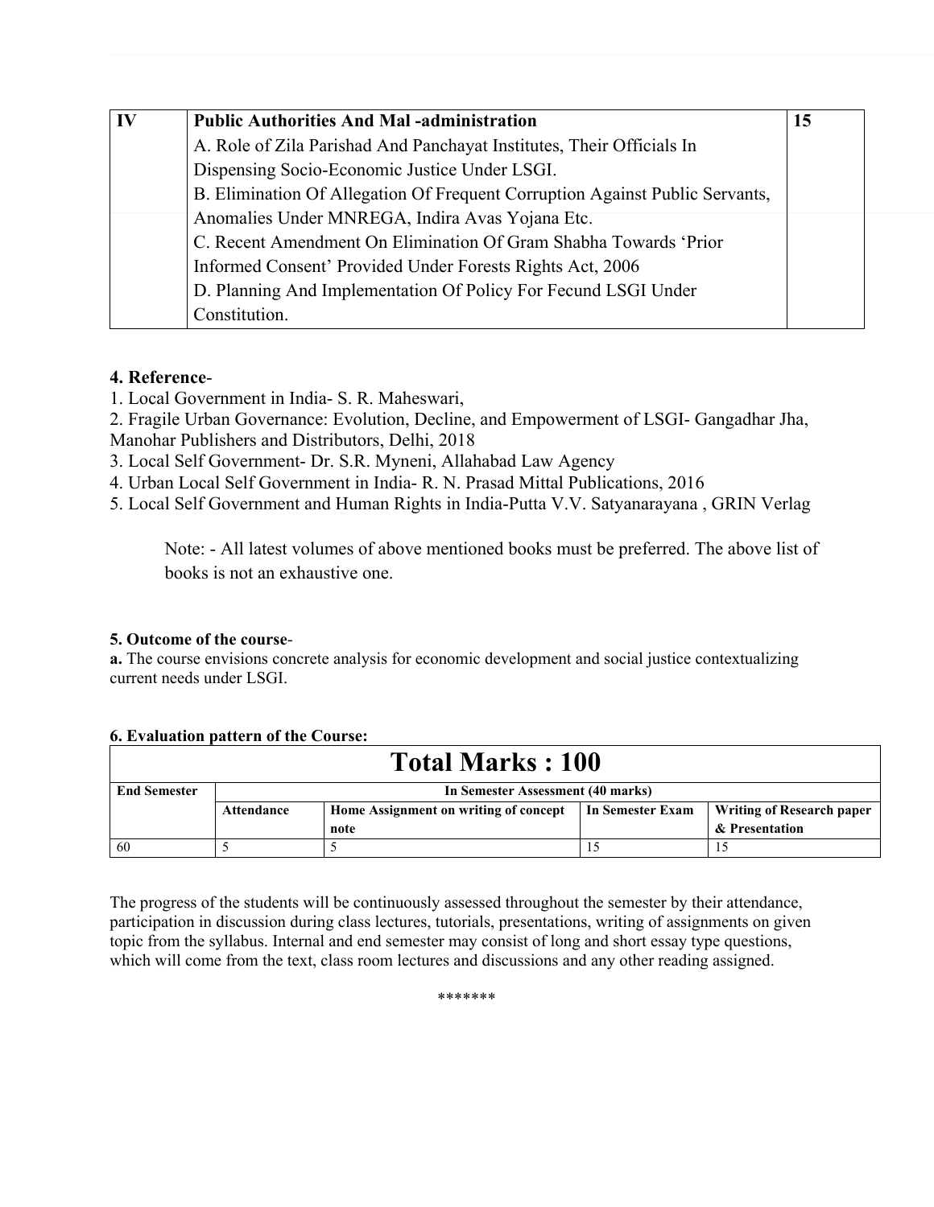| IV | **Public Authorities And Mal -administration**<br>A. Role of Zila Parishad And Panchayat Institutes, Their Officials In Dispensing Socio-Economic Justice Under LSGI.<br>B. Elimination Of Allegation Of Frequent Corruption Against Public Servants, Anomalies Under MNREGA, Indira Avas Yojana Etc.<br>C. Recent Amendment On Elimination Of Gram Shabha Towards 'Prior Informed Consent' Provided Under Forests Rights Act, 2006<br>D. Planning And Implementation Of Policy For Fecund LSGI Under Constitution. | **15** |
|---|---|---|

**4. Reference**-

1. Local Government in India- S. R. Maheswari,
2. Fragile Urban Governance: Evolution, Decline, and Empowerment of LSGI- Gangadhar Jha, Manohar Publishers and Distributors, Delhi, 2018
3. Local Self Government- Dr. S.R. Myneni, Allahabad Law Agency
4. Urban Local Self Government in India- R. N. Prasad Mittal Publications, 2016
5. Local Self Government and Human Rights in India-Putta V.V. Satyanarayana , GRIN Verlag

Note: - All latest volumes of above mentioned books must be preferred. The above list of books is not an exhaustive one.

**5. Outcome of the course**-

**a.** The course envisions concrete analysis for economic development and social justice contextualizing current needs under LSGI.

**6. Evaluation pattern of the Course:**

| **Total Marks : 100** | | | | |
|---|---|---|---|---|
| **End Semester** | **In Semester Assessment (40 marks)** | | | |
| | **Attendance** | **Home Assignment on writing of concept note** | **In Semester Exam** | **Writing of Research paper & Presentation** |
| 60 | 5 | 5 | 15 | 15 |

The progress of the students will be continuously assessed throughout the semester by their attendance, participation in discussion during class lectures, tutorials, presentations, writing of assignments on given topic from the syllabus. Internal and end semester may consist of long and short essay type questions, which will come from the text, class room lectures and discussions and any other reading assigned.

*******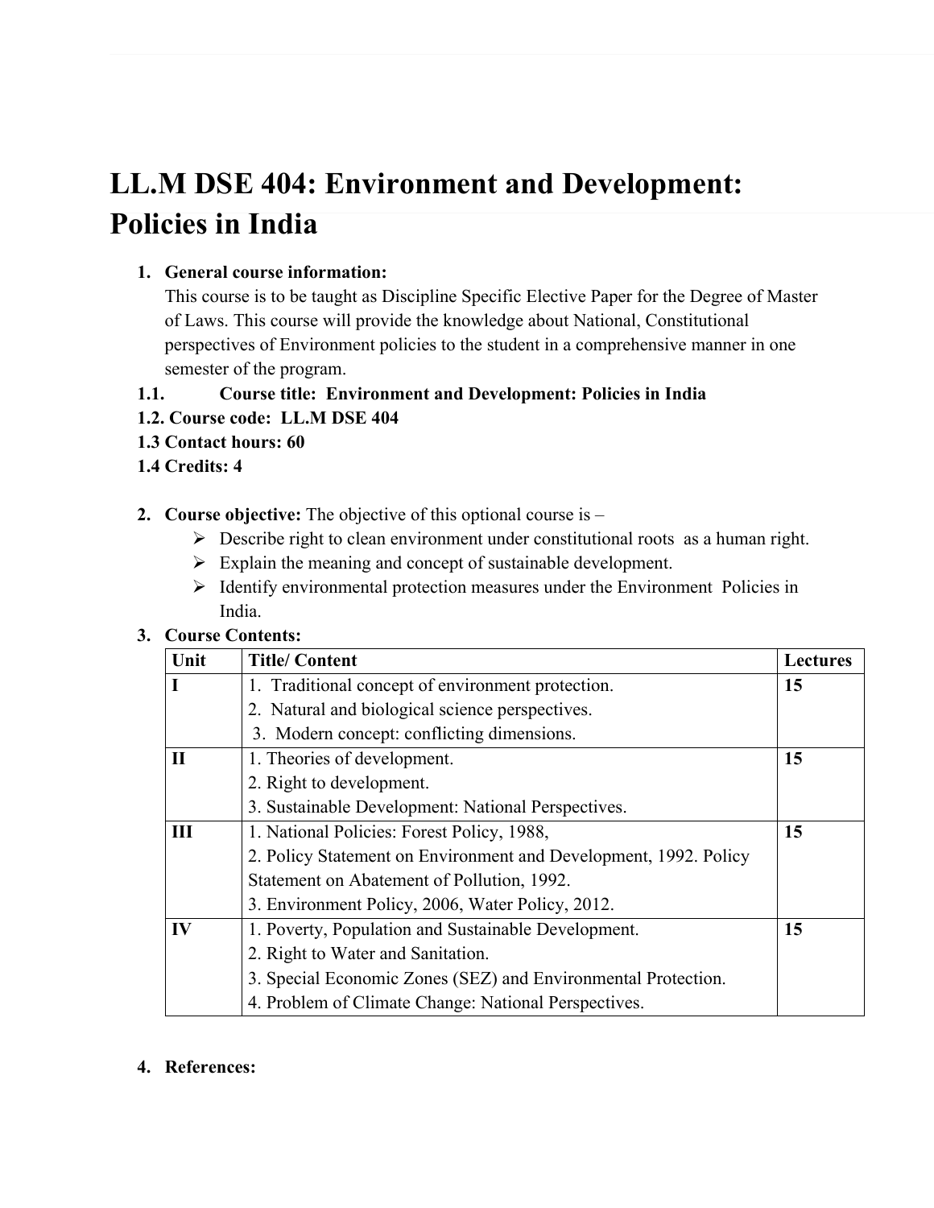# LL.M DSE 404: Environment and Development: Policies in India

1. **General course information:**
   This course is to be taught as Discipline Specific Elective Paper for the Degree of Master of Laws. This course will provide the knowledge about National, Constitutional perspectives of Environment policies to the student in a comprehensive manner in one semester of the program.

**1.1. Course title: Environment and Development: Policies in India**

**1.2. Course code: LL.M DSE 404**

**1.3 Contact hours: 60**

**1.4 Credits: 4**

2. **Course objective:** The objective of this optional course is –
   - Describe right to clean environment under constitutional roots as a human right.
   - Explain the meaning and concept of sustainable development.
   - Identify environmental protection measures under the Environment Policies in India.

3. **Course Contents:**

| Unit | Title/ Content | Lectures |
|---|---|---|
| **I** | 1. Traditional concept of environment protection.<br>2. Natural and biological science perspectives.<br>3. Modern concept: conflicting dimensions. | **15** |
| **II** | 1. Theories of development.<br>2. Right to development.<br>3. Sustainable Development: National Perspectives. | **15** |
| **III** | 1. National Policies: Forest Policy, 1988,<br>2. Policy Statement on Environment and Development, 1992. Policy Statement on Abatement of Pollution, 1992.<br>3. Environment Policy, 2006, Water Policy, 2012. | **15** |
| **IV** | 1. Poverty, Population and Sustainable Development.<br>2. Right to Water and Sanitation.<br>3. Special Economic Zones (SEZ) and Environmental Protection.<br>4. Problem of Climate Change: National Perspectives. | **15** |

4. **References:**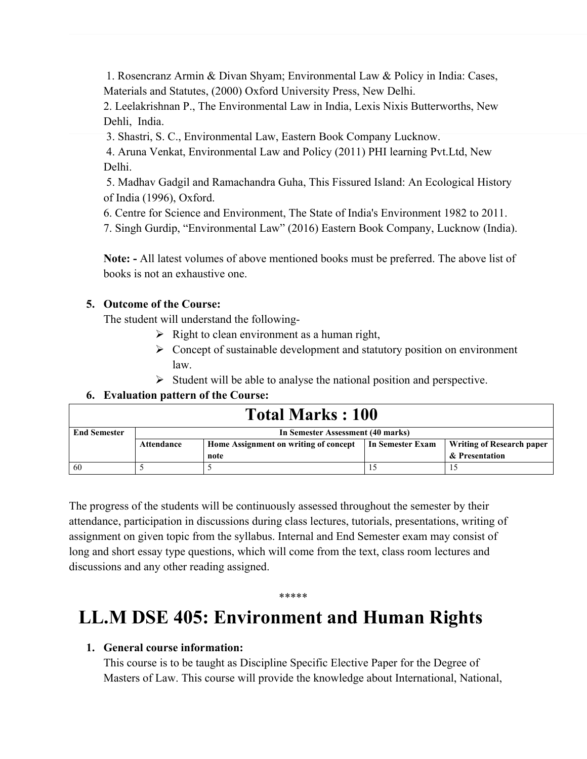1. Rosencranz Armin & Divan Shyam; Environmental Law & Policy in India: Cases, Materials and Statutes, (2000) Oxford University Press, New Delhi.
2. Leelakrishnan P., The Environmental Law in India, Lexis Nixis Butterworths, New Dehli, India.
3. Shastri, S. C., Environmental Law, Eastern Book Company Lucknow.
4. Aruna Venkat, Environmental Law and Policy (2011) PHI learning Pvt.Ltd, New Delhi.
5. Madhav Gadgil and Ramachandra Guha, This Fissured Island: An Ecological History of India (1996), Oxford.
6. Centre for Science and Environment, The State of India's Environment 1982 to 2011.
7. Singh Gurdip, "Environmental Law" (2016) Eastern Book Company, Lucknow (India).

**Note: -** All latest volumes of above mentioned books must be preferred. The above list of books is not an exhaustive one.

5. **Outcome of the Course:**
   The student will understand the following-
   - Right to clean environment as a human right,
   - Concept of sustainable development and statutory position on environment law.
   - Student will be able to analyse the national position and perspective.
6. **Evaluation pattern of the Course:**

| **Total Marks : 100** | | | | |
|---|---|---|---|---|
| **End Semester** | **In Semester Assessment (40 marks)** | | | |
| | **Attendance** | **Home Assignment on writing of concept note** | **In Semester Exam** | **Writing of Research paper & Presentation** |
| 60 | 5 | 5 | 15 | 15 |

The progress of the students will be continuously assessed throughout the semester by their attendance, participation in discussions during class lectures, tutorials, presentations, writing of assignment on given topic from the syllabus. Internal and End Semester exam may consist of long and short essay type questions, which will come from the text, class room lectures and discussions and any other reading assigned.

*****

# LL.M DSE 405: Environment and Human Rights

1. **General course information:**
   This course is to be taught as Discipline Specific Elective Paper for the Degree of Masters of Law. This course will provide the knowledge about International, National,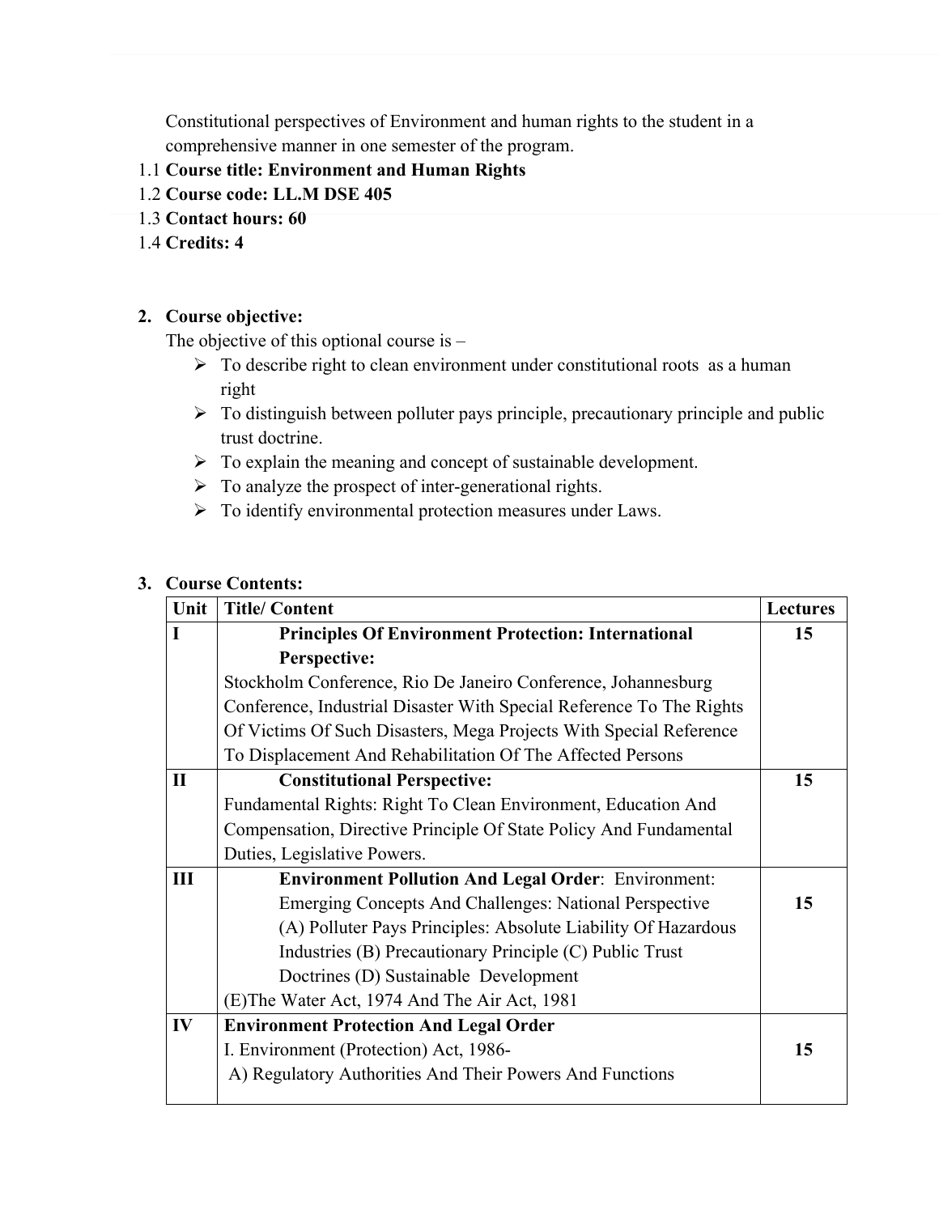Constitutional perspectives of Environment and human rights to the student in a comprehensive manner in one semester of the program.

1.1 **Course title: Environment and Human Rights**

1.2 **Course code: LL.M DSE 405**

1.3 **Contact hours: 60**

1.4 **Credits: 4**

2. **Course objective:**

The objective of this optional course is –

- To describe right to clean environment under constitutional roots as a human right
- To distinguish between polluter pays principle, precautionary principle and public trust doctrine.
- To explain the meaning and concept of sustainable development.
- To analyze the prospect of inter-generational rights.
- To identify environmental protection measures under Laws.

3. **Course Contents:**

| Unit | Title/ Content | Lectures |
|---|---|---|
| I | **Principles Of Environment Protection: International Perspective:** Stockholm Conference, Rio De Janeiro Conference, Johannesburg Conference, Industrial Disaster With Special Reference To The Rights Of Victims Of Such Disasters, Mega Projects With Special Reference To Displacement And Rehabilitation Of The Affected Persons | 15 |
| II | **Constitutional Perspective:** Fundamental Rights: Right To Clean Environment, Education And Compensation, Directive Principle Of State Policy And Fundamental Duties, Legislative Powers. | 15 |
| III | **Environment Pollution And Legal Order**: Environment: Emerging Concepts And Challenges: National Perspective (A) Polluter Pays Principles: Absolute Liability Of Hazardous Industries (B) Precautionary Principle (C) Public Trust Doctrines (D) Sustainable Development (E)The Water Act, 1974 And The Air Act, 1981 | 15 |
| IV | **Environment Protection And Legal Order** I. Environment (Protection) Act, 1986- A) Regulatory Authorities And Their Powers And Functions | 15 |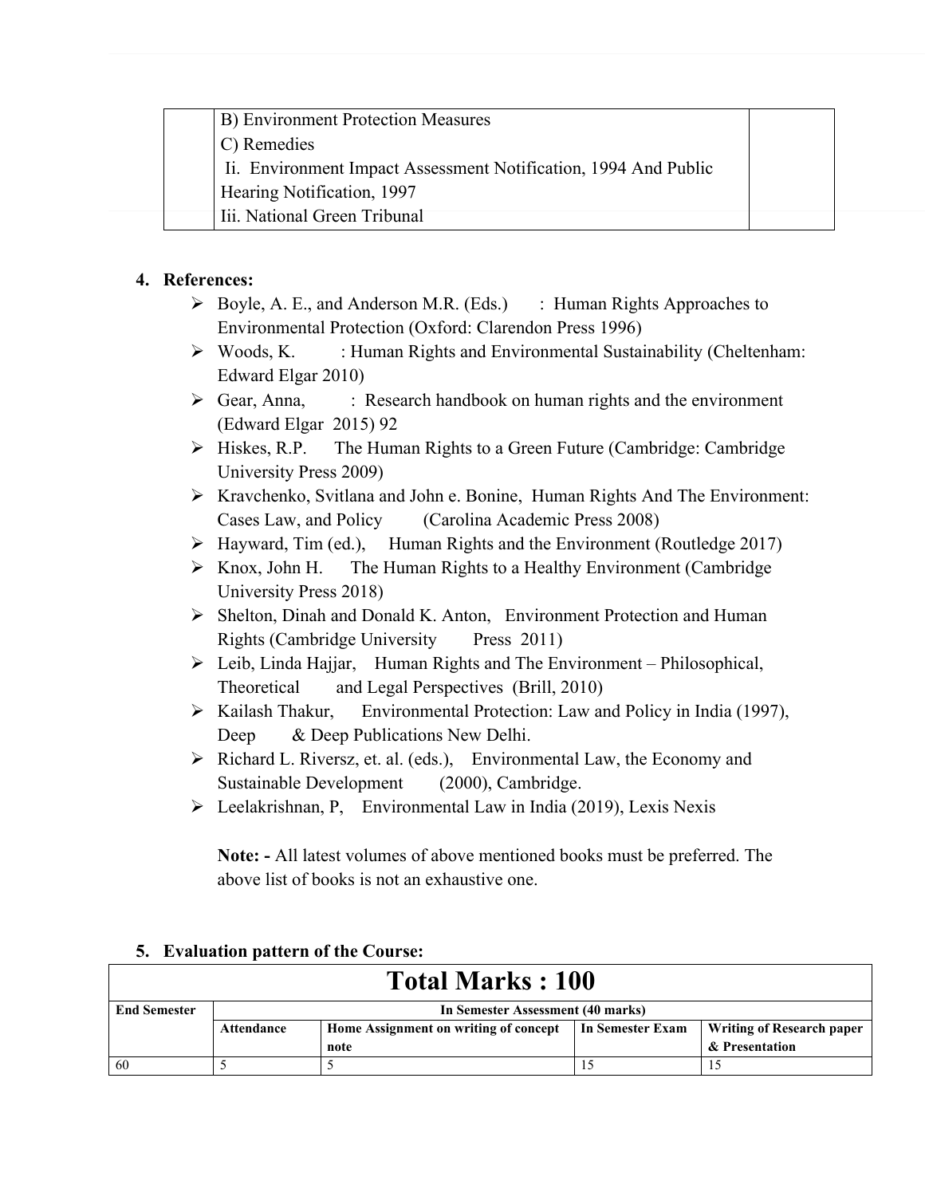| | B) Environment Protection Measures<br>C) Remedies<br>Ii. Environment Impact Assessment Notification, 1994 And Public Hearing Notification, 1997<br>Iii. National Green Tribunal | |
|---|---|---|

4. **References:**
   - Boyle, A. E., and Anderson M.R. (Eds.) : Human Rights Approaches to Environmental Protection (Oxford: Clarendon Press 1996)
   - Woods, K. : Human Rights and Environmental Sustainability (Cheltenham: Edward Elgar 2010)
   - Gear, Anna, : Research handbook on human rights and the environment (Edward Elgar 2015) 92
   - Hiskes, R.P. The Human Rights to a Green Future (Cambridge: Cambridge University Press 2009)
   - Kravchenko, Svitlana and John e. Bonine, Human Rights And The Environment: Cases Law, and Policy (Carolina Academic Press 2008)
   - Hayward, Tim (ed.), Human Rights and the Environment (Routledge 2017)
   - Knox, John H. The Human Rights to a Healthy Environment (Cambridge University Press 2018)
   - Shelton, Dinah and Donald K. Anton, Environment Protection and Human Rights (Cambridge University Press 2011)
   - Leib, Linda Hajjar, Human Rights and The Environment – Philosophical, Theoretical and Legal Perspectives (Brill, 2010)
   - Kailash Thakur, Environmental Protection: Law and Policy in India (1997), Deep & Deep Publications New Delhi.
   - Richard L. Riversz, et. al. (eds.), Environmental Law, the Economy and Sustainable Development (2000), Cambridge.
   - Leelakrishnan, P, Environmental Law in India (2019), Lexis Nexis

   **Note: -** All latest volumes of above mentioned books must be preferred. The above list of books is not an exhaustive one.

5. **Evaluation pattern of the Course:**

| **Total Marks : 100** | | | | |
|---|---|---|---|---|
| **End Semester** | **In Semester Assessment (40 marks)** | | | |
| | **Attendance** | **Home Assignment on writing of concept note** | **In Semester Exam** | **Writing of Research paper & Presentation** |
| 60 | 5 | 5 | 15 | 15 |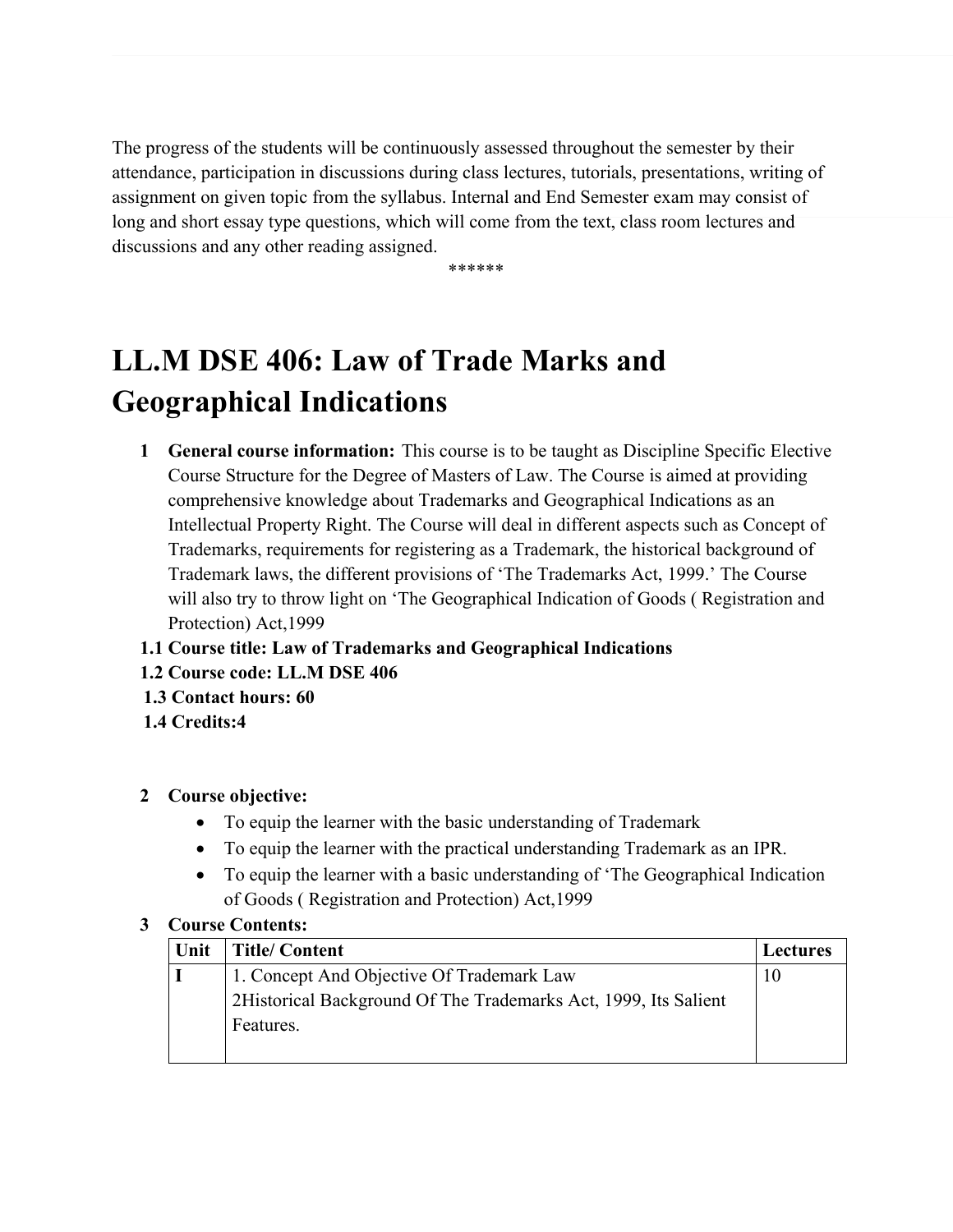The progress of the students will be continuously assessed throughout the semester by their attendance, participation in discussions during class lectures, tutorials, presentations, writing of assignment on given topic from the syllabus. Internal and End Semester exam may consist of long and short essay type questions, which will come from the text, class room lectures and discussions and any other reading assigned.

******

# LL.M DSE 406: Law of Trade Marks and Geographical Indications

1. **General course information:** This course is to be taught as Discipline Specific Elective Course Structure for the Degree of Masters of Law. The Course is aimed at providing comprehensive knowledge about Trademarks and Geographical Indications as an Intellectual Property Right. The Course will deal in different aspects such as Concept of Trademarks, requirements for registering as a Trademark, the historical background of Trademark laws, the different provisions of 'The Trademarks Act, 1999.' The Course will also try to throw light on 'The Geographical Indication of Goods ( Registration and Protection) Act,1999

**1.1 Course title: Law of Trademarks and Geographical Indications**

**1.2 Course code: LL.M DSE 406**

**1.3 Contact hours: 60**

**1.4 Credits:4**

2. **Course objective:**
   - To equip the learner with the basic understanding of Trademark
   - To equip the learner with the practical understanding Trademark as an IPR.
   - To equip the learner with a basic understanding of 'The Geographical Indication of Goods ( Registration and Protection) Act,1999

3. **Course Contents:**

| Unit | Title/ Content | Lectures |
|---|---|---|
| **I** | 1. Concept And Objective Of Trademark Law<br>2Historical Background Of The Trademarks Act, 1999, Its Salient Features. | 10 |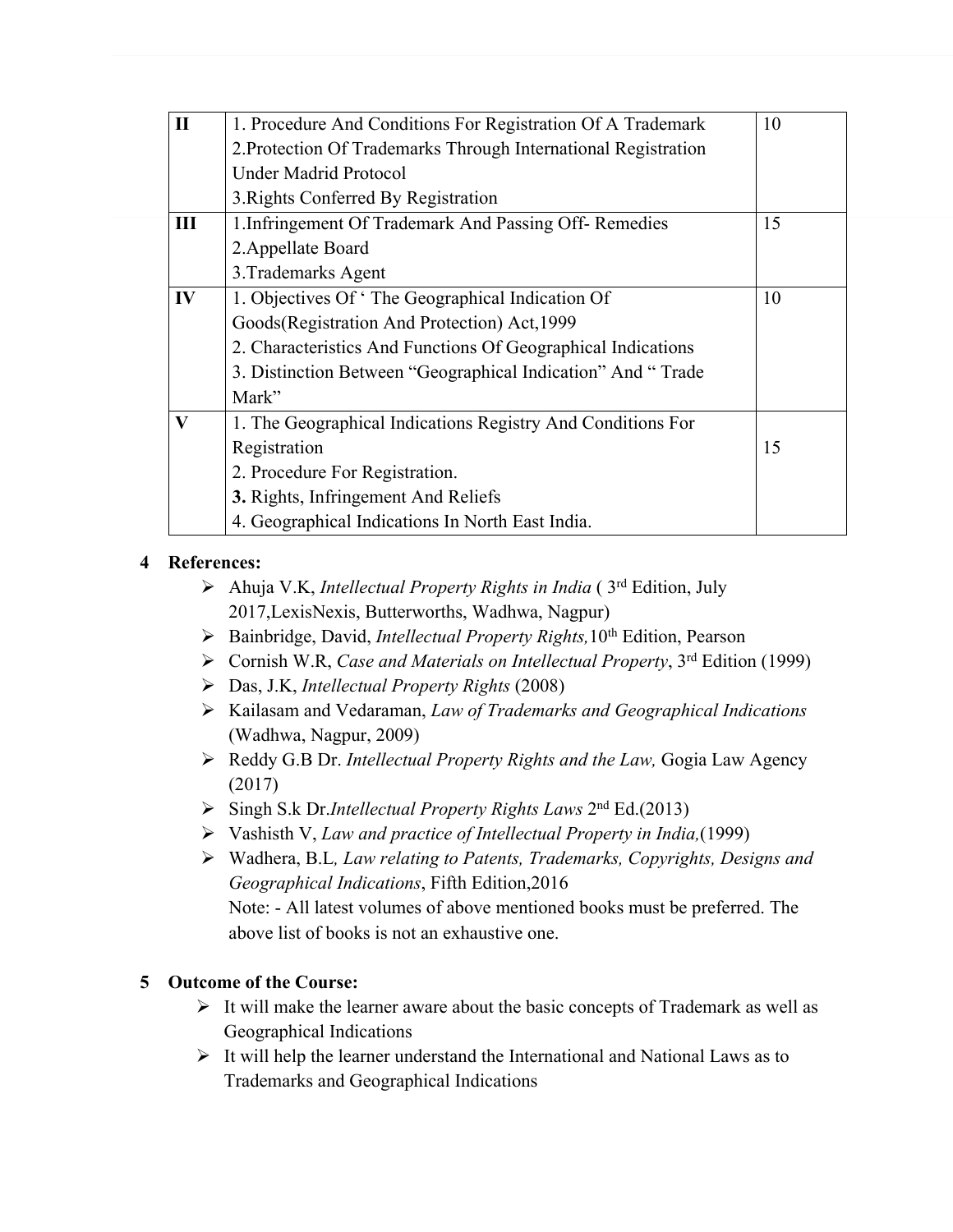| | | |
|---|---|---|
| **II** | 1. Procedure And Conditions For Registration Of A Trademark<br>2.Protection Of Trademarks Through International Registration Under Madrid Protocol<br>3.Rights Conferred By Registration | 10 |
| **III** | 1.Infringement Of Trademark And Passing Off- Remedies<br>2.Appellate Board<br>3.Trademarks Agent | 15 |
| **IV** | 1. Objectives Of ' The Geographical Indication Of Goods(Registration And Protection) Act,1999<br>2. Characteristics And Functions Of Geographical Indications<br>3. Distinction Between "Geographical Indication" And " Trade Mark" | 10 |
| **V** | 1. The Geographical Indications Registry And Conditions For Registration<br>2. Procedure For Registration.<br>**3.** Rights, Infringement And Reliefs<br>4. Geographical Indications In North East India. | 15 |

**4 References:**

- Ahuja V.K, *Intellectual Property Rights in India* ( 3rd Edition, July 2017,LexisNexis, Butterworths, Wadhwa, Nagpur)
- Bainbridge, David, *Intellectual Property Rights,*10th Edition, Pearson
- Cornish W.R, *Case and Materials on Intellectual Property*, 3rd Edition (1999)
- Das, J.K, *Intellectual Property Rights* (2008)
- Kailasam and Vedaraman, *Law of Trademarks and Geographical Indications* (Wadhwa, Nagpur, 2009)
- Reddy G.B Dr. *Intellectual Property Rights and the Law,* Gogia Law Agency (2017)
- Singh S.k Dr.*Intellectual Property Rights Laws* 2nd Ed.(2013)
- Vashisth V, *Law and practice of Intellectual Property in India,*(1999)
- Wadhera, B.L*, Law relating to Patents, Trademarks, Copyrights, Designs and Geographical Indications*, Fifth Edition,2016

  Note: - All latest volumes of above mentioned books must be preferred. The above list of books is not an exhaustive one.

**5 Outcome of the Course:**

- It will make the learner aware about the basic concepts of Trademark as well as Geographical Indications
- It will help the learner understand the International and National Laws as to Trademarks and Geographical Indications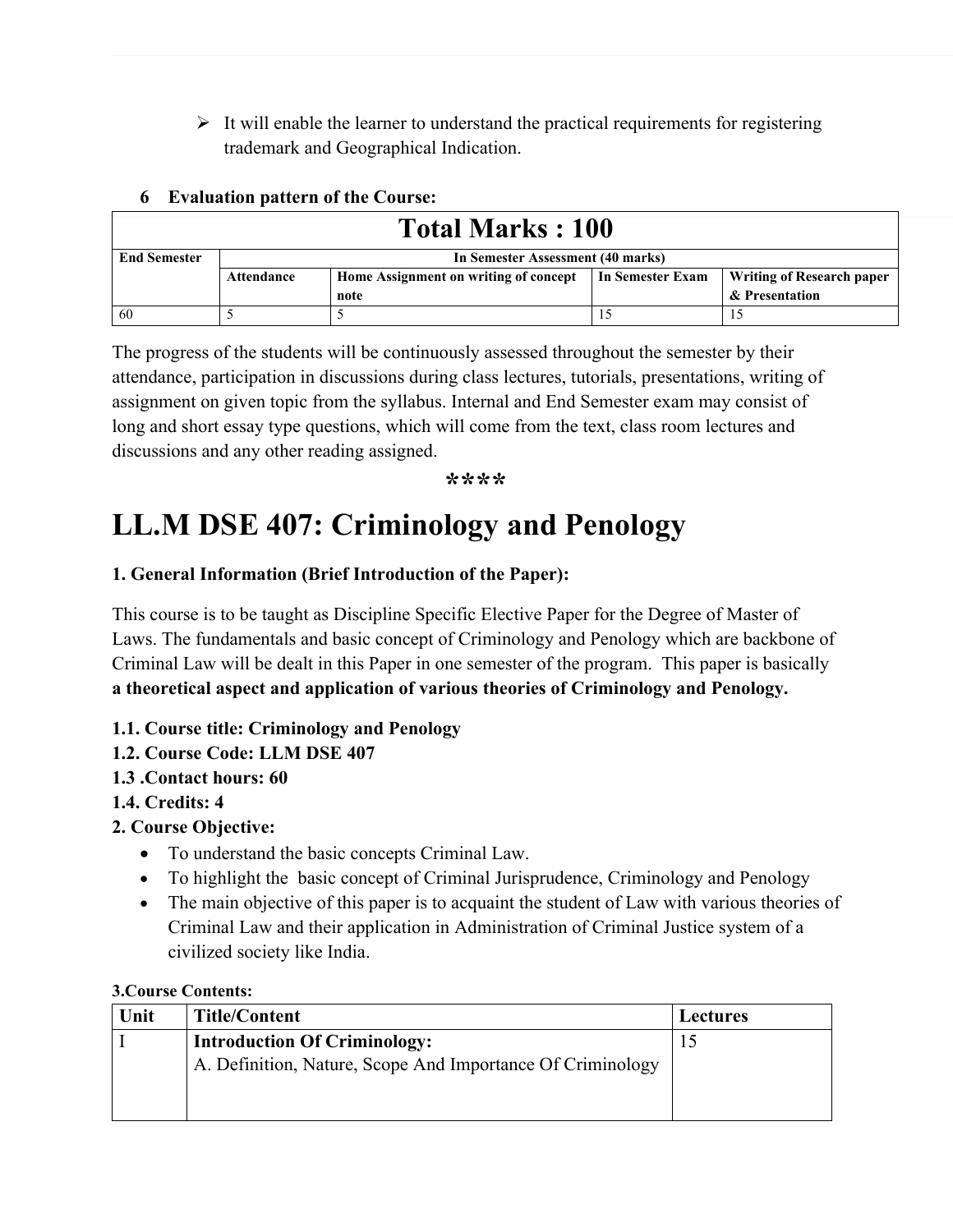- It will enable the learner to understand the practical requirements for registering trademark and Geographical Indication.

**6 Evaluation pattern of the Course:**

| Total Marks : 100 | | | | |
|---|---|---|---|---|
| **End Semester** | **In Semester Assessment (40 marks)** | | | |
| | **Attendance** | **Home Assignment on writing of concept note** | **In Semester Exam** | **Writing of Research paper & Presentation** |
| 60 | 5 | 5 | 15 | 15 |

The progress of the students will be continuously assessed throughout the semester by their attendance, participation in discussions during class lectures, tutorials, presentations, writing of assignment on given topic from the syllabus. Internal and End Semester exam may consist of long and short essay type questions, which will come from the text, class room lectures and discussions and any other reading assigned.

****

# LL.M DSE 407: Criminology and Penology

**1. General Information (Brief Introduction of the Paper):**

This course is to be taught as Discipline Specific Elective Paper for the Degree of Master of Laws. The fundamentals and basic concept of Criminology and Penology which are backbone of Criminal Law will be dealt in this Paper in one semester of the program. This paper is basically **a theoretical aspect and application of various theories of Criminology and Penology.**

**1.1. Course title: Criminology and Penology**
**1.2. Course Code: LLM DSE 407**
**1.3 .Contact hours: 60**
**1.4. Credits: 4**
**2. Course Objective:**

- To understand the basic concepts Criminal Law.
- To highlight the basic concept of Criminal Jurisprudence, Criminology and Penology
- The main objective of this paper is to acquaint the student of Law with various theories of Criminal Law and their application in Administration of Criminal Justice system of a civilized society like India.

**3.Course Contents:**

| Unit | Title/Content | Lectures |
|---|---|---|
| I | **Introduction Of Criminology:**<br>A. Definition, Nature, Scope And Importance Of Criminology | 15 |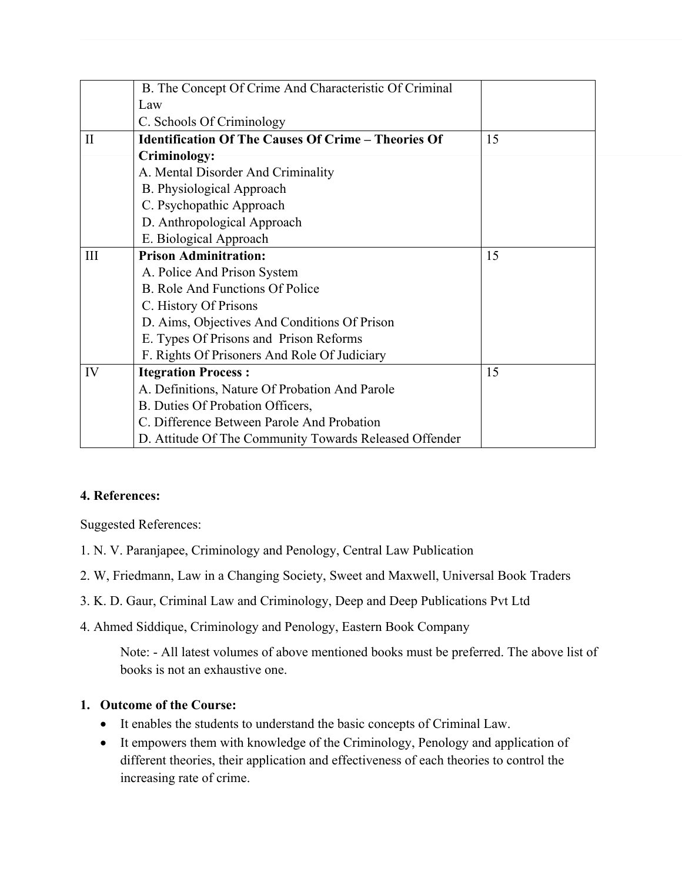| | | |
|---|---|---|
| | B. The Concept Of Crime And Characteristic Of Criminal Law<br>C. Schools Of Criminology | |
| II | **Identification Of The Causes Of Crime – Theories Of Criminology:**<br>A. Mental Disorder And Criminality<br>B. Physiological Approach<br>C. Psychopathic Approach<br>D. Anthropological Approach<br>E. Biological Approach | 15 |
| III | **Prison Adminitration:**<br>A. Police And Prison System<br>B. Role And Functions Of Police<br>C. History Of Prisons<br>D. Aims, Objectives And Conditions Of Prison<br>E. Types Of Prisons and Prison Reforms<br>F. Rights Of Prisoners And Role Of Judiciary | 15 |
| IV | **Itegration Process :**<br>A. Definitions, Nature Of Probation And Parole<br>B. Duties Of Probation Officers,<br>C. Difference Between Parole And Probation<br>D. Attitude Of The Community Towards Released Offender | 15 |

**4. References:**

Suggested References:

1. N. V. Paranjapee, Criminology and Penology, Central Law Publication
2. W, Friedmann, Law in a Changing Society, Sweet and Maxwell, Universal Book Traders
3. K. D. Gaur, Criminal Law and Criminology, Deep and Deep Publications Pvt Ltd
4. Ahmed Siddique, Criminology and Penology, Eastern Book Company

Note: - All latest volumes of above mentioned books must be preferred. The above list of books is not an exhaustive one.

**1. Outcome of the Course:**

- It enables the students to understand the basic concepts of Criminal Law.
- It empowers them with knowledge of the Criminology, Penology and application of different theories, their application and effectiveness of each theories to control the increasing rate of crime.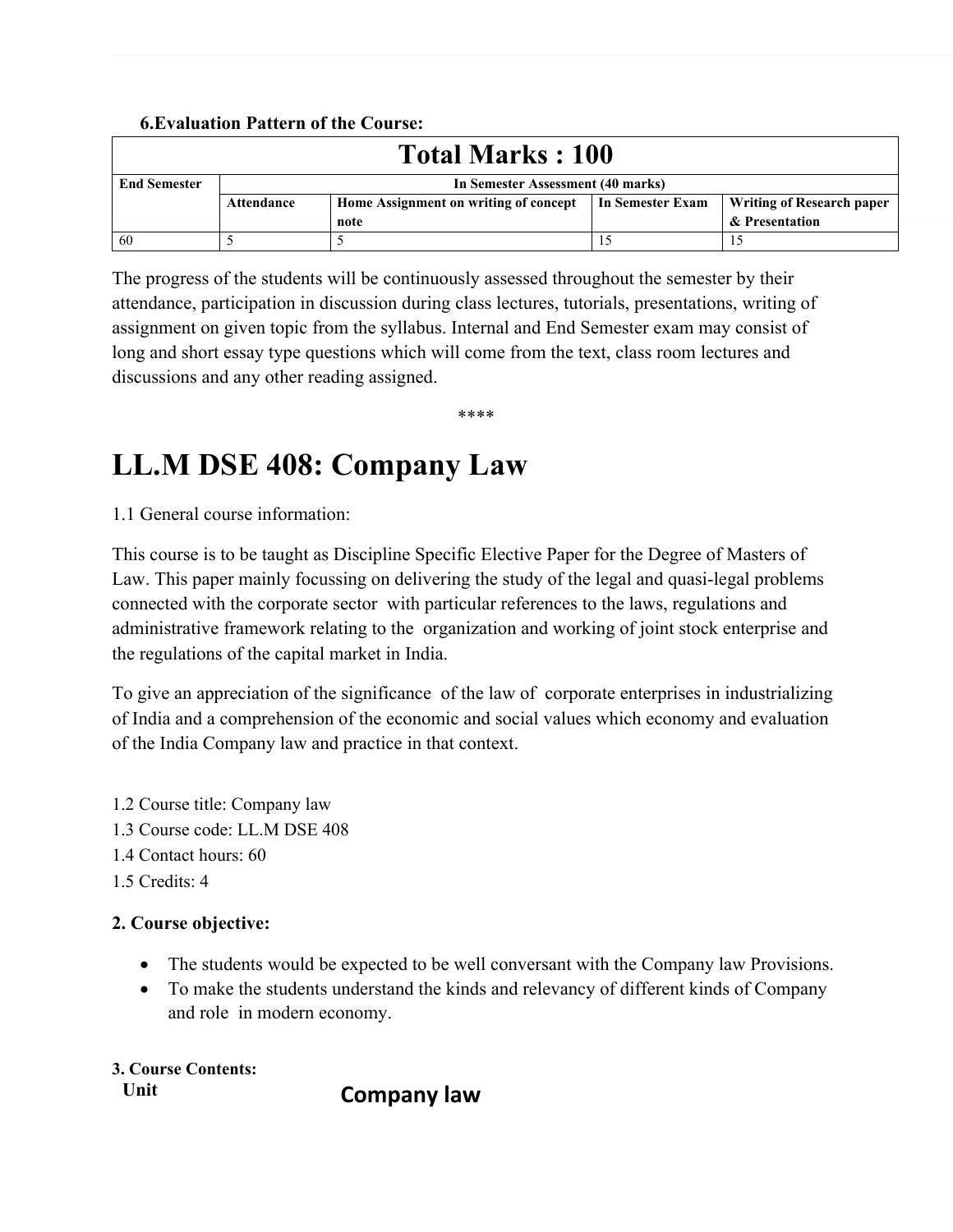**6.Evaluation Pattern of the Course:**

| Total Marks : 100 | | | | |
|---|---|---|---|---|
| **End Semester** | **In Semester Assessment (40 marks)** | | | |
| | **Attendance** | **Home Assignment on writing of concept note** | **In Semester Exam** | **Writing of Research paper & Presentation** |
| 60 | 5 | 5 | 15 | 15 |

The progress of the students will be continuously assessed throughout the semester by their attendance, participation in discussion during class lectures, tutorials, presentations, writing of assignment on given topic from the syllabus. Internal and End Semester exam may consist of long and short essay type questions which will come from the text, class room lectures and discussions and any other reading assigned.

****

# LL.M DSE 408: Company Law

1.1 General course information:

This course is to be taught as Discipline Specific Elective Paper for the Degree of Masters of Law. This paper mainly focussing on delivering the study of the legal and quasi-legal problems connected with the corporate sector with particular references to the laws, regulations and administrative framework relating to the organization and working of joint stock enterprise and the regulations of the capital market in India.

To give an appreciation of the significance of the law of corporate enterprises in industrializing of India and a comprehension of the economic and social values which economy and evaluation of the India Company law and practice in that context.

1.2 Course title: Company law
1.3 Course code: LL.M DSE 408
1.4 Contact hours: 60
1.5 Credits: 4

**2. Course objective:**

- The students would be expected to be well conversant with the Company law Provisions.
- To make the students understand the kinds and relevancy of different kinds of Company and role in modern economy.

**3. Course Contents:**

**Unit** **Company law**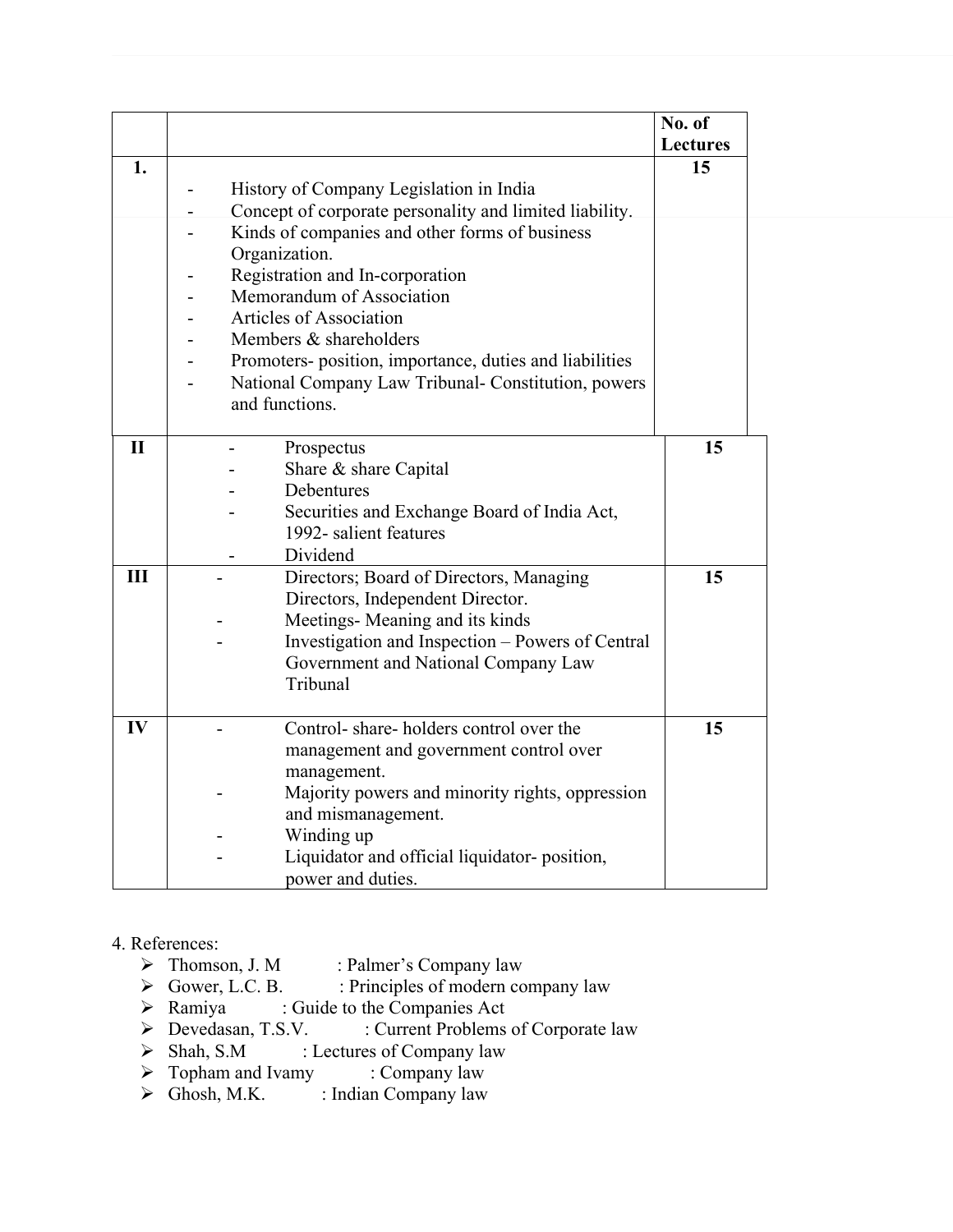|  |  | No. of Lectures |
|---|---|---|
| 1. | - History of Company Legislation in India<br>- Concept of corporate personality and limited liability.<br>- Kinds of companies and other forms of business Organization.<br>- Registration and In-corporation<br>- Memorandum of Association<br>- Articles of Association<br>- Members & shareholders<br>- Promoters- position, importance, duties and liabilities<br>- National Company Law Tribunal- Constitution, powers and functions. | 15 |
| II | - Prospectus<br>- Share & share Capital<br>- Debentures<br>- Securities and Exchange Board of India Act, 1992- salient features<br>- Dividend | 15 |
| III | - Directors; Board of Directors, Managing Directors, Independent Director.<br>- Meetings- Meaning and its kinds<br>- Investigation and Inspection – Powers of Central Government and National Company Law Tribunal | 15 |
| IV | - Control- share- holders control over the management and government control over management.<br>- Majority powers and minority rights, oppression and mismanagement.<br>- Winding up<br>- Liquidator and official liquidator- position, power and duties. | 15 |

4. References:

- Thomson, J. M : Palmer's Company law
- Gower, L.C. B. : Principles of modern company law
- Ramiya : Guide to the Companies Act
- Devedasan, T.S.V. : Current Problems of Corporate law
- Shah, S.M : Lectures of Company law
- Topham and Ivamy : Company law
- Ghosh, M.K. : Indian Company law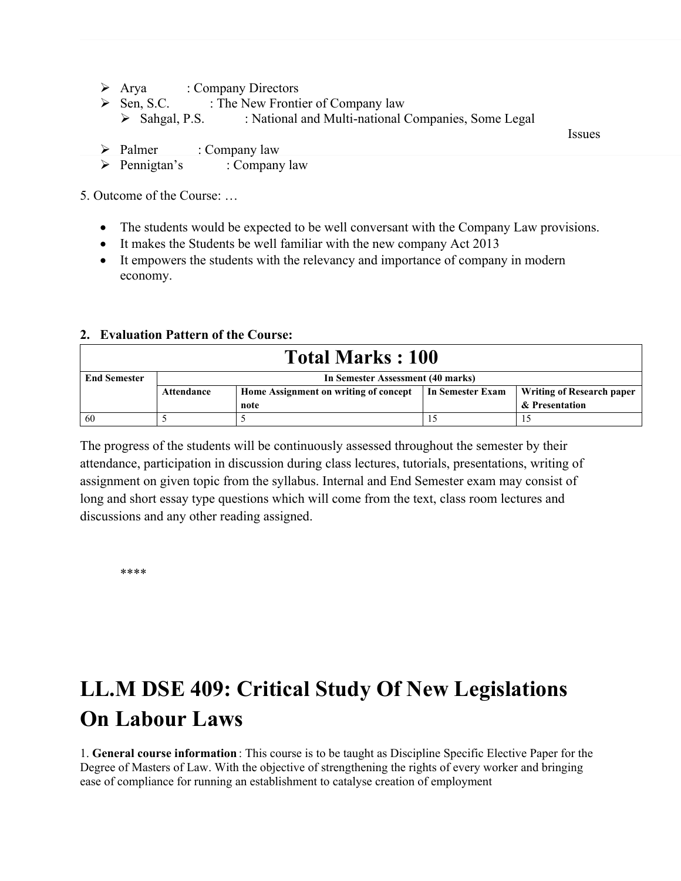- Arya : Company Directors
- Sen, S.C. : The New Frontier of Company law
  - Sahgal, P.S. : National and Multi-national Companies, Some Legal Issues
- Palmer : Company law
- Pennigtan's : Company law

5. Outcome of the Course: …

- The students would be expected to be well conversant with the Company Law provisions.
- It makes the Students be well familiar with the new company Act 2013
- It empowers the students with the relevancy and importance of company in modern economy.

**2. Evaluation Pattern of the Course:**

| **Total Marks : 100** | | | | |
|---|---|---|---|---|
| **End Semester** | **In Semester Assessment (40 marks)** | | | |
| | **Attendance** | **Home Assignment on writing of concept note** | **In Semester Exam** | **Writing of Research paper & Presentation** |
| 60 | 5 | 5 | 15 | 15 |

The progress of the students will be continuously assessed throughout the semester by their attendance, participation in discussion during class lectures, tutorials, presentations, writing of assignment on given topic from the syllabus. Internal and End Semester exam may consist of long and short essay type questions which will come from the text, class room lectures and discussions and any other reading assigned.

****

# LL.M DSE 409: Critical Study Of New Legislations On Labour Laws

1. **General course information** : This course is to be taught as Discipline Specific Elective Paper for the Degree of Masters of Law. With the objective of strengthening the rights of every worker and bringing ease of compliance for running an establishment to catalyse creation of employment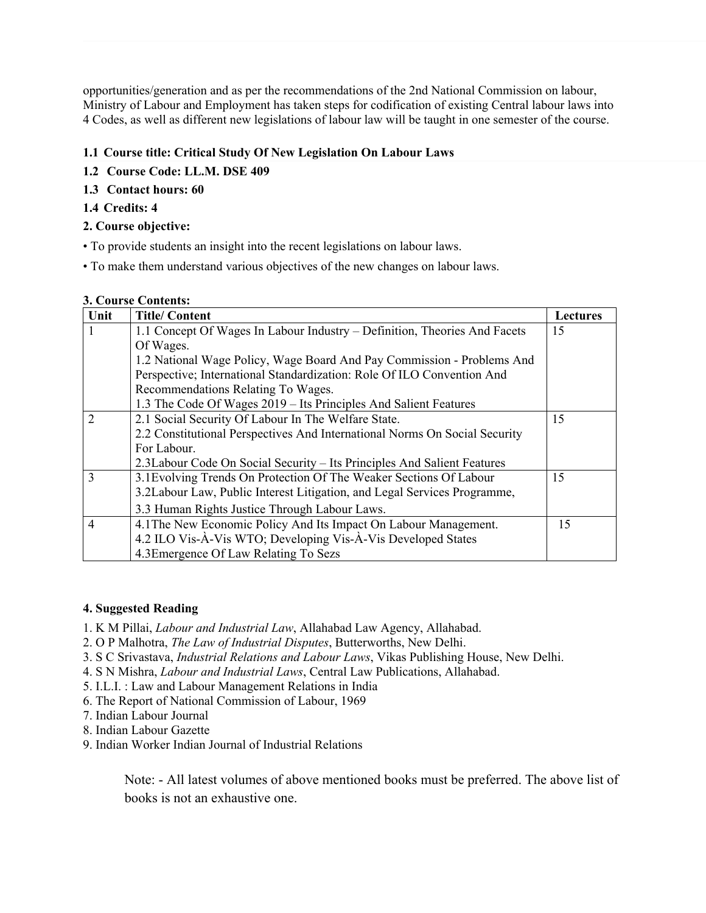opportunities/generation and as per the recommendations of the 2nd National Commission on labour, Ministry of Labour and Employment has taken steps for codification of existing Central labour laws into 4 Codes, as well as different new legislations of labour law will be taught in one semester of the course.

**1.1 Course title: Critical Study Of New Legislation On Labour Laws**

**1.2 Course Code: LL.M. DSE 409**

**1.3 Contact hours: 60**

**1.4 Credits: 4**

**2. Course objective:**

• To provide students an insight into the recent legislations on labour laws.

• To make them understand various objectives of the new changes on labour laws.

**3. Course Contents:**

| Unit | Title/ Content | Lectures |
|---|---|---|
| 1 | 1.1 Concept Of Wages In Labour Industry – Definition, Theories And Facets Of Wages.<br>1.2 National Wage Policy, Wage Board And Pay Commission - Problems And Perspective; International Standardization: Role Of ILO Convention And Recommendations Relating To Wages.<br>1.3 The Code Of Wages 2019 – Its Principles And Salient Features | 15 |
| 2 | 2.1 Social Security Of Labour In The Welfare State.<br>2.2 Constitutional Perspectives And International Norms On Social Security For Labour.<br>2.3Labour Code On Social Security – Its Principles And Salient Features | 15 |
| 3 | 3.1Evolving Trends On Protection Of The Weaker Sections Of Labour<br>3.2Labour Law, Public Interest Litigation, and Legal Services Programme,<br>3.3 Human Rights Justice Through Labour Laws. | 15 |
| 4 | 4.1The New Economic Policy And Its Impact On Labour Management.<br>4.2 ILO Vis-À-Vis WTO; Developing Vis-À-Vis Developed States<br>4.3Emergence Of Law Relating To Sezs | 15 |

**4. Suggested Reading**

1. K M Pillai, *Labour and Industrial Law*, Allahabad Law Agency, Allahabad.
2. O P Malhotra, *The Law of Industrial Disputes*, Butterworths, New Delhi.
3. S C Srivastava, *Industrial Relations and Labour Laws*, Vikas Publishing House, New Delhi.
4. S N Mishra, *Labour and Industrial Laws*, Central Law Publications, Allahabad.
5. I.L.I. : Law and Labour Management Relations in India
6. The Report of National Commission of Labour, 1969
7. Indian Labour Journal
8. Indian Labour Gazette
9. Indian Worker Indian Journal of Industrial Relations

Note: - All latest volumes of above mentioned books must be preferred. The above list of books is not an exhaustive one.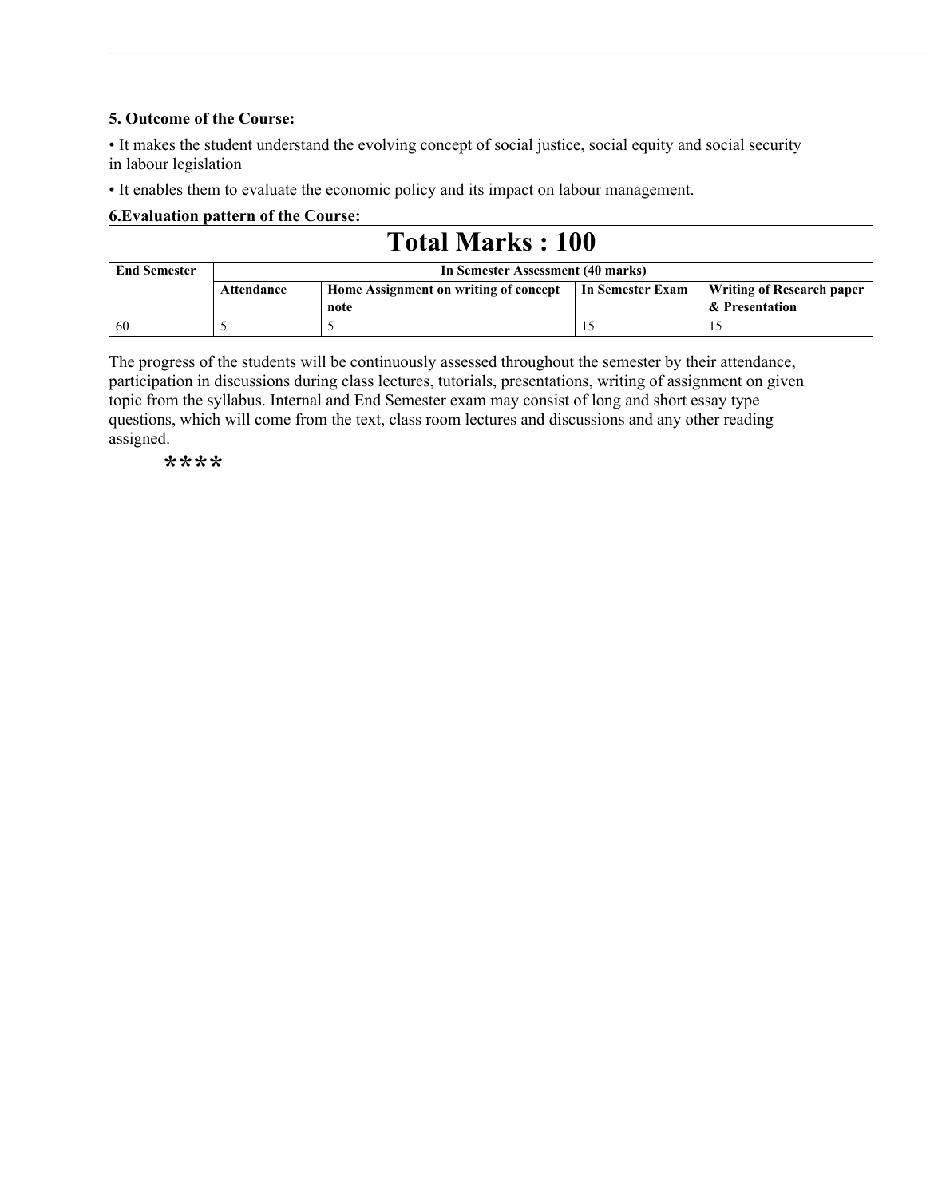**5. Outcome of the Course:**

• It makes the student understand the evolving concept of social justice, social equity and social security in labour legislation

• It enables them to evaluate the economic policy and its impact on labour management.

**6.Evaluation pattern of the Course:**

| **Total Marks : 100** | | | | |
|---|---|---|---|---|
| **End Semester** | **In Semester Assessment (40 marks)** | | | |
| | **Attendance** | **Home Assignment on writing of concept note** | **In Semester Exam** | **Writing of Research paper & Presentation** |
| 60 | 5 | 5 | 15 | 15 |

The progress of the students will be continuously assessed throughout the semester by their attendance, participation in discussions during class lectures, tutorials, presentations, writing of assignment on given topic from the syllabus. Internal and End Semester exam may consist of long and short essay type questions, which will come from the text, class room lectures and discussions and any other reading assigned.

****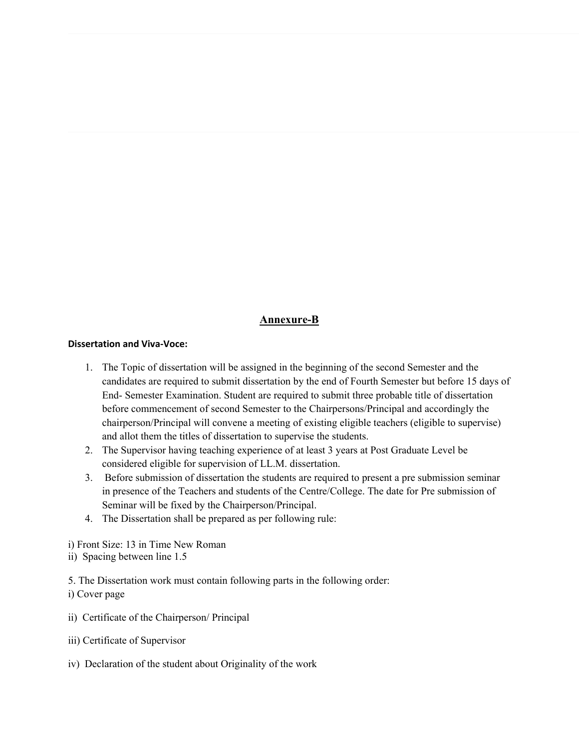## Annexure-B

**Dissertation and Viva-Voce:**

1. The Topic of dissertation will be assigned in the beginning of the second Semester and the candidates are required to submit dissertation by the end of Fourth Semester but before 15 days of End- Semester Examination. Student are required to submit three probable title of dissertation before commencement of second Semester to the Chairpersons/Principal and accordingly the chairperson/Principal will convene a meeting of existing eligible teachers (eligible to supervise) and allot them the titles of dissertation to supervise the students.
2. The Supervisor having teaching experience of at least 3 years at Post Graduate Level be considered eligible for supervision of LL.M. dissertation.
3. Before submission of dissertation the students are required to present a pre submission seminar in presence of the Teachers and students of the Centre/College. The date for Pre submission of Seminar will be fixed by the Chairperson/Principal.
4. The Dissertation shall be prepared as per following rule:

i) Front Size: 13 in Time New Roman
ii) Spacing between line 1.5

5. The Dissertation work must contain following parts in the following order:
i) Cover page

ii) Certificate of the Chairperson/ Principal

iii) Certificate of Supervisor

iv) Declaration of the student about Originality of the work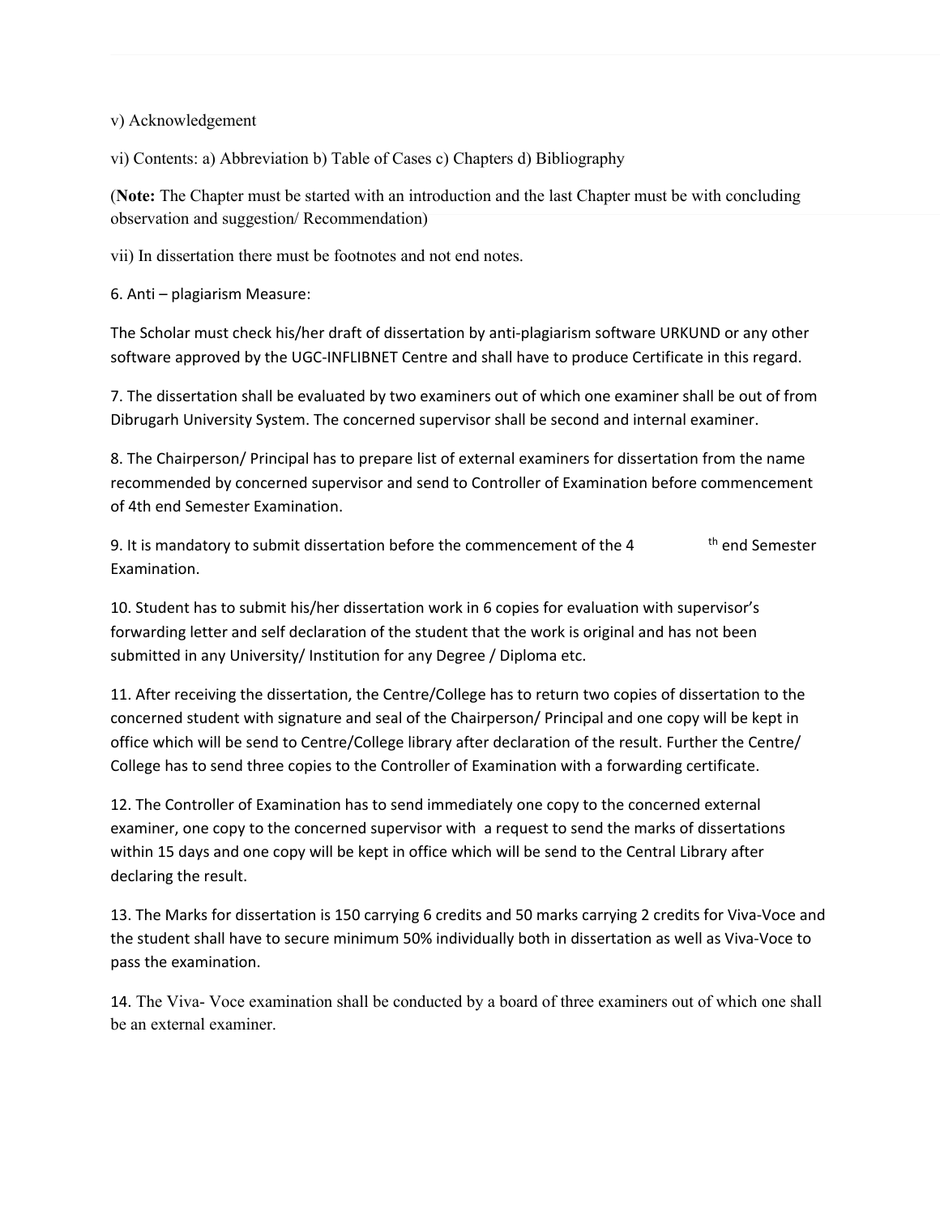v) Acknowledgement

vi) Contents: a) Abbreviation b) Table of Cases c) Chapters d) Bibliography

(**Note:** The Chapter must be started with an introduction and the last Chapter must be with concluding observation and suggestion/ Recommendation)

vii) In dissertation there must be footnotes and not end notes.

6. Anti – plagiarism Measure:

The Scholar must check his/her draft of dissertation by anti-plagiarism software URKUND or any other software approved by the UGC-INFLIBNET Centre and shall have to produce Certificate in this regard.

7. The dissertation shall be evaluated by two examiners out of which one examiner shall be out of from Dibrugarh University System. The concerned supervisor shall be second and internal examiner.

8. The Chairperson/ Principal has to prepare list of external examiners for dissertation from the name recommended by concerned supervisor and send to Controller of Examination before commencement of 4th end Semester Examination.

9. It is mandatory to submit dissertation before the commencement of the 4th end Semester Examination.

10. Student has to submit his/her dissertation work in 6 copies for evaluation with supervisor's forwarding letter and self declaration of the student that the work is original and has not been submitted in any University/ Institution for any Degree / Diploma etc.

11. After receiving the dissertation, the Centre/College has to return two copies of dissertation to the concerned student with signature and seal of the Chairperson/ Principal and one copy will be kept in office which will be send to Centre/College library after declaration of the result. Further the Centre/ College has to send three copies to the Controller of Examination with a forwarding certificate.

12. The Controller of Examination has to send immediately one copy to the concerned external examiner, one copy to the concerned supervisor with a request to send the marks of dissertations within 15 days and one copy will be kept in office which will be send to the Central Library after declaring the result.

13. The Marks for dissertation is 150 carrying 6 credits and 50 marks carrying 2 credits for Viva-Voce and the student shall have to secure minimum 50% individually both in dissertation as well as Viva-Voce to pass the examination.

14. The Viva- Voce examination shall be conducted by a board of three examiners out of which one shall be an external examiner.